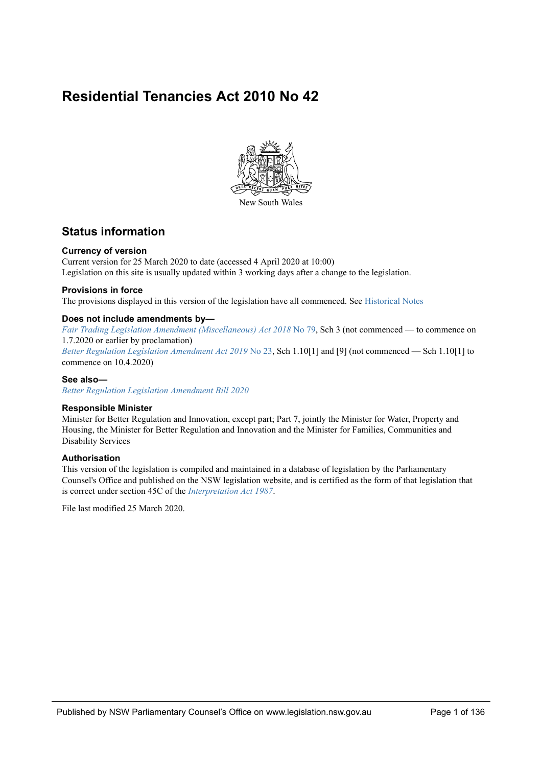# Residential Tenancies Act 2010 No 42

New South Wales

## Status information

### Currency of version

Current version for 25 March 2020 to date (accessed 4 April 2020 at 10:00)
Legislation on this site is usually updated within 3 working days after a change to the legislation.

### Provisions in force

The provisions displayed in this version of the legislation have all commenced. See Historical Notes

### Does not include amendments by—

*Fair Trading Legislation Amendment (Miscellaneous) Act 2018* No 79, Sch 3 (not commenced — to commence on 1.7.2020 or earlier by proclamation)
*Better Regulation Legislation Amendment Act 2019* No 23, Sch 1.10[1] and [9] (not commenced — Sch 1.10[1] to commence on 10.4.2020)

### See also—

*Better Regulation Legislation Amendment Bill 2020*

### Responsible Minister

Minister for Better Regulation and Innovation, except part; Part 7, jointly the Minister for Water, Property and Housing, the Minister for Better Regulation and Innovation and the Minister for Families, Communities and Disability Services

### Authorisation

This version of the legislation is compiled and maintained in a database of legislation by the Parliamentary Counsel's Office and published on the NSW legislation website, and is certified as the form of that legislation that is correct under section 45C of the *Interpretation Act 1987*.

File last modified 25 March 2020.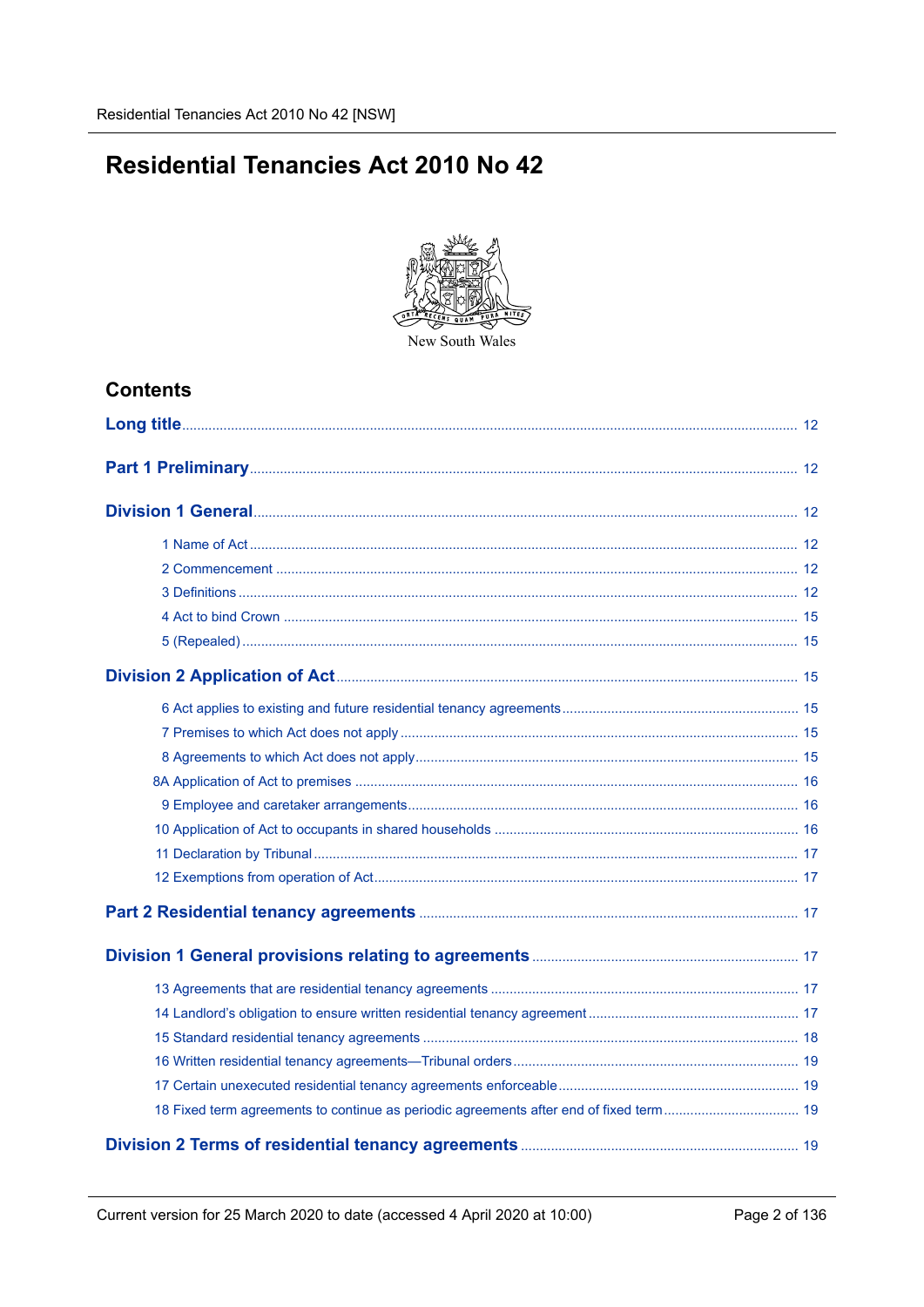# Residential Tenancies Act 2010 No 42

New South Wales

## Contents

Long title ........................................................................ 12

Part 1 Preliminary ........................................................................ 12

Division 1 General ........................................................................ 12

- 1 Name of Act ........................................................................ 12
- 2 Commencement ........................................................................ 12
- 3 Definitions ........................................................................ 12
- 4 Act to bind Crown ........................................................................ 15
- 5 (Repealed) ........................................................................ 15

Division 2 Application of Act ........................................................................ 15

- 6 Act applies to existing and future residential tenancy agreements ........................................................................ 15
- 7 Premises to which Act does not apply ........................................................................ 15
- 8 Agreements to which Act does not apply ........................................................................ 15
- 8A Application of Act to premises ........................................................................ 16
- 9 Employee and caretaker arrangements ........................................................................ 16
- 10 Application of Act to occupants in shared households ........................................................................ 16
- 11 Declaration by Tribunal ........................................................................ 17
- 12 Exemptions from operation of Act ........................................................................ 17

Part 2 Residential tenancy agreements ........................................................................ 17

Division 1 General provisions relating to agreements ........................................................................ 17

- 13 Agreements that are residential tenancy agreements ........................................................................ 17
- 14 Landlord's obligation to ensure written residential tenancy agreement ........................................................................ 17
- 15 Standard residential tenancy agreements ........................................................................ 18
- 16 Written residential tenancy agreements—Tribunal orders ........................................................................ 19
- 17 Certain unexecuted residential tenancy agreements enforceable ........................................................................ 19
- 18 Fixed term agreements to continue as periodic agreements after end of fixed term ........................................................................ 19

Division 2 Terms of residential tenancy agreements ........................................................................ 19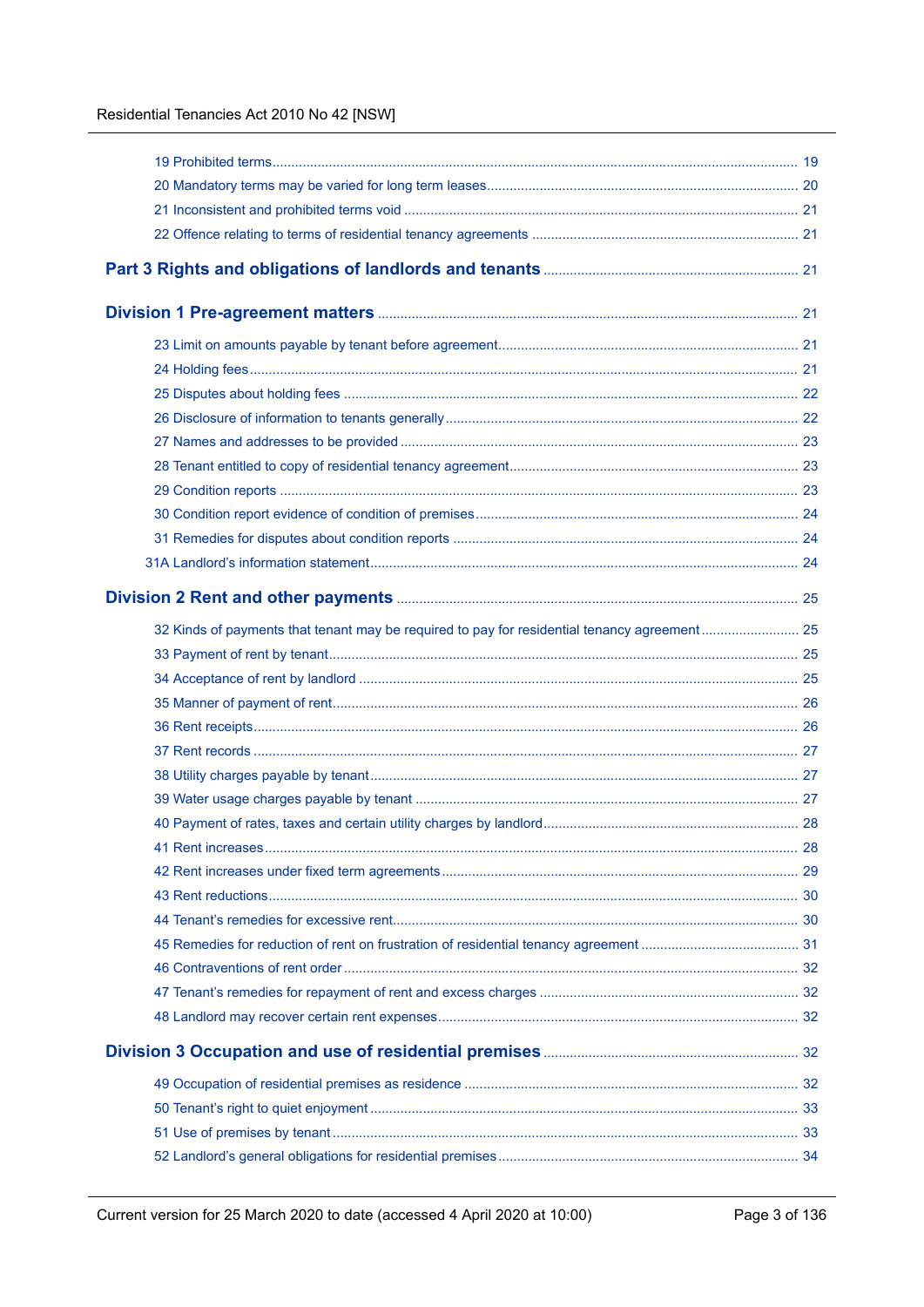19 Prohibited terms .......... 19

20 Mandatory terms may be varied for long term leases .......... 20

21 Inconsistent and prohibited terms void .......... 21

22 Offence relating to terms of residential tenancy agreements .......... 21

## Part 3 Rights and obligations of landlords and tenants .......... 21

### Division 1 Pre-agreement matters .......... 21

23 Limit on amounts payable by tenant before agreement .......... 21

24 Holding fees .......... 21

25 Disputes about holding fees .......... 22

26 Disclosure of information to tenants generally .......... 22

27 Names and addresses to be provided .......... 23

28 Tenant entitled to copy of residential tenancy agreement .......... 23

29 Condition reports .......... 23

30 Condition report evidence of condition of premises .......... 24

31 Remedies for disputes about condition reports .......... 24

31A Landlord's information statement .......... 24

### Division 2 Rent and other payments .......... 25

32 Kinds of payments that tenant may be required to pay for residential tenancy agreement .......... 25

33 Payment of rent by tenant .......... 25

34 Acceptance of rent by landlord .......... 25

35 Manner of payment of rent .......... 26

36 Rent receipts .......... 26

37 Rent records .......... 27

38 Utility charges payable by tenant .......... 27

39 Water usage charges payable by tenant .......... 27

40 Payment of rates, taxes and certain utility charges by landlord .......... 28

41 Rent increases .......... 28

42 Rent increases under fixed term agreements .......... 29

43 Rent reductions .......... 30

44 Tenant's remedies for excessive rent .......... 30

45 Remedies for reduction of rent on frustration of residential tenancy agreement .......... 31

46 Contraventions of rent order .......... 32

47 Tenant's remedies for repayment of rent and excess charges .......... 32

48 Landlord may recover certain rent expenses .......... 32

### Division 3 Occupation and use of residential premises .......... 32

49 Occupation of residential premises as residence .......... 32

50 Tenant's right to quiet enjoyment .......... 33

51 Use of premises by tenant .......... 33

52 Landlord's general obligations for residential premises .......... 34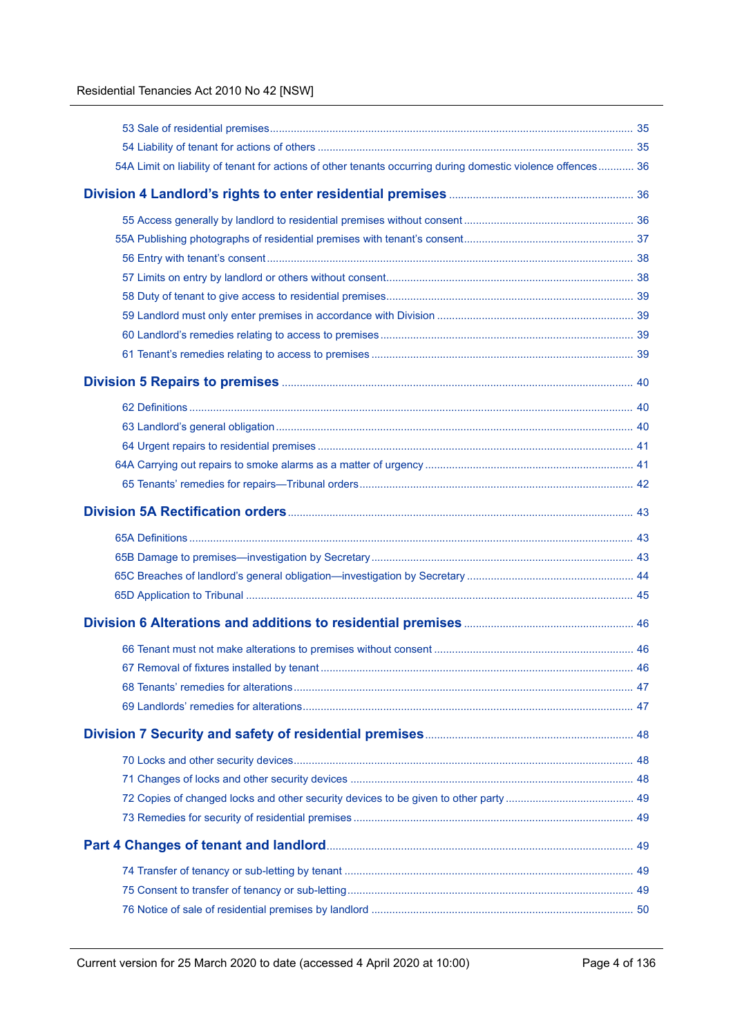53 Sale of residential premises ........ 35

54 Liability of tenant for actions of others ........ 35

54A Limit on liability of tenant for actions of other tenants occurring during domestic violence offences ........ 36

## Division 4 Landlord's rights to enter residential premises ........ 36

55 Access generally by landlord to residential premises without consent ........ 36

55A Publishing photographs of residential premises with tenant's consent ........ 37

56 Entry with tenant's consent ........ 38

57 Limits on entry by landlord or others without consent ........ 38

58 Duty of tenant to give access to residential premises ........ 39

59 Landlord must only enter premises in accordance with Division ........ 39

60 Landlord's remedies relating to access to premises ........ 39

61 Tenant's remedies relating to access to premises ........ 39

## Division 5 Repairs to premises ........ 40

62 Definitions ........ 40

63 Landlord's general obligation ........ 40

64 Urgent repairs to residential premises ........ 41

64A Carrying out repairs to smoke alarms as a matter of urgency ........ 41

65 Tenants' remedies for repairs—Tribunal orders ........ 42

## Division 5A Rectification orders ........ 43

65A Definitions ........ 43

65B Damage to premises—investigation by Secretary ........ 43

65C Breaches of landlord's general obligation—investigation by Secretary ........ 44

65D Application to Tribunal ........ 45

## Division 6 Alterations and additions to residential premises ........ 46

66 Tenant must not make alterations to premises without consent ........ 46

67 Removal of fixtures installed by tenant ........ 46

68 Tenants' remedies for alterations ........ 47

69 Landlords' remedies for alterations ........ 47

## Division 7 Security and safety of residential premises ........ 48

70 Locks and other security devices ........ 48

71 Changes of locks and other security devices ........ 48

72 Copies of changed locks and other security devices to be given to other party ........ 49

73 Remedies for security of residential premises ........ 49

## Part 4 Changes of tenant and landlord ........ 49

74 Transfer of tenancy or sub-letting by tenant ........ 49

75 Consent to transfer of tenancy or sub-letting ........ 49

76 Notice of sale of residential premises by landlord ........ 50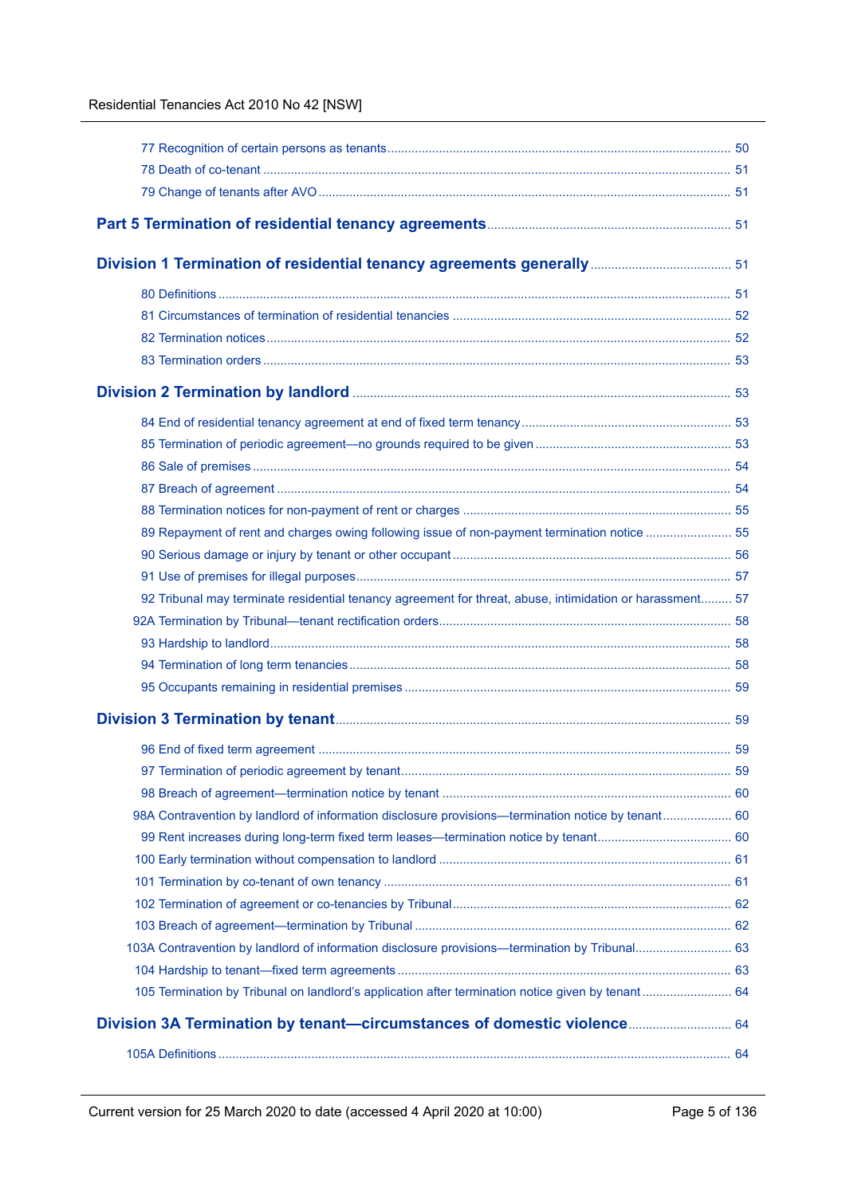77 Recognition of certain persons as tenants .......... 50
78 Death of co-tenant .......... 51
79 Change of tenants after AVO .......... 51

## Part 5 Termination of residential tenancy agreements .......... 51

### Division 1 Termination of residential tenancy agreements generally .......... 51

80 Definitions .......... 51
81 Circumstances of termination of residential tenancies .......... 52
82 Termination notices .......... 52
83 Termination orders .......... 53

### Division 2 Termination by landlord .......... 53

84 End of residential tenancy agreement at end of fixed term tenancy .......... 53
85 Termination of periodic agreement—no grounds required to be given .......... 53
86 Sale of premises .......... 54
87 Breach of agreement .......... 54
88 Termination notices for non-payment of rent or charges .......... 55
89 Repayment of rent and charges owing following issue of non-payment termination notice .......... 55
90 Serious damage or injury by tenant or other occupant .......... 56
91 Use of premises for illegal purposes .......... 57
92 Tribunal may terminate residential tenancy agreement for threat, abuse, intimidation or harassment .......... 57
92A Termination by Tribunal—tenant rectification orders .......... 58
93 Hardship to landlord .......... 58
94 Termination of long term tenancies .......... 58
95 Occupants remaining in residential premises .......... 59

### Division 3 Termination by tenant .......... 59

96 End of fixed term agreement .......... 59
97 Termination of periodic agreement by tenant .......... 59
98 Breach of agreement—termination notice by tenant .......... 60
98A Contravention by landlord of information disclosure provisions—termination notice by tenant .......... 60
99 Rent increases during long-term fixed term leases—termination notice by tenant .......... 60
100 Early termination without compensation to landlord .......... 61
101 Termination by co-tenant of own tenancy .......... 61
102 Termination of agreement or co-tenancies by Tribunal .......... 62
103 Breach of agreement—termination by Tribunal .......... 62
103A Contravention by landlord of information disclosure provisions—termination by Tribunal .......... 63
104 Hardship to tenant—fixed term agreements .......... 63
105 Termination by Tribunal on landlord's application after termination notice given by tenant .......... 64

### Division 3A Termination by tenant—circumstances of domestic violence .......... 64

105A Definitions .......... 64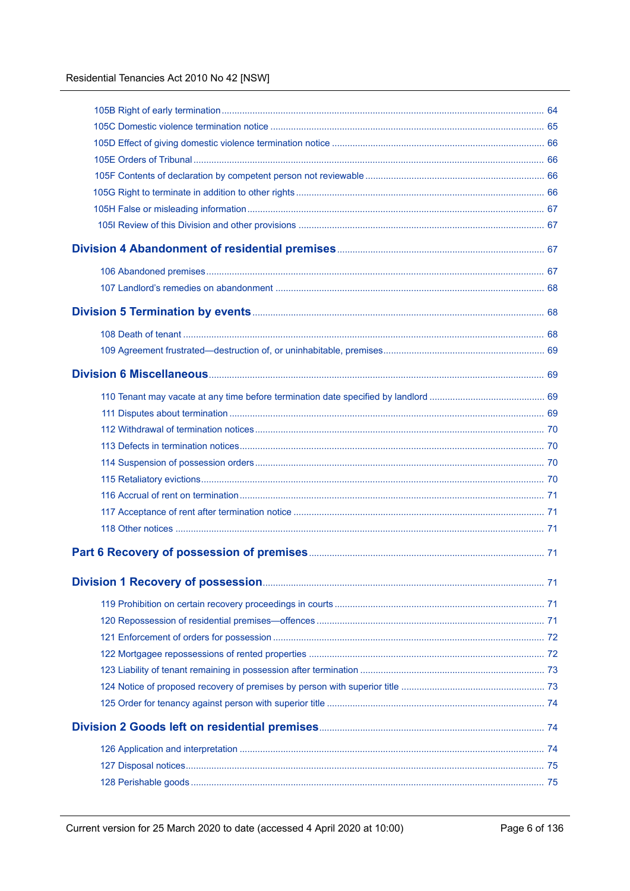105B Right of early termination ..... 64

105C Domestic violence termination notice ..... 65

105D Effect of giving domestic violence termination notice ..... 66

105E Orders of Tribunal ..... 66

105F Contents of declaration by competent person not reviewable ..... 66

105G Right to terminate in addition to other rights ..... 66

105H False or misleading information ..... 67

105I Review of this Division and other provisions ..... 67

## Division 4 Abandonment of residential premises ..... 67

106 Abandoned premises ..... 67

107 Landlord's remedies on abandonment ..... 68

## Division 5 Termination by events ..... 68

108 Death of tenant ..... 68

109 Agreement frustrated—destruction of, or uninhabitable, premises ..... 69

## Division 6 Miscellaneous ..... 69

110 Tenant may vacate at any time before termination date specified by landlord ..... 69

111 Disputes about termination ..... 69

112 Withdrawal of termination notices ..... 70

113 Defects in termination notices ..... 70

114 Suspension of possession orders ..... 70

115 Retaliatory evictions ..... 70

116 Accrual of rent on termination ..... 71

117 Acceptance of rent after termination notice ..... 71

118 Other notices ..... 71

## Part 6 Recovery of possession of premises ..... 71

## Division 1 Recovery of possession ..... 71

119 Prohibition on certain recovery proceedings in courts ..... 71

120 Repossession of residential premises—offences ..... 71

121 Enforcement of orders for possession ..... 72

122 Mortgagee repossessions of rented properties ..... 72

123 Liability of tenant remaining in possession after termination ..... 73

124 Notice of proposed recovery of premises by person with superior title ..... 73

125 Order for tenancy against person with superior title ..... 74

## Division 2 Goods left on residential premises ..... 74

126 Application and interpretation ..... 74

127 Disposal notices ..... 75

128 Perishable goods ..... 75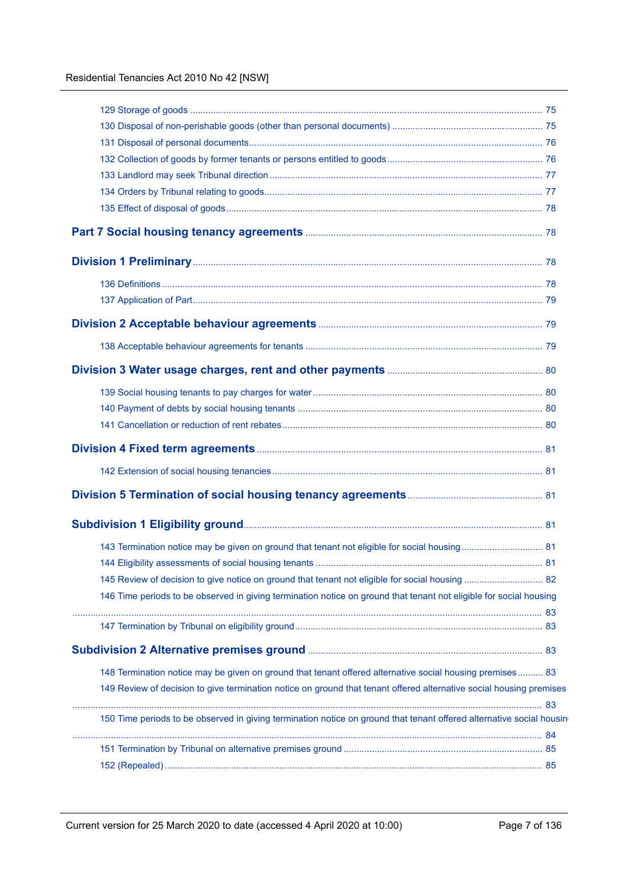129 Storage of goods ........ 75

130 Disposal of non-perishable goods (other than personal documents) ........ 75

131 Disposal of personal documents ........ 76

132 Collection of goods by former tenants or persons entitled to goods ........ 76

133 Landlord may seek Tribunal direction ........ 77

134 Orders by Tribunal relating to goods ........ 77

135 Effect of disposal of goods ........ 78

## Part 7 Social housing tenancy agreements ........ 78

### Division 1 Preliminary ........ 78

136 Definitions ........ 78

137 Application of Part ........ 79

### Division 2 Acceptable behaviour agreements ........ 79

138 Acceptable behaviour agreements for tenants ........ 79

### Division 3 Water usage charges, rent and other payments ........ 80

139 Social housing tenants to pay charges for water ........ 80

140 Payment of debts by social housing tenants ........ 80

141 Cancellation or reduction of rent rebates ........ 80

### Division 4 Fixed term agreements ........ 81

142 Extension of social housing tenancies ........ 81

### Division 5 Termination of social housing tenancy agreements ........ 81

#### Subdivision 1 Eligibility ground ........ 81

143 Termination notice may be given on ground that tenant not eligible for social housing ........ 81

144 Eligibility assessments of social housing tenants ........ 81

145 Review of decision to give notice on ground that tenant not eligible for social housing ........ 82

146 Time periods to be observed in giving termination notice on ground that tenant not eligible for social housing ........ 83

147 Termination by Tribunal on eligibility ground ........ 83

#### Subdivision 2 Alternative premises ground ........ 83

148 Termination notice may be given on ground that tenant offered alternative social housing premises ........ 83

149 Review of decision to give termination notice on ground that tenant offered alternative social housing premises ........ 83

150 Time periods to be observed in giving termination notice on ground that tenant offered alternative social housin ........ 84

151 Termination by Tribunal on alternative premises ground ........ 85

152 (Repealed) ........ 85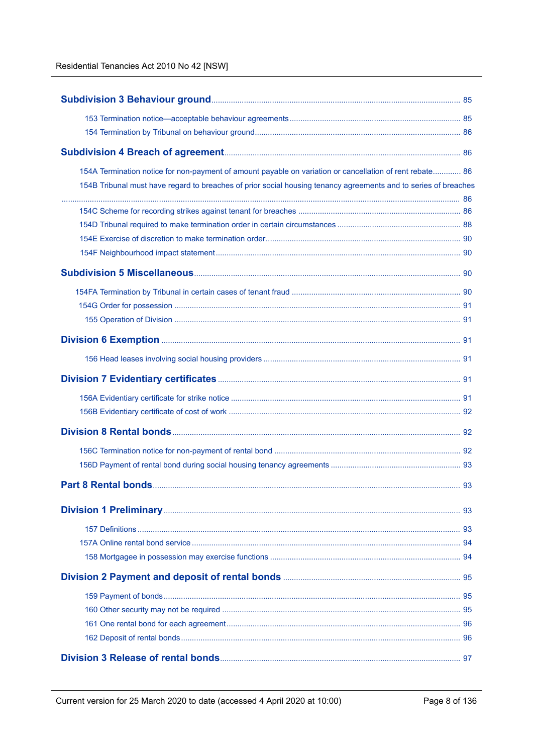Subdivision 3 Behaviour ground ........ 85

153 Termination notice—acceptable behaviour agreements ........ 85

154 Termination by Tribunal on behaviour ground ........ 86

Subdivision 4 Breach of agreement ........ 86

154A Termination notice for non-payment of amount payable on variation or cancellation of rent rebate ........ 86

154B Tribunal must have regard to breaches of prior social housing tenancy agreements and to series of breaches ........ 86

154C Scheme for recording strikes against tenant for breaches ........ 86

154D Tribunal required to make termination order in certain circumstances ........ 88

154E Exercise of discretion to make termination order ........ 90

154F Neighbourhood impact statement ........ 90

Subdivision 5 Miscellaneous ........ 90

154FA Termination by Tribunal in certain cases of tenant fraud ........ 90

154G Order for possession ........ 91

155 Operation of Division ........ 91

Division 6 Exemption ........ 91

156 Head leases involving social housing providers ........ 91

Division 7 Evidentiary certificates ........ 91

156A Evidentiary certificate for strike notice ........ 91

156B Evidentiary certificate of cost of work ........ 92

Division 8 Rental bonds ........ 92

156C Termination notice for non-payment of rental bond ........ 92

156D Payment of rental bond during social housing tenancy agreements ........ 93

Part 8 Rental bonds ........ 93

Division 1 Preliminary ........ 93

157 Definitions ........ 93

157A Online rental bond service ........ 94

158 Mortgagee in possession may exercise functions ........ 94

Division 2 Payment and deposit of rental bonds ........ 95

159 Payment of bonds ........ 95

160 Other security may not be required ........ 95

161 One rental bond for each agreement ........ 96

162 Deposit of rental bonds ........ 96

Division 3 Release of rental bonds ........ 97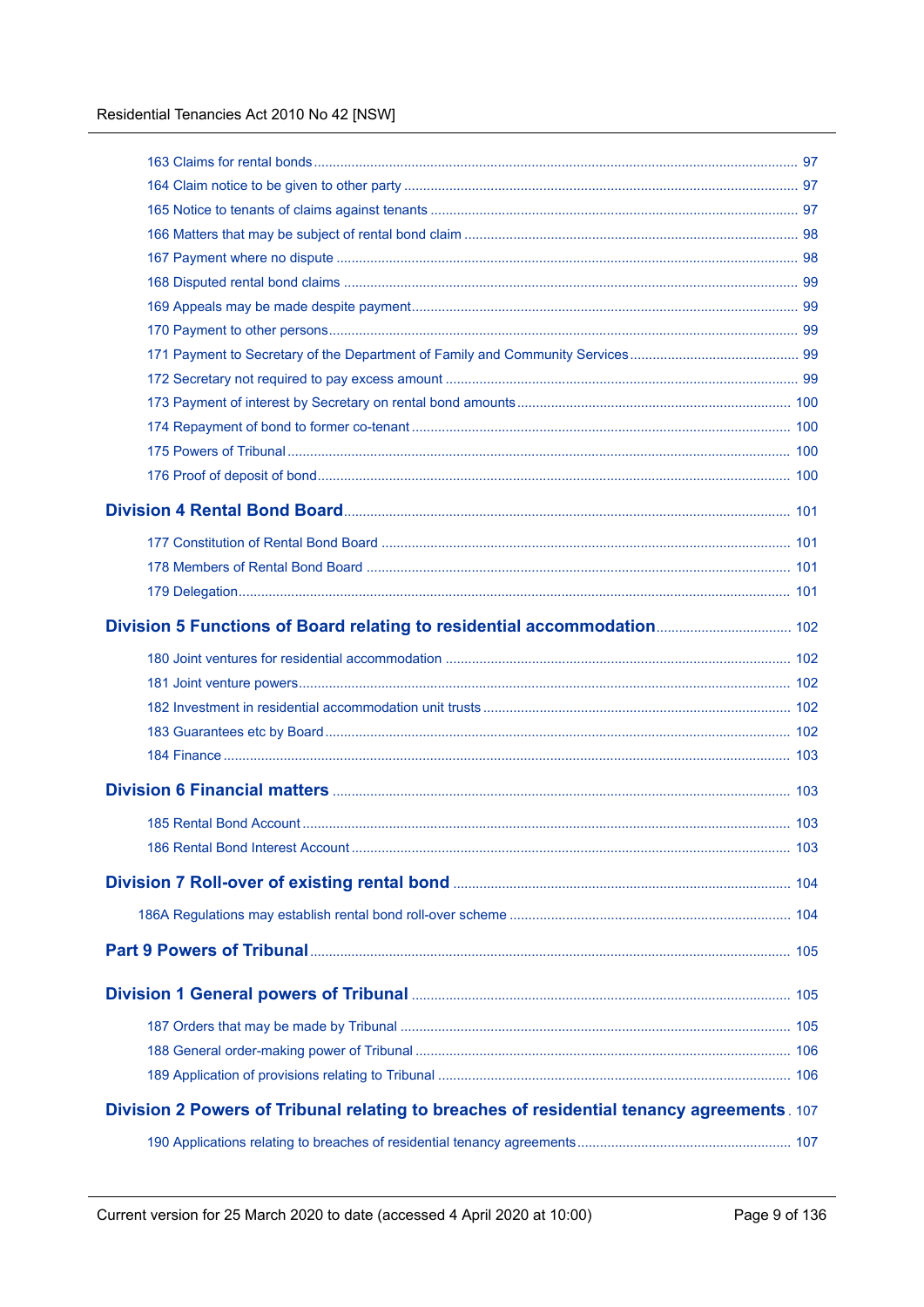163 Claims for rental bonds ..... 97

164 Claim notice to be given to other party ..... 97

165 Notice to tenants of claims against tenants ..... 97

166 Matters that may be subject of rental bond claim ..... 98

167 Payment where no dispute ..... 98

168 Disputed rental bond claims ..... 99

169 Appeals may be made despite payment ..... 99

170 Payment to other persons ..... 99

171 Payment to Secretary of the Department of Family and Community Services ..... 99

172 Secretary not required to pay excess amount ..... 99

173 Payment of interest by Secretary on rental bond amounts ..... 100

174 Repayment of bond to former co-tenant ..... 100

175 Powers of Tribunal ..... 100

176 Proof of deposit of bond ..... 100

## Division 4 Rental Bond Board ..... 101

177 Constitution of Rental Bond Board ..... 101

178 Members of Rental Bond Board ..... 101

179 Delegation ..... 101

## Division 5 Functions of Board relating to residential accommodation ..... 102

180 Joint ventures for residential accommodation ..... 102

181 Joint venture powers ..... 102

182 Investment in residential accommodation unit trusts ..... 102

183 Guarantees etc by Board ..... 102

184 Finance ..... 103

## Division 6 Financial matters ..... 103

185 Rental Bond Account ..... 103

186 Rental Bond Interest Account ..... 103

## Division 7 Roll-over of existing rental bond ..... 104

186A Regulations may establish rental bond roll-over scheme ..... 104

## Part 9 Powers of Tribunal ..... 105

## Division 1 General powers of Tribunal ..... 105

187 Orders that may be made by Tribunal ..... 105

188 General order-making power of Tribunal ..... 106

189 Application of provisions relating to Tribunal ..... 106

## Division 2 Powers of Tribunal relating to breaches of residential tenancy agreements ..... 107

190 Applications relating to breaches of residential tenancy agreements ..... 107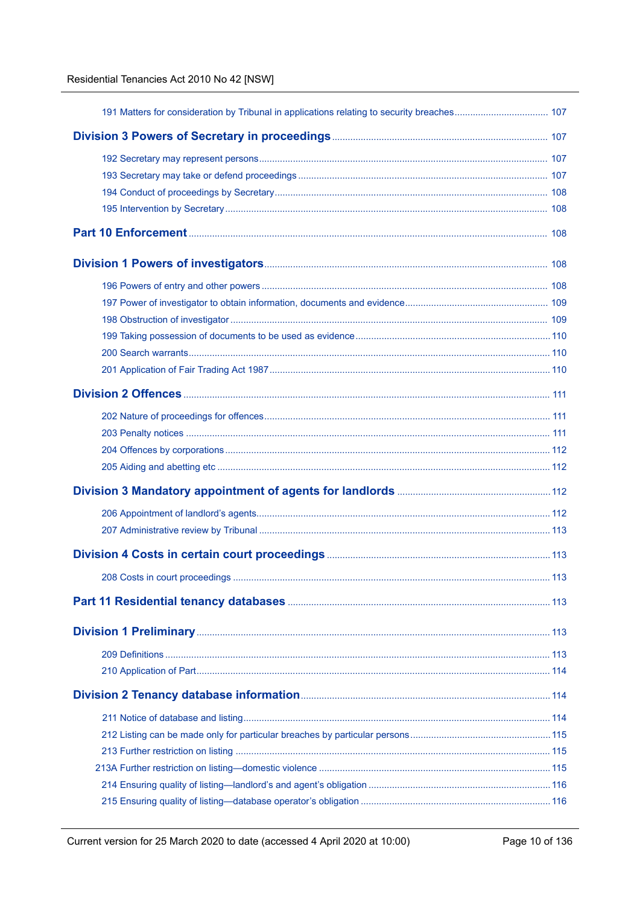191 Matters for consideration by Tribunal in applications relating to security breaches .................................... 107

**Division 3 Powers of Secretary in proceedings** .................................................................................. 107

192 Secretary may represent persons ............................................................................................. 107
193 Secretary may take or defend proceedings ............................................................................... 107
194 Conduct of proceedings by Secretary ........................................................................................ 108
195 Intervention by Secretary ........................................................................................................... 108

**Part 10 Enforcement** ......................................................................................................................... 108

**Division 1 Powers of investigators** ........................................................................................... 108

196 Powers of entry and other powers ............................................................................................. 108
197 Power of investigator to obtain information, documents and evidence ....................................... 109
198 Obstruction of investigator ......................................................................................................... 109
199 Taking possession of documents to be used as evidence .......................................................... 110
200 Search warrants ......................................................................................................................... 110
201 Application of Fair Trading Act 1987 ........................................................................................... 110

**Division 2 Offences** ........................................................................................................................... 111

202 Nature of proceedings for offences ............................................................................................. 111
203 Penalty notices ........................................................................................................................... 111
204 Offences by corporations ............................................................................................................ 112
205 Aiding and abetting etc ............................................................................................................... 112

**Division 3 Mandatory appointment of agents for landlords** .......................................................... 112

206 Appointment of landlord's agents ................................................................................................ 112
207 Administrative review by Tribunal ............................................................................................... 113

**Division 4 Costs in certain court proceedings** ............................................................................. 113

208 Costs in court proceedings ......................................................................................................... 113

**Part 11 Residential tenancy databases** .......................................................................................... 113

**Division 1 Preliminary** ..................................................................................................................... 113

209 Definitions ................................................................................................................................... 113
210 Application of Part ....................................................................................................................... 114

**Division 2 Tenancy database information** ...................................................................................... 114

211 Notice of database and listing ..................................................................................................... 114
212 Listing can be made only for particular breaches by particular persons ...................................... 115
213 Further restriction on listing ........................................................................................................ 115
213A Further restriction on listing—domestic violence ....................................................................... 115
214 Ensuring quality of listing—landlord's and agent's obligation ..................................................... 116
215 Ensuring quality of listing—database operator's obligation ........................................................ 116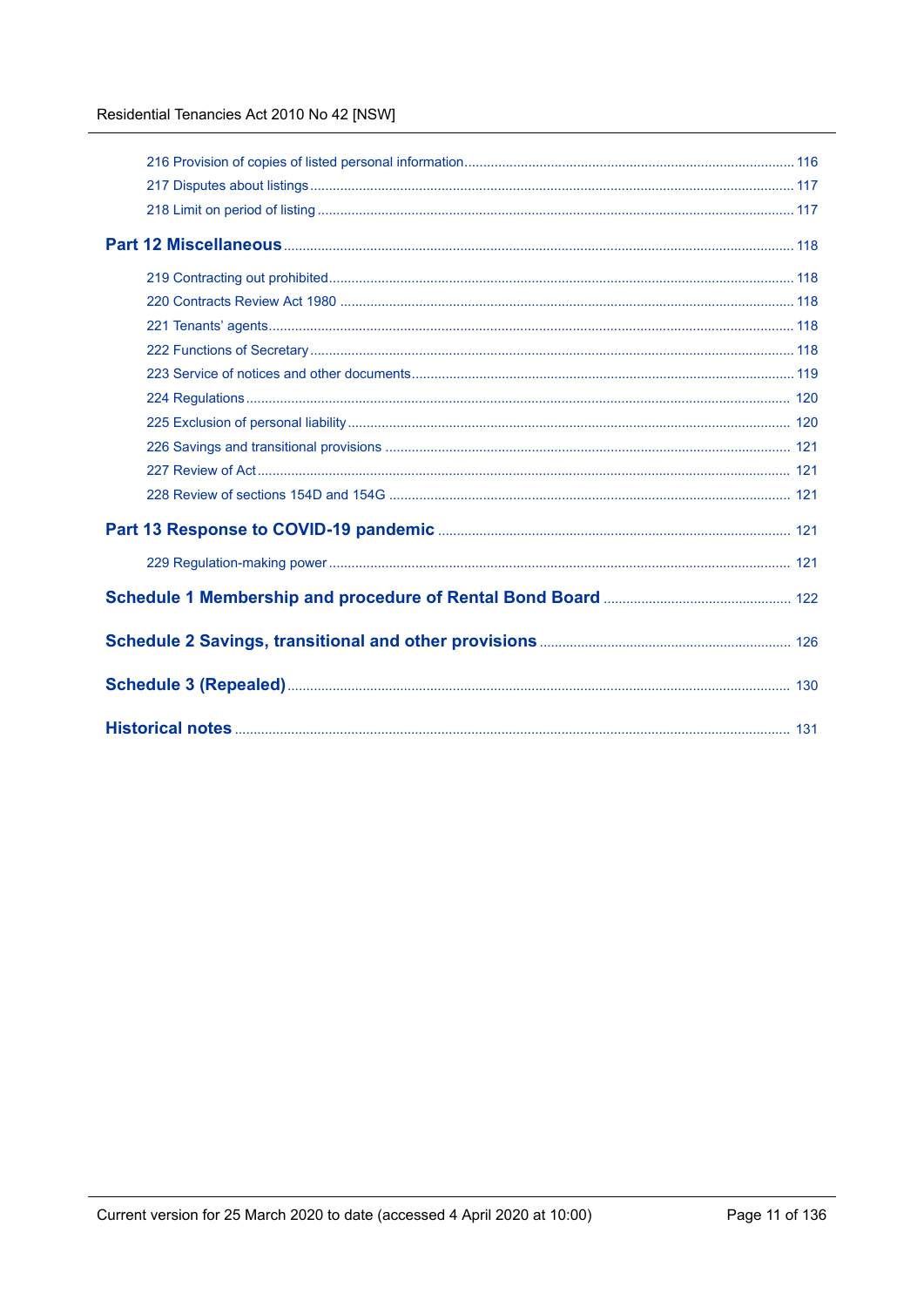216 Provision of copies of listed personal information ........ 116

217 Disputes about listings ........ 117

218 Limit on period of listing ........ 117

## Part 12 Miscellaneous ........ 118

219 Contracting out prohibited ........ 118

220 Contracts Review Act 1980 ........ 118

221 Tenants' agents ........ 118

222 Functions of Secretary ........ 118

223 Service of notices and other documents ........ 119

224 Regulations ........ 120

225 Exclusion of personal liability ........ 120

226 Savings and transitional provisions ........ 121

227 Review of Act ........ 121

228 Review of sections 154D and 154G ........ 121

## Part 13 Response to COVID-19 pandemic ........ 121

229 Regulation-making power ........ 121

## Schedule 1 Membership and procedure of Rental Bond Board ........ 122

## Schedule 2 Savings, transitional and other provisions ........ 126

## Schedule 3 (Repealed) ........ 130

## Historical notes ........ 131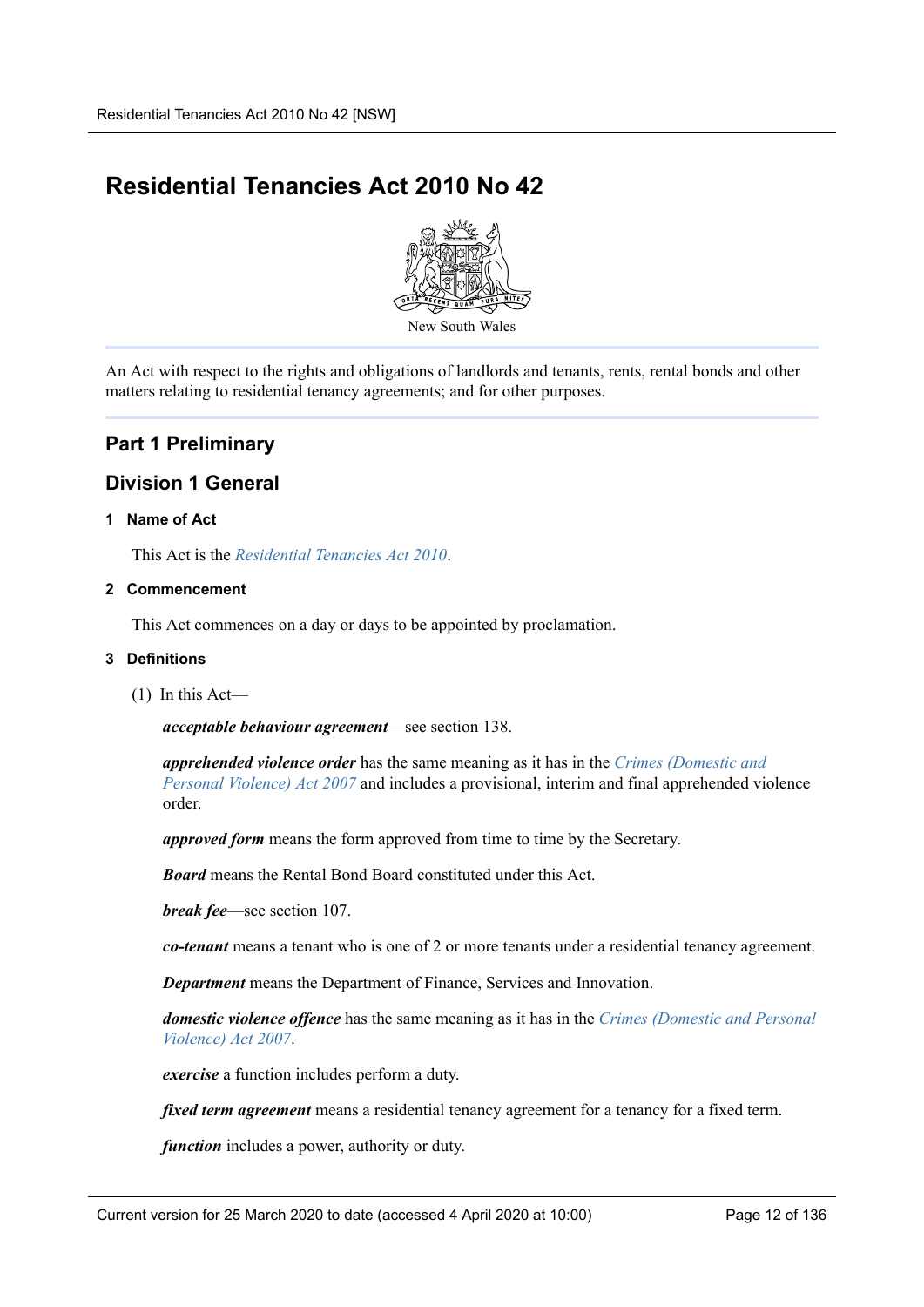# Residential Tenancies Act 2010 No 42

New South Wales

An Act with respect to the rights and obligations of landlords and tenants, rents, rental bonds and other matters relating to residential tenancy agreements; and for other purposes.

## Part 1 Preliminary

## Division 1 General

#### 1 Name of Act

This Act is the *Residential Tenancies Act 2010*.

#### 2 Commencement

This Act commences on a day or days to be appointed by proclamation.

#### 3 Definitions

(1) In this Act—

***acceptable behaviour agreement***—see section 138.

***apprehended violence order*** has the same meaning as it has in the *Crimes (Domestic and Personal Violence) Act 2007* and includes a provisional, interim and final apprehended violence order.

***approved form*** means the form approved from time to time by the Secretary.

***Board*** means the Rental Bond Board constituted under this Act.

***break fee***—see section 107.

***co-tenant*** means a tenant who is one of 2 or more tenants under a residential tenancy agreement.

***Department*** means the Department of Finance, Services and Innovation.

***domestic violence offence*** has the same meaning as it has in the *Crimes (Domestic and Personal Violence) Act 2007*.

***exercise*** a function includes perform a duty.

***fixed term agreement*** means a residential tenancy agreement for a tenancy for a fixed term.

***function*** includes a power, authority or duty.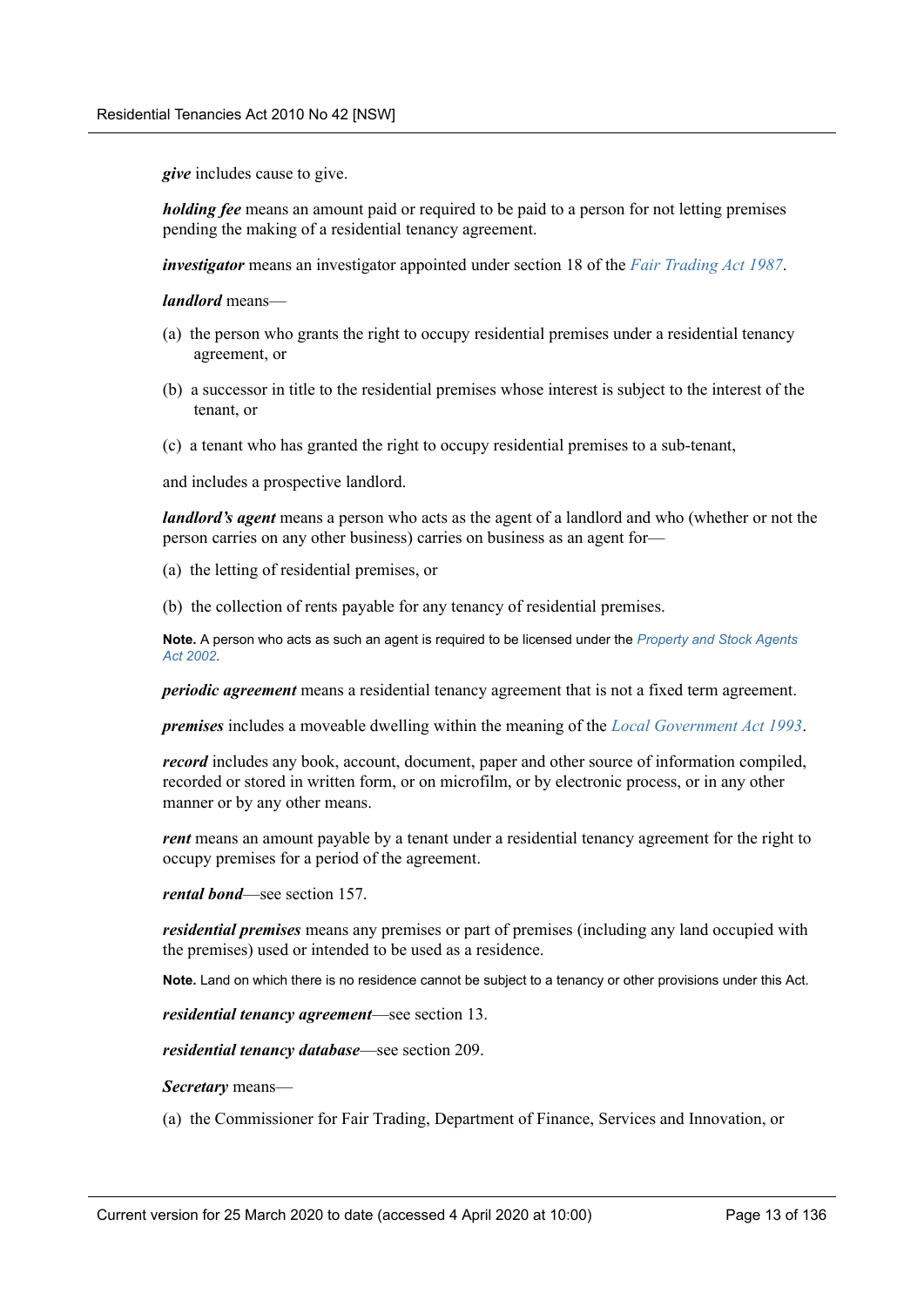***give*** includes cause to give.

***holding fee*** means an amount paid or required to be paid to a person for not letting premises pending the making of a residential tenancy agreement.

***investigator*** means an investigator appointed under section 18 of the *Fair Trading Act 1987*.

***landlord*** means—

(a) the person who grants the right to occupy residential premises under a residential tenancy agreement, or

(b) a successor in title to the residential premises whose interest is subject to the interest of the tenant, or

(c) a tenant who has granted the right to occupy residential premises to a sub-tenant,

and includes a prospective landlord.

***landlord's agent*** means a person who acts as the agent of a landlord and who (whether or not the person carries on any other business) carries on business as an agent for—

(a) the letting of residential premises, or

(b) the collection of rents payable for any tenancy of residential premises.

**Note.** A person who acts as such an agent is required to be licensed under the *Property and Stock Agents Act 2002*.

***periodic agreement*** means a residential tenancy agreement that is not a fixed term agreement.

***premises*** includes a moveable dwelling within the meaning of the *Local Government Act 1993*.

***record*** includes any book, account, document, paper and other source of information compiled, recorded or stored in written form, or on microfilm, or by electronic process, or in any other manner or by any other means.

***rent*** means an amount payable by a tenant under a residential tenancy agreement for the right to occupy premises for a period of the agreement.

***rental bond***—see section 157.

***residential premises*** means any premises or part of premises (including any land occupied with the premises) used or intended to be used as a residence.

**Note.** Land on which there is no residence cannot be subject to a tenancy or other provisions under this Act.

***residential tenancy agreement***—see section 13.

***residential tenancy database***—see section 209.

***Secretary*** means—

(a) the Commissioner for Fair Trading, Department of Finance, Services and Innovation, or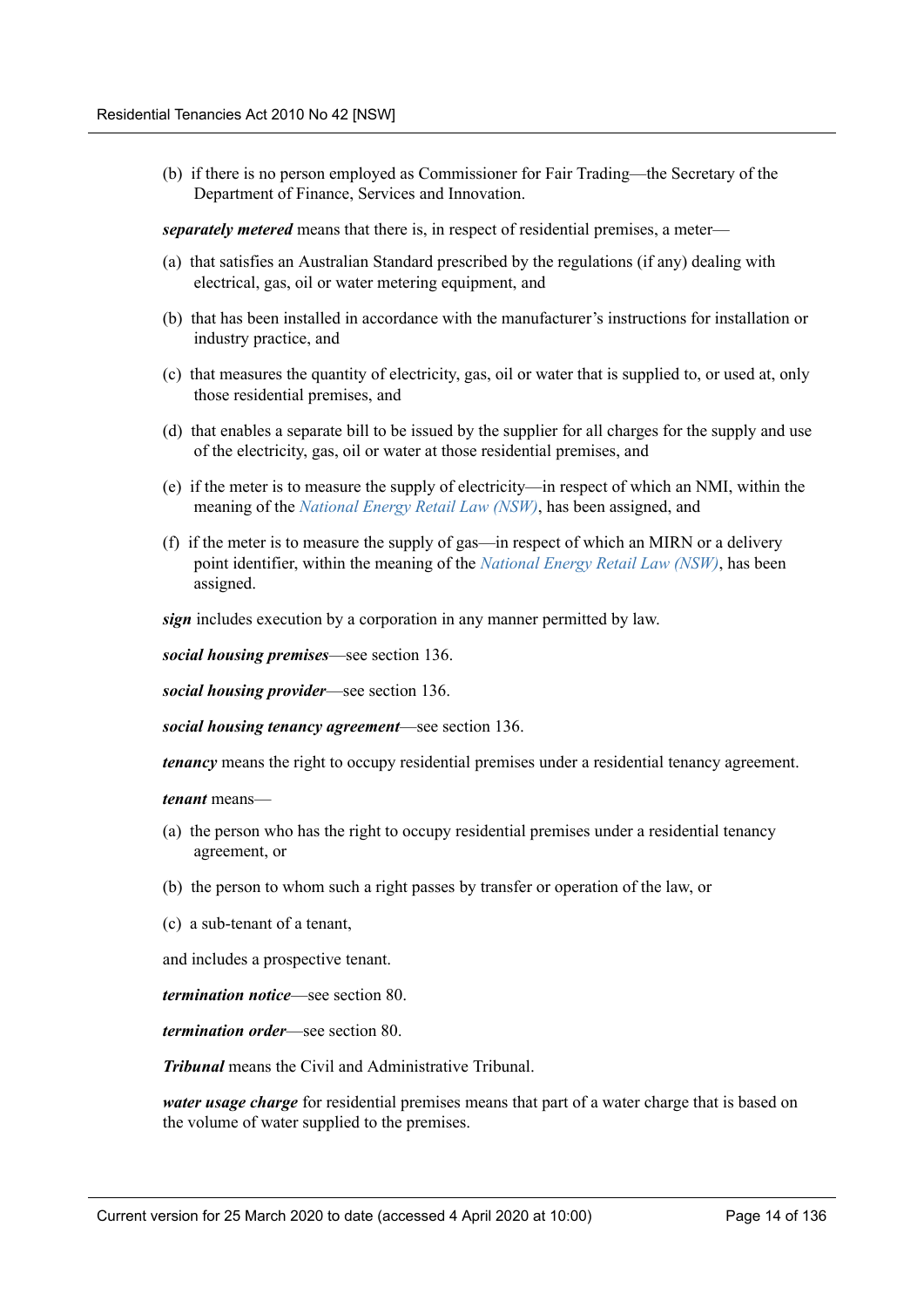(b) if there is no person employed as Commissioner for Fair Trading—the Secretary of the Department of Finance, Services and Innovation.

***separately metered*** means that there is, in respect of residential premises, a meter—

(a) that satisfies an Australian Standard prescribed by the regulations (if any) dealing with electrical, gas, oil or water metering equipment, and

(b) that has been installed in accordance with the manufacturer's instructions for installation or industry practice, and

(c) that measures the quantity of electricity, gas, oil or water that is supplied to, or used at, only those residential premises, and

(d) that enables a separate bill to be issued by the supplier for all charges for the supply and use of the electricity, gas, oil or water at those residential premises, and

(e) if the meter is to measure the supply of electricity—in respect of which an NMI, within the meaning of the *National Energy Retail Law (NSW)*, has been assigned, and

(f) if the meter is to measure the supply of gas—in respect of which an MIRN or a delivery point identifier, within the meaning of the *National Energy Retail Law (NSW)*, has been assigned.

***sign*** includes execution by a corporation in any manner permitted by law.

***social housing premises***—see section 136.

***social housing provider***—see section 136.

***social housing tenancy agreement***—see section 136.

***tenancy*** means the right to occupy residential premises under a residential tenancy agreement.

***tenant*** means—

(a) the person who has the right to occupy residential premises under a residential tenancy agreement, or

(b) the person to whom such a right passes by transfer or operation of the law, or

(c) a sub-tenant of a tenant,

and includes a prospective tenant.

***termination notice***—see section 80.

***termination order***—see section 80.

***Tribunal*** means the Civil and Administrative Tribunal.

***water usage charge*** for residential premises means that part of a water charge that is based on the volume of water supplied to the premises.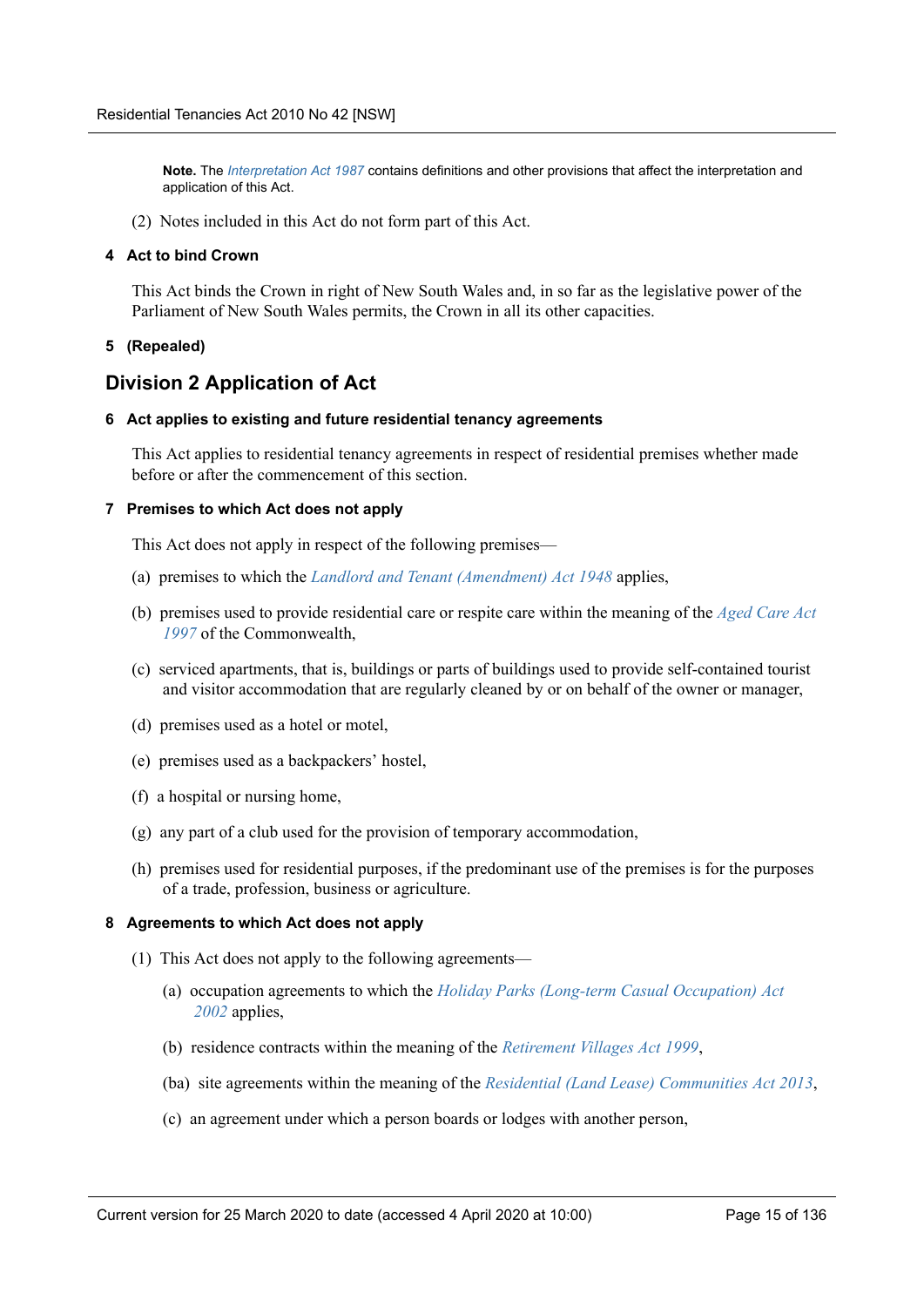**Note.** The *Interpretation Act 1987* contains definitions and other provisions that affect the interpretation and application of this Act.

(2) Notes included in this Act do not form part of this Act.

#### 4 Act to bind Crown

This Act binds the Crown in right of New South Wales and, in so far as the legislative power of the Parliament of New South Wales permits, the Crown in all its other capacities.

#### 5 (Repealed)

## Division 2 Application of Act

#### 6 Act applies to existing and future residential tenancy agreements

This Act applies to residential tenancy agreements in respect of residential premises whether made before or after the commencement of this section.

#### 7 Premises to which Act does not apply

This Act does not apply in respect of the following premises—

(a) premises to which the *Landlord and Tenant (Amendment) Act 1948* applies,

(b) premises used to provide residential care or respite care within the meaning of the *Aged Care Act 1997* of the Commonwealth,

(c) serviced apartments, that is, buildings or parts of buildings used to provide self-contained tourist and visitor accommodation that are regularly cleaned by or on behalf of the owner or manager,

(d) premises used as a hotel or motel,

(e) premises used as a backpackers' hostel,

(f) a hospital or nursing home,

(g) any part of a club used for the provision of temporary accommodation,

(h) premises used for residential purposes, if the predominant use of the premises is for the purposes of a trade, profession, business or agriculture.

#### 8 Agreements to which Act does not apply

(1) This Act does not apply to the following agreements—

(a) occupation agreements to which the *Holiday Parks (Long-term Casual Occupation) Act 2002* applies,

(b) residence contracts within the meaning of the *Retirement Villages Act 1999*,

(ba) site agreements within the meaning of the *Residential (Land Lease) Communities Act 2013*,

(c) an agreement under which a person boards or lodges with another person,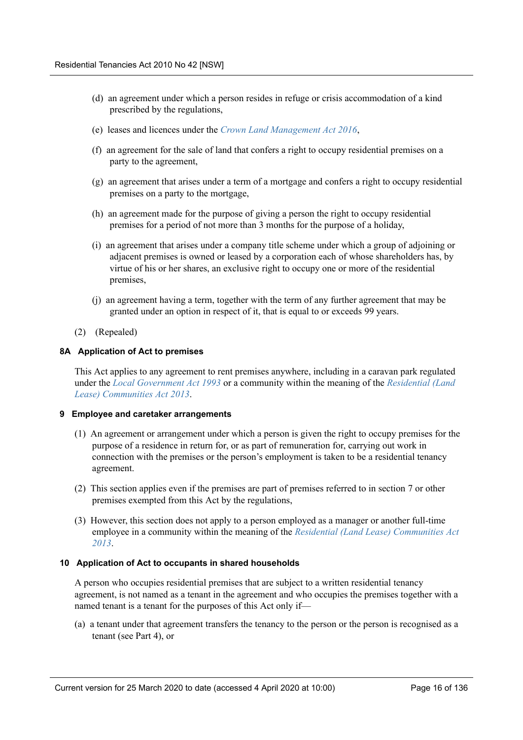(d) an agreement under which a person resides in refuge or crisis accommodation of a kind prescribed by the regulations,

(e) leases and licences under the *Crown Land Management Act 2016*,

(f) an agreement for the sale of land that confers a right to occupy residential premises on a party to the agreement,

(g) an agreement that arises under a term of a mortgage and confers a right to occupy residential premises on a party to the mortgage,

(h) an agreement made for the purpose of giving a person the right to occupy residential premises for a period of not more than 3 months for the purpose of a holiday,

(i) an agreement that arises under a company title scheme under which a group of adjoining or adjacent premises is owned or leased by a corporation each of whose shareholders has, by virtue of his or her shares, an exclusive right to occupy one or more of the residential premises,

(j) an agreement having a term, together with the term of any further agreement that may be granted under an option in respect of it, that is equal to or exceeds 99 years.

(2) (Repealed)

#### 8A Application of Act to premises

This Act applies to any agreement to rent premises anywhere, including in a caravan park regulated under the *Local Government Act 1993* or a community within the meaning of the *Residential (Land Lease) Communities Act 2013*.

#### 9 Employee and caretaker arrangements

(1) An agreement or arrangement under which a person is given the right to occupy premises for the purpose of a residence in return for, or as part of remuneration for, carrying out work in connection with the premises or the person's employment is taken to be a residential tenancy agreement.

(2) This section applies even if the premises are part of premises referred to in section 7 or other premises exempted from this Act by the regulations,

(3) However, this section does not apply to a person employed as a manager or another full-time employee in a community within the meaning of the *Residential (Land Lease) Communities Act 2013*.

#### 10 Application of Act to occupants in shared households

A person who occupies residential premises that are subject to a written residential tenancy agreement, is not named as a tenant in the agreement and who occupies the premises together with a named tenant is a tenant for the purposes of this Act only if—

(a) a tenant under that agreement transfers the tenancy to the person or the person is recognised as a tenant (see Part 4), or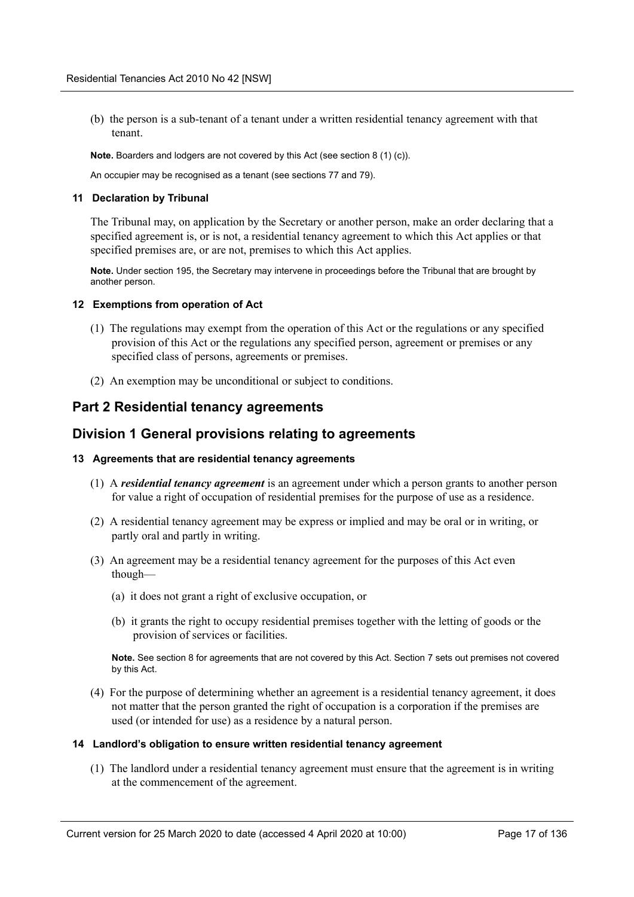(b) the person is a sub-tenant of a tenant under a written residential tenancy agreement with that tenant.

**Note.** Boarders and lodgers are not covered by this Act (see section 8 (1) (c)).

An occupier may be recognised as a tenant (see sections 77 and 79).

#### 11 Declaration by Tribunal

The Tribunal may, on application by the Secretary or another person, make an order declaring that a specified agreement is, or is not, a residential tenancy agreement to which this Act applies or that specified premises are, or are not, premises to which this Act applies.

**Note.** Under section 195, the Secretary may intervene in proceedings before the Tribunal that are brought by another person.

#### 12 Exemptions from operation of Act

(1) The regulations may exempt from the operation of this Act or the regulations or any specified provision of this Act or the regulations any specified person, agreement or premises or any specified class of persons, agreements or premises.

(2) An exemption may be unconditional or subject to conditions.

## Part 2 Residential tenancy agreements

## Division 1 General provisions relating to agreements

#### 13 Agreements that are residential tenancy agreements

(1) A ***residential tenancy agreement*** is an agreement under which a person grants to another person for value a right of occupation of residential premises for the purpose of use as a residence.

(2) A residential tenancy agreement may be express or implied and may be oral or in writing, or partly oral and partly in writing.

(3) An agreement may be a residential tenancy agreement for the purposes of this Act even though—

(a) it does not grant a right of exclusive occupation, or

(b) it grants the right to occupy residential premises together with the letting of goods or the provision of services or facilities.

**Note.** See section 8 for agreements that are not covered by this Act. Section 7 sets out premises not covered by this Act.

(4) For the purpose of determining whether an agreement is a residential tenancy agreement, it does not matter that the person granted the right of occupation is a corporation if the premises are used (or intended for use) as a residence by a natural person.

#### 14 Landlord's obligation to ensure written residential tenancy agreement

(1) The landlord under a residential tenancy agreement must ensure that the agreement is in writing at the commencement of the agreement.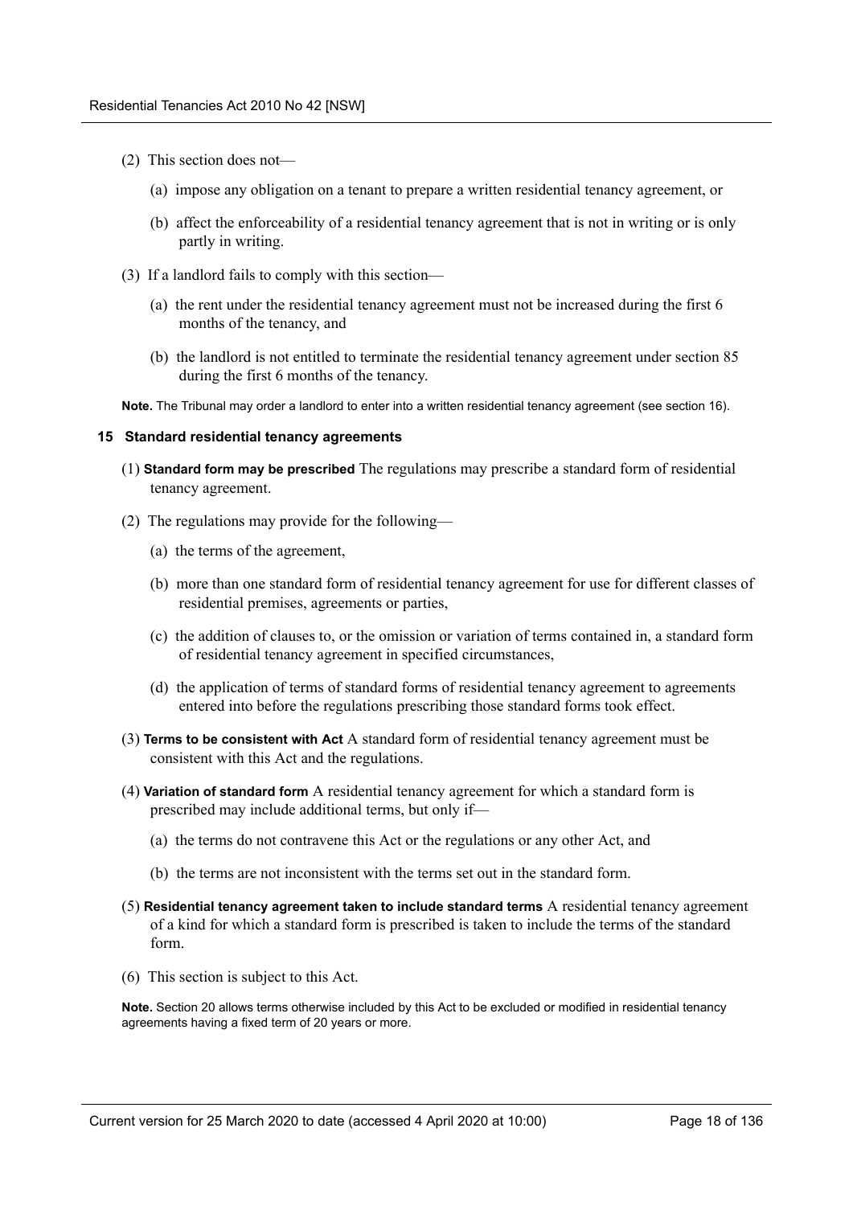(2) This section does not—

(a) impose any obligation on a tenant to prepare a written residential tenancy agreement, or

(b) affect the enforceability of a residential tenancy agreement that is not in writing or is only partly in writing.

(3) If a landlord fails to comply with this section—

(a) the rent under the residential tenancy agreement must not be increased during the first 6 months of the tenancy, and

(b) the landlord is not entitled to terminate the residential tenancy agreement under section 85 during the first 6 months of the tenancy.

**Note.** The Tribunal may order a landlord to enter into a written residential tenancy agreement (see section 16).

### 15 Standard residential tenancy agreements

(1) **Standard form may be prescribed** The regulations may prescribe a standard form of residential tenancy agreement.

(2) The regulations may provide for the following—

(a) the terms of the agreement,

(b) more than one standard form of residential tenancy agreement for use for different classes of residential premises, agreements or parties,

(c) the addition of clauses to, or the omission or variation of terms contained in, a standard form of residential tenancy agreement in specified circumstances,

(d) the application of terms of standard forms of residential tenancy agreement to agreements entered into before the regulations prescribing those standard forms took effect.

(3) **Terms to be consistent with Act** A standard form of residential tenancy agreement must be consistent with this Act and the regulations.

(4) **Variation of standard form** A residential tenancy agreement for which a standard form is prescribed may include additional terms, but only if—

(a) the terms do not contravene this Act or the regulations or any other Act, and

(b) the terms are not inconsistent with the terms set out in the standard form.

(5) **Residential tenancy agreement taken to include standard terms** A residential tenancy agreement of a kind for which a standard form is prescribed is taken to include the terms of the standard form.

(6) This section is subject to this Act.

**Note.** Section 20 allows terms otherwise included by this Act to be excluded or modified in residential tenancy agreements having a fixed term of 20 years or more.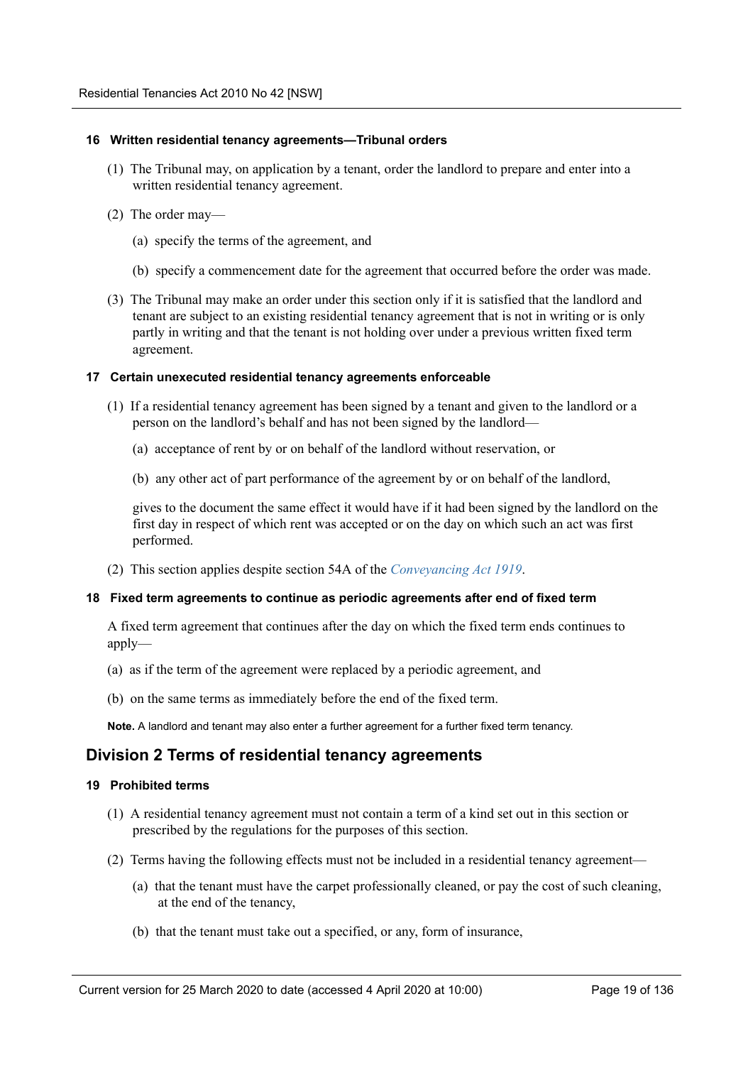#### 16 Written residential tenancy agreements—Tribunal orders

(1) The Tribunal may, on application by a tenant, order the landlord to prepare and enter into a written residential tenancy agreement.

(2) The order may—

(a) specify the terms of the agreement, and

(b) specify a commencement date for the agreement that occurred before the order was made.

(3) The Tribunal may make an order under this section only if it is satisfied that the landlord and tenant are subject to an existing residential tenancy agreement that is not in writing or is only partly in writing and that the tenant is not holding over under a previous written fixed term agreement.

#### 17 Certain unexecuted residential tenancy agreements enforceable

(1) If a residential tenancy agreement has been signed by a tenant and given to the landlord or a person on the landlord's behalf and has not been signed by the landlord—

(a) acceptance of rent by or on behalf of the landlord without reservation, or

(b) any other act of part performance of the agreement by or on behalf of the landlord,

gives to the document the same effect it would have if it had been signed by the landlord on the first day in respect of which rent was accepted or on the day on which such an act was first performed.

(2) This section applies despite section 54A of the *Conveyancing Act 1919*.

#### 18 Fixed term agreements to continue as periodic agreements after end of fixed term

A fixed term agreement that continues after the day on which the fixed term ends continues to apply—

(a) as if the term of the agreement were replaced by a periodic agreement, and

(b) on the same terms as immediately before the end of the fixed term.

**Note.** A landlord and tenant may also enter a further agreement for a further fixed term tenancy.

## Division 2 Terms of residential tenancy agreements

#### 19 Prohibited terms

(1) A residential tenancy agreement must not contain a term of a kind set out in this section or prescribed by the regulations for the purposes of this section.

(2) Terms having the following effects must not be included in a residential tenancy agreement—

(a) that the tenant must have the carpet professionally cleaned, or pay the cost of such cleaning, at the end of the tenancy,

(b) that the tenant must take out a specified, or any, form of insurance,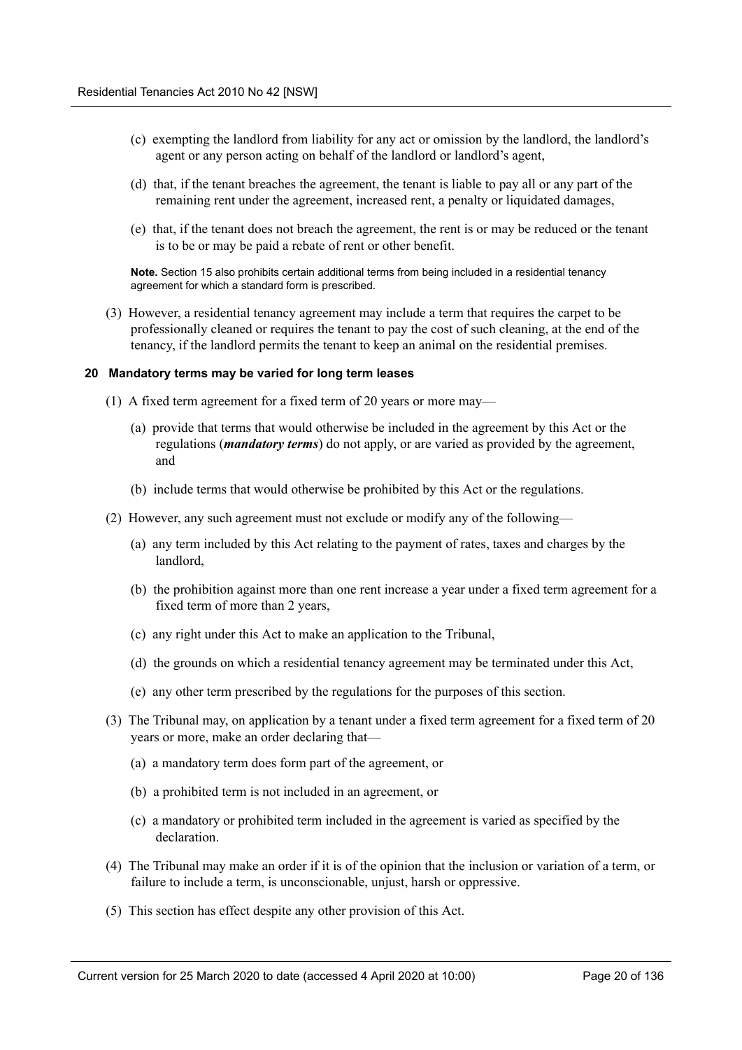(c) exempting the landlord from liability for any act or omission by the landlord, the landlord's agent or any person acting on behalf of the landlord or landlord's agent,

(d) that, if the tenant breaches the agreement, the tenant is liable to pay all or any part of the remaining rent under the agreement, increased rent, a penalty or liquidated damages,

(e) that, if the tenant does not breach the agreement, the rent is or may be reduced or the tenant is to be or may be paid a rebate of rent or other benefit.

**Note.** Section 15 also prohibits certain additional terms from being included in a residential tenancy agreement for which a standard form is prescribed.

(3) However, a residential tenancy agreement may include a term that requires the carpet to be professionally cleaned or requires the tenant to pay the cost of such cleaning, at the end of the tenancy, if the landlord permits the tenant to keep an animal on the residential premises.

#### 20 Mandatory terms may be varied for long term leases

(1) A fixed term agreement for a fixed term of 20 years or more may—

(a) provide that terms that would otherwise be included in the agreement by this Act or the regulations (***mandatory terms***) do not apply, or are varied as provided by the agreement, and

(b) include terms that would otherwise be prohibited by this Act or the regulations.

(2) However, any such agreement must not exclude or modify any of the following—

(a) any term included by this Act relating to the payment of rates, taxes and charges by the landlord,

(b) the prohibition against more than one rent increase a year under a fixed term agreement for a fixed term of more than 2 years,

(c) any right under this Act to make an application to the Tribunal,

(d) the grounds on which a residential tenancy agreement may be terminated under this Act,

(e) any other term prescribed by the regulations for the purposes of this section.

(3) The Tribunal may, on application by a tenant under a fixed term agreement for a fixed term of 20 years or more, make an order declaring that—

(a) a mandatory term does form part of the agreement, or

(b) a prohibited term is not included in an agreement, or

(c) a mandatory or prohibited term included in the agreement is varied as specified by the declaration.

(4) The Tribunal may make an order if it is of the opinion that the inclusion or variation of a term, or failure to include a term, is unconscionable, unjust, harsh or oppressive.

(5) This section has effect despite any other provision of this Act.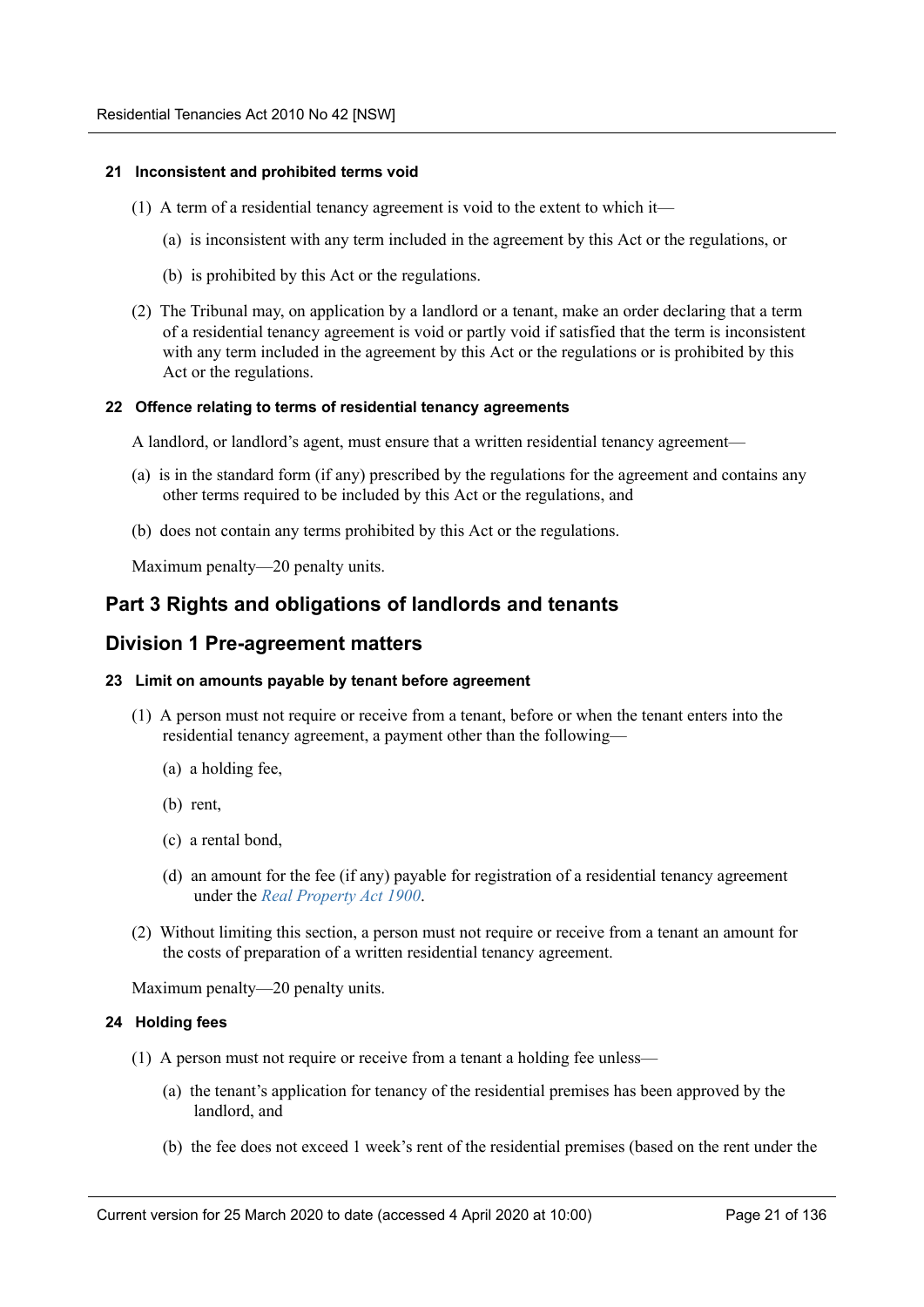#### 21 Inconsistent and prohibited terms void

(1) A term of a residential tenancy agreement is void to the extent to which it—

(a) is inconsistent with any term included in the agreement by this Act or the regulations, or

(b) is prohibited by this Act or the regulations.

(2) The Tribunal may, on application by a landlord or a tenant, make an order declaring that a term of a residential tenancy agreement is void or partly void if satisfied that the term is inconsistent with any term included in the agreement by this Act or the regulations or is prohibited by this Act or the regulations.

#### 22 Offence relating to terms of residential tenancy agreements

A landlord, or landlord's agent, must ensure that a written residential tenancy agreement—

(a) is in the standard form (if any) prescribed by the regulations for the agreement and contains any other terms required to be included by this Act or the regulations, and

(b) does not contain any terms prohibited by this Act or the regulations.

Maximum penalty—20 penalty units.

## Part 3 Rights and obligations of landlords and tenants

## Division 1 Pre-agreement matters

#### 23 Limit on amounts payable by tenant before agreement

(1) A person must not require or receive from a tenant, before or when the tenant enters into the residential tenancy agreement, a payment other than the following—

(a) a holding fee,

(b) rent,

(c) a rental bond,

(d) an amount for the fee (if any) payable for registration of a residential tenancy agreement under the *Real Property Act 1900*.

(2) Without limiting this section, a person must not require or receive from a tenant an amount for the costs of preparation of a written residential tenancy agreement.

Maximum penalty—20 penalty units.

#### 24 Holding fees

(1) A person must not require or receive from a tenant a holding fee unless—

(a) the tenant's application for tenancy of the residential premises has been approved by the landlord, and

(b) the fee does not exceed 1 week's rent of the residential premises (based on the rent under the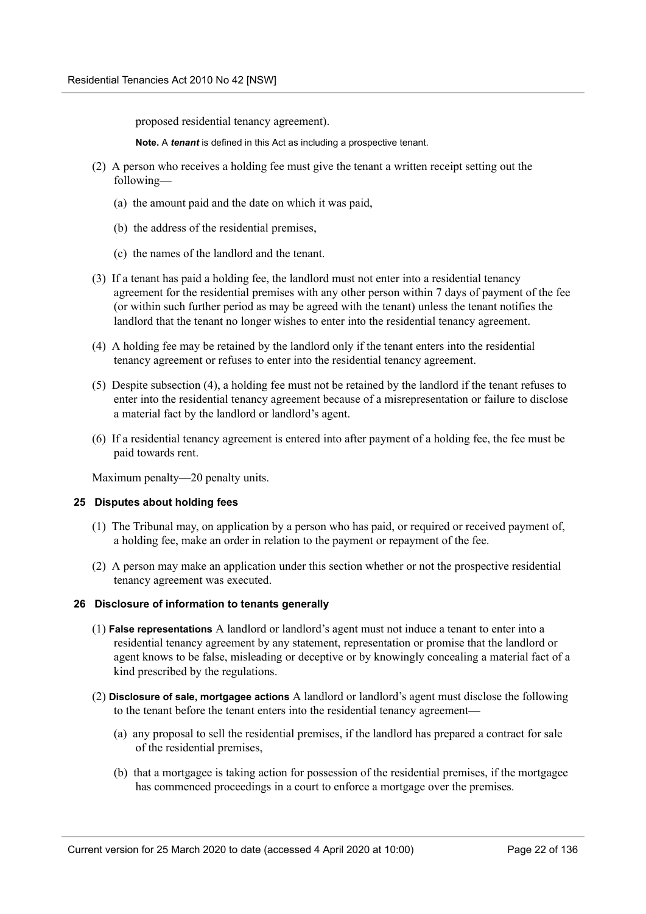proposed residential tenancy agreement).

**Note.** A ***tenant*** is defined in this Act as including a prospective tenant.

(2) A person who receives a holding fee must give the tenant a written receipt setting out the following—

(a) the amount paid and the date on which it was paid,

(b) the address of the residential premises,

(c) the names of the landlord and the tenant.

(3) If a tenant has paid a holding fee, the landlord must not enter into a residential tenancy agreement for the residential premises with any other person within 7 days of payment of the fee (or within such further period as may be agreed with the tenant) unless the tenant notifies the landlord that the tenant no longer wishes to enter into the residential tenancy agreement.

(4) A holding fee may be retained by the landlord only if the tenant enters into the residential tenancy agreement or refuses to enter into the residential tenancy agreement.

(5) Despite subsection (4), a holding fee must not be retained by the landlord if the tenant refuses to enter into the residential tenancy agreement because of a misrepresentation or failure to disclose a material fact by the landlord or landlord's agent.

(6) If a residential tenancy agreement is entered into after payment of a holding fee, the fee must be paid towards rent.

Maximum penalty—20 penalty units.

#### 25 Disputes about holding fees

(1) The Tribunal may, on application by a person who has paid, or required or received payment of, a holding fee, make an order in relation to the payment or repayment of the fee.

(2) A person may make an application under this section whether or not the prospective residential tenancy agreement was executed.

#### 26 Disclosure of information to tenants generally

(1) **False representations** A landlord or landlord's agent must not induce a tenant to enter into a residential tenancy agreement by any statement, representation or promise that the landlord or agent knows to be false, misleading or deceptive or by knowingly concealing a material fact of a kind prescribed by the regulations.

(2) **Disclosure of sale, mortgagee actions** A landlord or landlord's agent must disclose the following to the tenant before the tenant enters into the residential tenancy agreement—

(a) any proposal to sell the residential premises, if the landlord has prepared a contract for sale of the residential premises,

(b) that a mortgagee is taking action for possession of the residential premises, if the mortgagee has commenced proceedings in a court to enforce a mortgage over the premises.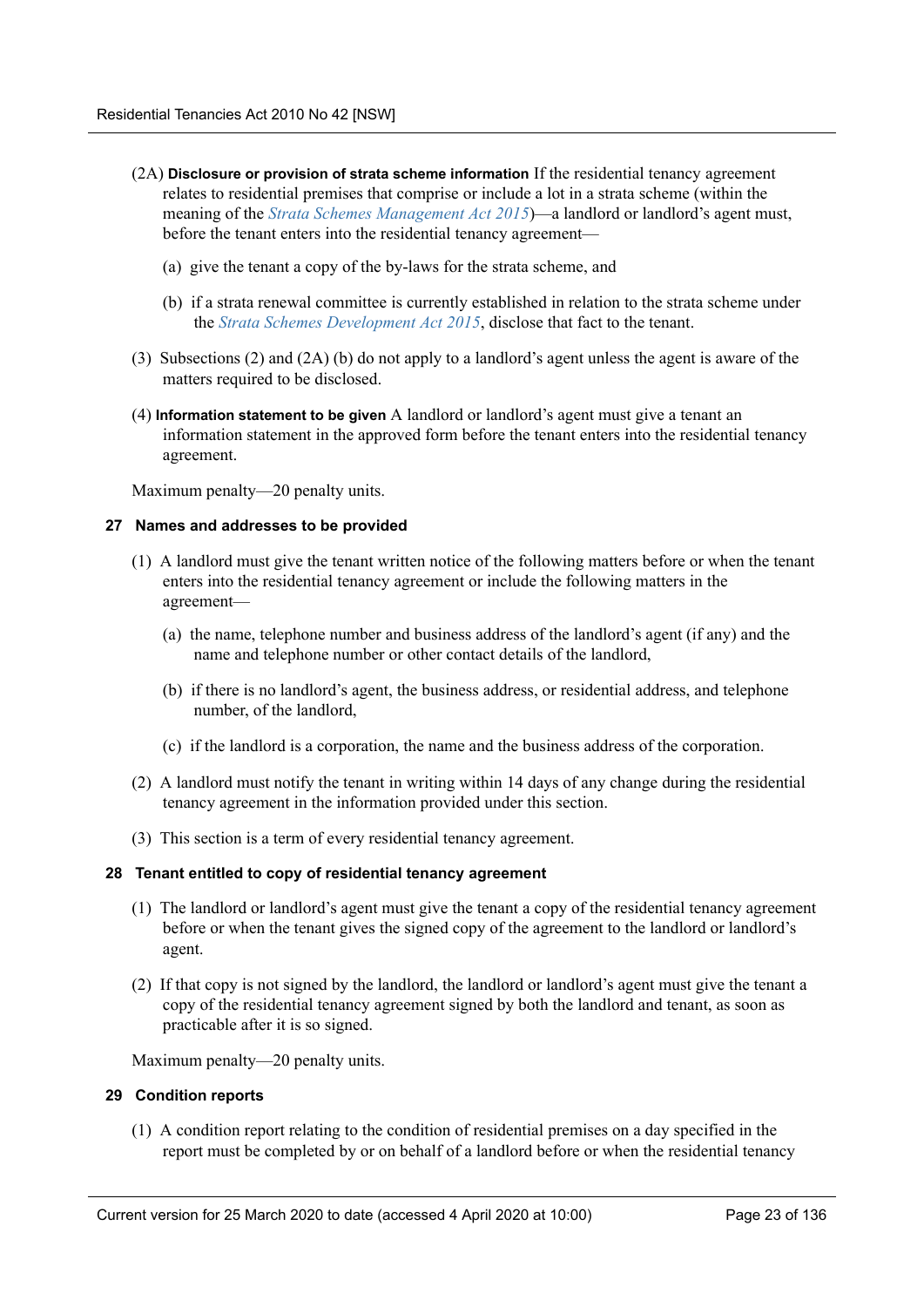(2A) **Disclosure or provision of strata scheme information** If the residential tenancy agreement relates to residential premises that comprise or include a lot in a strata scheme (within the meaning of the *Strata Schemes Management Act 2015*)—a landlord or landlord's agent must, before the tenant enters into the residential tenancy agreement—

(a) give the tenant a copy of the by-laws for the strata scheme, and

(b) if a strata renewal committee is currently established in relation to the strata scheme under the *Strata Schemes Development Act 2015*, disclose that fact to the tenant.

(3) Subsections (2) and (2A) (b) do not apply to a landlord's agent unless the agent is aware of the matters required to be disclosed.

(4) **Information statement to be given** A landlord or landlord's agent must give a tenant an information statement in the approved form before the tenant enters into the residential tenancy agreement.

Maximum penalty—20 penalty units.

### 27 Names and addresses to be provided

(1) A landlord must give the tenant written notice of the following matters before or when the tenant enters into the residential tenancy agreement or include the following matters in the agreement—

(a) the name, telephone number and business address of the landlord's agent (if any) and the name and telephone number or other contact details of the landlord,

(b) if there is no landlord's agent, the business address, or residential address, and telephone number, of the landlord,

(c) if the landlord is a corporation, the name and the business address of the corporation.

(2) A landlord must notify the tenant in writing within 14 days of any change during the residential tenancy agreement in the information provided under this section.

(3) This section is a term of every residential tenancy agreement.

### 28 Tenant entitled to copy of residential tenancy agreement

(1) The landlord or landlord's agent must give the tenant a copy of the residential tenancy agreement before or when the tenant gives the signed copy of the agreement to the landlord or landlord's agent.

(2) If that copy is not signed by the landlord, the landlord or landlord's agent must give the tenant a copy of the residential tenancy agreement signed by both the landlord and tenant, as soon as practicable after it is so signed.

Maximum penalty—20 penalty units.

### 29 Condition reports

(1) A condition report relating to the condition of residential premises on a day specified in the report must be completed by or on behalf of a landlord before or when the residential tenancy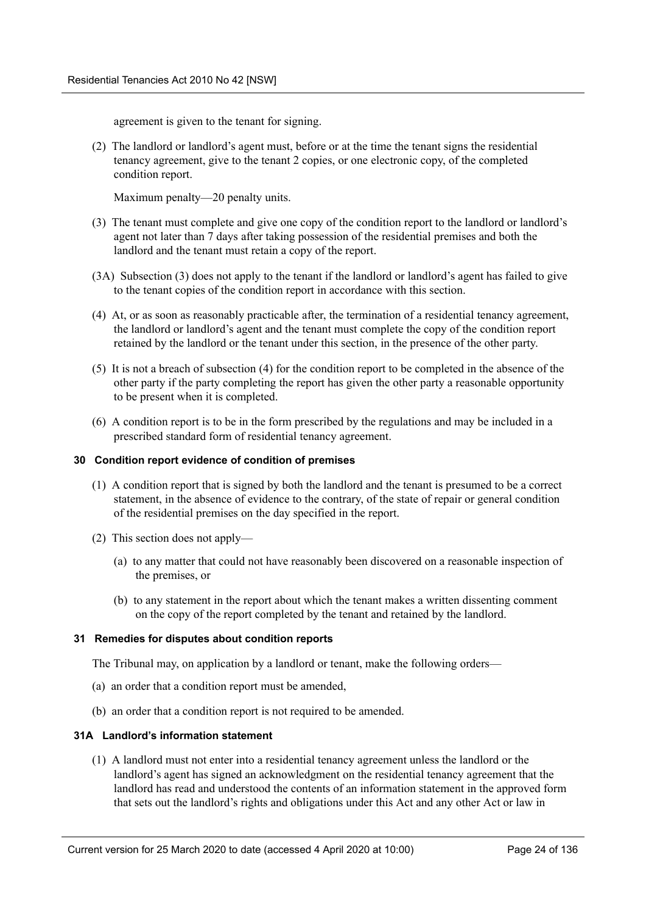agreement is given to the tenant for signing.

(2) The landlord or landlord's agent must, before or at the time the tenant signs the residential tenancy agreement, give to the tenant 2 copies, or one electronic copy, of the completed condition report.

Maximum penalty—20 penalty units.

(3) The tenant must complete and give one copy of the condition report to the landlord or landlord's agent not later than 7 days after taking possession of the residential premises and both the landlord and the tenant must retain a copy of the report.

(3A) Subsection (3) does not apply to the tenant if the landlord or landlord's agent has failed to give to the tenant copies of the condition report in accordance with this section.

(4) At, or as soon as reasonably practicable after, the termination of a residential tenancy agreement, the landlord or landlord's agent and the tenant must complete the copy of the condition report retained by the landlord or the tenant under this section, in the presence of the other party.

(5) It is not a breach of subsection (4) for the condition report to be completed in the absence of the other party if the party completing the report has given the other party a reasonable opportunity to be present when it is completed.

(6) A condition report is to be in the form prescribed by the regulations and may be included in a prescribed standard form of residential tenancy agreement.

#### 30 Condition report evidence of condition of premises

(1) A condition report that is signed by both the landlord and the tenant is presumed to be a correct statement, in the absence of evidence to the contrary, of the state of repair or general condition of the residential premises on the day specified in the report.

(2) This section does not apply—

(a) to any matter that could not have reasonably been discovered on a reasonable inspection of the premises, or

(b) to any statement in the report about which the tenant makes a written dissenting comment on the copy of the report completed by the tenant and retained by the landlord.

#### 31 Remedies for disputes about condition reports

The Tribunal may, on application by a landlord or tenant, make the following orders—

(a) an order that a condition report must be amended,

(b) an order that a condition report is not required to be amended.

#### 31A Landlord's information statement

(1) A landlord must not enter into a residential tenancy agreement unless the landlord or the landlord's agent has signed an acknowledgment on the residential tenancy agreement that the landlord has read and understood the contents of an information statement in the approved form that sets out the landlord's rights and obligations under this Act and any other Act or law in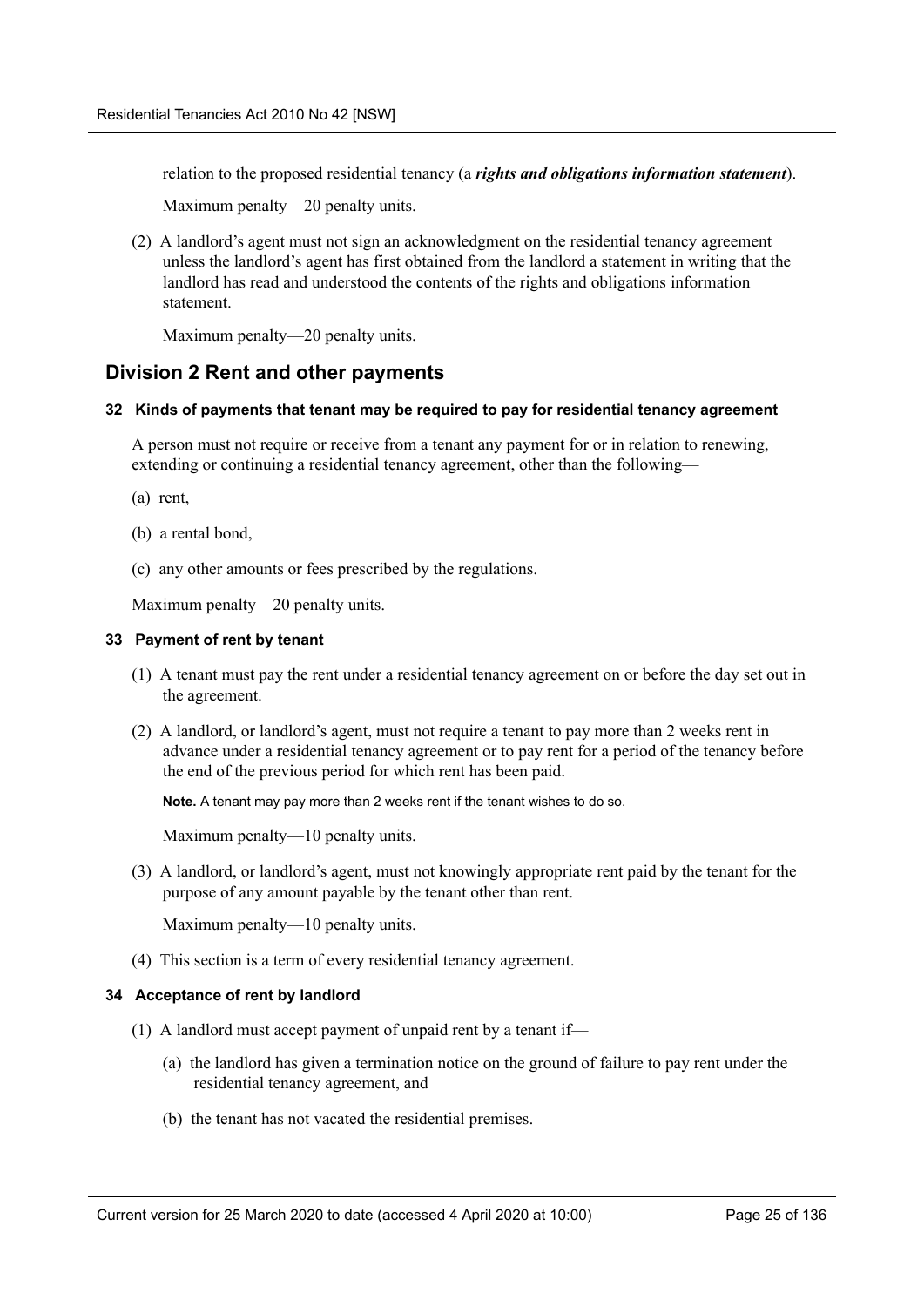relation to the proposed residential tenancy (a ***rights and obligations information statement***).

Maximum penalty—20 penalty units.

(2) A landlord's agent must not sign an acknowledgment on the residential tenancy agreement unless the landlord's agent has first obtained from the landlord a statement in writing that the landlord has read and understood the contents of the rights and obligations information statement.

Maximum penalty—20 penalty units.

## Division 2 Rent and other payments

#### 32 Kinds of payments that tenant may be required to pay for residential tenancy agreement

A person must not require or receive from a tenant any payment for or in relation to renewing, extending or continuing a residential tenancy agreement, other than the following—

(a) rent,

(b) a rental bond,

(c) any other amounts or fees prescribed by the regulations.

Maximum penalty—20 penalty units.

#### 33 Payment of rent by tenant

(1) A tenant must pay the rent under a residential tenancy agreement on or before the day set out in the agreement.

(2) A landlord, or landlord's agent, must not require a tenant to pay more than 2 weeks rent in advance under a residential tenancy agreement or to pay rent for a period of the tenancy before the end of the previous period for which rent has been paid.

**Note.** A tenant may pay more than 2 weeks rent if the tenant wishes to do so.

Maximum penalty—10 penalty units.

(3) A landlord, or landlord's agent, must not knowingly appropriate rent paid by the tenant for the purpose of any amount payable by the tenant other than rent.

Maximum penalty—10 penalty units.

(4) This section is a term of every residential tenancy agreement.

#### 34 Acceptance of rent by landlord

(1) A landlord must accept payment of unpaid rent by a tenant if—

(a) the landlord has given a termination notice on the ground of failure to pay rent under the residential tenancy agreement, and

(b) the tenant has not vacated the residential premises.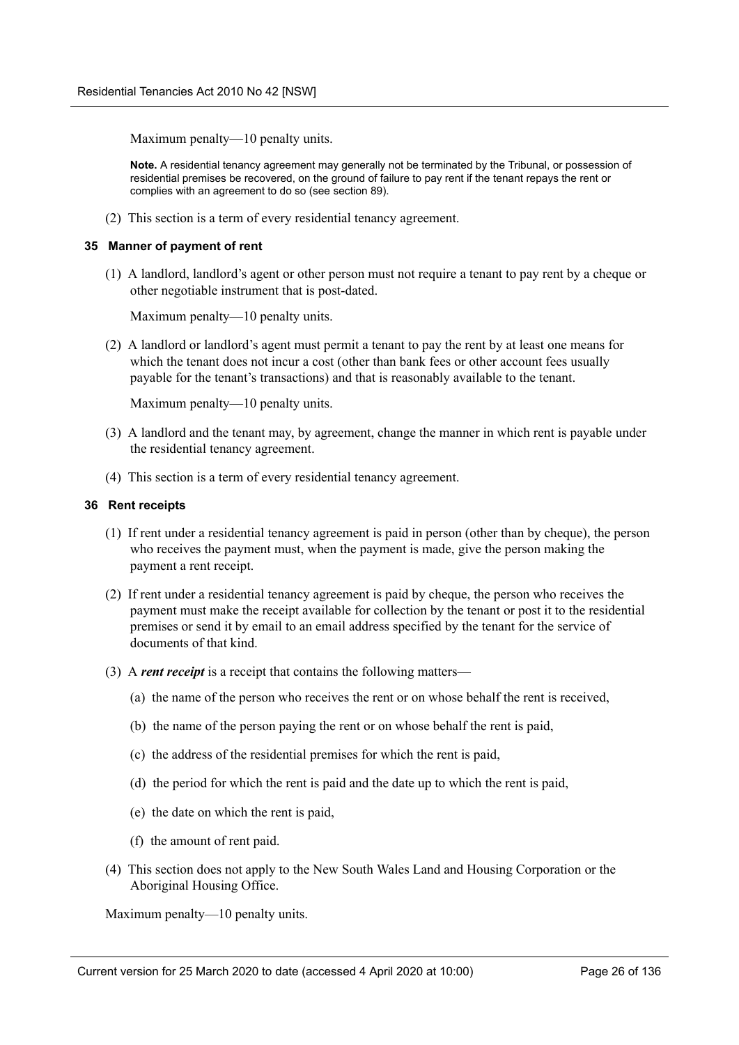Maximum penalty—10 penalty units.

**Note.** A residential tenancy agreement may generally not be terminated by the Tribunal, or possession of residential premises be recovered, on the ground of failure to pay rent if the tenant repays the rent or complies with an agreement to do so (see section 89).

(2) This section is a term of every residential tenancy agreement.

#### 35 Manner of payment of rent

(1) A landlord, landlord's agent or other person must not require a tenant to pay rent by a cheque or other negotiable instrument that is post-dated.

Maximum penalty—10 penalty units.

(2) A landlord or landlord's agent must permit a tenant to pay the rent by at least one means for which the tenant does not incur a cost (other than bank fees or other account fees usually payable for the tenant's transactions) and that is reasonably available to the tenant.

Maximum penalty—10 penalty units.

(3) A landlord and the tenant may, by agreement, change the manner in which rent is payable under the residential tenancy agreement.

(4) This section is a term of every residential tenancy agreement.

#### 36 Rent receipts

(1) If rent under a residential tenancy agreement is paid in person (other than by cheque), the person who receives the payment must, when the payment is made, give the person making the payment a rent receipt.

(2) If rent under a residential tenancy agreement is paid by cheque, the person who receives the payment must make the receipt available for collection by the tenant or post it to the residential premises or send it by email to an email address specified by the tenant for the service of documents of that kind.

(3) A ***rent receipt*** is a receipt that contains the following matters—

(a) the name of the person who receives the rent or on whose behalf the rent is received,

(b) the name of the person paying the rent or on whose behalf the rent is paid,

(c) the address of the residential premises for which the rent is paid,

(d) the period for which the rent is paid and the date up to which the rent is paid,

(e) the date on which the rent is paid,

(f) the amount of rent paid.

(4) This section does not apply to the New South Wales Land and Housing Corporation or the Aboriginal Housing Office.

Maximum penalty—10 penalty units.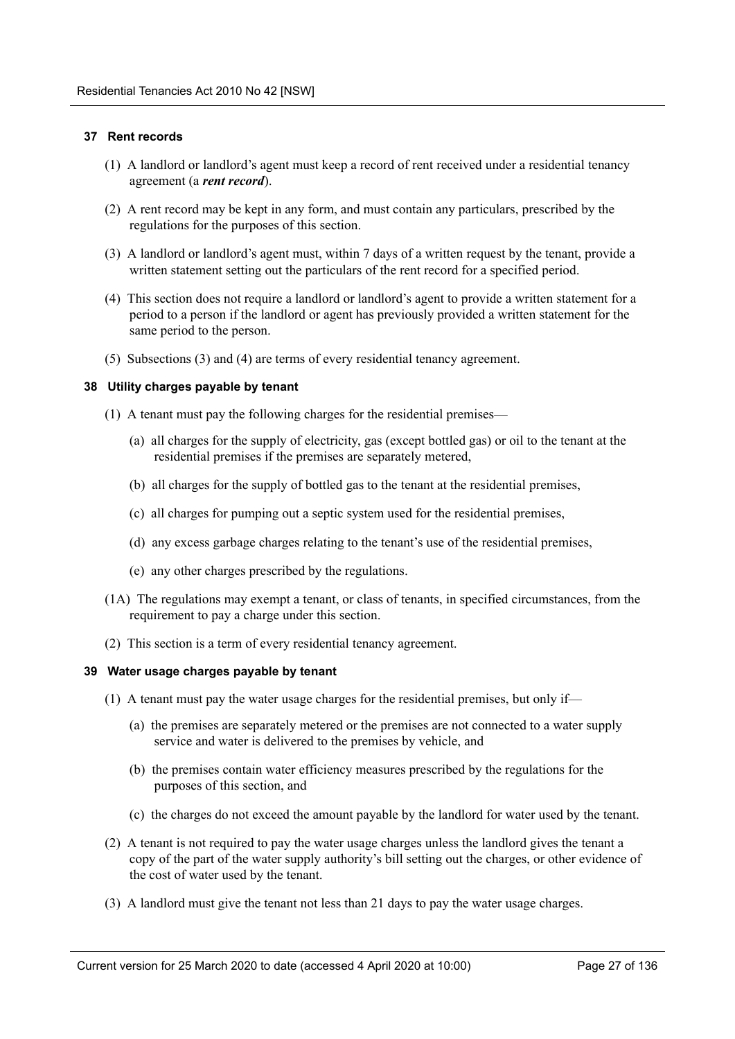#### 37 Rent records

(1) A landlord or landlord's agent must keep a record of rent received under a residential tenancy agreement (a ***rent record***).

(2) A rent record may be kept in any form, and must contain any particulars, prescribed by the regulations for the purposes of this section.

(3) A landlord or landlord's agent must, within 7 days of a written request by the tenant, provide a written statement setting out the particulars of the rent record for a specified period.

(4) This section does not require a landlord or landlord's agent to provide a written statement for a period to a person if the landlord or agent has previously provided a written statement for the same period to the person.

(5) Subsections (3) and (4) are terms of every residential tenancy agreement.

#### 38 Utility charges payable by tenant

(1) A tenant must pay the following charges for the residential premises—

(a) all charges for the supply of electricity, gas (except bottled gas) or oil to the tenant at the residential premises if the premises are separately metered,

(b) all charges for the supply of bottled gas to the tenant at the residential premises,

(c) all charges for pumping out a septic system used for the residential premises,

(d) any excess garbage charges relating to the tenant's use of the residential premises,

(e) any other charges prescribed by the regulations.

(1A) The regulations may exempt a tenant, or class of tenants, in specified circumstances, from the requirement to pay a charge under this section.

(2) This section is a term of every residential tenancy agreement.

#### 39 Water usage charges payable by tenant

(1) A tenant must pay the water usage charges for the residential premises, but only if—

(a) the premises are separately metered or the premises are not connected to a water supply service and water is delivered to the premises by vehicle, and

(b) the premises contain water efficiency measures prescribed by the regulations for the purposes of this section, and

(c) the charges do not exceed the amount payable by the landlord for water used by the tenant.

(2) A tenant is not required to pay the water usage charges unless the landlord gives the tenant a copy of the part of the water supply authority's bill setting out the charges, or other evidence of the cost of water used by the tenant.

(3) A landlord must give the tenant not less than 21 days to pay the water usage charges.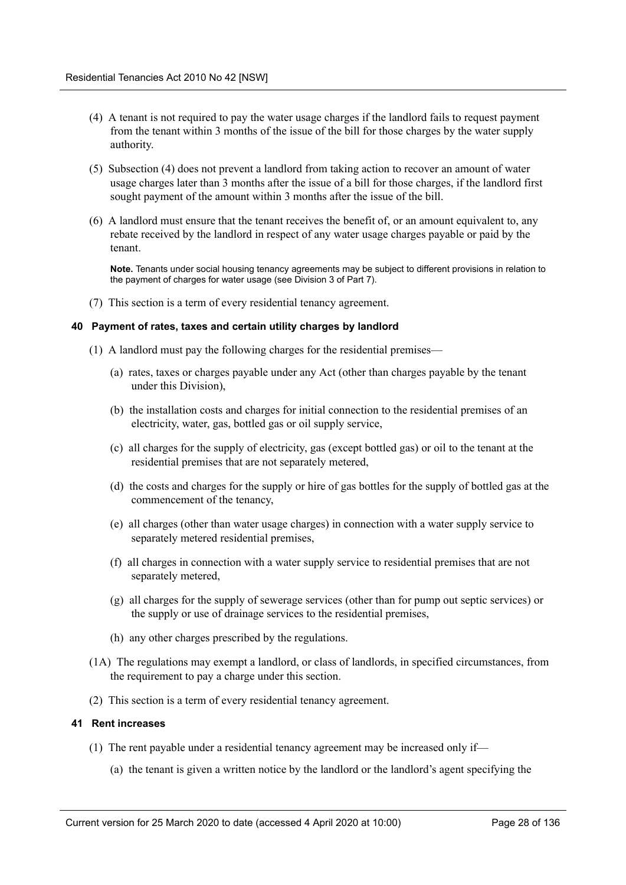(4) A tenant is not required to pay the water usage charges if the landlord fails to request payment from the tenant within 3 months of the issue of the bill for those charges by the water supply authority.

(5) Subsection (4) does not prevent a landlord from taking action to recover an amount of water usage charges later than 3 months after the issue of a bill for those charges, if the landlord first sought payment of the amount within 3 months after the issue of the bill.

(6) A landlord must ensure that the tenant receives the benefit of, or an amount equivalent to, any rebate received by the landlord in respect of any water usage charges payable or paid by the tenant.

**Note.** Tenants under social housing tenancy agreements may be subject to different provisions in relation to the payment of charges for water usage (see Division 3 of Part 7).

(7) This section is a term of every residential tenancy agreement.

#### 40 Payment of rates, taxes and certain utility charges by landlord

(1) A landlord must pay the following charges for the residential premises—

(a) rates, taxes or charges payable under any Act (other than charges payable by the tenant under this Division),

(b) the installation costs and charges for initial connection to the residential premises of an electricity, water, gas, bottled gas or oil supply service,

(c) all charges for the supply of electricity, gas (except bottled gas) or oil to the tenant at the residential premises that are not separately metered,

(d) the costs and charges for the supply or hire of gas bottles for the supply of bottled gas at the commencement of the tenancy,

(e) all charges (other than water usage charges) in connection with a water supply service to separately metered residential premises,

(f) all charges in connection with a water supply service to residential premises that are not separately metered,

(g) all charges for the supply of sewerage services (other than for pump out septic services) or the supply or use of drainage services to the residential premises,

(h) any other charges prescribed by the regulations.

(1A) The regulations may exempt a landlord, or class of landlords, in specified circumstances, from the requirement to pay a charge under this section.

(2) This section is a term of every residential tenancy agreement.

#### 41 Rent increases

(1) The rent payable under a residential tenancy agreement may be increased only if—

(a) the tenant is given a written notice by the landlord or the landlord's agent specifying the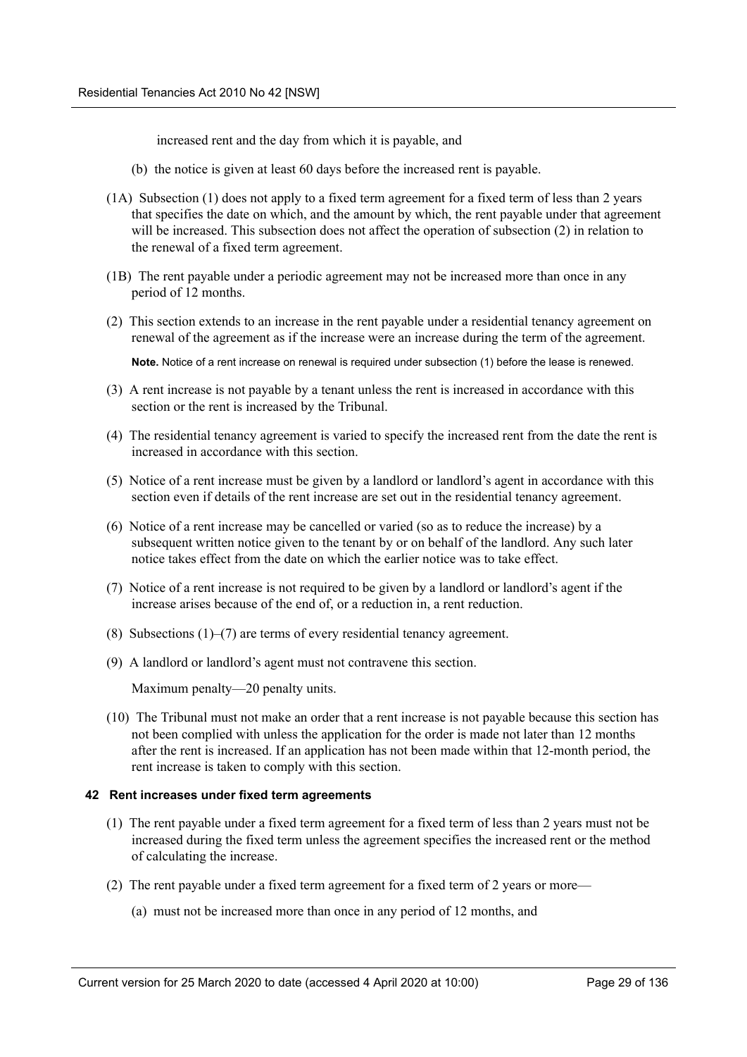increased rent and the day from which it is payable, and

(b) the notice is given at least 60 days before the increased rent is payable.

(1A) Subsection (1) does not apply to a fixed term agreement for a fixed term of less than 2 years that specifies the date on which, and the amount by which, the rent payable under that agreement will be increased. This subsection does not affect the operation of subsection (2) in relation to the renewal of a fixed term agreement.

(1B) The rent payable under a periodic agreement may not be increased more than once in any period of 12 months.

(2) This section extends to an increase in the rent payable under a residential tenancy agreement on renewal of the agreement as if the increase were an increase during the term of the agreement.

**Note.** Notice of a rent increase on renewal is required under subsection (1) before the lease is renewed.

(3) A rent increase is not payable by a tenant unless the rent is increased in accordance with this section or the rent is increased by the Tribunal.

(4) The residential tenancy agreement is varied to specify the increased rent from the date the rent is increased in accordance with this section.

(5) Notice of a rent increase must be given by a landlord or landlord's agent in accordance with this section even if details of the rent increase are set out in the residential tenancy agreement.

(6) Notice of a rent increase may be cancelled or varied (so as to reduce the increase) by a subsequent written notice given to the tenant by or on behalf of the landlord. Any such later notice takes effect from the date on which the earlier notice was to take effect.

(7) Notice of a rent increase is not required to be given by a landlord or landlord's agent if the increase arises because of the end of, or a reduction in, a rent reduction.

(8) Subsections (1)–(7) are terms of every residential tenancy agreement.

(9) A landlord or landlord's agent must not contravene this section.

Maximum penalty—20 penalty units.

(10) The Tribunal must not make an order that a rent increase is not payable because this section has not been complied with unless the application for the order is made not later than 12 months after the rent is increased. If an application has not been made within that 12-month period, the rent increase is taken to comply with this section.

#### 42 Rent increases under fixed term agreements

(1) The rent payable under a fixed term agreement for a fixed term of less than 2 years must not be increased during the fixed term unless the agreement specifies the increased rent or the method of calculating the increase.

(2) The rent payable under a fixed term agreement for a fixed term of 2 years or more—

(a) must not be increased more than once in any period of 12 months, and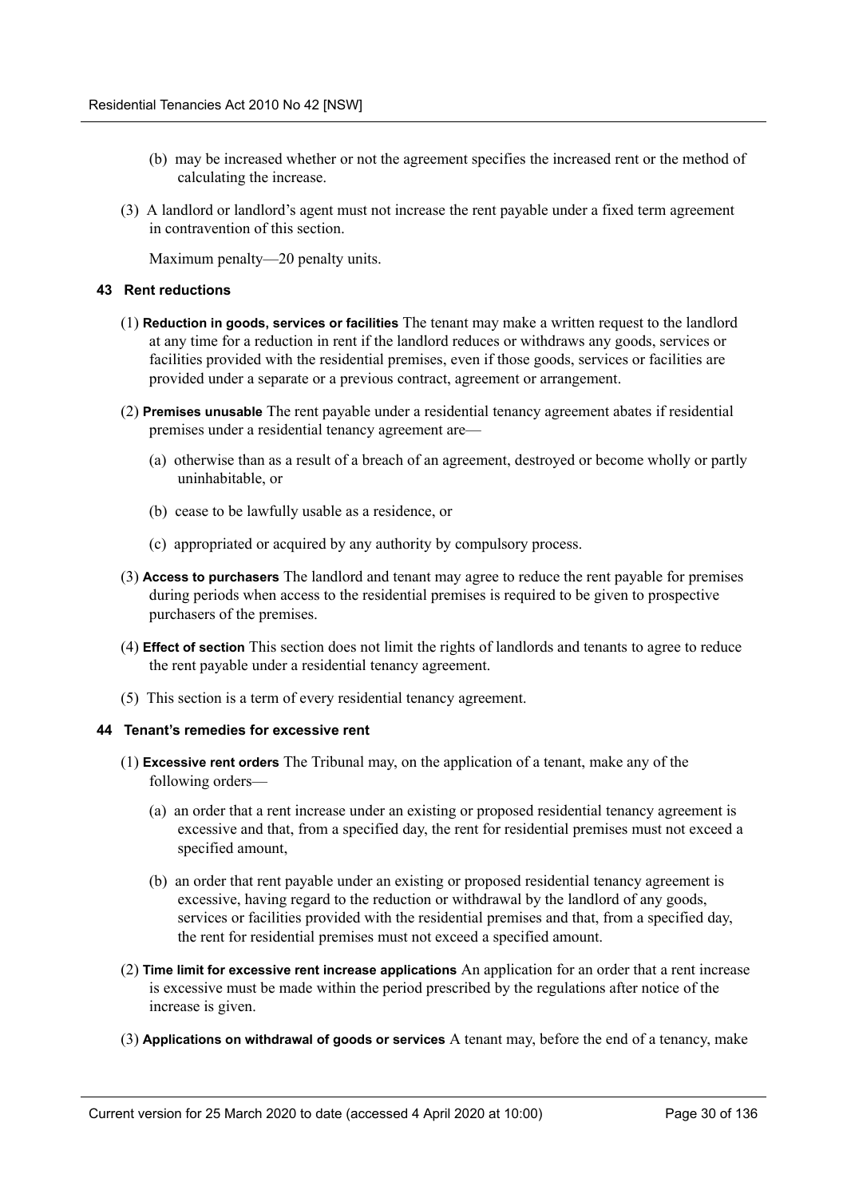(b) may be increased whether or not the agreement specifies the increased rent or the method of calculating the increase.

(3) A landlord or landlord's agent must not increase the rent payable under a fixed term agreement in contravention of this section.

Maximum penalty—20 penalty units.

### 43 Rent reductions

(1) **Reduction in goods, services or facilities** The tenant may make a written request to the landlord at any time for a reduction in rent if the landlord reduces or withdraws any goods, services or facilities provided with the residential premises, even if those goods, services or facilities are provided under a separate or a previous contract, agreement or arrangement.

(2) **Premises unusable** The rent payable under a residential tenancy agreement abates if residential premises under a residential tenancy agreement are—

(a) otherwise than as a result of a breach of an agreement, destroyed or become wholly or partly uninhabitable, or

(b) cease to be lawfully usable as a residence, or

(c) appropriated or acquired by any authority by compulsory process.

(3) **Access to purchasers** The landlord and tenant may agree to reduce the rent payable for premises during periods when access to the residential premises is required to be given to prospective purchasers of the premises.

(4) **Effect of section** This section does not limit the rights of landlords and tenants to agree to reduce the rent payable under a residential tenancy agreement.

(5) This section is a term of every residential tenancy agreement.

### 44 Tenant's remedies for excessive rent

(1) **Excessive rent orders** The Tribunal may, on the application of a tenant, make any of the following orders—

(a) an order that a rent increase under an existing or proposed residential tenancy agreement is excessive and that, from a specified day, the rent for residential premises must not exceed a specified amount,

(b) an order that rent payable under an existing or proposed residential tenancy agreement is excessive, having regard to the reduction or withdrawal by the landlord of any goods, services or facilities provided with the residential premises and that, from a specified day, the rent for residential premises must not exceed a specified amount.

(2) **Time limit for excessive rent increase applications** An application for an order that a rent increase is excessive must be made within the period prescribed by the regulations after notice of the increase is given.

(3) **Applications on withdrawal of goods or services** A tenant may, before the end of a tenancy, make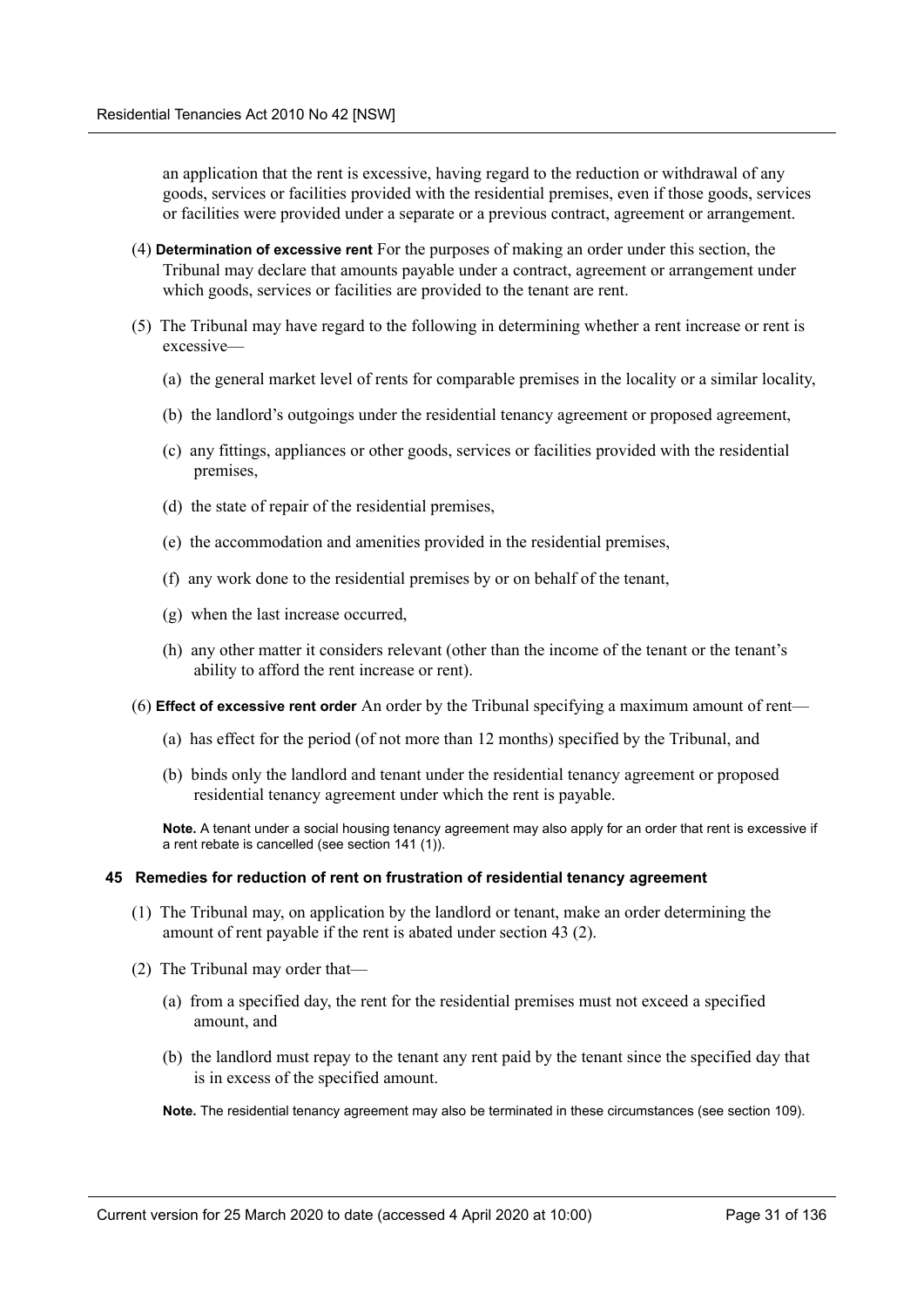an application that the rent is excessive, having regard to the reduction or withdrawal of any goods, services or facilities provided with the residential premises, even if those goods, services or facilities were provided under a separate or a previous contract, agreement or arrangement.

(4) **Determination of excessive rent** For the purposes of making an order under this section, the Tribunal may declare that amounts payable under a contract, agreement or arrangement under which goods, services or facilities are provided to the tenant are rent.

(5) The Tribunal may have regard to the following in determining whether a rent increase or rent is excessive—

(a) the general market level of rents for comparable premises in the locality or a similar locality,

(b) the landlord's outgoings under the residential tenancy agreement or proposed agreement,

(c) any fittings, appliances or other goods, services or facilities provided with the residential premises,

(d) the state of repair of the residential premises,

(e) the accommodation and amenities provided in the residential premises,

(f) any work done to the residential premises by or on behalf of the tenant,

(g) when the last increase occurred,

(h) any other matter it considers relevant (other than the income of the tenant or the tenant's ability to afford the rent increase or rent).

(6) **Effect of excessive rent order** An order by the Tribunal specifying a maximum amount of rent—

(a) has effect for the period (of not more than 12 months) specified by the Tribunal, and

(b) binds only the landlord and tenant under the residential tenancy agreement or proposed residential tenancy agreement under which the rent is payable.

**Note.** A tenant under a social housing tenancy agreement may also apply for an order that rent is excessive if a rent rebate is cancelled (see section 141 (1)).

### 45 Remedies for reduction of rent on frustration of residential tenancy agreement

(1) The Tribunal may, on application by the landlord or tenant, make an order determining the amount of rent payable if the rent is abated under section 43 (2).

(2) The Tribunal may order that—

(a) from a specified day, the rent for the residential premises must not exceed a specified amount, and

(b) the landlord must repay to the tenant any rent paid by the tenant since the specified day that is in excess of the specified amount.

**Note.** The residential tenancy agreement may also be terminated in these circumstances (see section 109).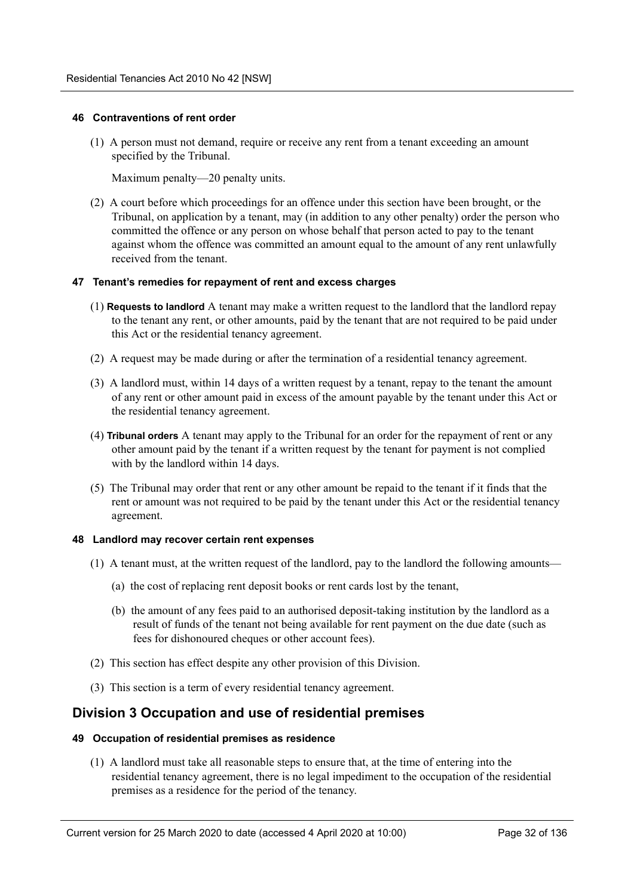#### 46 Contraventions of rent order

(1) A person must not demand, require or receive any rent from a tenant exceeding an amount specified by the Tribunal.

Maximum penalty—20 penalty units.

(2) A court before which proceedings for an offence under this section have been brought, or the Tribunal, on application by a tenant, may (in addition to any other penalty) order the person who committed the offence or any person on whose behalf that person acted to pay to the tenant against whom the offence was committed an amount equal to the amount of any rent unlawfully received from the tenant.

#### 47 Tenant's remedies for repayment of rent and excess charges

(1) **Requests to landlord** A tenant may make a written request to the landlord that the landlord repay to the tenant any rent, or other amounts, paid by the tenant that are not required to be paid under this Act or the residential tenancy agreement.

(2) A request may be made during or after the termination of a residential tenancy agreement.

(3) A landlord must, within 14 days of a written request by a tenant, repay to the tenant the amount of any rent or other amount paid in excess of the amount payable by the tenant under this Act or the residential tenancy agreement.

(4) **Tribunal orders** A tenant may apply to the Tribunal for an order for the repayment of rent or any other amount paid by the tenant if a written request by the tenant for payment is not complied with by the landlord within 14 days.

(5) The Tribunal may order that rent or any other amount be repaid to the tenant if it finds that the rent or amount was not required to be paid by the tenant under this Act or the residential tenancy agreement.

#### 48 Landlord may recover certain rent expenses

(1) A tenant must, at the written request of the landlord, pay to the landlord the following amounts—

(a) the cost of replacing rent deposit books or rent cards lost by the tenant,

(b) the amount of any fees paid to an authorised deposit-taking institution by the landlord as a result of funds of the tenant not being available for rent payment on the due date (such as fees for dishonoured cheques or other account fees).

(2) This section has effect despite any other provision of this Division.

(3) This section is a term of every residential tenancy agreement.

## Division 3 Occupation and use of residential premises

#### 49 Occupation of residential premises as residence

(1) A landlord must take all reasonable steps to ensure that, at the time of entering into the residential tenancy agreement, there is no legal impediment to the occupation of the residential premises as a residence for the period of the tenancy.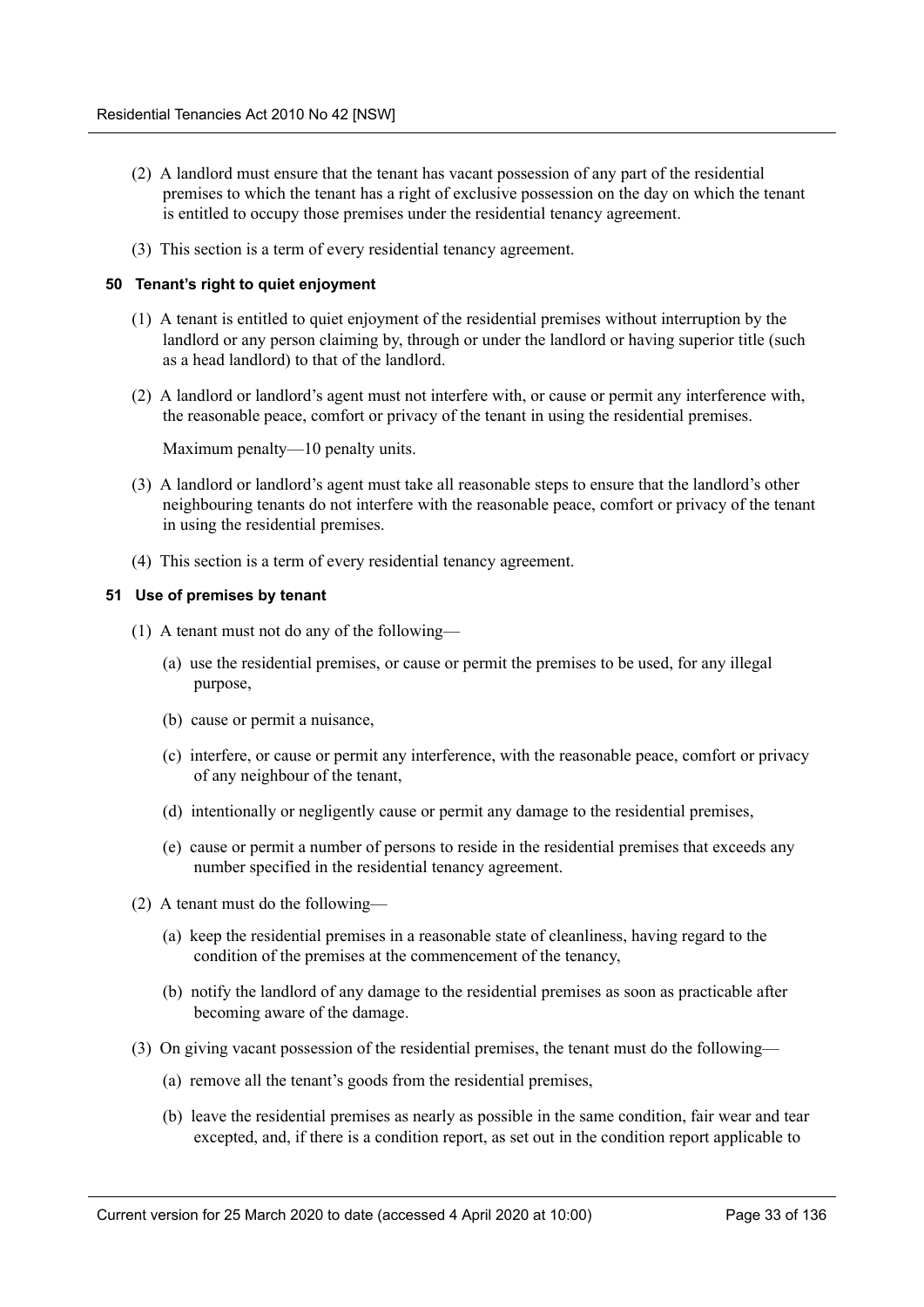(2) A landlord must ensure that the tenant has vacant possession of any part of the residential premises to which the tenant has a right of exclusive possession on the day on which the tenant is entitled to occupy those premises under the residential tenancy agreement.

(3) This section is a term of every residential tenancy agreement.

#### 50 Tenant's right to quiet enjoyment

(1) A tenant is entitled to quiet enjoyment of the residential premises without interruption by the landlord or any person claiming by, through or under the landlord or having superior title (such as a head landlord) to that of the landlord.

(2) A landlord or landlord's agent must not interfere with, or cause or permit any interference with, the reasonable peace, comfort or privacy of the tenant in using the residential premises.

Maximum penalty—10 penalty units.

(3) A landlord or landlord's agent must take all reasonable steps to ensure that the landlord's other neighbouring tenants do not interfere with the reasonable peace, comfort or privacy of the tenant in using the residential premises.

(4) This section is a term of every residential tenancy agreement.

#### 51 Use of premises by tenant

(1) A tenant must not do any of the following—

(a) use the residential premises, or cause or permit the premises to be used, for any illegal purpose,

(b) cause or permit a nuisance,

(c) interfere, or cause or permit any interference, with the reasonable peace, comfort or privacy of any neighbour of the tenant,

(d) intentionally or negligently cause or permit any damage to the residential premises,

(e) cause or permit a number of persons to reside in the residential premises that exceeds any number specified in the residential tenancy agreement.

(2) A tenant must do the following—

(a) keep the residential premises in a reasonable state of cleanliness, having regard to the condition of the premises at the commencement of the tenancy,

(b) notify the landlord of any damage to the residential premises as soon as practicable after becoming aware of the damage.

(3) On giving vacant possession of the residential premises, the tenant must do the following—

(a) remove all the tenant's goods from the residential premises,

(b) leave the residential premises as nearly as possible in the same condition, fair wear and tear excepted, and, if there is a condition report, as set out in the condition report applicable to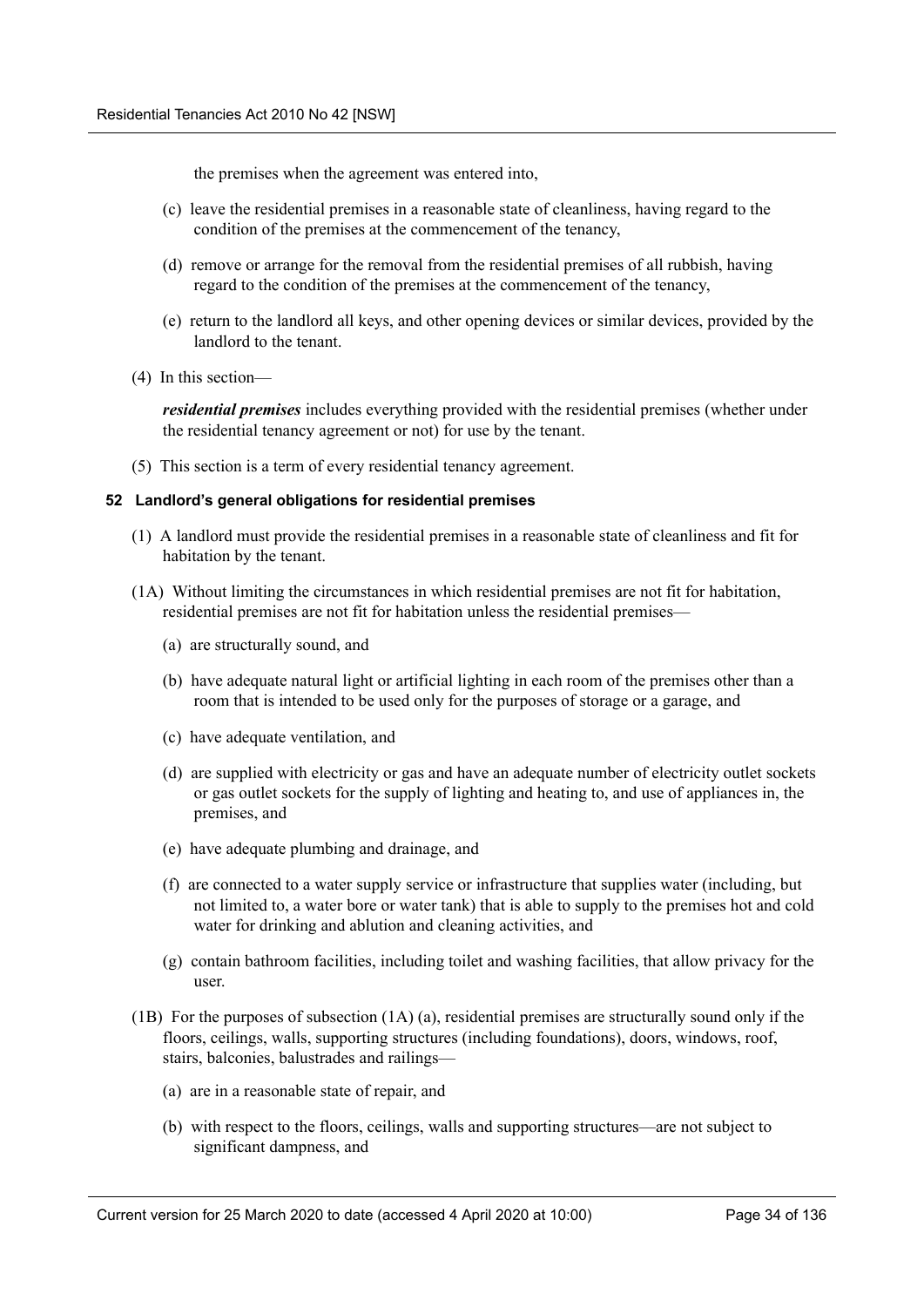the premises when the agreement was entered into,

(c) leave the residential premises in a reasonable state of cleanliness, having regard to the condition of the premises at the commencement of the tenancy,

(d) remove or arrange for the removal from the residential premises of all rubbish, having regard to the condition of the premises at the commencement of the tenancy,

(e) return to the landlord all keys, and other opening devices or similar devices, provided by the landlord to the tenant.

(4) In this section—

***residential premises*** includes everything provided with the residential premises (whether under the residential tenancy agreement or not) for use by the tenant.

(5) This section is a term of every residential tenancy agreement.

#### 52 Landlord's general obligations for residential premises

(1) A landlord must provide the residential premises in a reasonable state of cleanliness and fit for habitation by the tenant.

(1A) Without limiting the circumstances in which residential premises are not fit for habitation, residential premises are not fit for habitation unless the residential premises—

(a) are structurally sound, and

(b) have adequate natural light or artificial lighting in each room of the premises other than a room that is intended to be used only for the purposes of storage or a garage, and

(c) have adequate ventilation, and

(d) are supplied with electricity or gas and have an adequate number of electricity outlet sockets or gas outlet sockets for the supply of lighting and heating to, and use of appliances in, the premises, and

(e) have adequate plumbing and drainage, and

(f) are connected to a water supply service or infrastructure that supplies water (including, but not limited to, a water bore or water tank) that is able to supply to the premises hot and cold water for drinking and ablution and cleaning activities, and

(g) contain bathroom facilities, including toilet and washing facilities, that allow privacy for the user.

(1B) For the purposes of subsection (1A) (a), residential premises are structurally sound only if the floors, ceilings, walls, supporting structures (including foundations), doors, windows, roof, stairs, balconies, balustrades and railings—

(a) are in a reasonable state of repair, and

(b) with respect to the floors, ceilings, walls and supporting structures—are not subject to significant dampness, and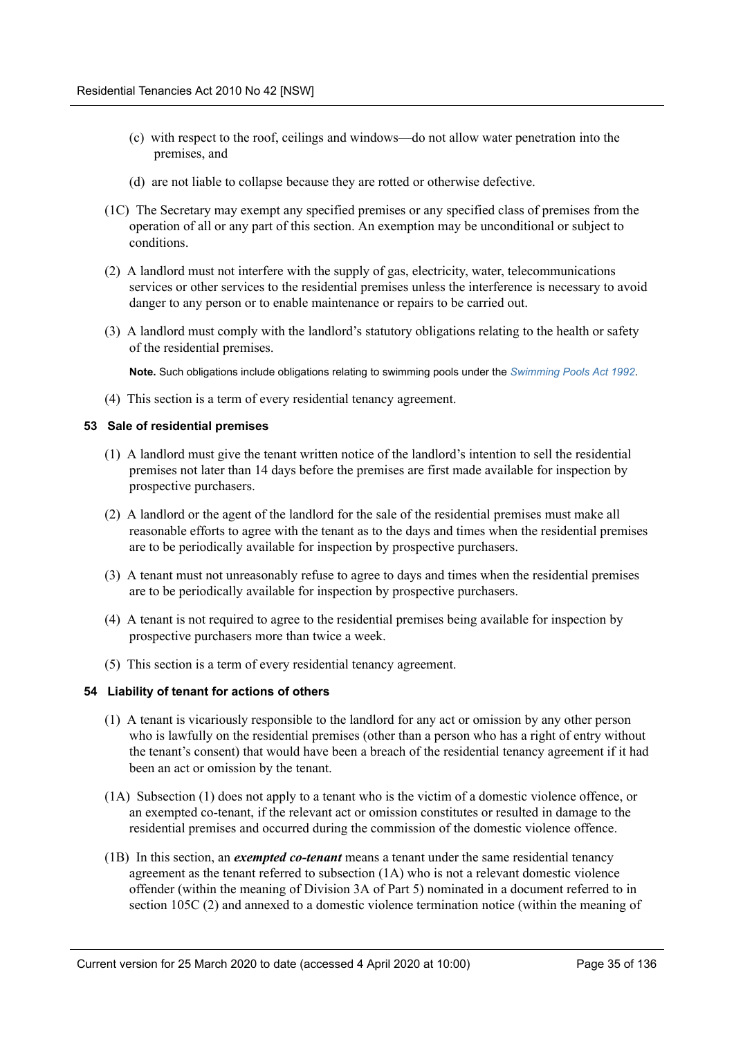(c) with respect to the roof, ceilings and windows—do not allow water penetration into the premises, and

(d) are not liable to collapse because they are rotted or otherwise defective.

(1C) The Secretary may exempt any specified premises or any specified class of premises from the operation of all or any part of this section. An exemption may be unconditional or subject to conditions.

(2) A landlord must not interfere with the supply of gas, electricity, water, telecommunications services or other services to the residential premises unless the interference is necessary to avoid danger to any person or to enable maintenance or repairs to be carried out.

(3) A landlord must comply with the landlord's statutory obligations relating to the health or safety of the residential premises.

**Note.** Such obligations include obligations relating to swimming pools under the *Swimming Pools Act 1992*.

(4) This section is a term of every residential tenancy agreement.

### 53 Sale of residential premises

(1) A landlord must give the tenant written notice of the landlord's intention to sell the residential premises not later than 14 days before the premises are first made available for inspection by prospective purchasers.

(2) A landlord or the agent of the landlord for the sale of the residential premises must make all reasonable efforts to agree with the tenant as to the days and times when the residential premises are to be periodically available for inspection by prospective purchasers.

(3) A tenant must not unreasonably refuse to agree to days and times when the residential premises are to be periodically available for inspection by prospective purchasers.

(4) A tenant is not required to agree to the residential premises being available for inspection by prospective purchasers more than twice a week.

(5) This section is a term of every residential tenancy agreement.

### 54 Liability of tenant for actions of others

(1) A tenant is vicariously responsible to the landlord for any act or omission by any other person who is lawfully on the residential premises (other than a person who has a right of entry without the tenant's consent) that would have been a breach of the residential tenancy agreement if it had been an act or omission by the tenant.

(1A) Subsection (1) does not apply to a tenant who is the victim of a domestic violence offence, or an exempted co-tenant, if the relevant act or omission constitutes or resulted in damage to the residential premises and occurred during the commission of the domestic violence offence.

(1B) In this section, an ***exempted co-tenant*** means a tenant under the same residential tenancy agreement as the tenant referred to subsection (1A) who is not a relevant domestic violence offender (within the meaning of Division 3A of Part 5) nominated in a document referred to in section 105C (2) and annexed to a domestic violence termination notice (within the meaning of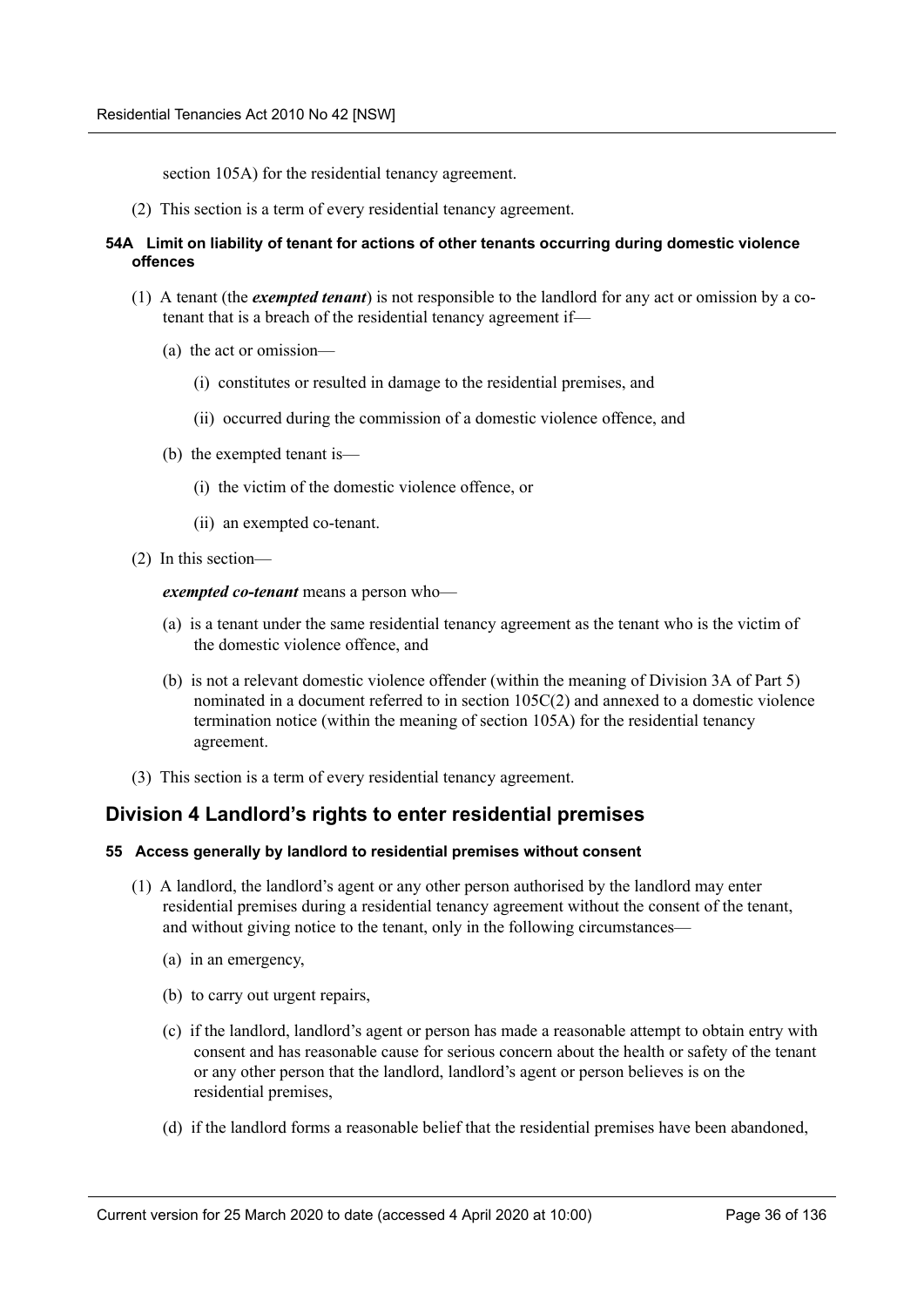section 105A) for the residential tenancy agreement.

(2) This section is a term of every residential tenancy agreement.

#### 54A Limit on liability of tenant for actions of other tenants occurring during domestic violence offences

(1) A tenant (the ***exempted tenant***) is not responsible to the landlord for any act or omission by a co-tenant that is a breach of the residential tenancy agreement if—

(a) the act or omission—

(i) constitutes or resulted in damage to the residential premises, and

(ii) occurred during the commission of a domestic violence offence, and

(b) the exempted tenant is—

(i) the victim of the domestic violence offence, or

(ii) an exempted co-tenant.

(2) In this section—

***exempted co-tenant*** means a person who—

(a) is a tenant under the same residential tenancy agreement as the tenant who is the victim of the domestic violence offence, and

(b) is not a relevant domestic violence offender (within the meaning of Division 3A of Part 5) nominated in a document referred to in section 105C(2) and annexed to a domestic violence termination notice (within the meaning of section 105A) for the residential tenancy agreement.

(3) This section is a term of every residential tenancy agreement.

## Division 4 Landlord's rights to enter residential premises

#### 55 Access generally by landlord to residential premises without consent

(1) A landlord, the landlord's agent or any other person authorised by the landlord may enter residential premises during a residential tenancy agreement without the consent of the tenant, and without giving notice to the tenant, only in the following circumstances—

(a) in an emergency,

(b) to carry out urgent repairs,

(c) if the landlord, landlord's agent or person has made a reasonable attempt to obtain entry with consent and has reasonable cause for serious concern about the health or safety of the tenant or any other person that the landlord, landlord's agent or person believes is on the residential premises,

(d) if the landlord forms a reasonable belief that the residential premises have been abandoned,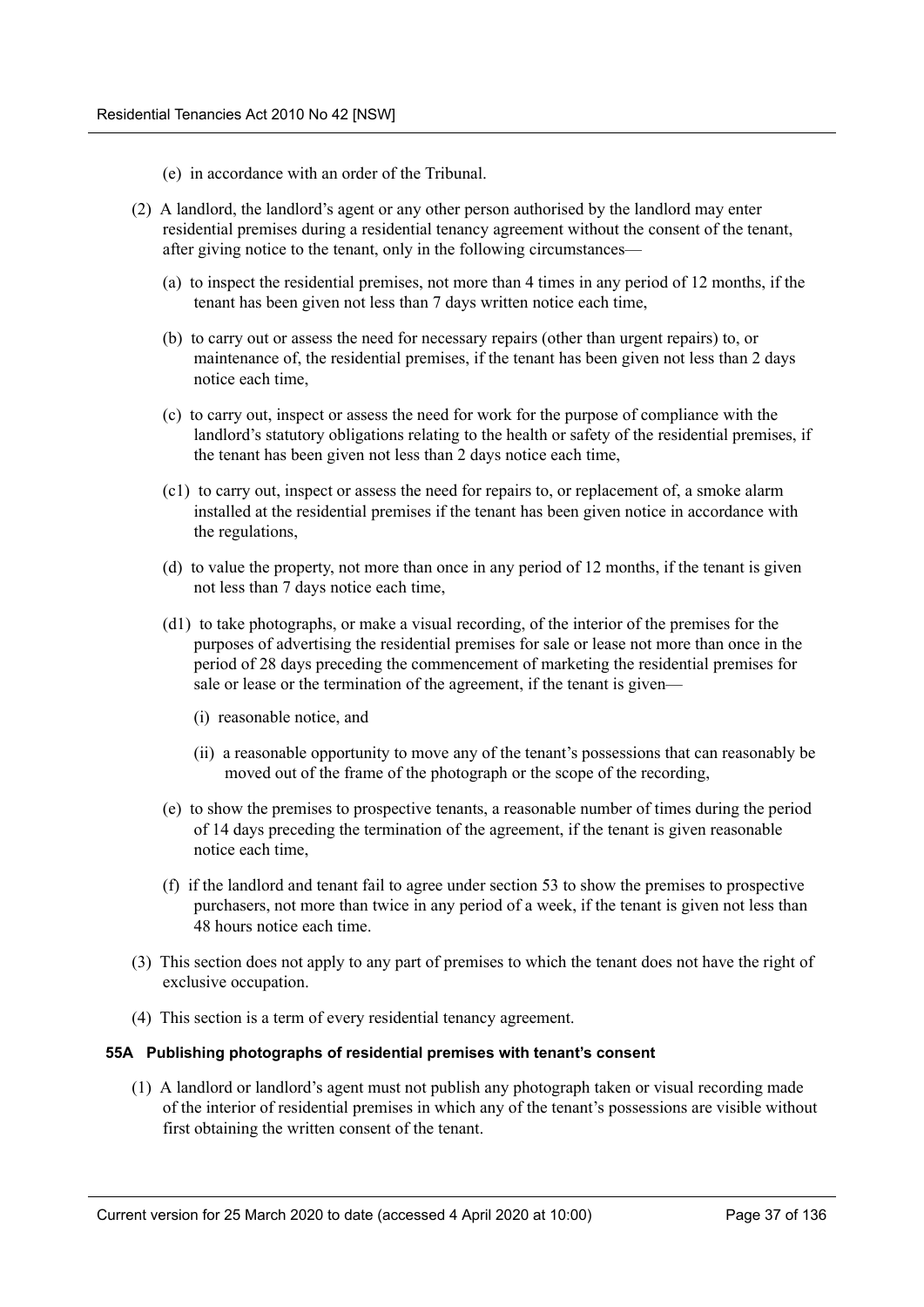(e) in accordance with an order of the Tribunal.

(2) A landlord, the landlord's agent or any other person authorised by the landlord may enter residential premises during a residential tenancy agreement without the consent of the tenant, after giving notice to the tenant, only in the following circumstances—

(a) to inspect the residential premises, not more than 4 times in any period of 12 months, if the tenant has been given not less than 7 days written notice each time,

(b) to carry out or assess the need for necessary repairs (other than urgent repairs) to, or maintenance of, the residential premises, if the tenant has been given not less than 2 days notice each time,

(c) to carry out, inspect or assess the need for work for the purpose of compliance with the landlord's statutory obligations relating to the health or safety of the residential premises, if the tenant has been given not less than 2 days notice each time,

(c1) to carry out, inspect or assess the need for repairs to, or replacement of, a smoke alarm installed at the residential premises if the tenant has been given notice in accordance with the regulations,

(d) to value the property, not more than once in any period of 12 months, if the tenant is given not less than 7 days notice each time,

(d1) to take photographs, or make a visual recording, of the interior of the premises for the purposes of advertising the residential premises for sale or lease not more than once in the period of 28 days preceding the commencement of marketing the residential premises for sale or lease or the termination of the agreement, if the tenant is given—

(i) reasonable notice, and

(ii) a reasonable opportunity to move any of the tenant's possessions that can reasonably be moved out of the frame of the photograph or the scope of the recording,

(e) to show the premises to prospective tenants, a reasonable number of times during the period of 14 days preceding the termination of the agreement, if the tenant is given reasonable notice each time,

(f) if the landlord and tenant fail to agree under section 53 to show the premises to prospective purchasers, not more than twice in any period of a week, if the tenant is given not less than 48 hours notice each time.

(3) This section does not apply to any part of premises to which the tenant does not have the right of exclusive occupation.

(4) This section is a term of every residential tenancy agreement.

#### 55A Publishing photographs of residential premises with tenant's consent

(1) A landlord or landlord's agent must not publish any photograph taken or visual recording made of the interior of residential premises in which any of the tenant's possessions are visible without first obtaining the written consent of the tenant.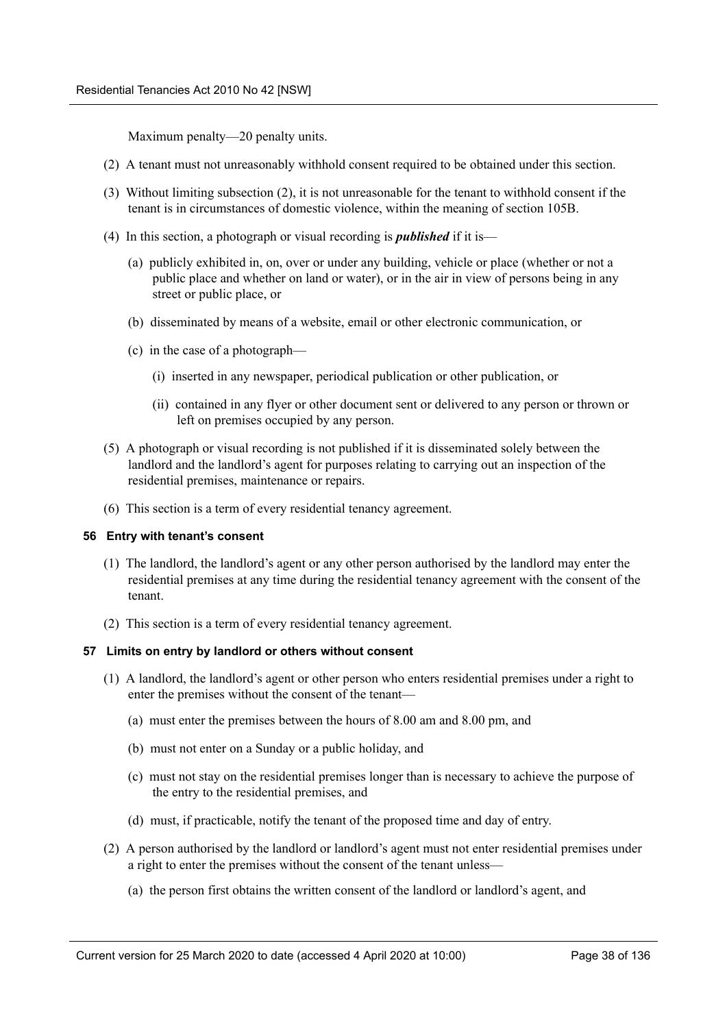Maximum penalty—20 penalty units.

(2) A tenant must not unreasonably withhold consent required to be obtained under this section.

(3) Without limiting subsection (2), it is not unreasonable for the tenant to withhold consent if the tenant is in circumstances of domestic violence, within the meaning of section 105B.

(4) In this section, a photograph or visual recording is ***published*** if it is—

(a) publicly exhibited in, on, over or under any building, vehicle or place (whether or not a public place and whether on land or water), or in the air in view of persons being in any street or public place, or

(b) disseminated by means of a website, email or other electronic communication, or

(c) in the case of a photograph—

(i) inserted in any newspaper, periodical publication or other publication, or

(ii) contained in any flyer or other document sent or delivered to any person or thrown or left on premises occupied by any person.

(5) A photograph or visual recording is not published if it is disseminated solely between the landlord and the landlord's agent for purposes relating to carrying out an inspection of the residential premises, maintenance or repairs.

(6) This section is a term of every residential tenancy agreement.

#### 56 Entry with tenant's consent

(1) The landlord, the landlord's agent or any other person authorised by the landlord may enter the residential premises at any time during the residential tenancy agreement with the consent of the tenant.

(2) This section is a term of every residential tenancy agreement.

#### 57 Limits on entry by landlord or others without consent

(1) A landlord, the landlord's agent or other person who enters residential premises under a right to enter the premises without the consent of the tenant—

(a) must enter the premises between the hours of 8.00 am and 8.00 pm, and

(b) must not enter on a Sunday or a public holiday, and

(c) must not stay on the residential premises longer than is necessary to achieve the purpose of the entry to the residential premises, and

(d) must, if practicable, notify the tenant of the proposed time and day of entry.

(2) A person authorised by the landlord or landlord's agent must not enter residential premises under a right to enter the premises without the consent of the tenant unless—

(a) the person first obtains the written consent of the landlord or landlord's agent, and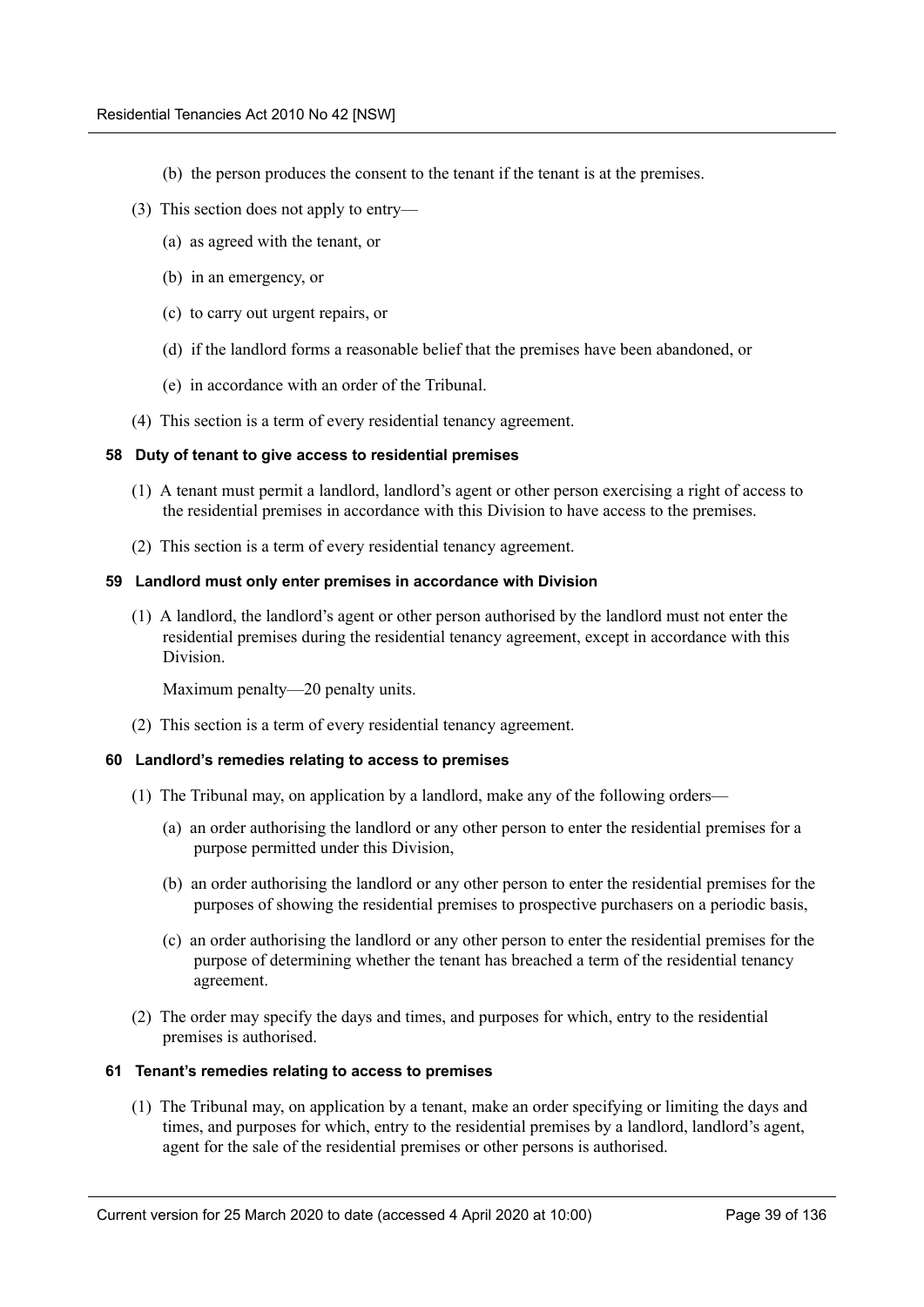(b) the person produces the consent to the tenant if the tenant is at the premises.

(3) This section does not apply to entry—

(a) as agreed with the tenant, or

(b) in an emergency, or

(c) to carry out urgent repairs, or

(d) if the landlord forms a reasonable belief that the premises have been abandoned, or

(e) in accordance with an order of the Tribunal.

(4) This section is a term of every residential tenancy agreement.

#### 58 Duty of tenant to give access to residential premises

(1) A tenant must permit a landlord, landlord's agent or other person exercising a right of access to the residential premises in accordance with this Division to have access to the premises.

(2) This section is a term of every residential tenancy agreement.

#### 59 Landlord must only enter premises in accordance with Division

(1) A landlord, the landlord's agent or other person authorised by the landlord must not enter the residential premises during the residential tenancy agreement, except in accordance with this Division.

Maximum penalty—20 penalty units.

(2) This section is a term of every residential tenancy agreement.

#### 60 Landlord's remedies relating to access to premises

(1) The Tribunal may, on application by a landlord, make any of the following orders—

(a) an order authorising the landlord or any other person to enter the residential premises for a purpose permitted under this Division,

(b) an order authorising the landlord or any other person to enter the residential premises for the purposes of showing the residential premises to prospective purchasers on a periodic basis,

(c) an order authorising the landlord or any other person to enter the residential premises for the purpose of determining whether the tenant has breached a term of the residential tenancy agreement.

(2) The order may specify the days and times, and purposes for which, entry to the residential premises is authorised.

#### 61 Tenant's remedies relating to access to premises

(1) The Tribunal may, on application by a tenant, make an order specifying or limiting the days and times, and purposes for which, entry to the residential premises by a landlord, landlord's agent, agent for the sale of the residential premises or other persons is authorised.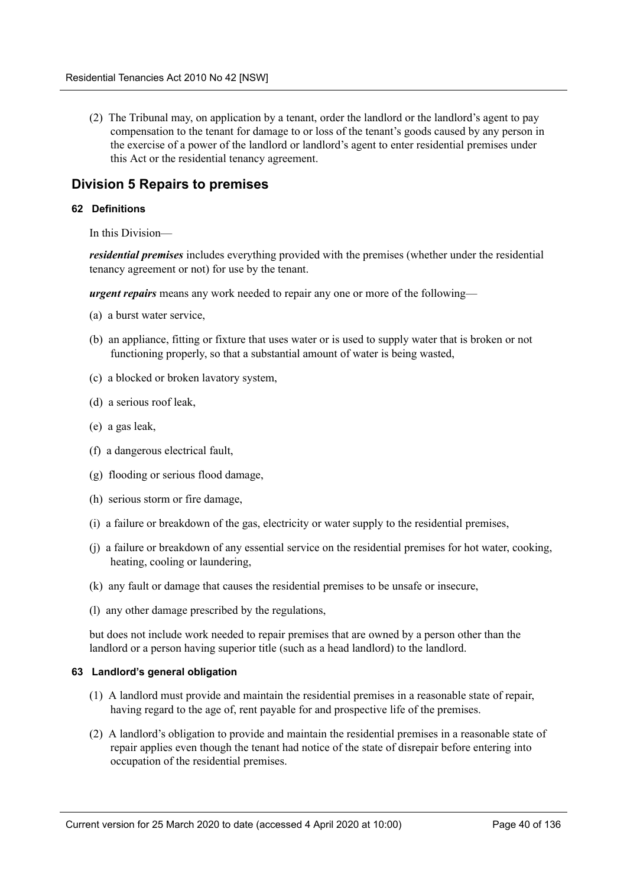(2) The Tribunal may, on application by a tenant, order the landlord or the landlord's agent to pay compensation to the tenant for damage to or loss of the tenant's goods caused by any person in the exercise of a power of the landlord or landlord's agent to enter residential premises under this Act or the residential tenancy agreement.

## Division 5 Repairs to premises

#### 62 Definitions

In this Division—

***residential premises*** includes everything provided with the premises (whether under the residential tenancy agreement or not) for use by the tenant.

***urgent repairs*** means any work needed to repair any one or more of the following—

(a) a burst water service,

(b) an appliance, fitting or fixture that uses water or is used to supply water that is broken or not functioning properly, so that a substantial amount of water is being wasted,

(c) a blocked or broken lavatory system,

(d) a serious roof leak,

(e) a gas leak,

(f) a dangerous electrical fault,

(g) flooding or serious flood damage,

(h) serious storm or fire damage,

(i) a failure or breakdown of the gas, electricity or water supply to the residential premises,

(j) a failure or breakdown of any essential service on the residential premises for hot water, cooking, heating, cooling or laundering,

(k) any fault or damage that causes the residential premises to be unsafe or insecure,

(l) any other damage prescribed by the regulations,

but does not include work needed to repair premises that are owned by a person other than the landlord or a person having superior title (such as a head landlord) to the landlord.

#### 63 Landlord's general obligation

(1) A landlord must provide and maintain the residential premises in a reasonable state of repair, having regard to the age of, rent payable for and prospective life of the premises.

(2) A landlord's obligation to provide and maintain the residential premises in a reasonable state of repair applies even though the tenant had notice of the state of disrepair before entering into occupation of the residential premises.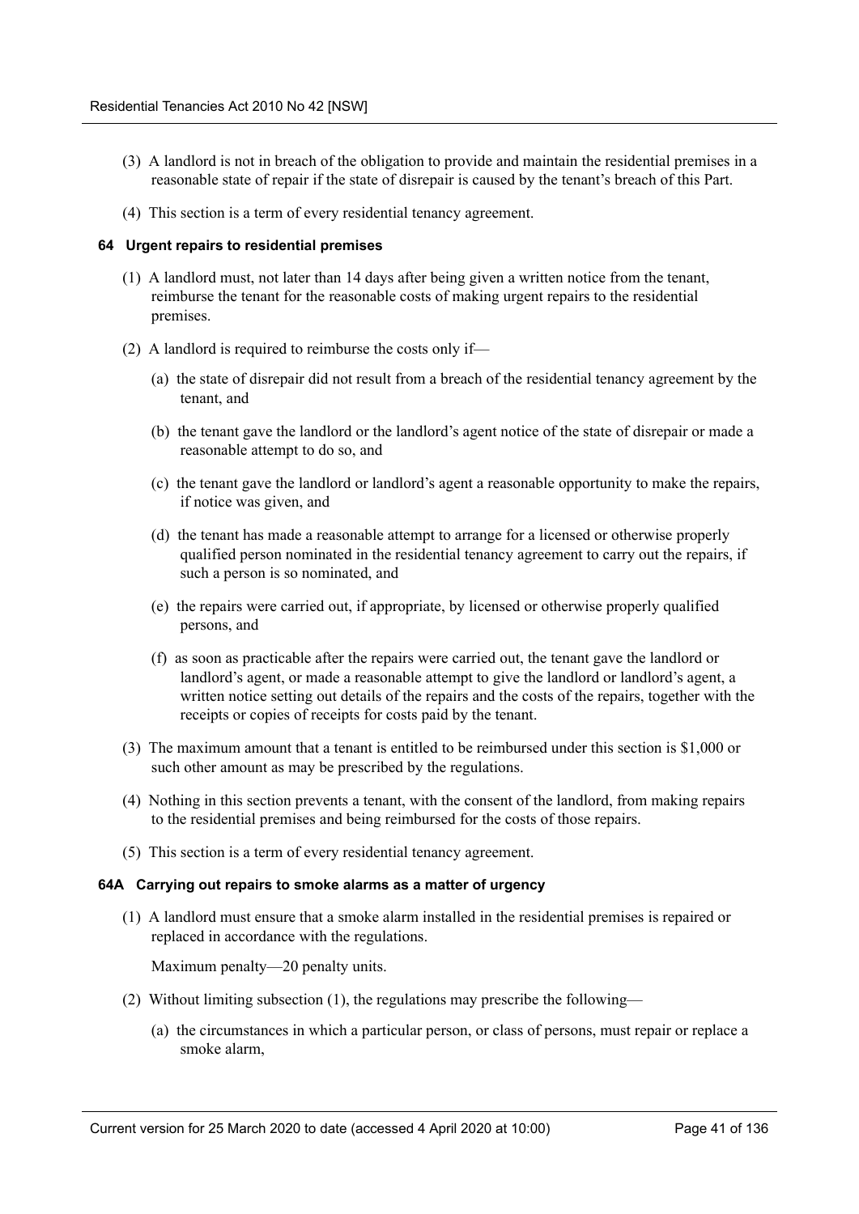(3) A landlord is not in breach of the obligation to provide and maintain the residential premises in a reasonable state of repair if the state of disrepair is caused by the tenant's breach of this Part.

(4) This section is a term of every residential tenancy agreement.

#### 64 Urgent repairs to residential premises

(1) A landlord must, not later than 14 days after being given a written notice from the tenant, reimburse the tenant for the reasonable costs of making urgent repairs to the residential premises.

(2) A landlord is required to reimburse the costs only if—

(a) the state of disrepair did not result from a breach of the residential tenancy agreement by the tenant, and

(b) the tenant gave the landlord or the landlord's agent notice of the state of disrepair or made a reasonable attempt to do so, and

(c) the tenant gave the landlord or landlord's agent a reasonable opportunity to make the repairs, if notice was given, and

(d) the tenant has made a reasonable attempt to arrange for a licensed or otherwise properly qualified person nominated in the residential tenancy agreement to carry out the repairs, if such a person is so nominated, and

(e) the repairs were carried out, if appropriate, by licensed or otherwise properly qualified persons, and

(f) as soon as practicable after the repairs were carried out, the tenant gave the landlord or landlord's agent, or made a reasonable attempt to give the landlord or landlord's agent, a written notice setting out details of the repairs and the costs of the repairs, together with the receipts or copies of receipts for costs paid by the tenant.

(3) The maximum amount that a tenant is entitled to be reimbursed under this section is $1,000 or such other amount as may be prescribed by the regulations.

(4) Nothing in this section prevents a tenant, with the consent of the landlord, from making repairs to the residential premises and being reimbursed for the costs of those repairs.

(5) This section is a term of every residential tenancy agreement.

#### 64A Carrying out repairs to smoke alarms as a matter of urgency

(1) A landlord must ensure that a smoke alarm installed in the residential premises is repaired or replaced in accordance with the regulations.

Maximum penalty—20 penalty units.

(2) Without limiting subsection (1), the regulations may prescribe the following—

(a) the circumstances in which a particular person, or class of persons, must repair or replace a smoke alarm,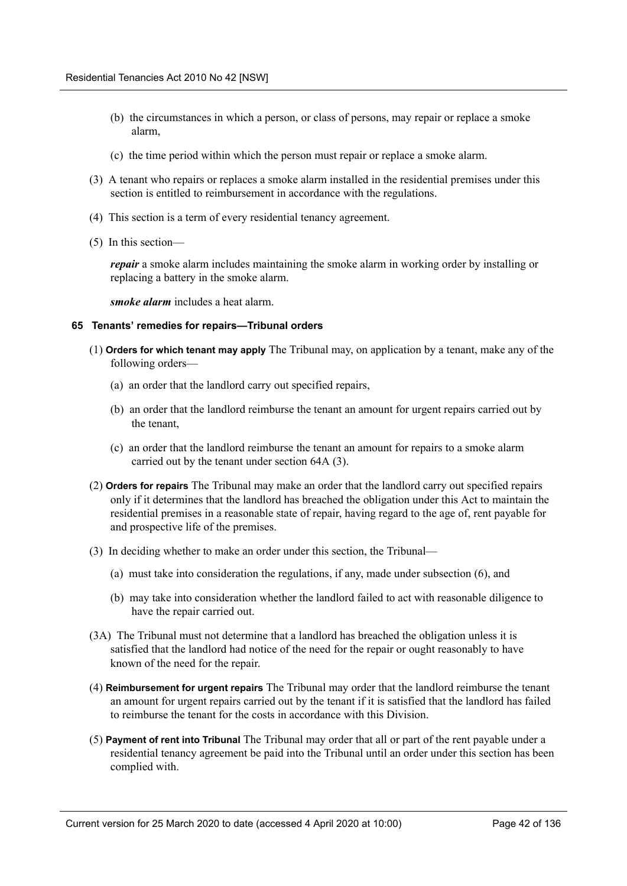(b) the circumstances in which a person, or class of persons, may repair or replace a smoke alarm,

(c) the time period within which the person must repair or replace a smoke alarm.

(3) A tenant who repairs or replaces a smoke alarm installed in the residential premises under this section is entitled to reimbursement in accordance with the regulations.

(4) This section is a term of every residential tenancy agreement.

(5) In this section—

***repair*** a smoke alarm includes maintaining the smoke alarm in working order by installing or replacing a battery in the smoke alarm.

***smoke alarm*** includes a heat alarm.

#### 65 Tenants' remedies for repairs—Tribunal orders

(1) **Orders for which tenant may apply** The Tribunal may, on application by a tenant, make any of the following orders—

(a) an order that the landlord carry out specified repairs,

(b) an order that the landlord reimburse the tenant an amount for urgent repairs carried out by the tenant,

(c) an order that the landlord reimburse the tenant an amount for repairs to a smoke alarm carried out by the tenant under section 64A (3).

(2) **Orders for repairs** The Tribunal may make an order that the landlord carry out specified repairs only if it determines that the landlord has breached the obligation under this Act to maintain the residential premises in a reasonable state of repair, having regard to the age of, rent payable for and prospective life of the premises.

(3) In deciding whether to make an order under this section, the Tribunal—

(a) must take into consideration the regulations, if any, made under subsection (6), and

(b) may take into consideration whether the landlord failed to act with reasonable diligence to have the repair carried out.

(3A) The Tribunal must not determine that a landlord has breached the obligation unless it is satisfied that the landlord had notice of the need for the repair or ought reasonably to have known of the need for the repair.

(4) **Reimbursement for urgent repairs** The Tribunal may order that the landlord reimburse the tenant an amount for urgent repairs carried out by the tenant if it is satisfied that the landlord has failed to reimburse the tenant for the costs in accordance with this Division.

(5) **Payment of rent into Tribunal** The Tribunal may order that all or part of the rent payable under a residential tenancy agreement be paid into the Tribunal until an order under this section has been complied with.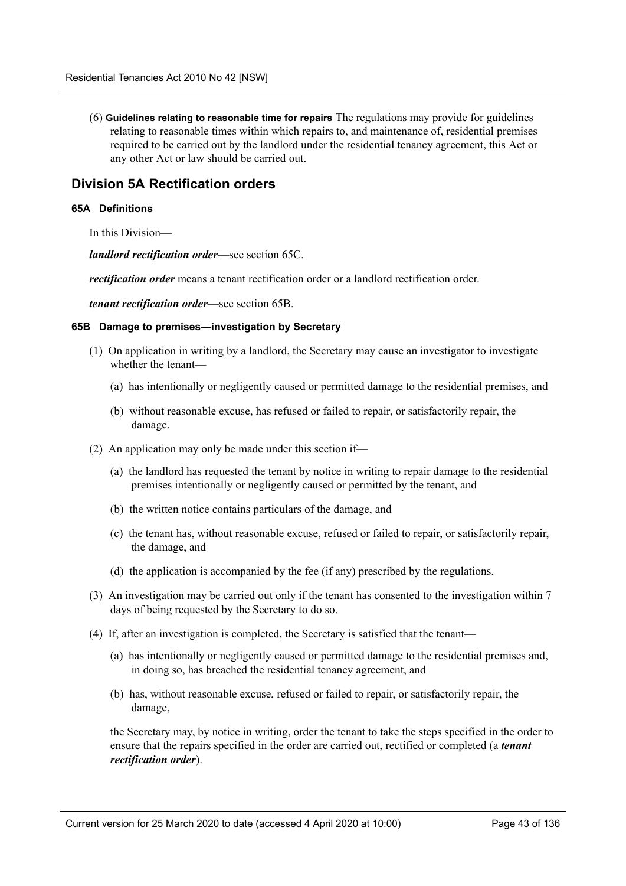(6) **Guidelines relating to reasonable time for repairs** The regulations may provide for guidelines relating to reasonable times within which repairs to, and maintenance of, residential premises required to be carried out by the landlord under the residential tenancy agreement, this Act or any other Act or law should be carried out.

## Division 5A Rectification orders

#### 65A Definitions

In this Division—

***landlord rectification order***—see section 65C.

***rectification order*** means a tenant rectification order or a landlord rectification order.

***tenant rectification order***—see section 65B.

#### 65B Damage to premises—investigation by Secretary

(1) On application in writing by a landlord, the Secretary may cause an investigator to investigate whether the tenant—

(a) has intentionally or negligently caused or permitted damage to the residential premises, and

(b) without reasonable excuse, has refused or failed to repair, or satisfactorily repair, the damage.

(2) An application may only be made under this section if—

(a) the landlord has requested the tenant by notice in writing to repair damage to the residential premises intentionally or negligently caused or permitted by the tenant, and

(b) the written notice contains particulars of the damage, and

(c) the tenant has, without reasonable excuse, refused or failed to repair, or satisfactorily repair, the damage, and

(d) the application is accompanied by the fee (if any) prescribed by the regulations.

(3) An investigation may be carried out only if the tenant has consented to the investigation within 7 days of being requested by the Secretary to do so.

(4) If, after an investigation is completed, the Secretary is satisfied that the tenant—

(a) has intentionally or negligently caused or permitted damage to the residential premises and, in doing so, has breached the residential tenancy agreement, and

(b) has, without reasonable excuse, refused or failed to repair, or satisfactorily repair, the damage,

the Secretary may, by notice in writing, order the tenant to take the steps specified in the order to ensure that the repairs specified in the order are carried out, rectified or completed (a ***tenant rectification order***).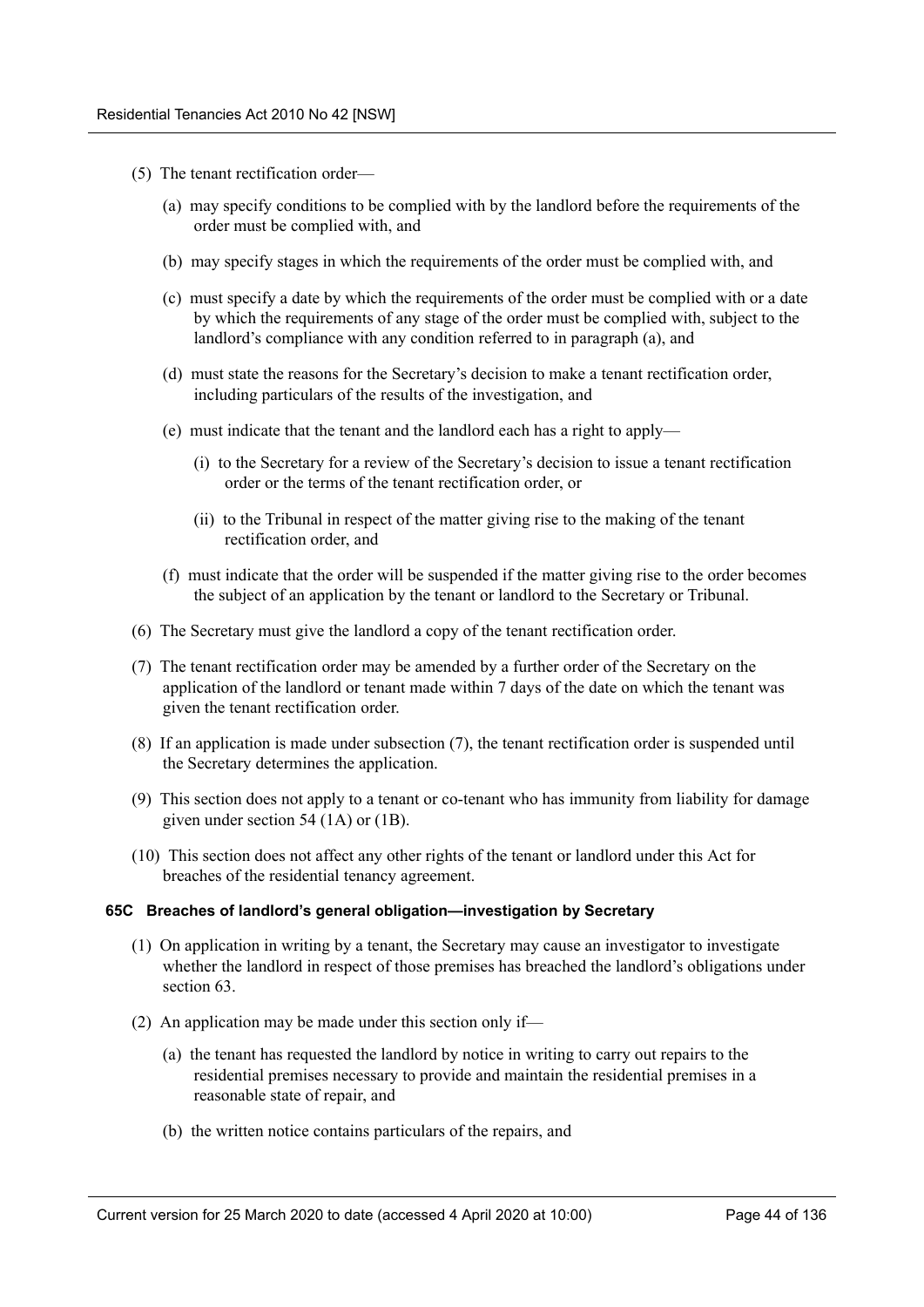(5) The tenant rectification order—

(a) may specify conditions to be complied with by the landlord before the requirements of the order must be complied with, and

(b) may specify stages in which the requirements of the order must be complied with, and

(c) must specify a date by which the requirements of the order must be complied with or a date by which the requirements of any stage of the order must be complied with, subject to the landlord's compliance with any condition referred to in paragraph (a), and

(d) must state the reasons for the Secretary's decision to make a tenant rectification order, including particulars of the results of the investigation, and

(e) must indicate that the tenant and the landlord each has a right to apply—

(i) to the Secretary for a review of the Secretary's decision to issue a tenant rectification order or the terms of the tenant rectification order, or

(ii) to the Tribunal in respect of the matter giving rise to the making of the tenant rectification order, and

(f) must indicate that the order will be suspended if the matter giving rise to the order becomes the subject of an application by the tenant or landlord to the Secretary or Tribunal.

(6) The Secretary must give the landlord a copy of the tenant rectification order.

(7) The tenant rectification order may be amended by a further order of the Secretary on the application of the landlord or tenant made within 7 days of the date on which the tenant was given the tenant rectification order.

(8) If an application is made under subsection (7), the tenant rectification order is suspended until the Secretary determines the application.

(9) This section does not apply to a tenant or co-tenant who has immunity from liability for damage given under section 54 (1A) or (1B).

(10) This section does not affect any other rights of the tenant or landlord under this Act for breaches of the residential tenancy agreement.

#### 65C Breaches of landlord's general obligation—investigation by Secretary

(1) On application in writing by a tenant, the Secretary may cause an investigator to investigate whether the landlord in respect of those premises has breached the landlord's obligations under section 63.

(2) An application may be made under this section only if—

(a) the tenant has requested the landlord by notice in writing to carry out repairs to the residential premises necessary to provide and maintain the residential premises in a reasonable state of repair, and

(b) the written notice contains particulars of the repairs, and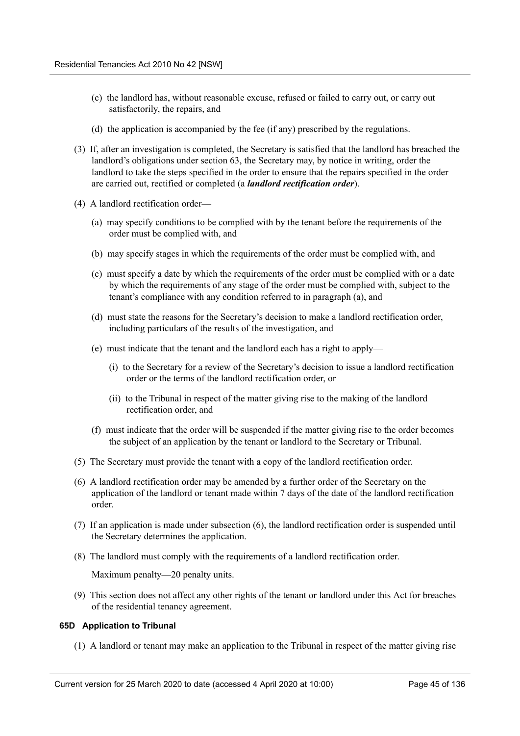(c) the landlord has, without reasonable excuse, refused or failed to carry out, or carry out satisfactorily, the repairs, and

(d) the application is accompanied by the fee (if any) prescribed by the regulations.

(3) If, after an investigation is completed, the Secretary is satisfied that the landlord has breached the landlord's obligations under section 63, the Secretary may, by notice in writing, order the landlord to take the steps specified in the order to ensure that the repairs specified in the order are carried out, rectified or completed (a ***landlord rectification order***).

(4) A landlord rectification order—

(a) may specify conditions to be complied with by the tenant before the requirements of the order must be complied with, and

(b) may specify stages in which the requirements of the order must be complied with, and

(c) must specify a date by which the requirements of the order must be complied with or a date by which the requirements of any stage of the order must be complied with, subject to the tenant's compliance with any condition referred to in paragraph (a), and

(d) must state the reasons for the Secretary's decision to make a landlord rectification order, including particulars of the results of the investigation, and

(e) must indicate that the tenant and the landlord each has a right to apply—

(i) to the Secretary for a review of the Secretary's decision to issue a landlord rectification order or the terms of the landlord rectification order, or

(ii) to the Tribunal in respect of the matter giving rise to the making of the landlord rectification order, and

(f) must indicate that the order will be suspended if the matter giving rise to the order becomes the subject of an application by the tenant or landlord to the Secretary or Tribunal.

(5) The Secretary must provide the tenant with a copy of the landlord rectification order.

(6) A landlord rectification order may be amended by a further order of the Secretary on the application of the landlord or tenant made within 7 days of the date of the landlord rectification order.

(7) If an application is made under subsection (6), the landlord rectification order is suspended until the Secretary determines the application.

(8) The landlord must comply with the requirements of a landlord rectification order.

Maximum penalty—20 penalty units.

(9) This section does not affect any other rights of the tenant or landlord under this Act for breaches of the residential tenancy agreement.

#### 65D Application to Tribunal

(1) A landlord or tenant may make an application to the Tribunal in respect of the matter giving rise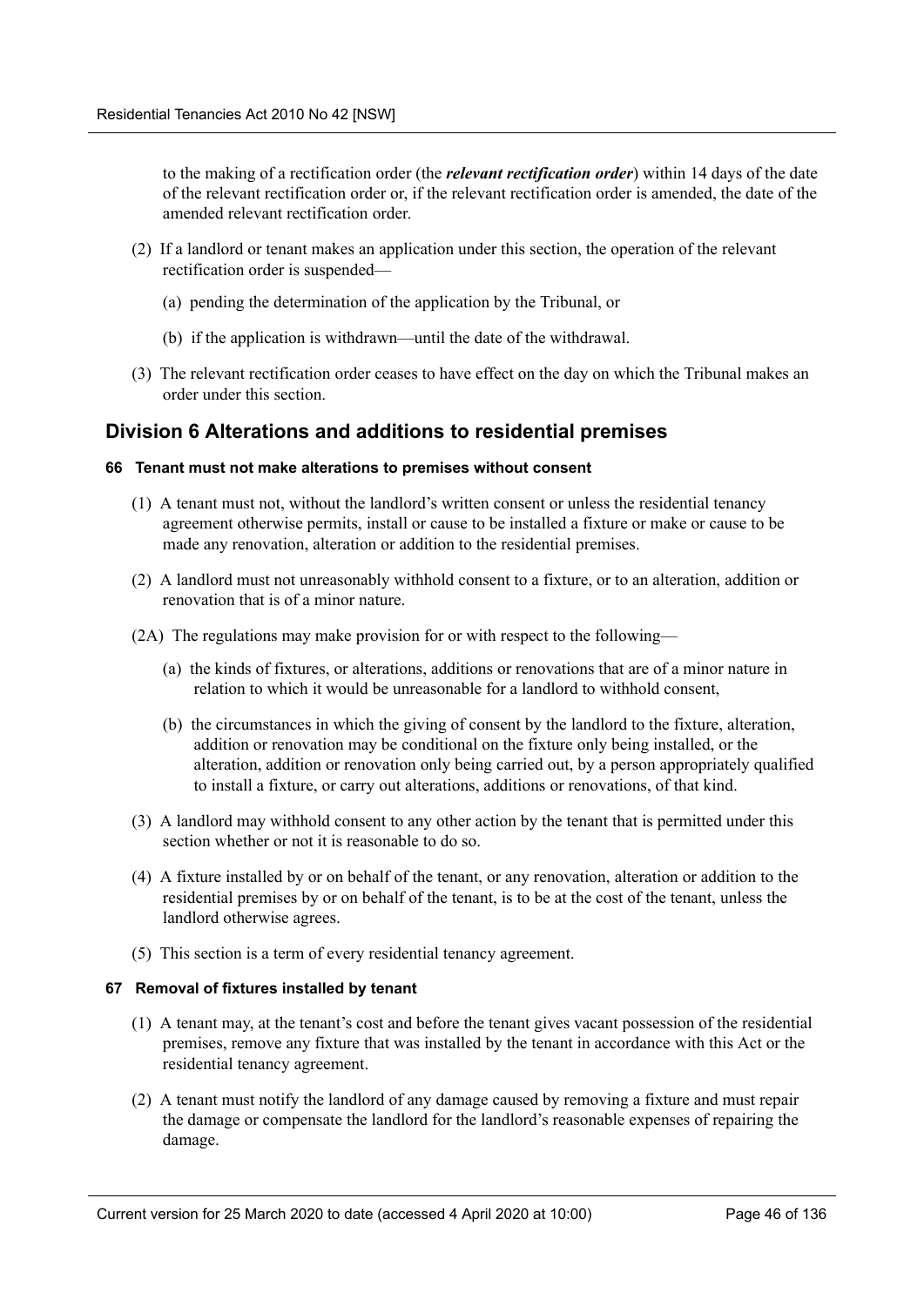to the making of a rectification order (the ***relevant rectification order***) within 14 days of the date of the relevant rectification order or, if the relevant rectification order is amended, the date of the amended relevant rectification order.

(2) If a landlord or tenant makes an application under this section, the operation of the relevant rectification order is suspended—

(a) pending the determination of the application by the Tribunal, or

(b) if the application is withdrawn—until the date of the withdrawal.

(3) The relevant rectification order ceases to have effect on the day on which the Tribunal makes an order under this section.

## Division 6 Alterations and additions to residential premises

#### 66 Tenant must not make alterations to premises without consent

(1) A tenant must not, without the landlord's written consent or unless the residential tenancy agreement otherwise permits, install or cause to be installed a fixture or make or cause to be made any renovation, alteration or addition to the residential premises.

(2) A landlord must not unreasonably withhold consent to a fixture, or to an alteration, addition or renovation that is of a minor nature.

(2A) The regulations may make provision for or with respect to the following—

(a) the kinds of fixtures, or alterations, additions or renovations that are of a minor nature in relation to which it would be unreasonable for a landlord to withhold consent,

(b) the circumstances in which the giving of consent by the landlord to the fixture, alteration, addition or renovation may be conditional on the fixture only being installed, or the alteration, addition or renovation only being carried out, by a person appropriately qualified to install a fixture, or carry out alterations, additions or renovations, of that kind.

(3) A landlord may withhold consent to any other action by the tenant that is permitted under this section whether or not it is reasonable to do so.

(4) A fixture installed by or on behalf of the tenant, or any renovation, alteration or addition to the residential premises by or on behalf of the tenant, is to be at the cost of the tenant, unless the landlord otherwise agrees.

(5) This section is a term of every residential tenancy agreement.

#### 67 Removal of fixtures installed by tenant

(1) A tenant may, at the tenant's cost and before the tenant gives vacant possession of the residential premises, remove any fixture that was installed by the tenant in accordance with this Act or the residential tenancy agreement.

(2) A tenant must notify the landlord of any damage caused by removing a fixture and must repair the damage or compensate the landlord for the landlord's reasonable expenses of repairing the damage.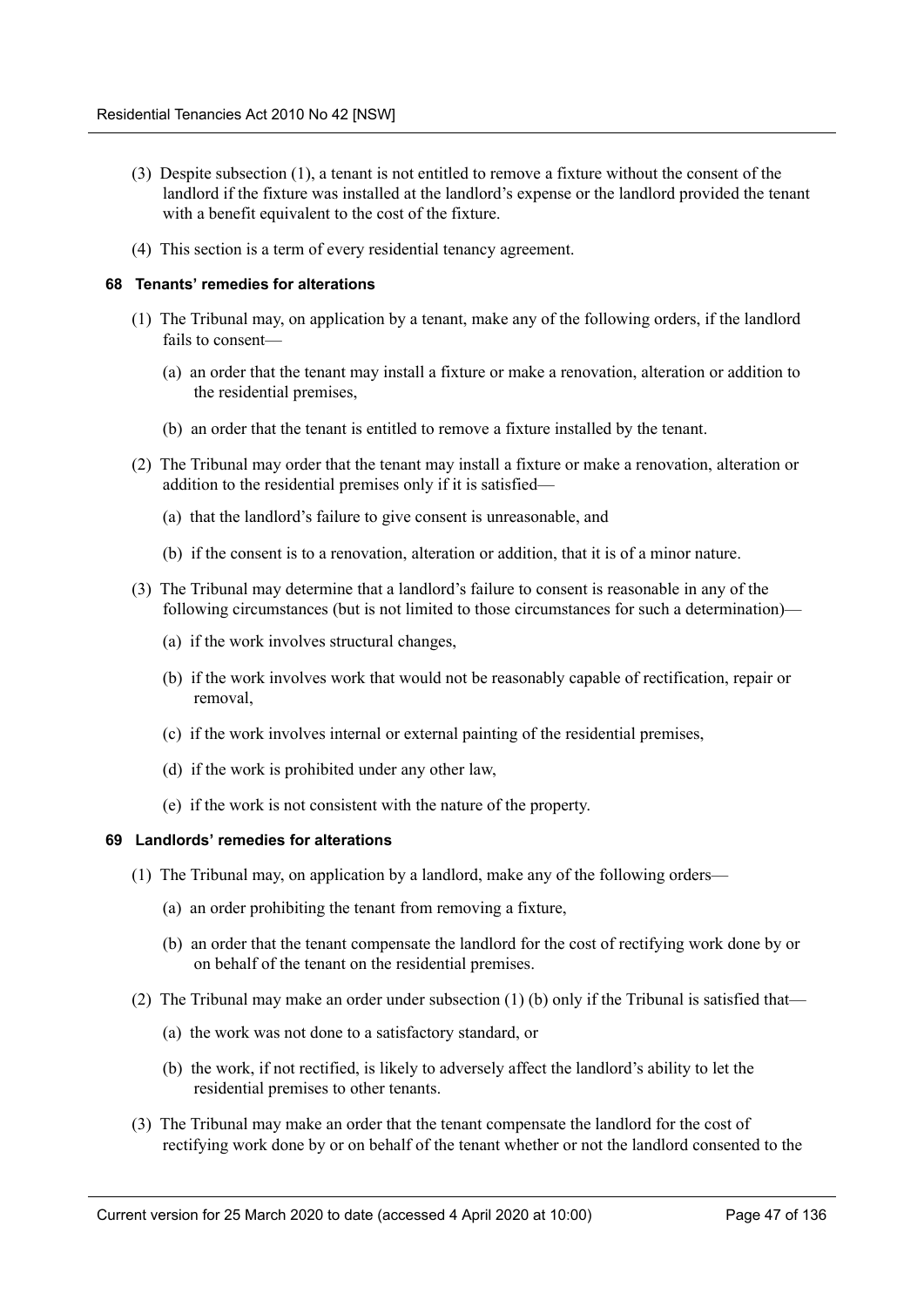(3) Despite subsection (1), a tenant is not entitled to remove a fixture without the consent of the landlord if the fixture was installed at the landlord's expense or the landlord provided the tenant with a benefit equivalent to the cost of the fixture.

(4) This section is a term of every residential tenancy agreement.

#### 68 Tenants' remedies for alterations

(1) The Tribunal may, on application by a tenant, make any of the following orders, if the landlord fails to consent—

(a) an order that the tenant may install a fixture or make a renovation, alteration or addition to the residential premises,

(b) an order that the tenant is entitled to remove a fixture installed by the tenant.

(2) The Tribunal may order that the tenant may install a fixture or make a renovation, alteration or addition to the residential premises only if it is satisfied—

(a) that the landlord's failure to give consent is unreasonable, and

(b) if the consent is to a renovation, alteration or addition, that it is of a minor nature.

(3) The Tribunal may determine that a landlord's failure to consent is reasonable in any of the following circumstances (but is not limited to those circumstances for such a determination)—

(a) if the work involves structural changes,

(b) if the work involves work that would not be reasonably capable of rectification, repair or removal,

(c) if the work involves internal or external painting of the residential premises,

(d) if the work is prohibited under any other law,

(e) if the work is not consistent with the nature of the property.

#### 69 Landlords' remedies for alterations

(1) The Tribunal may, on application by a landlord, make any of the following orders—

(a) an order prohibiting the tenant from removing a fixture,

(b) an order that the tenant compensate the landlord for the cost of rectifying work done by or on behalf of the tenant on the residential premises.

(2) The Tribunal may make an order under subsection (1) (b) only if the Tribunal is satisfied that—

(a) the work was not done to a satisfactory standard, or

(b) the work, if not rectified, is likely to adversely affect the landlord's ability to let the residential premises to other tenants.

(3) The Tribunal may make an order that the tenant compensate the landlord for the cost of rectifying work done by or on behalf of the tenant whether or not the landlord consented to the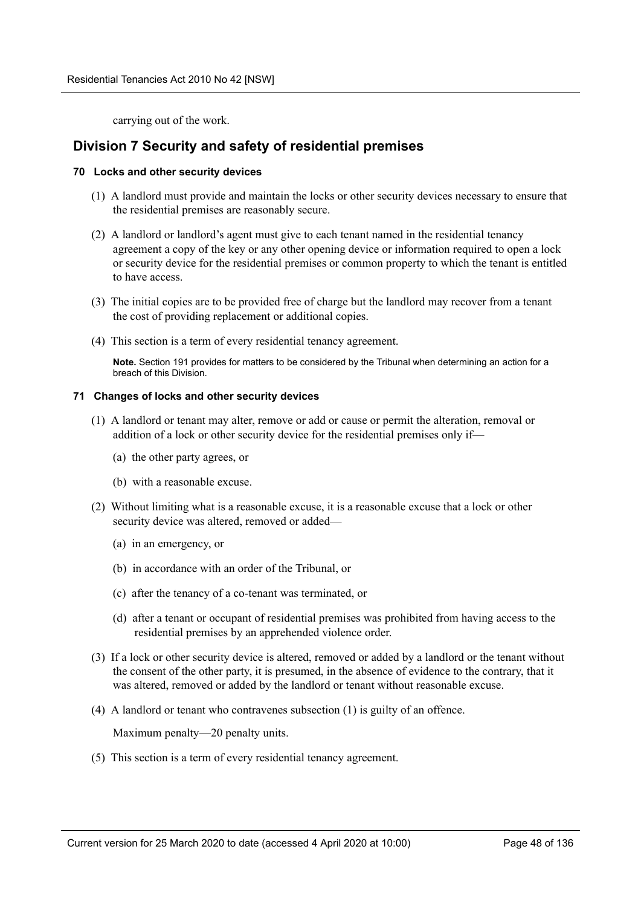carrying out of the work.

## Division 7 Security and safety of residential premises

### 70 Locks and other security devices

(1) A landlord must provide and maintain the locks or other security devices necessary to ensure that the residential premises are reasonably secure.

(2) A landlord or landlord's agent must give to each tenant named in the residential tenancy agreement a copy of the key or any other opening device or information required to open a lock or security device for the residential premises or common property to which the tenant is entitled to have access.

(3) The initial copies are to be provided free of charge but the landlord may recover from a tenant the cost of providing replacement or additional copies.

(4) This section is a term of every residential tenancy agreement.

**Note.** Section 191 provides for matters to be considered by the Tribunal when determining an action for a breach of this Division.

### 71 Changes of locks and other security devices

(1) A landlord or tenant may alter, remove or add or cause or permit the alteration, removal or addition of a lock or other security device for the residential premises only if—

(a) the other party agrees, or

(b) with a reasonable excuse.

(2) Without limiting what is a reasonable excuse, it is a reasonable excuse that a lock or other security device was altered, removed or added—

(a) in an emergency, or

(b) in accordance with an order of the Tribunal, or

(c) after the tenancy of a co-tenant was terminated, or

(d) after a tenant or occupant of residential premises was prohibited from having access to the residential premises by an apprehended violence order.

(3) If a lock or other security device is altered, removed or added by a landlord or the tenant without the consent of the other party, it is presumed, in the absence of evidence to the contrary, that it was altered, removed or added by the landlord or tenant without reasonable excuse.

(4) A landlord or tenant who contravenes subsection (1) is guilty of an offence.

Maximum penalty—20 penalty units.

(5) This section is a term of every residential tenancy agreement.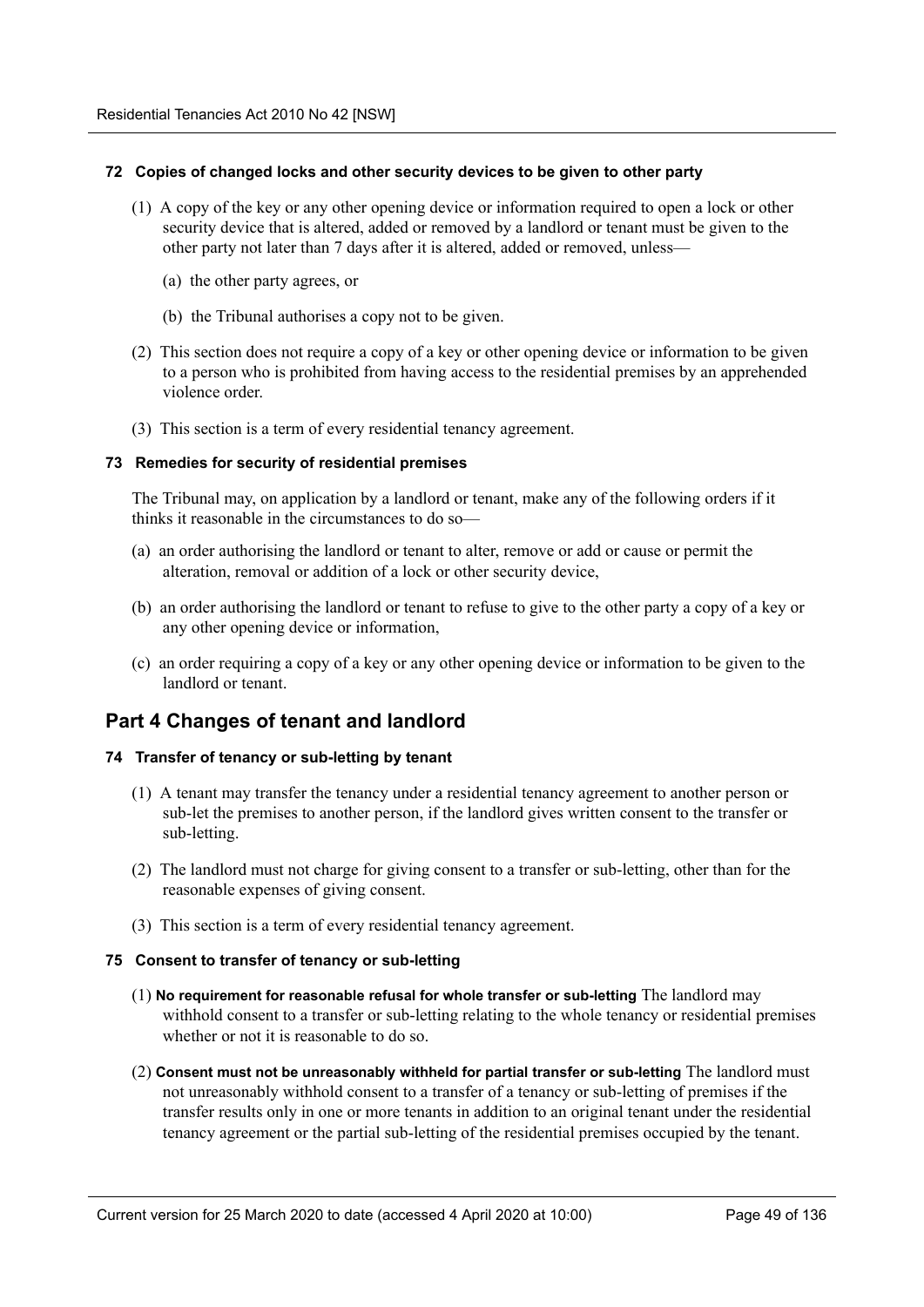#### 72 Copies of changed locks and other security devices to be given to other party

(1) A copy of the key or any other opening device or information required to open a lock or other security device that is altered, added or removed by a landlord or tenant must be given to the other party not later than 7 days after it is altered, added or removed, unless—

(a) the other party agrees, or

(b) the Tribunal authorises a copy not to be given.

(2) This section does not require a copy of a key or other opening device or information to be given to a person who is prohibited from having access to the residential premises by an apprehended violence order.

(3) This section is a term of every residential tenancy agreement.

#### 73 Remedies for security of residential premises

The Tribunal may, on application by a landlord or tenant, make any of the following orders if it thinks it reasonable in the circumstances to do so—

(a) an order authorising the landlord or tenant to alter, remove or add or cause or permit the alteration, removal or addition of a lock or other security device,

(b) an order authorising the landlord or tenant to refuse to give to the other party a copy of a key or any other opening device or information,

(c) an order requiring a copy of a key or any other opening device or information to be given to the landlord or tenant.

## Part 4 Changes of tenant and landlord

#### 74 Transfer of tenancy or sub-letting by tenant

(1) A tenant may transfer the tenancy under a residential tenancy agreement to another person or sub-let the premises to another person, if the landlord gives written consent to the transfer or sub-letting.

(2) The landlord must not charge for giving consent to a transfer or sub-letting, other than for the reasonable expenses of giving consent.

(3) This section is a term of every residential tenancy agreement.

#### 75 Consent to transfer of tenancy or sub-letting

(1) **No requirement for reasonable refusal for whole transfer or sub-letting** The landlord may withhold consent to a transfer or sub-letting relating to the whole tenancy or residential premises whether or not it is reasonable to do so.

(2) **Consent must not be unreasonably withheld for partial transfer or sub-letting** The landlord must not unreasonably withhold consent to a transfer of a tenancy or sub-letting of premises if the transfer results only in one or more tenants in addition to an original tenant under the residential tenancy agreement or the partial sub-letting of the residential premises occupied by the tenant.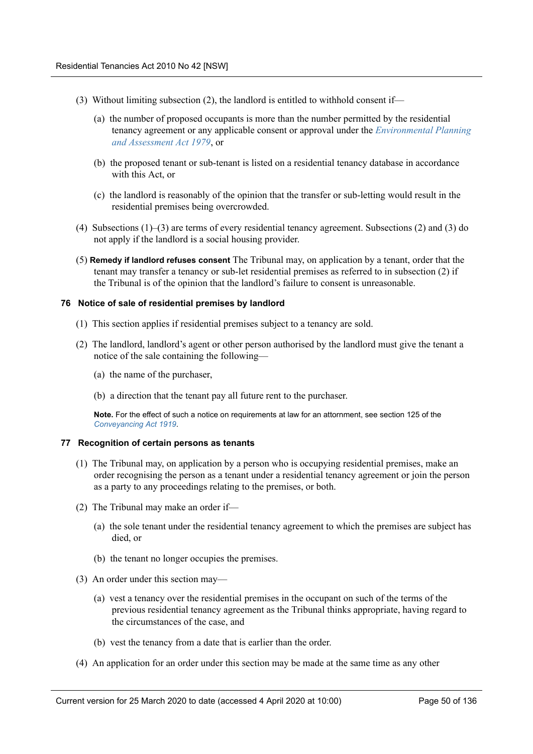(3) Without limiting subsection (2), the landlord is entitled to withhold consent if—

(a) the number of proposed occupants is more than the number permitted by the residential tenancy agreement or any applicable consent or approval under the *Environmental Planning and Assessment Act 1979*, or

(b) the proposed tenant or sub-tenant is listed on a residential tenancy database in accordance with this Act, or

(c) the landlord is reasonably of the opinion that the transfer or sub-letting would result in the residential premises being overcrowded.

(4) Subsections (1)–(3) are terms of every residential tenancy agreement. Subsections (2) and (3) do not apply if the landlord is a social housing provider.

(5) **Remedy if landlord refuses consent** The Tribunal may, on application by a tenant, order that the tenant may transfer a tenancy or sub-let residential premises as referred to in subsection (2) if the Tribunal is of the opinion that the landlord's failure to consent is unreasonable.

### 76 Notice of sale of residential premises by landlord

(1) This section applies if residential premises subject to a tenancy are sold.

(2) The landlord, landlord's agent or other person authorised by the landlord must give the tenant a notice of the sale containing the following—

(a) the name of the purchaser,

(b) a direction that the tenant pay all future rent to the purchaser.

**Note.** For the effect of such a notice on requirements at law for an attornment, see section 125 of the *Conveyancing Act 1919*.

### 77 Recognition of certain persons as tenants

(1) The Tribunal may, on application by a person who is occupying residential premises, make an order recognising the person as a tenant under a residential tenancy agreement or join the person as a party to any proceedings relating to the premises, or both.

(2) The Tribunal may make an order if—

(a) the sole tenant under the residential tenancy agreement to which the premises are subject has died, or

(b) the tenant no longer occupies the premises.

(3) An order under this section may—

(a) vest a tenancy over the residential premises in the occupant on such of the terms of the previous residential tenancy agreement as the Tribunal thinks appropriate, having regard to the circumstances of the case, and

(b) vest the tenancy from a date that is earlier than the order.

(4) An application for an order under this section may be made at the same time as any other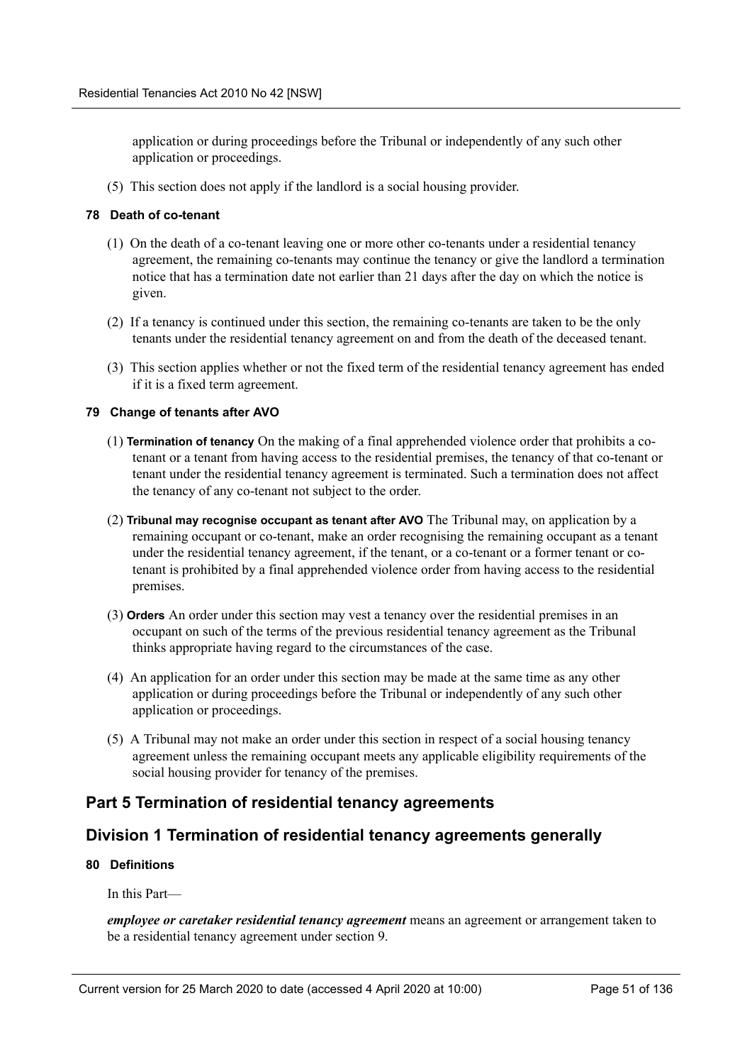application or during proceedings before the Tribunal or independently of any such other application or proceedings.

(5) This section does not apply if the landlord is a social housing provider.

#### 78 Death of co-tenant

(1) On the death of a co-tenant leaving one or more other co-tenants under a residential tenancy agreement, the remaining co-tenants may continue the tenancy or give the landlord a termination notice that has a termination date not earlier than 21 days after the day on which the notice is given.

(2) If a tenancy is continued under this section, the remaining co-tenants are taken to be the only tenants under the residential tenancy agreement on and from the death of the deceased tenant.

(3) This section applies whether or not the fixed term of the residential tenancy agreement has ended if it is a fixed term agreement.

#### 79 Change of tenants after AVO

(1) **Termination of tenancy** On the making of a final apprehended violence order that prohibits a co-tenant or a tenant from having access to the residential premises, the tenancy of that co-tenant or tenant under the residential tenancy agreement is terminated. Such a termination does not affect the tenancy of any co-tenant not subject to the order.

(2) **Tribunal may recognise occupant as tenant after AVO** The Tribunal may, on application by a remaining occupant or co-tenant, make an order recognising the remaining occupant as a tenant under the residential tenancy agreement, if the tenant, or a co-tenant or a former tenant or co-tenant is prohibited by a final apprehended violence order from having access to the residential premises.

(3) **Orders** An order under this section may vest a tenancy over the residential premises in an occupant on such of the terms of the previous residential tenancy agreement as the Tribunal thinks appropriate having regard to the circumstances of the case.

(4) An application for an order under this section may be made at the same time as any other application or during proceedings before the Tribunal or independently of any such other application or proceedings.

(5) A Tribunal may not make an order under this section in respect of a social housing tenancy agreement unless the remaining occupant meets any applicable eligibility requirements of the social housing provider for tenancy of the premises.

## Part 5 Termination of residential tenancy agreements

## Division 1 Termination of residential tenancy agreements generally

#### 80 Definitions

In this Part—

***employee or caretaker residential tenancy agreement*** means an agreement or arrangement taken to be a residential tenancy agreement under section 9.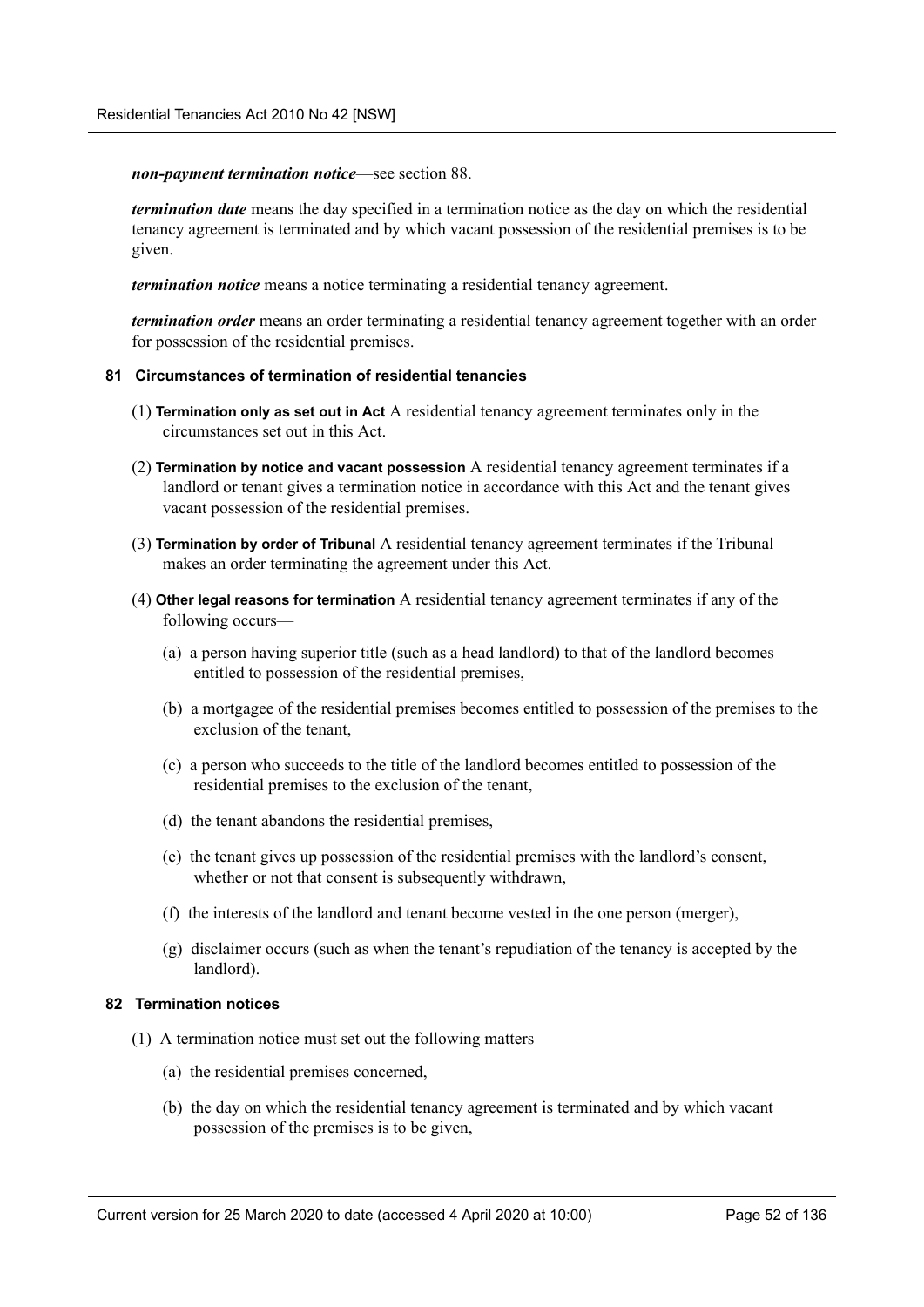***non-payment termination notice***—see section 88.

***termination date*** means the day specified in a termination notice as the day on which the residential tenancy agreement is terminated and by which vacant possession of the residential premises is to be given.

***termination notice*** means a notice terminating a residential tenancy agreement.

***termination order*** means an order terminating a residential tenancy agreement together with an order for possession of the residential premises.

### 81 Circumstances of termination of residential tenancies

(1) **Termination only as set out in Act** A residential tenancy agreement terminates only in the circumstances set out in this Act.

(2) **Termination by notice and vacant possession** A residential tenancy agreement terminates if a landlord or tenant gives a termination notice in accordance with this Act and the tenant gives vacant possession of the residential premises.

(3) **Termination by order of Tribunal** A residential tenancy agreement terminates if the Tribunal makes an order terminating the agreement under this Act.

(4) **Other legal reasons for termination** A residential tenancy agreement terminates if any of the following occurs—

- (a) a person having superior title (such as a head landlord) to that of the landlord becomes entitled to possession of the residential premises,
- (b) a mortgagee of the residential premises becomes entitled to possession of the premises to the exclusion of the tenant,
- (c) a person who succeeds to the title of the landlord becomes entitled to possession of the residential premises to the exclusion of the tenant,
- (d) the tenant abandons the residential premises,
- (e) the tenant gives up possession of the residential premises with the landlord's consent, whether or not that consent is subsequently withdrawn,
- (f) the interests of the landlord and tenant become vested in the one person (merger),
- (g) disclaimer occurs (such as when the tenant's repudiation of the tenancy is accepted by the landlord).

### 82 Termination notices

(1) A termination notice must set out the following matters—

- (a) the residential premises concerned,
- (b) the day on which the residential tenancy agreement is terminated and by which vacant possession of the premises is to be given,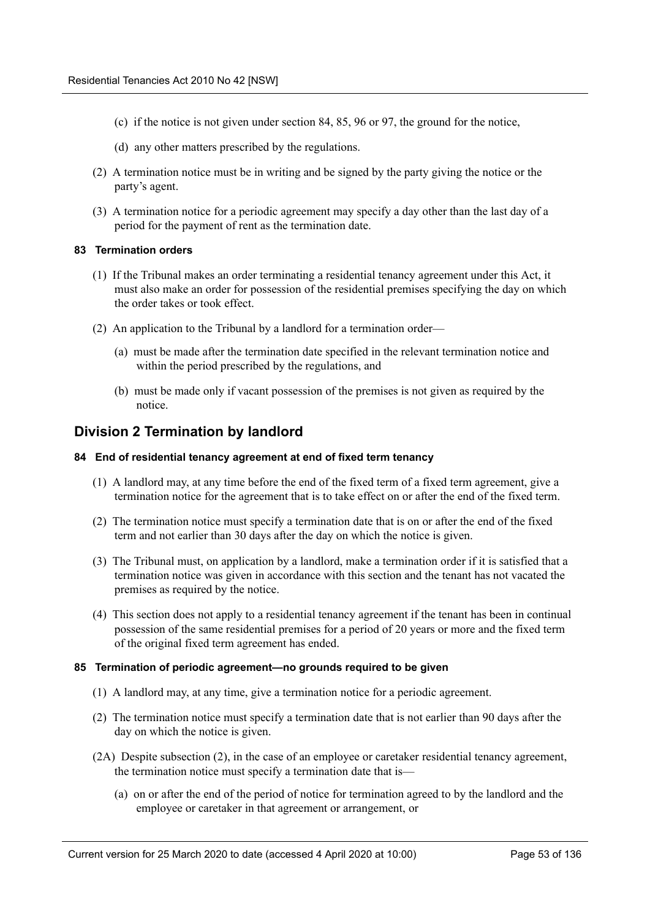(c) if the notice is not given under section 84, 85, 96 or 97, the ground for the notice,

(d) any other matters prescribed by the regulations.

(2) A termination notice must be in writing and be signed by the party giving the notice or the party's agent.

(3) A termination notice for a periodic agreement may specify a day other than the last day of a period for the payment of rent as the termination date.

#### 83 Termination orders

(1) If the Tribunal makes an order terminating a residential tenancy agreement under this Act, it must also make an order for possession of the residential premises specifying the day on which the order takes or took effect.

(2) An application to the Tribunal by a landlord for a termination order—

(a) must be made after the termination date specified in the relevant termination notice and within the period prescribed by the regulations, and

(b) must be made only if vacant possession of the premises is not given as required by the notice.

## Division 2 Termination by landlord

#### 84 End of residential tenancy agreement at end of fixed term tenancy

(1) A landlord may, at any time before the end of the fixed term of a fixed term agreement, give a termination notice for the agreement that is to take effect on or after the end of the fixed term.

(2) The termination notice must specify a termination date that is on or after the end of the fixed term and not earlier than 30 days after the day on which the notice is given.

(3) The Tribunal must, on application by a landlord, make a termination order if it is satisfied that a termination notice was given in accordance with this section and the tenant has not vacated the premises as required by the notice.

(4) This section does not apply to a residential tenancy agreement if the tenant has been in continual possession of the same residential premises for a period of 20 years or more and the fixed term of the original fixed term agreement has ended.

#### 85 Termination of periodic agreement—no grounds required to be given

(1) A landlord may, at any time, give a termination notice for a periodic agreement.

(2) The termination notice must specify a termination date that is not earlier than 90 days after the day on which the notice is given.

(2A) Despite subsection (2), in the case of an employee or caretaker residential tenancy agreement, the termination notice must specify a termination date that is—

(a) on or after the end of the period of notice for termination agreed to by the landlord and the employee or caretaker in that agreement or arrangement, or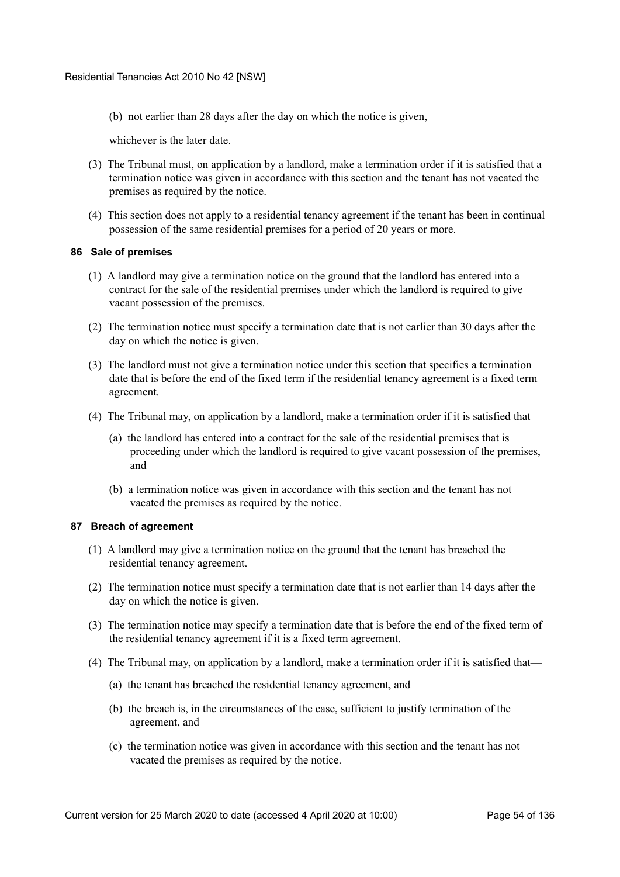(b) not earlier than 28 days after the day on which the notice is given,

whichever is the later date.

(3) The Tribunal must, on application by a landlord, make a termination order if it is satisfied that a termination notice was given in accordance with this section and the tenant has not vacated the premises as required by the notice.

(4) This section does not apply to a residential tenancy agreement if the tenant has been in continual possession of the same residential premises for a period of 20 years or more.

#### 86 Sale of premises

(1) A landlord may give a termination notice on the ground that the landlord has entered into a contract for the sale of the residential premises under which the landlord is required to give vacant possession of the premises.

(2) The termination notice must specify a termination date that is not earlier than 30 days after the day on which the notice is given.

(3) The landlord must not give a termination notice under this section that specifies a termination date that is before the end of the fixed term if the residential tenancy agreement is a fixed term agreement.

(4) The Tribunal may, on application by a landlord, make a termination order if it is satisfied that—

(a) the landlord has entered into a contract for the sale of the residential premises that is proceeding under which the landlord is required to give vacant possession of the premises, and

(b) a termination notice was given in accordance with this section and the tenant has not vacated the premises as required by the notice.

#### 87 Breach of agreement

(1) A landlord may give a termination notice on the ground that the tenant has breached the residential tenancy agreement.

(2) The termination notice must specify a termination date that is not earlier than 14 days after the day on which the notice is given.

(3) The termination notice may specify a termination date that is before the end of the fixed term of the residential tenancy agreement if it is a fixed term agreement.

(4) The Tribunal may, on application by a landlord, make a termination order if it is satisfied that—

(a) the tenant has breached the residential tenancy agreement, and

(b) the breach is, in the circumstances of the case, sufficient to justify termination of the agreement, and

(c) the termination notice was given in accordance with this section and the tenant has not vacated the premises as required by the notice.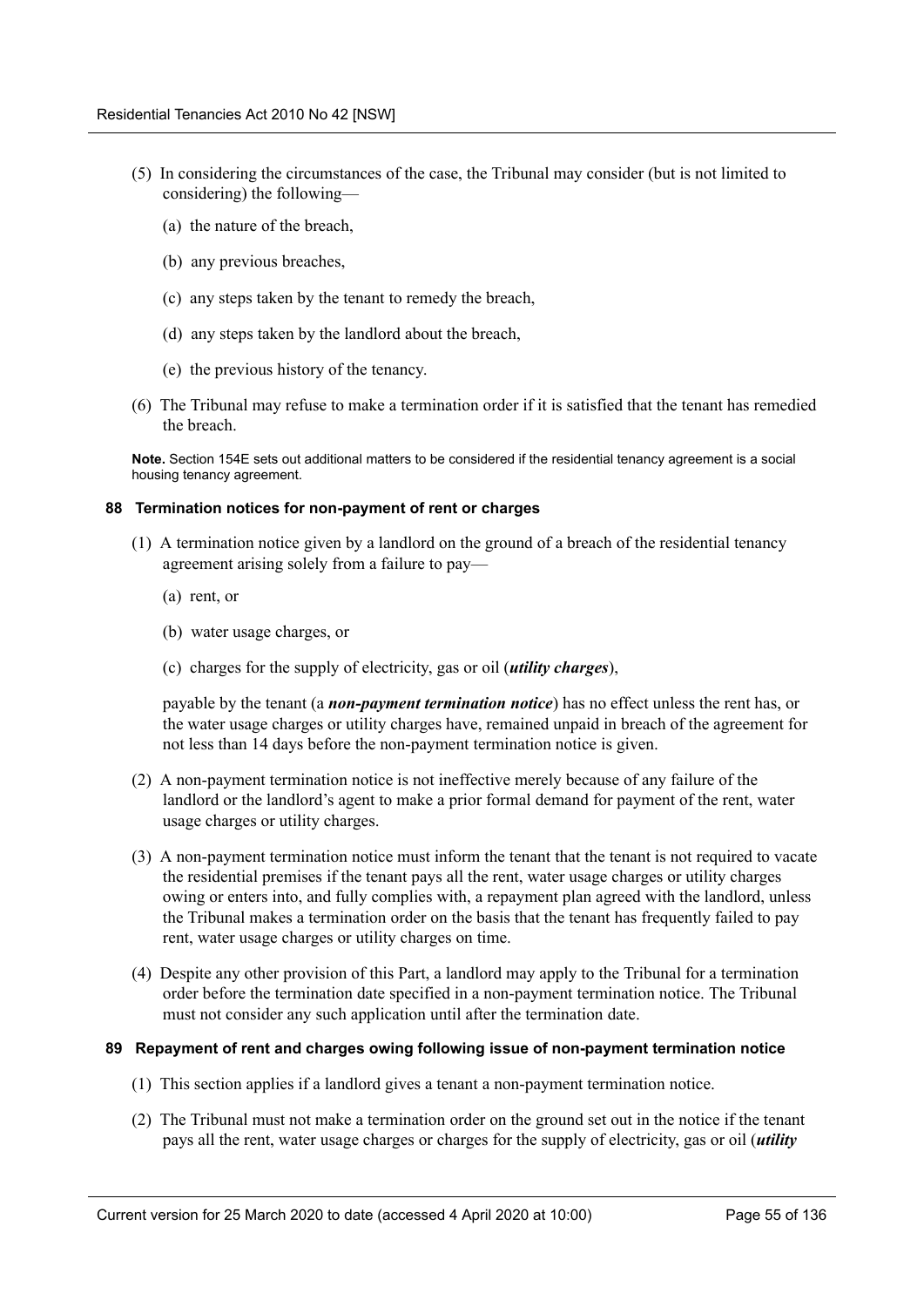(5) In considering the circumstances of the case, the Tribunal may consider (but is not limited to considering) the following—

(a) the nature of the breach,

(b) any previous breaches,

(c) any steps taken by the tenant to remedy the breach,

(d) any steps taken by the landlord about the breach,

(e) the previous history of the tenancy.

(6) The Tribunal may refuse to make a termination order if it is satisfied that the tenant has remedied the breach.

**Note.** Section 154E sets out additional matters to be considered if the residential tenancy agreement is a social housing tenancy agreement.

#### 88 Termination notices for non-payment of rent or charges

(1) A termination notice given by a landlord on the ground of a breach of the residential tenancy agreement arising solely from a failure to pay—

(a) rent, or

(b) water usage charges, or

(c) charges for the supply of electricity, gas or oil (***utility charges***),

payable by the tenant (a ***non-payment termination notice***) has no effect unless the rent has, or the water usage charges or utility charges have, remained unpaid in breach of the agreement for not less than 14 days before the non-payment termination notice is given.

(2) A non-payment termination notice is not ineffective merely because of any failure of the landlord or the landlord's agent to make a prior formal demand for payment of the rent, water usage charges or utility charges.

(3) A non-payment termination notice must inform the tenant that the tenant is not required to vacate the residential premises if the tenant pays all the rent, water usage charges or utility charges owing or enters into, and fully complies with, a repayment plan agreed with the landlord, unless the Tribunal makes a termination order on the basis that the tenant has frequently failed to pay rent, water usage charges or utility charges on time.

(4) Despite any other provision of this Part, a landlord may apply to the Tribunal for a termination order before the termination date specified in a non-payment termination notice. The Tribunal must not consider any such application until after the termination date.

#### 89 Repayment of rent and charges owing following issue of non-payment termination notice

(1) This section applies if a landlord gives a tenant a non-payment termination notice.

(2) The Tribunal must not make a termination order on the ground set out in the notice if the tenant pays all the rent, water usage charges or charges for the supply of electricity, gas or oil (***utility***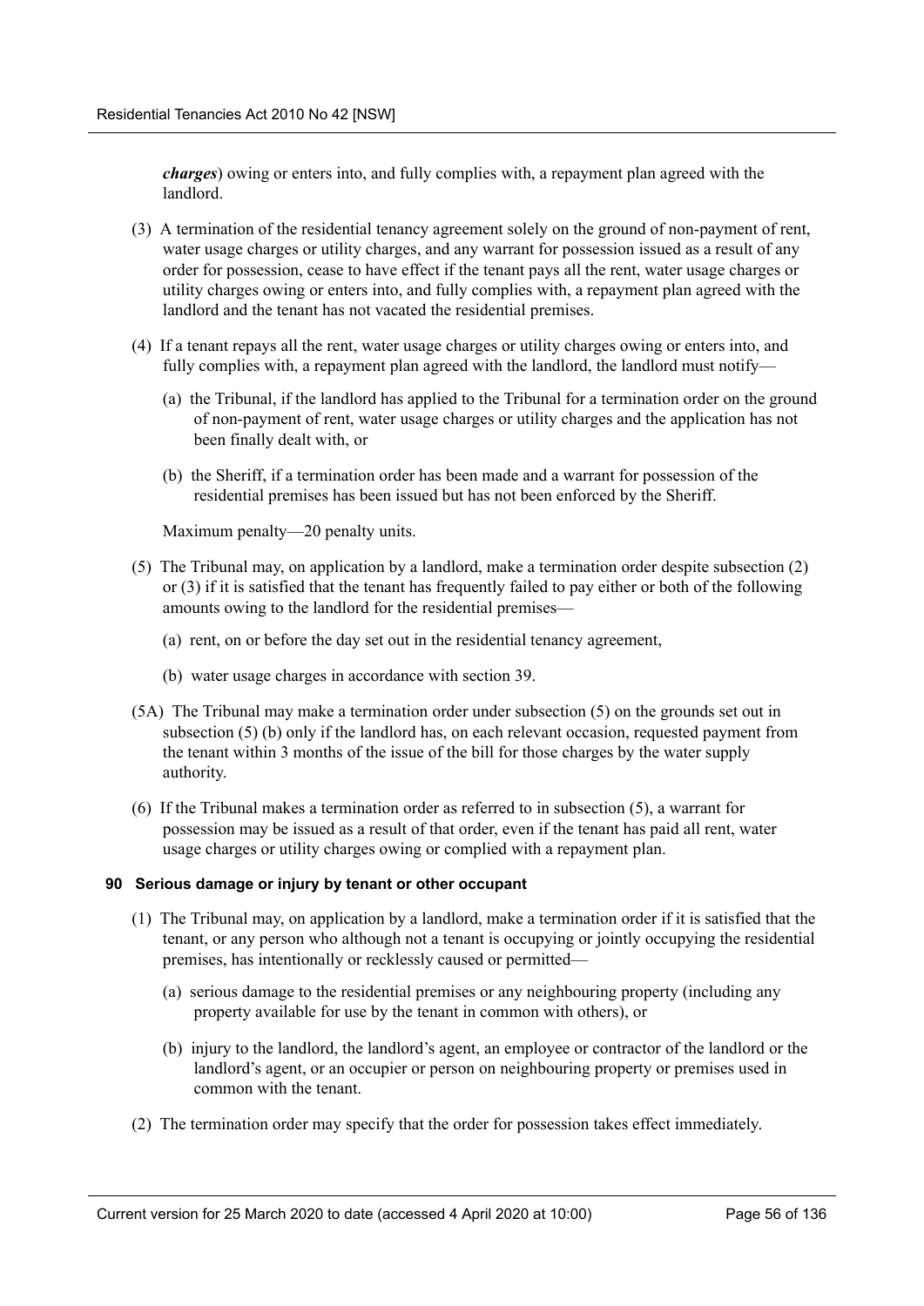***charges***) owing or enters into, and fully complies with, a repayment plan agreed with the landlord.

(3) A termination of the residential tenancy agreement solely on the ground of non-payment of rent, water usage charges or utility charges, and any warrant for possession issued as a result of any order for possession, cease to have effect if the tenant pays all the rent, water usage charges or utility charges owing or enters into, and fully complies with, a repayment plan agreed with the landlord and the tenant has not vacated the residential premises.

(4) If a tenant repays all the rent, water usage charges or utility charges owing or enters into, and fully complies with, a repayment plan agreed with the landlord, the landlord must notify—

(a) the Tribunal, if the landlord has applied to the Tribunal for a termination order on the ground of non-payment of rent, water usage charges or utility charges and the application has not been finally dealt with, or

(b) the Sheriff, if a termination order has been made and a warrant for possession of the residential premises has been issued but has not been enforced by the Sheriff.

Maximum penalty—20 penalty units.

(5) The Tribunal may, on application by a landlord, make a termination order despite subsection (2) or (3) if it is satisfied that the tenant has frequently failed to pay either or both of the following amounts owing to the landlord for the residential premises—

(a) rent, on or before the day set out in the residential tenancy agreement,

(b) water usage charges in accordance with section 39.

(5A) The Tribunal may make a termination order under subsection (5) on the grounds set out in subsection (5) (b) only if the landlord has, on each relevant occasion, requested payment from the tenant within 3 months of the issue of the bill for those charges by the water supply authority.

(6) If the Tribunal makes a termination order as referred to in subsection (5), a warrant for possession may be issued as a result of that order, even if the tenant has paid all rent, water usage charges or utility charges owing or complied with a repayment plan.

**90 Serious damage or injury by tenant or other occupant**

(1) The Tribunal may, on application by a landlord, make a termination order if it is satisfied that the tenant, or any person who although not a tenant is occupying or jointly occupying the residential premises, has intentionally or recklessly caused or permitted—

(a) serious damage to the residential premises or any neighbouring property (including any property available for use by the tenant in common with others), or

(b) injury to the landlord, the landlord's agent, an employee or contractor of the landlord or the landlord's agent, or an occupier or person on neighbouring property or premises used in common with the tenant.

(2) The termination order may specify that the order for possession takes effect immediately.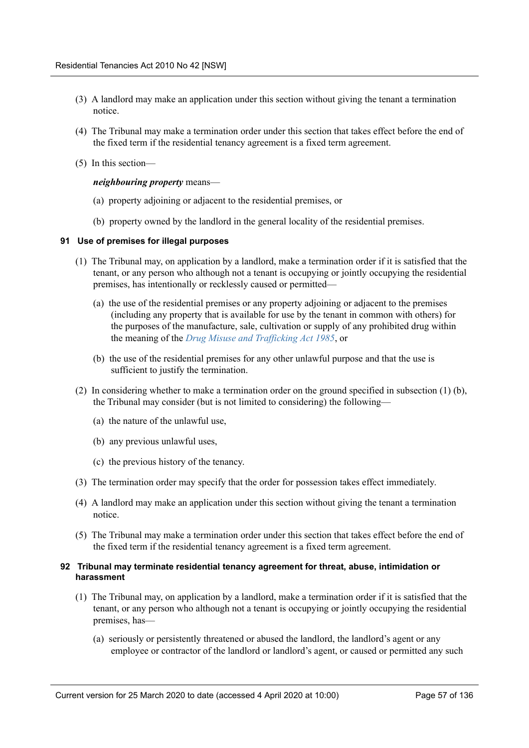(3) A landlord may make an application under this section without giving the tenant a termination notice.

(4) The Tribunal may make a termination order under this section that takes effect before the end of the fixed term if the residential tenancy agreement is a fixed term agreement.

(5) In this section—

***neighbouring property*** means—

(a) property adjoining or adjacent to the residential premises, or

(b) property owned by the landlord in the general locality of the residential premises.

#### 91 Use of premises for illegal purposes

(1) The Tribunal may, on application by a landlord, make a termination order if it is satisfied that the tenant, or any person who although not a tenant is occupying or jointly occupying the residential premises, has intentionally or recklessly caused or permitted—

(a) the use of the residential premises or any property adjoining or adjacent to the premises (including any property that is available for use by the tenant in common with others) for the purposes of the manufacture, sale, cultivation or supply of any prohibited drug within the meaning of the *Drug Misuse and Trafficking Act 1985*, or

(b) the use of the residential premises for any other unlawful purpose and that the use is sufficient to justify the termination.

(2) In considering whether to make a termination order on the ground specified in subsection (1) (b), the Tribunal may consider (but is not limited to considering) the following—

(a) the nature of the unlawful use,

(b) any previous unlawful uses,

(c) the previous history of the tenancy.

(3) The termination order may specify that the order for possession takes effect immediately.

(4) A landlord may make an application under this section without giving the tenant a termination notice.

(5) The Tribunal may make a termination order under this section that takes effect before the end of the fixed term if the residential tenancy agreement is a fixed term agreement.

#### 92 Tribunal may terminate residential tenancy agreement for threat, abuse, intimidation or harassment

(1) The Tribunal may, on application by a landlord, make a termination order if it is satisfied that the tenant, or any person who although not a tenant is occupying or jointly occupying the residential premises, has—

(a) seriously or persistently threatened or abused the landlord, the landlord's agent or any employee or contractor of the landlord or landlord's agent, or caused or permitted any such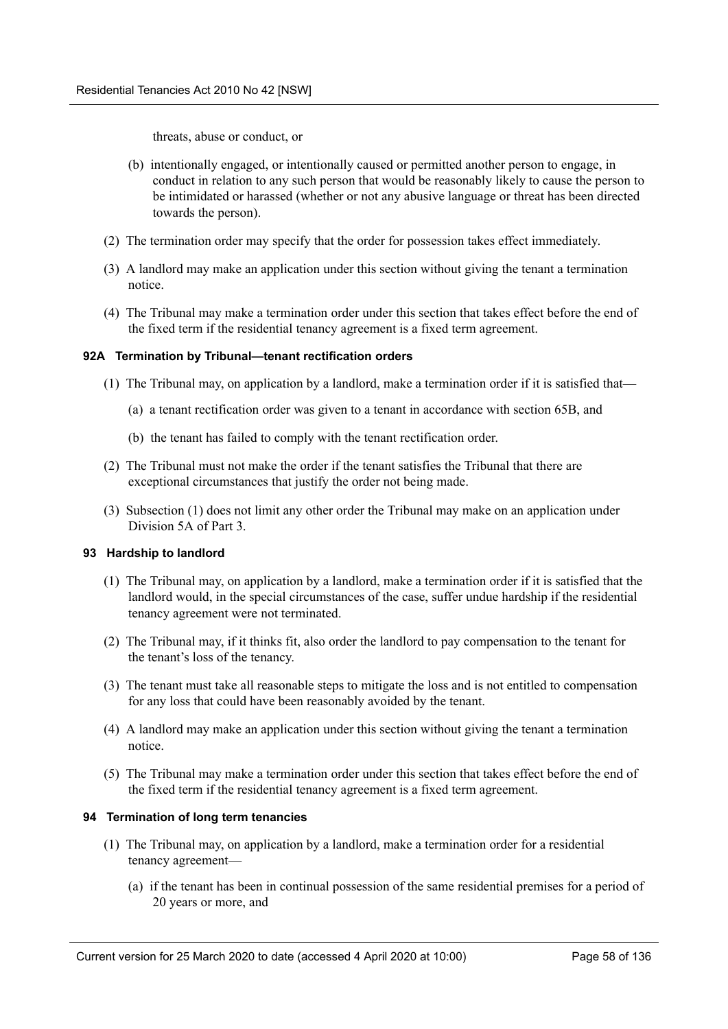threats, abuse or conduct, or

(b) intentionally engaged, or intentionally caused or permitted another person to engage, in conduct in relation to any such person that would be reasonably likely to cause the person to be intimidated or harassed (whether or not any abusive language or threat has been directed towards the person).

(2) The termination order may specify that the order for possession takes effect immediately.

(3) A landlord may make an application under this section without giving the tenant a termination notice.

(4) The Tribunal may make a termination order under this section that takes effect before the end of the fixed term if the residential tenancy agreement is a fixed term agreement.

#### 92A Termination by Tribunal—tenant rectification orders

(1) The Tribunal may, on application by a landlord, make a termination order if it is satisfied that—

(a) a tenant rectification order was given to a tenant in accordance with section 65B, and

(b) the tenant has failed to comply with the tenant rectification order.

(2) The Tribunal must not make the order if the tenant satisfies the Tribunal that there are exceptional circumstances that justify the order not being made.

(3) Subsection (1) does not limit any other order the Tribunal may make on an application under Division 5A of Part 3.

#### 93 Hardship to landlord

(1) The Tribunal may, on application by a landlord, make a termination order if it is satisfied that the landlord would, in the special circumstances of the case, suffer undue hardship if the residential tenancy agreement were not terminated.

(2) The Tribunal may, if it thinks fit, also order the landlord to pay compensation to the tenant for the tenant's loss of the tenancy.

(3) The tenant must take all reasonable steps to mitigate the loss and is not entitled to compensation for any loss that could have been reasonably avoided by the tenant.

(4) A landlord may make an application under this section without giving the tenant a termination notice.

(5) The Tribunal may make a termination order under this section that takes effect before the end of the fixed term if the residential tenancy agreement is a fixed term agreement.

#### 94 Termination of long term tenancies

(1) The Tribunal may, on application by a landlord, make a termination order for a residential tenancy agreement—

(a) if the tenant has been in continual possession of the same residential premises for a period of 20 years or more, and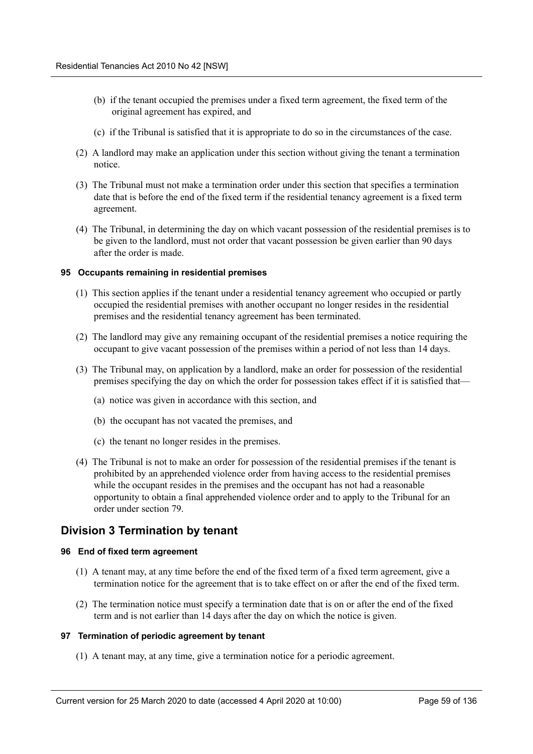(b) if the tenant occupied the premises under a fixed term agreement, the fixed term of the original agreement has expired, and

(c) if the Tribunal is satisfied that it is appropriate to do so in the circumstances of the case.

(2) A landlord may make an application under this section without giving the tenant a termination notice.

(3) The Tribunal must not make a termination order under this section that specifies a termination date that is before the end of the fixed term if the residential tenancy agreement is a fixed term agreement.

(4) The Tribunal, in determining the day on which vacant possession of the residential premises is to be given to the landlord, must not order that vacant possession be given earlier than 90 days after the order is made.

#### 95 Occupants remaining in residential premises

(1) This section applies if the tenant under a residential tenancy agreement who occupied or partly occupied the residential premises with another occupant no longer resides in the residential premises and the residential tenancy agreement has been terminated.

(2) The landlord may give any remaining occupant of the residential premises a notice requiring the occupant to give vacant possession of the premises within a period of not less than 14 days.

(3) The Tribunal may, on application by a landlord, make an order for possession of the residential premises specifying the day on which the order for possession takes effect if it is satisfied that—

(a) notice was given in accordance with this section, and

(b) the occupant has not vacated the premises, and

(c) the tenant no longer resides in the premises.

(4) The Tribunal is not to make an order for possession of the residential premises if the tenant is prohibited by an apprehended violence order from having access to the residential premises while the occupant resides in the premises and the occupant has not had a reasonable opportunity to obtain a final apprehended violence order and to apply to the Tribunal for an order under section 79.

### Division 3 Termination by tenant

#### 96 End of fixed term agreement

(1) A tenant may, at any time before the end of the fixed term of a fixed term agreement, give a termination notice for the agreement that is to take effect on or after the end of the fixed term.

(2) The termination notice must specify a termination date that is on or after the end of the fixed term and is not earlier than 14 days after the day on which the notice is given.

#### 97 Termination of periodic agreement by tenant

(1) A tenant may, at any time, give a termination notice for a periodic agreement.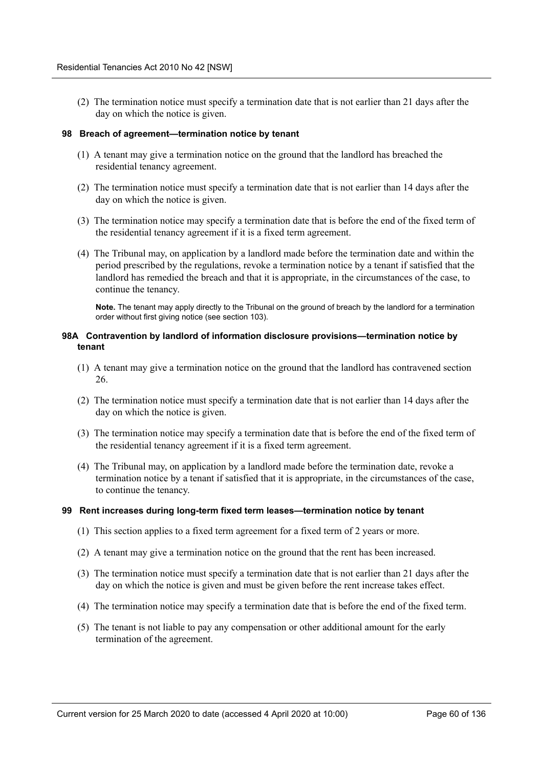(2) The termination notice must specify a termination date that is not earlier than 21 days after the day on which the notice is given.

#### 98 Breach of agreement—termination notice by tenant

(1) A tenant may give a termination notice on the ground that the landlord has breached the residential tenancy agreement.

(2) The termination notice must specify a termination date that is not earlier than 14 days after the day on which the notice is given.

(3) The termination notice may specify a termination date that is before the end of the fixed term of the residential tenancy agreement if it is a fixed term agreement.

(4) The Tribunal may, on application by a landlord made before the termination date and within the period prescribed by the regulations, revoke a termination notice by a tenant if satisfied that the landlord has remedied the breach and that it is appropriate, in the circumstances of the case, to continue the tenancy.

**Note.** The tenant may apply directly to the Tribunal on the ground of breach by the landlord for a termination order without first giving notice (see section 103).

#### 98A Contravention by landlord of information disclosure provisions—termination notice by tenant

(1) A tenant may give a termination notice on the ground that the landlord has contravened section 26.

(2) The termination notice must specify a termination date that is not earlier than 14 days after the day on which the notice is given.

(3) The termination notice may specify a termination date that is before the end of the fixed term of the residential tenancy agreement if it is a fixed term agreement.

(4) The Tribunal may, on application by a landlord made before the termination date, revoke a termination notice by a tenant if satisfied that it is appropriate, in the circumstances of the case, to continue the tenancy.

#### 99 Rent increases during long-term fixed term leases—termination notice by tenant

(1) This section applies to a fixed term agreement for a fixed term of 2 years or more.

(2) A tenant may give a termination notice on the ground that the rent has been increased.

(3) The termination notice must specify a termination date that is not earlier than 21 days after the day on which the notice is given and must be given before the rent increase takes effect.

(4) The termination notice may specify a termination date that is before the end of the fixed term.

(5) The tenant is not liable to pay any compensation or other additional amount for the early termination of the agreement.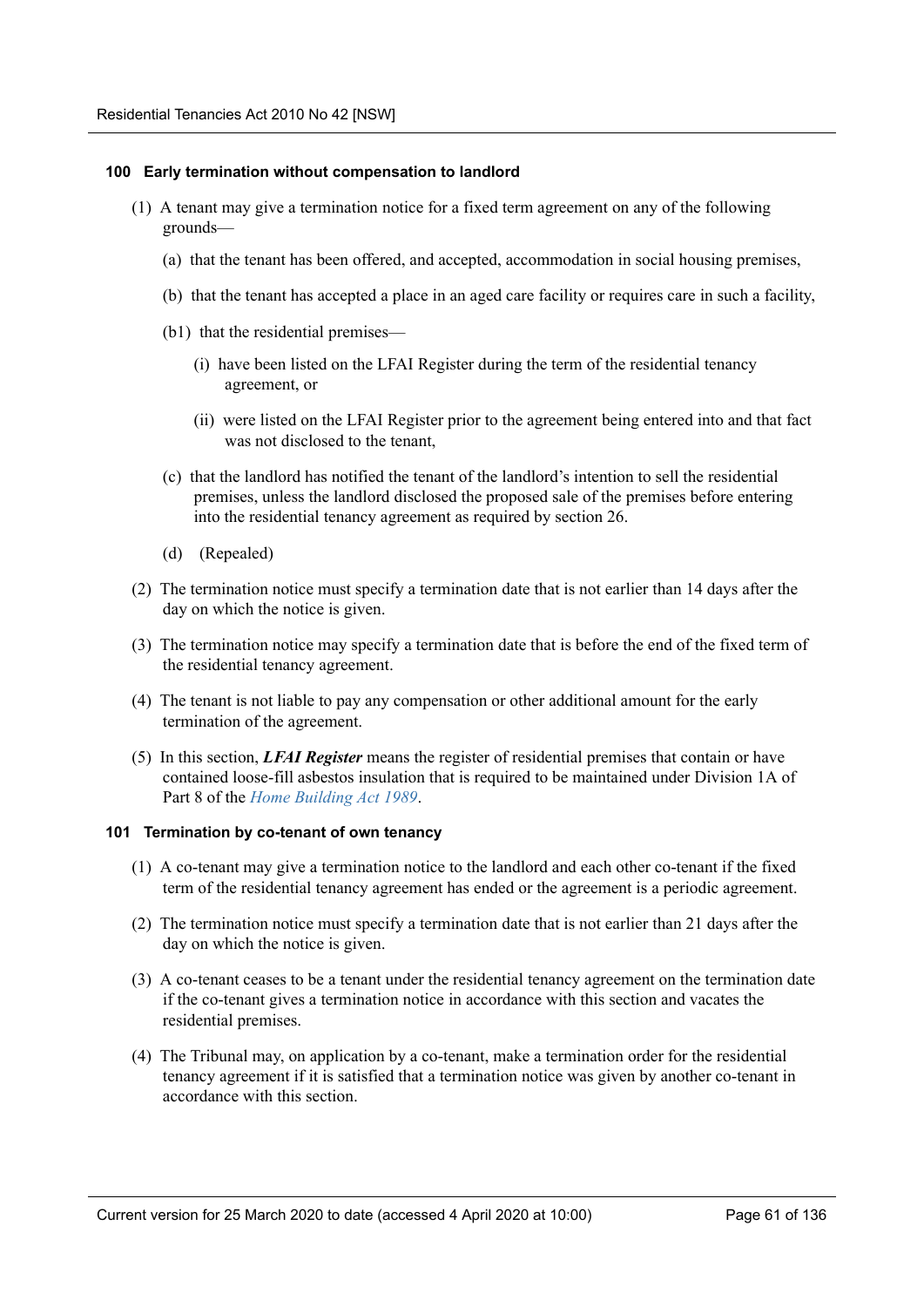#### 100 Early termination without compensation to landlord

(1) A tenant may give a termination notice for a fixed term agreement on any of the following grounds—

(a) that the tenant has been offered, and accepted, accommodation in social housing premises,

(b) that the tenant has accepted a place in an aged care facility or requires care in such a facility,

(b1) that the residential premises—

(i) have been listed on the LFAI Register during the term of the residential tenancy agreement, or

(ii) were listed on the LFAI Register prior to the agreement being entered into and that fact was not disclosed to the tenant,

(c) that the landlord has notified the tenant of the landlord's intention to sell the residential premises, unless the landlord disclosed the proposed sale of the premises before entering into the residential tenancy agreement as required by section 26.

(d) (Repealed)

(2) The termination notice must specify a termination date that is not earlier than 14 days after the day on which the notice is given.

(3) The termination notice may specify a termination date that is before the end of the fixed term of the residential tenancy agreement.

(4) The tenant is not liable to pay any compensation or other additional amount for the early termination of the agreement.

(5) In this section, ***LFAI Register*** means the register of residential premises that contain or have contained loose-fill asbestos insulation that is required to be maintained under Division 1A of Part 8 of the *Home Building Act 1989*.

#### 101 Termination by co-tenant of own tenancy

(1) A co-tenant may give a termination notice to the landlord and each other co-tenant if the fixed term of the residential tenancy agreement has ended or the agreement is a periodic agreement.

(2) The termination notice must specify a termination date that is not earlier than 21 days after the day on which the notice is given.

(3) A co-tenant ceases to be a tenant under the residential tenancy agreement on the termination date if the co-tenant gives a termination notice in accordance with this section and vacates the residential premises.

(4) The Tribunal may, on application by a co-tenant, make a termination order for the residential tenancy agreement if it is satisfied that a termination notice was given by another co-tenant in accordance with this section.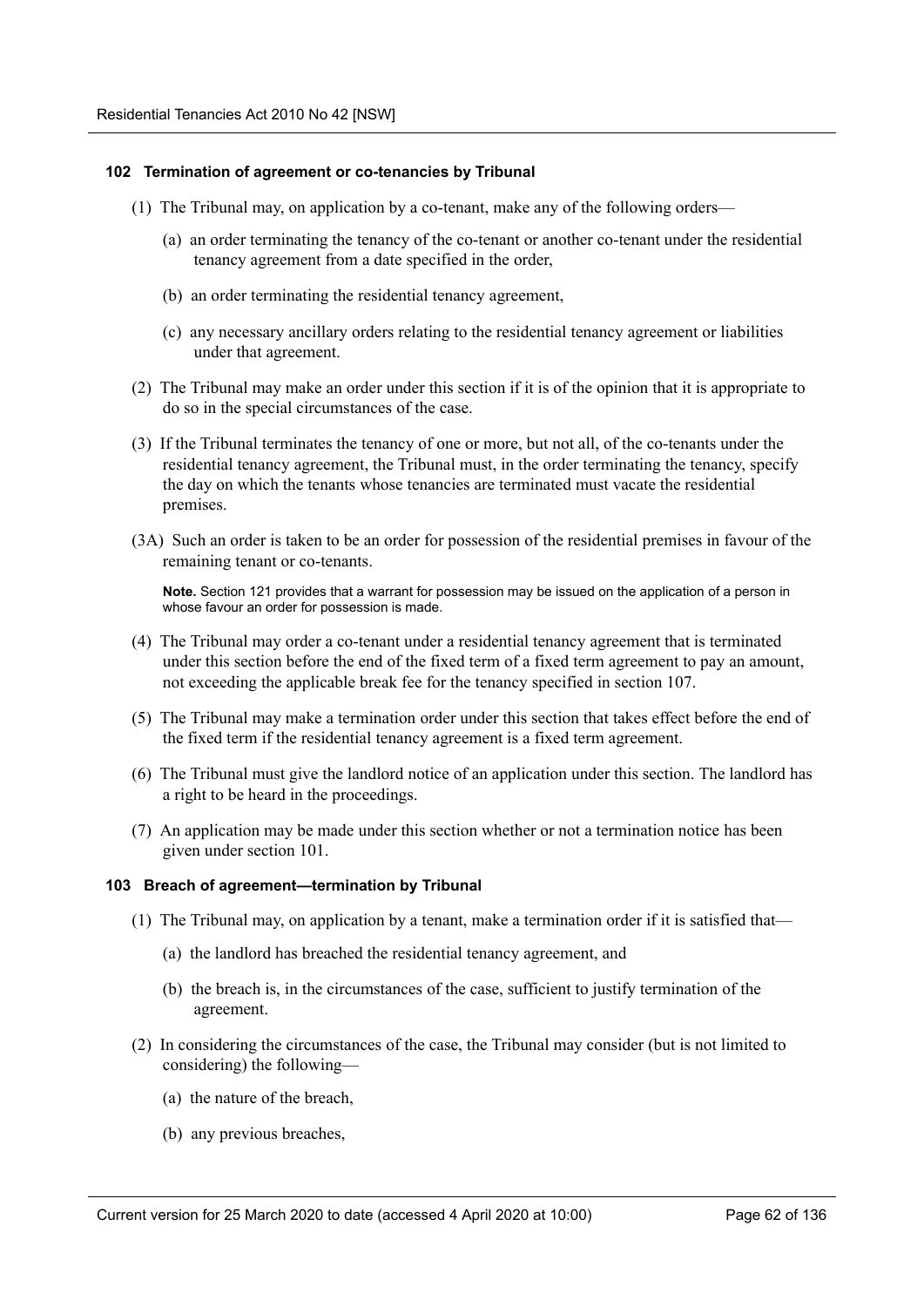### 102 Termination of agreement or co-tenancies by Tribunal

(1) The Tribunal may, on application by a co-tenant, make any of the following orders—

(a) an order terminating the tenancy of the co-tenant or another co-tenant under the residential tenancy agreement from a date specified in the order,

(b) an order terminating the residential tenancy agreement,

(c) any necessary ancillary orders relating to the residential tenancy agreement or liabilities under that agreement.

(2) The Tribunal may make an order under this section if it is of the opinion that it is appropriate to do so in the special circumstances of the case.

(3) If the Tribunal terminates the tenancy of one or more, but not all, of the co-tenants under the residential tenancy agreement, the Tribunal must, in the order terminating the tenancy, specify the day on which the tenants whose tenancies are terminated must vacate the residential premises.

(3A) Such an order is taken to be an order for possession of the residential premises in favour of the remaining tenant or co-tenants.

**Note.** Section 121 provides that a warrant for possession may be issued on the application of a person in whose favour an order for possession is made.

(4) The Tribunal may order a co-tenant under a residential tenancy agreement that is terminated under this section before the end of the fixed term of a fixed term agreement to pay an amount, not exceeding the applicable break fee for the tenancy specified in section 107.

(5) The Tribunal may make a termination order under this section that takes effect before the end of the fixed term if the residential tenancy agreement is a fixed term agreement.

(6) The Tribunal must give the landlord notice of an application under this section. The landlord has a right to be heard in the proceedings.

(7) An application may be made under this section whether or not a termination notice has been given under section 101.

### 103 Breach of agreement—termination by Tribunal

(1) The Tribunal may, on application by a tenant, make a termination order if it is satisfied that—

(a) the landlord has breached the residential tenancy agreement, and

(b) the breach is, in the circumstances of the case, sufficient to justify termination of the agreement.

(2) In considering the circumstances of the case, the Tribunal may consider (but is not limited to considering) the following—

(a) the nature of the breach,

(b) any previous breaches,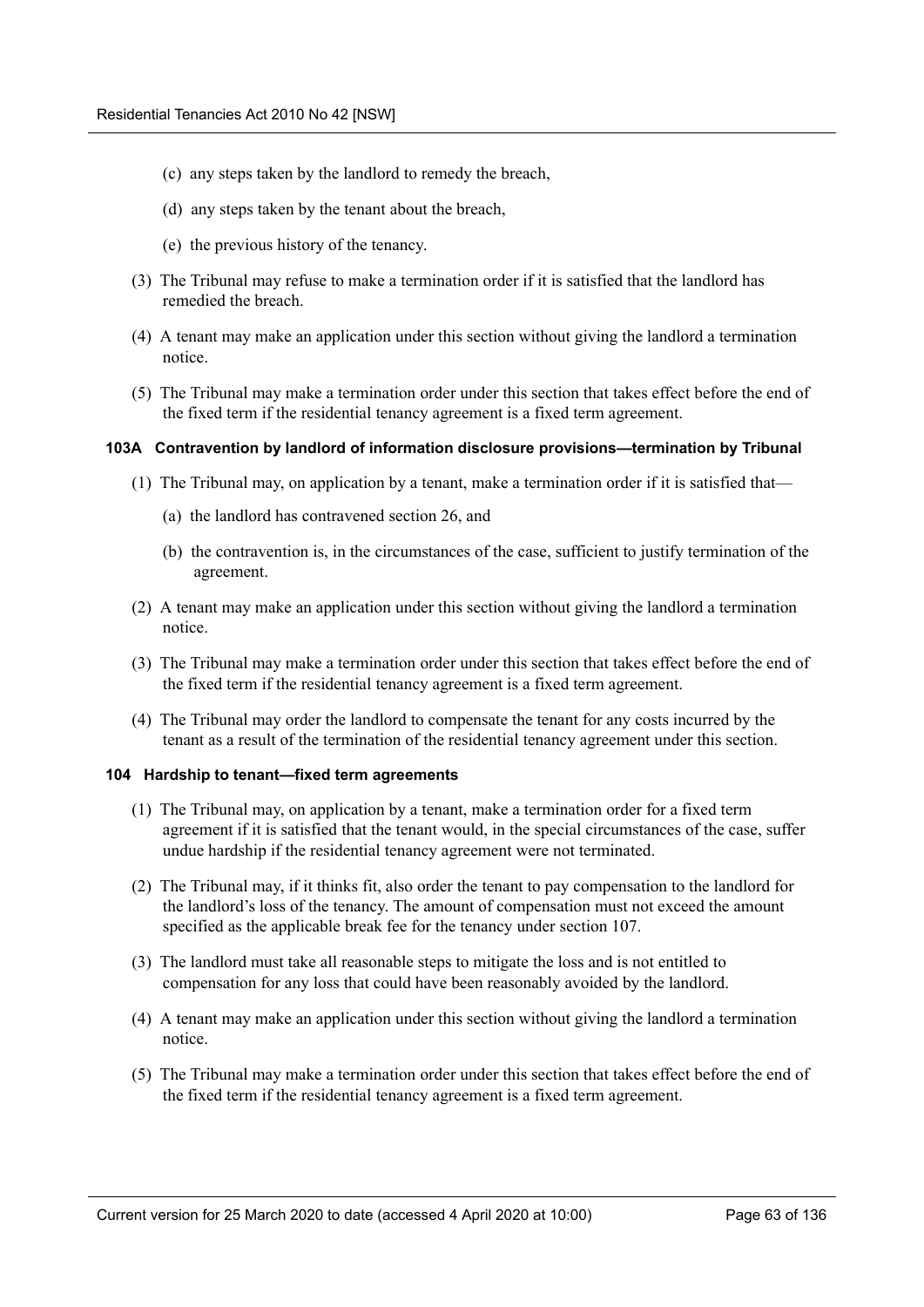(c) any steps taken by the landlord to remedy the breach,

(d) any steps taken by the tenant about the breach,

(e) the previous history of the tenancy.

(3) The Tribunal may refuse to make a termination order if it is satisfied that the landlord has remedied the breach.

(4) A tenant may make an application under this section without giving the landlord a termination notice.

(5) The Tribunal may make a termination order under this section that takes effect before the end of the fixed term if the residential tenancy agreement is a fixed term agreement.

#### 103A Contravention by landlord of information disclosure provisions—termination by Tribunal

(1) The Tribunal may, on application by a tenant, make a termination order if it is satisfied that—

(a) the landlord has contravened section 26, and

(b) the contravention is, in the circumstances of the case, sufficient to justify termination of the agreement.

(2) A tenant may make an application under this section without giving the landlord a termination notice.

(3) The Tribunal may make a termination order under this section that takes effect before the end of the fixed term if the residential tenancy agreement is a fixed term agreement.

(4) The Tribunal may order the landlord to compensate the tenant for any costs incurred by the tenant as a result of the termination of the residential tenancy agreement under this section.

#### 104 Hardship to tenant—fixed term agreements

(1) The Tribunal may, on application by a tenant, make a termination order for a fixed term agreement if it is satisfied that the tenant would, in the special circumstances of the case, suffer undue hardship if the residential tenancy agreement were not terminated.

(2) The Tribunal may, if it thinks fit, also order the tenant to pay compensation to the landlord for the landlord's loss of the tenancy. The amount of compensation must not exceed the amount specified as the applicable break fee for the tenancy under section 107.

(3) The landlord must take all reasonable steps to mitigate the loss and is not entitled to compensation for any loss that could have been reasonably avoided by the landlord.

(4) A tenant may make an application under this section without giving the landlord a termination notice.

(5) The Tribunal may make a termination order under this section that takes effect before the end of the fixed term if the residential tenancy agreement is a fixed term agreement.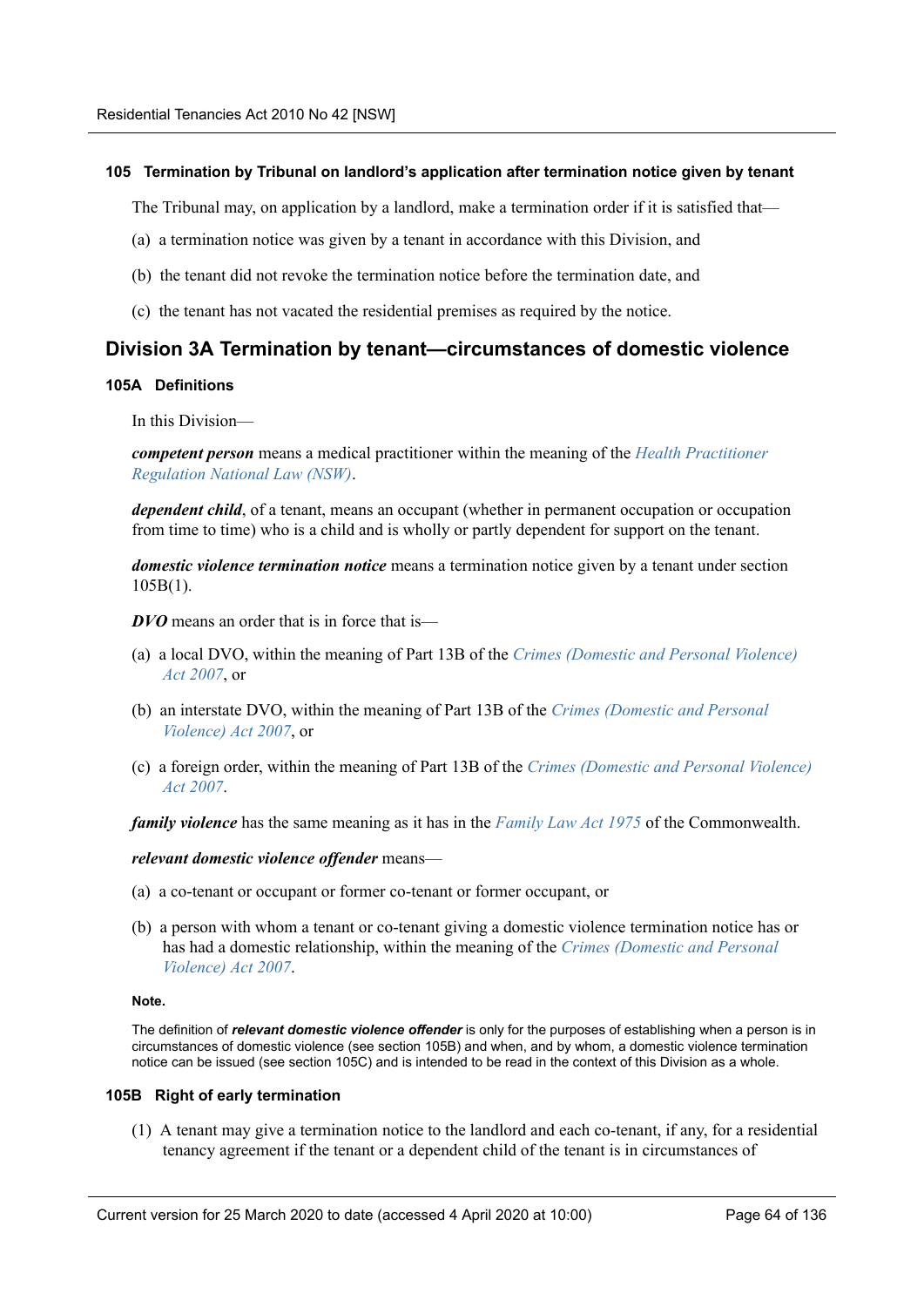### 105 Termination by Tribunal on landlord's application after termination notice given by tenant

The Tribunal may, on application by a landlord, make a termination order if it is satisfied that—

(a) a termination notice was given by a tenant in accordance with this Division, and

(b) the tenant did not revoke the termination notice before the termination date, and

(c) the tenant has not vacated the residential premises as required by the notice.

## Division 3A Termination by tenant—circumstances of domestic violence

### 105A Definitions

In this Division—

***competent person*** means a medical practitioner within the meaning of the *Health Practitioner Regulation National Law (NSW)*.

***dependent child***, of a tenant, means an occupant (whether in permanent occupation or occupation from time to time) who is a child and is wholly or partly dependent for support on the tenant.

***domestic violence termination notice*** means a termination notice given by a tenant under section 105B(1).

***DVO*** means an order that is in force that is—

(a) a local DVO, within the meaning of Part 13B of the *Crimes (Domestic and Personal Violence) Act 2007*, or

(b) an interstate DVO, within the meaning of Part 13B of the *Crimes (Domestic and Personal Violence) Act 2007*, or

(c) a foreign order, within the meaning of Part 13B of the *Crimes (Domestic and Personal Violence) Act 2007*.

***family violence*** has the same meaning as it has in the *Family Law Act 1975* of the Commonwealth.

***relevant domestic violence offender*** means—

(a) a co-tenant or occupant or former co-tenant or former occupant, or

(b) a person with whom a tenant or co-tenant giving a domestic violence termination notice has or has had a domestic relationship, within the meaning of the *Crimes (Domestic and Personal Violence) Act 2007*.

**Note.**

The definition of ***relevant domestic violence offender*** is only for the purposes of establishing when a person is in circumstances of domestic violence (see section 105B) and when, and by whom, a domestic violence termination notice can be issued (see section 105C) and is intended to be read in the context of this Division as a whole.

### 105B Right of early termination

(1) A tenant may give a termination notice to the landlord and each co-tenant, if any, for a residential tenancy agreement if the tenant or a dependent child of the tenant is in circumstances of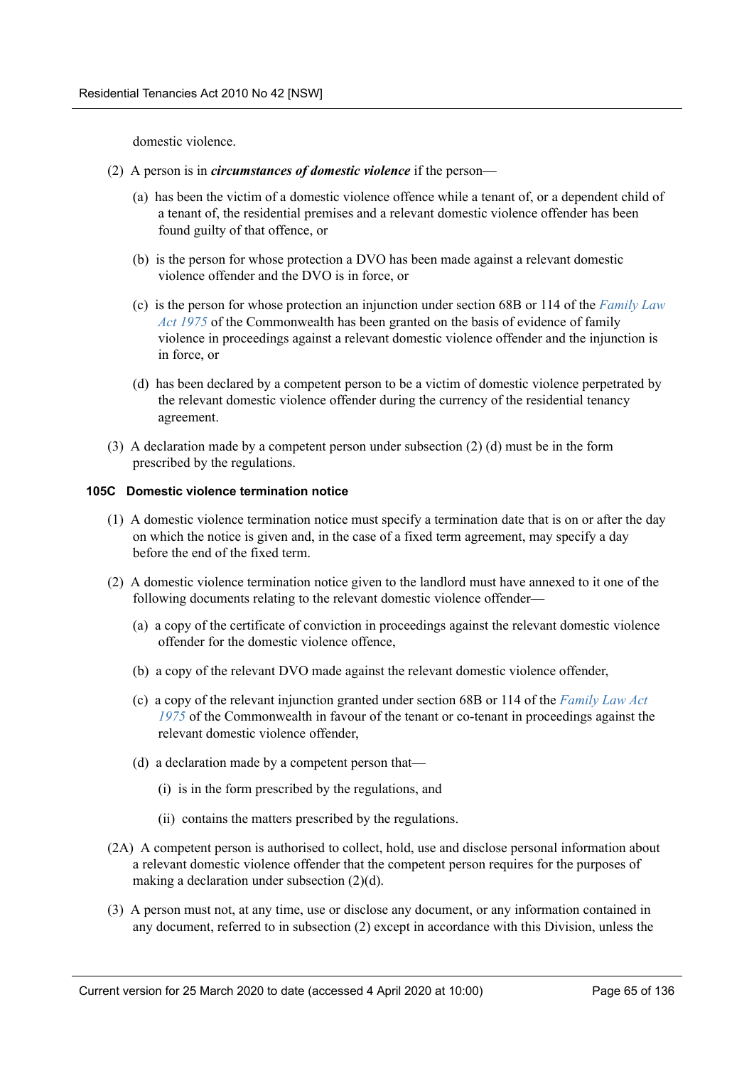domestic violence.

(2) A person is in ***circumstances of domestic violence*** if the person—

(a) has been the victim of a domestic violence offence while a tenant of, or a dependent child of a tenant of, the residential premises and a relevant domestic violence offender has been found guilty of that offence, or

(b) is the person for whose protection a DVO has been made against a relevant domestic violence offender and the DVO is in force, or

(c) is the person for whose protection an injunction under section 68B or 114 of the *Family Law Act 1975* of the Commonwealth has been granted on the basis of evidence of family violence in proceedings against a relevant domestic violence offender and the injunction is in force, or

(d) has been declared by a competent person to be a victim of domestic violence perpetrated by the relevant domestic violence offender during the currency of the residential tenancy agreement.

(3) A declaration made by a competent person under subsection (2) (d) must be in the form prescribed by the regulations.

**105C Domestic violence termination notice**

(1) A domestic violence termination notice must specify a termination date that is on or after the day on which the notice is given and, in the case of a fixed term agreement, may specify a day before the end of the fixed term.

(2) A domestic violence termination notice given to the landlord must have annexed to it one of the following documents relating to the relevant domestic violence offender—

(a) a copy of the certificate of conviction in proceedings against the relevant domestic violence offender for the domestic violence offence,

(b) a copy of the relevant DVO made against the relevant domestic violence offender,

(c) a copy of the relevant injunction granted under section 68B or 114 of the *Family Law Act 1975* of the Commonwealth in favour of the tenant or co-tenant in proceedings against the relevant domestic violence offender,

(d) a declaration made by a competent person that—

(i) is in the form prescribed by the regulations, and

(ii) contains the matters prescribed by the regulations.

(2A) A competent person is authorised to collect, hold, use and disclose personal information about a relevant domestic violence offender that the competent person requires for the purposes of making a declaration under subsection (2)(d).

(3) A person must not, at any time, use or disclose any document, or any information contained in any document, referred to in subsection (2) except in accordance with this Division, unless the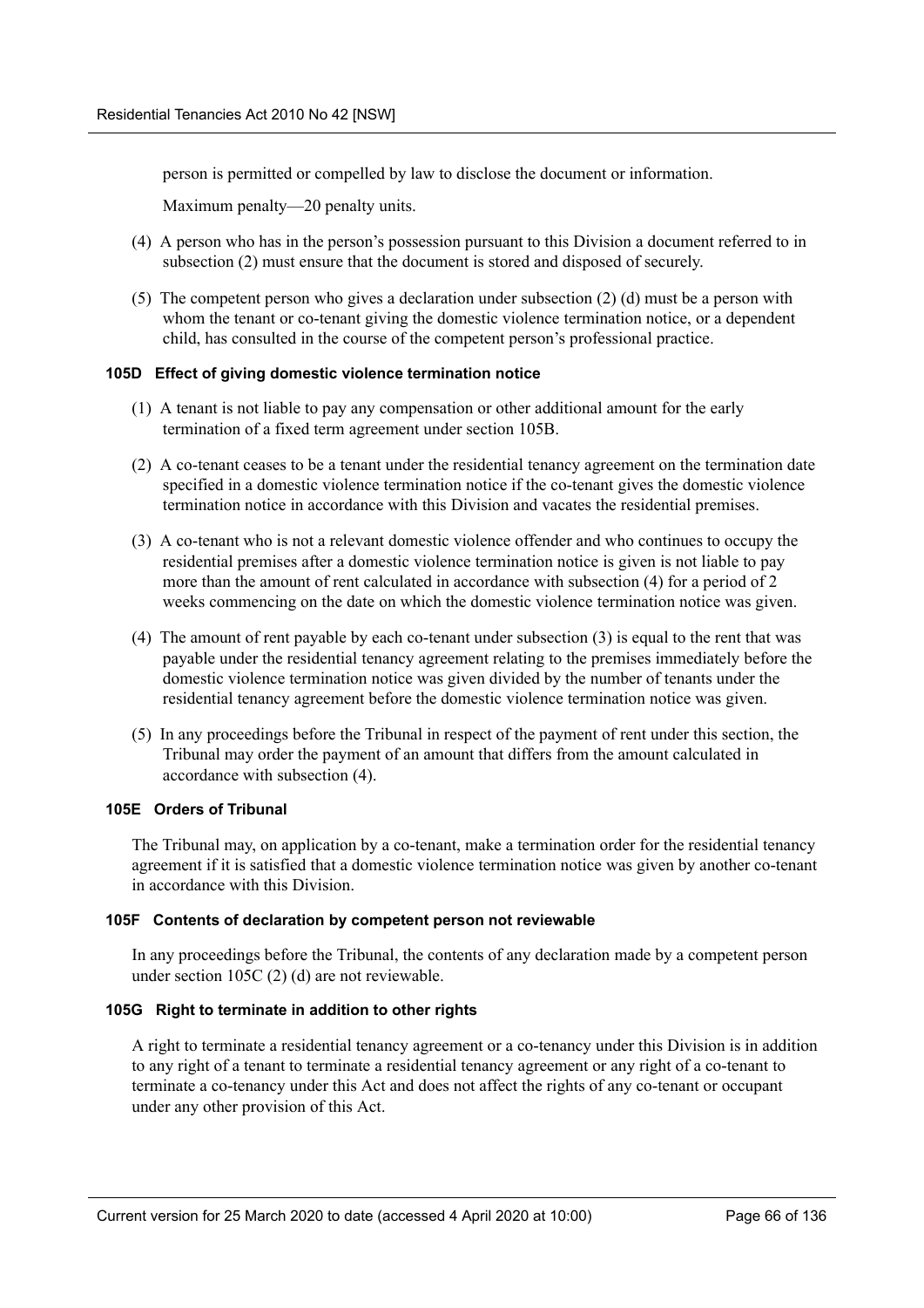person is permitted or compelled by law to disclose the document or information.

Maximum penalty—20 penalty units.

(4) A person who has in the person's possession pursuant to this Division a document referred to in subsection (2) must ensure that the document is stored and disposed of securely.

(5) The competent person who gives a declaration under subsection (2) (d) must be a person with whom the tenant or co-tenant giving the domestic violence termination notice, or a dependent child, has consulted in the course of the competent person's professional practice.

#### 105D Effect of giving domestic violence termination notice

(1) A tenant is not liable to pay any compensation or other additional amount for the early termination of a fixed term agreement under section 105B.

(2) A co-tenant ceases to be a tenant under the residential tenancy agreement on the termination date specified in a domestic violence termination notice if the co-tenant gives the domestic violence termination notice in accordance with this Division and vacates the residential premises.

(3) A co-tenant who is not a relevant domestic violence offender and who continues to occupy the residential premises after a domestic violence termination notice is given is not liable to pay more than the amount of rent calculated in accordance with subsection (4) for a period of 2 weeks commencing on the date on which the domestic violence termination notice was given.

(4) The amount of rent payable by each co-tenant under subsection (3) is equal to the rent that was payable under the residential tenancy agreement relating to the premises immediately before the domestic violence termination notice was given divided by the number of tenants under the residential tenancy agreement before the domestic violence termination notice was given.

(5) In any proceedings before the Tribunal in respect of the payment of rent under this section, the Tribunal may order the payment of an amount that differs from the amount calculated in accordance with subsection (4).

#### 105E Orders of Tribunal

The Tribunal may, on application by a co-tenant, make a termination order for the residential tenancy agreement if it is satisfied that a domestic violence termination notice was given by another co-tenant in accordance with this Division.

#### 105F Contents of declaration by competent person not reviewable

In any proceedings before the Tribunal, the contents of any declaration made by a competent person under section 105C (2) (d) are not reviewable.

#### 105G Right to terminate in addition to other rights

A right to terminate a residential tenancy agreement or a co-tenancy under this Division is in addition to any right of a tenant to terminate a residential tenancy agreement or any right of a co-tenant to terminate a co-tenancy under this Act and does not affect the rights of any co-tenant or occupant under any other provision of this Act.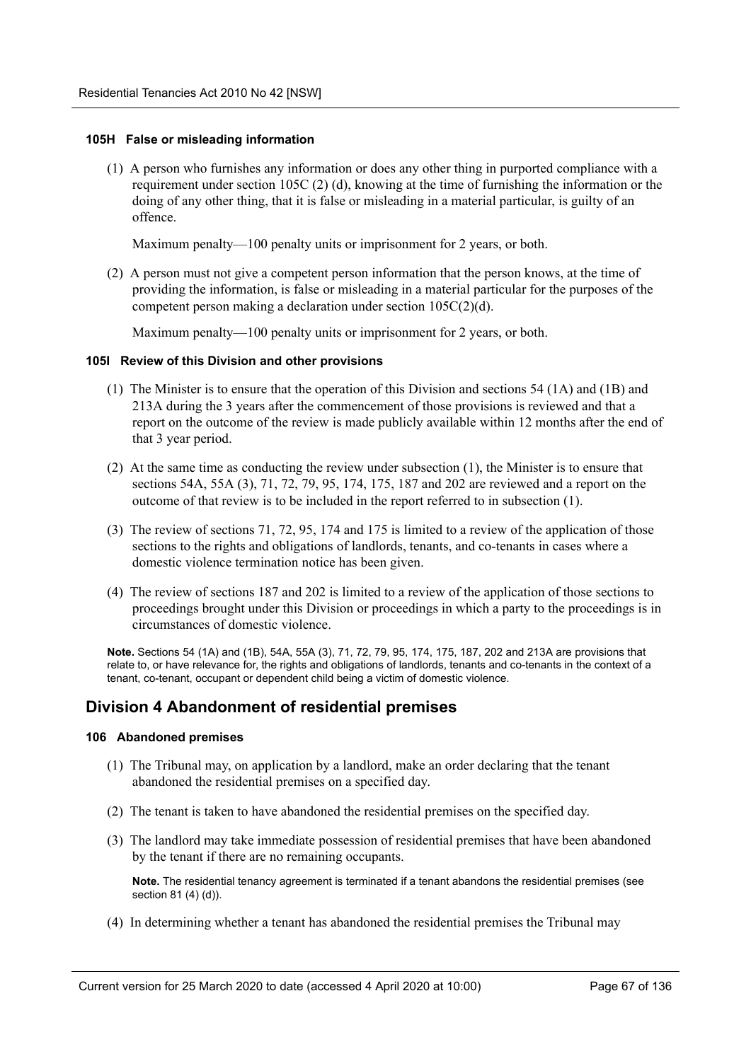#### 105H False or misleading information

(1) A person who furnishes any information or does any other thing in purported compliance with a requirement under section 105C (2) (d), knowing at the time of furnishing the information or the doing of any other thing, that it is false or misleading in a material particular, is guilty of an offence.

Maximum penalty—100 penalty units or imprisonment for 2 years, or both.

(2) A person must not give a competent person information that the person knows, at the time of providing the information, is false or misleading in a material particular for the purposes of the competent person making a declaration under section 105C(2)(d).

Maximum penalty—100 penalty units or imprisonment for 2 years, or both.

#### 105I Review of this Division and other provisions

(1) The Minister is to ensure that the operation of this Division and sections 54 (1A) and (1B) and 213A during the 3 years after the commencement of those provisions is reviewed and that a report on the outcome of the review is made publicly available within 12 months after the end of that 3 year period.

(2) At the same time as conducting the review under subsection (1), the Minister is to ensure that sections 54A, 55A (3), 71, 72, 79, 95, 174, 175, 187 and 202 are reviewed and a report on the outcome of that review is to be included in the report referred to in subsection (1).

(3) The review of sections 71, 72, 95, 174 and 175 is limited to a review of the application of those sections to the rights and obligations of landlords, tenants, and co-tenants in cases where a domestic violence termination notice has been given.

(4) The review of sections 187 and 202 is limited to a review of the application of those sections to proceedings brought under this Division or proceedings in which a party to the proceedings is in circumstances of domestic violence.

**Note.** Sections 54 (1A) and (1B), 54A, 55A (3), 71, 72, 79, 95, 174, 175, 187, 202 and 213A are provisions that relate to, or have relevance for, the rights and obligations of landlords, tenants and co-tenants in the context of a tenant, co-tenant, occupant or dependent child being a victim of domestic violence.

## Division 4 Abandonment of residential premises

#### 106 Abandoned premises

(1) The Tribunal may, on application by a landlord, make an order declaring that the tenant abandoned the residential premises on a specified day.

(2) The tenant is taken to have abandoned the residential premises on the specified day.

(3) The landlord may take immediate possession of residential premises that have been abandoned by the tenant if there are no remaining occupants.

**Note.** The residential tenancy agreement is terminated if a tenant abandons the residential premises (see section 81 (4) (d)).

(4) In determining whether a tenant has abandoned the residential premises the Tribunal may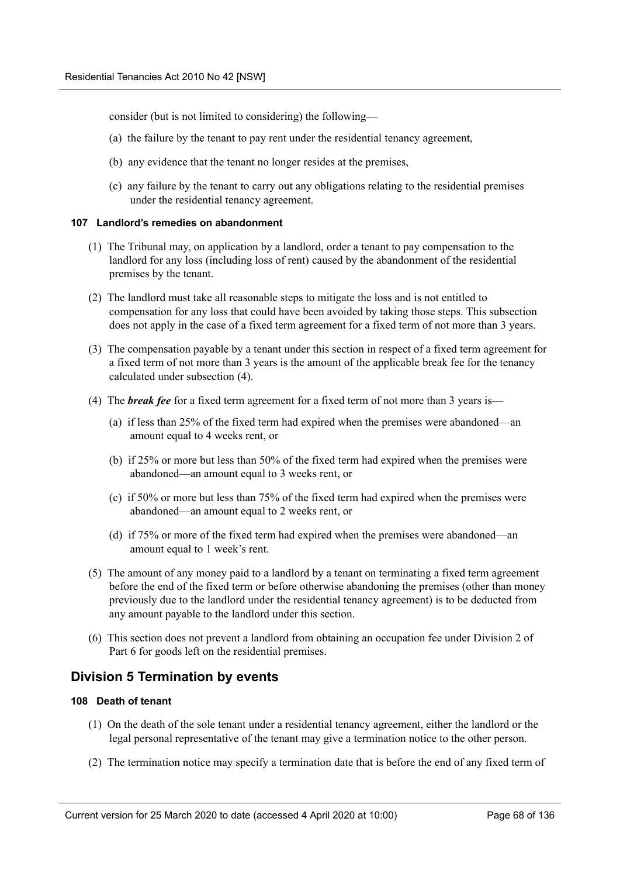consider (but is not limited to considering) the following—

(a) the failure by the tenant to pay rent under the residential tenancy agreement,

(b) any evidence that the tenant no longer resides at the premises,

(c) any failure by the tenant to carry out any obligations relating to the residential premises under the residential tenancy agreement.

#### 107 Landlord's remedies on abandonment

(1) The Tribunal may, on application by a landlord, order a tenant to pay compensation to the landlord for any loss (including loss of rent) caused by the abandonment of the residential premises by the tenant.

(2) The landlord must take all reasonable steps to mitigate the loss and is not entitled to compensation for any loss that could have been avoided by taking those steps. This subsection does not apply in the case of a fixed term agreement for a fixed term of not more than 3 years.

(3) The compensation payable by a tenant under this section in respect of a fixed term agreement for a fixed term of not more than 3 years is the amount of the applicable break fee for the tenancy calculated under subsection (4).

(4) The ***break fee*** for a fixed term agreement for a fixed term of not more than 3 years is—

(a) if less than 25% of the fixed term had expired when the premises were abandoned—an amount equal to 4 weeks rent, or

(b) if 25% or more but less than 50% of the fixed term had expired when the premises were abandoned—an amount equal to 3 weeks rent, or

(c) if 50% or more but less than 75% of the fixed term had expired when the premises were abandoned—an amount equal to 2 weeks rent, or

(d) if 75% or more of the fixed term had expired when the premises were abandoned—an amount equal to 1 week's rent.

(5) The amount of any money paid to a landlord by a tenant on terminating a fixed term agreement before the end of the fixed term or before otherwise abandoning the premises (other than money previously due to the landlord under the residential tenancy agreement) is to be deducted from any amount payable to the landlord under this section.

(6) This section does not prevent a landlord from obtaining an occupation fee under Division 2 of Part 6 for goods left on the residential premises.

## Division 5 Termination by events

#### 108 Death of tenant

(1) On the death of the sole tenant under a residential tenancy agreement, either the landlord or the legal personal representative of the tenant may give a termination notice to the other person.

(2) The termination notice may specify a termination date that is before the end of any fixed term of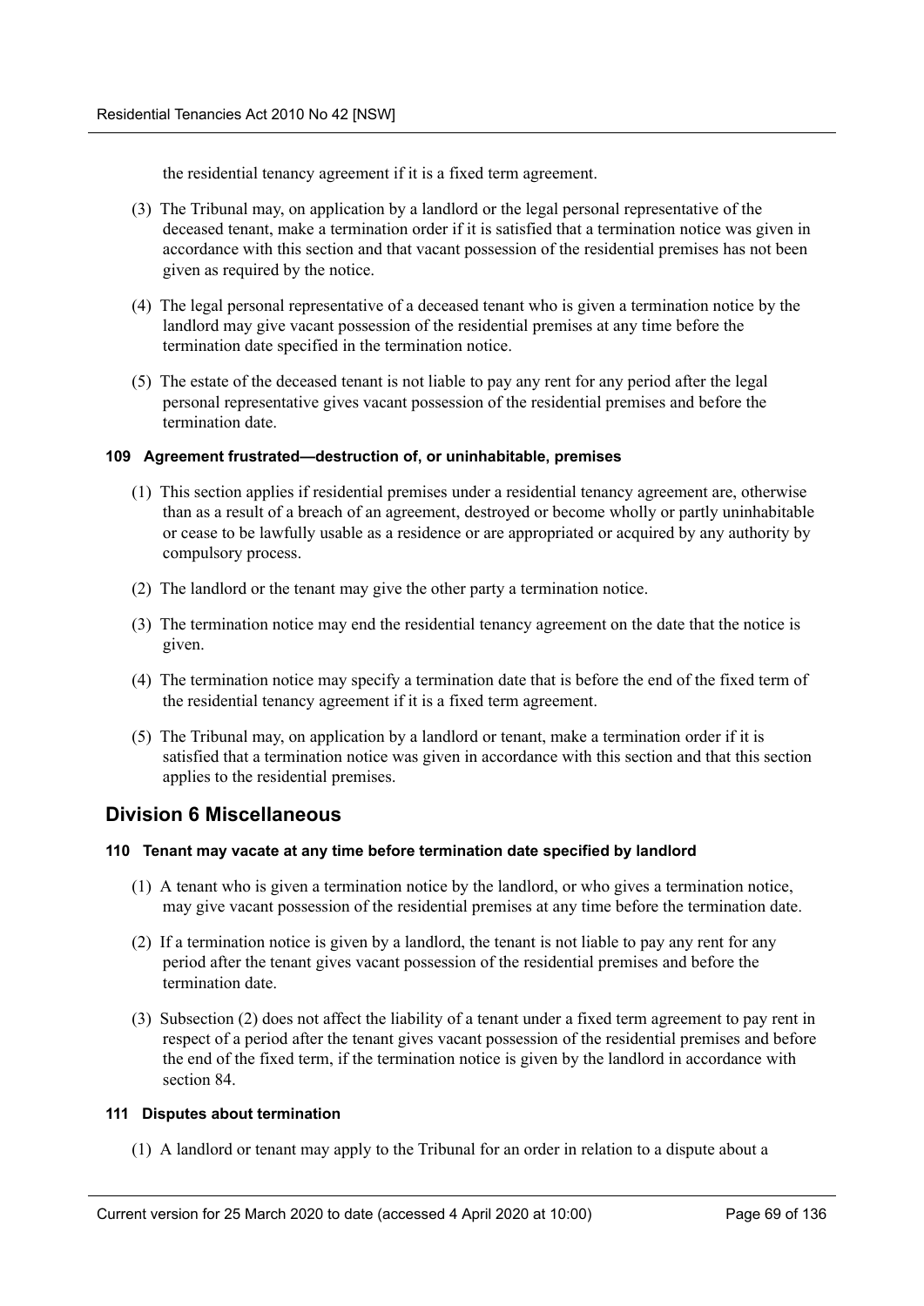the residential tenancy agreement if it is a fixed term agreement.

(3) The Tribunal may, on application by a landlord or the legal personal representative of the deceased tenant, make a termination order if it is satisfied that a termination notice was given in accordance with this section and that vacant possession of the residential premises has not been given as required by the notice.

(4) The legal personal representative of a deceased tenant who is given a termination notice by the landlord may give vacant possession of the residential premises at any time before the termination date specified in the termination notice.

(5) The estate of the deceased tenant is not liable to pay any rent for any period after the legal personal representative gives vacant possession of the residential premises and before the termination date.

#### 109 Agreement frustrated—destruction of, or uninhabitable, premises

(1) This section applies if residential premises under a residential tenancy agreement are, otherwise than as a result of a breach of an agreement, destroyed or become wholly or partly uninhabitable or cease to be lawfully usable as a residence or are appropriated or acquired by any authority by compulsory process.

(2) The landlord or the tenant may give the other party a termination notice.

(3) The termination notice may end the residential tenancy agreement on the date that the notice is given.

(4) The termination notice may specify a termination date that is before the end of the fixed term of the residential tenancy agreement if it is a fixed term agreement.

(5) The Tribunal may, on application by a landlord or tenant, make a termination order if it is satisfied that a termination notice was given in accordance with this section and that this section applies to the residential premises.

## Division 6 Miscellaneous

#### 110 Tenant may vacate at any time before termination date specified by landlord

(1) A tenant who is given a termination notice by the landlord, or who gives a termination notice, may give vacant possession of the residential premises at any time before the termination date.

(2) If a termination notice is given by a landlord, the tenant is not liable to pay any rent for any period after the tenant gives vacant possession of the residential premises and before the termination date.

(3) Subsection (2) does not affect the liability of a tenant under a fixed term agreement to pay rent in respect of a period after the tenant gives vacant possession of the residential premises and before the end of the fixed term, if the termination notice is given by the landlord in accordance with section 84.

#### 111 Disputes about termination

(1) A landlord or tenant may apply to the Tribunal for an order in relation to a dispute about a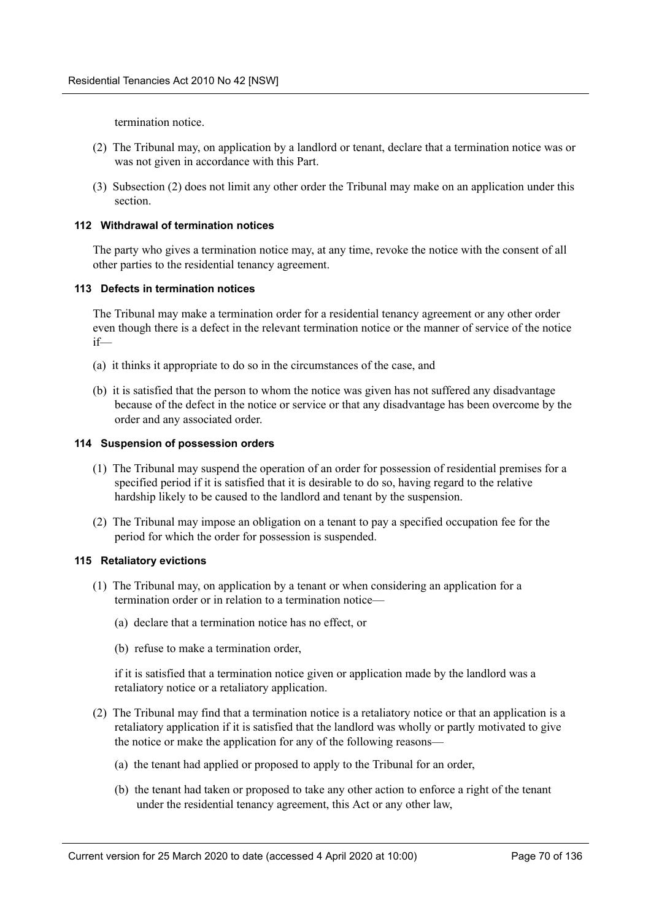termination notice.

(2) The Tribunal may, on application by a landlord or tenant, declare that a termination notice was or was not given in accordance with this Part.

(3) Subsection (2) does not limit any other order the Tribunal may make on an application under this section.

#### 112 Withdrawal of termination notices

The party who gives a termination notice may, at any time, revoke the notice with the consent of all other parties to the residential tenancy agreement.

#### 113 Defects in termination notices

The Tribunal may make a termination order for a residential tenancy agreement or any other order even though there is a defect in the relevant termination notice or the manner of service of the notice if—

(a) it thinks it appropriate to do so in the circumstances of the case, and

(b) it is satisfied that the person to whom the notice was given has not suffered any disadvantage because of the defect in the notice or service or that any disadvantage has been overcome by the order and any associated order.

#### 114 Suspension of possession orders

(1) The Tribunal may suspend the operation of an order for possession of residential premises for a specified period if it is satisfied that it is desirable to do so, having regard to the relative hardship likely to be caused to the landlord and tenant by the suspension.

(2) The Tribunal may impose an obligation on a tenant to pay a specified occupation fee for the period for which the order for possession is suspended.

#### 115 Retaliatory evictions

(1) The Tribunal may, on application by a tenant or when considering an application for a termination order or in relation to a termination notice—

(a) declare that a termination notice has no effect, or

(b) refuse to make a termination order,

if it is satisfied that a termination notice given or application made by the landlord was a retaliatory notice or a retaliatory application.

(2) The Tribunal may find that a termination notice is a retaliatory notice or that an application is a retaliatory application if it is satisfied that the landlord was wholly or partly motivated to give the notice or make the application for any of the following reasons—

(a) the tenant had applied or proposed to apply to the Tribunal for an order,

(b) the tenant had taken or proposed to take any other action to enforce a right of the tenant under the residential tenancy agreement, this Act or any other law,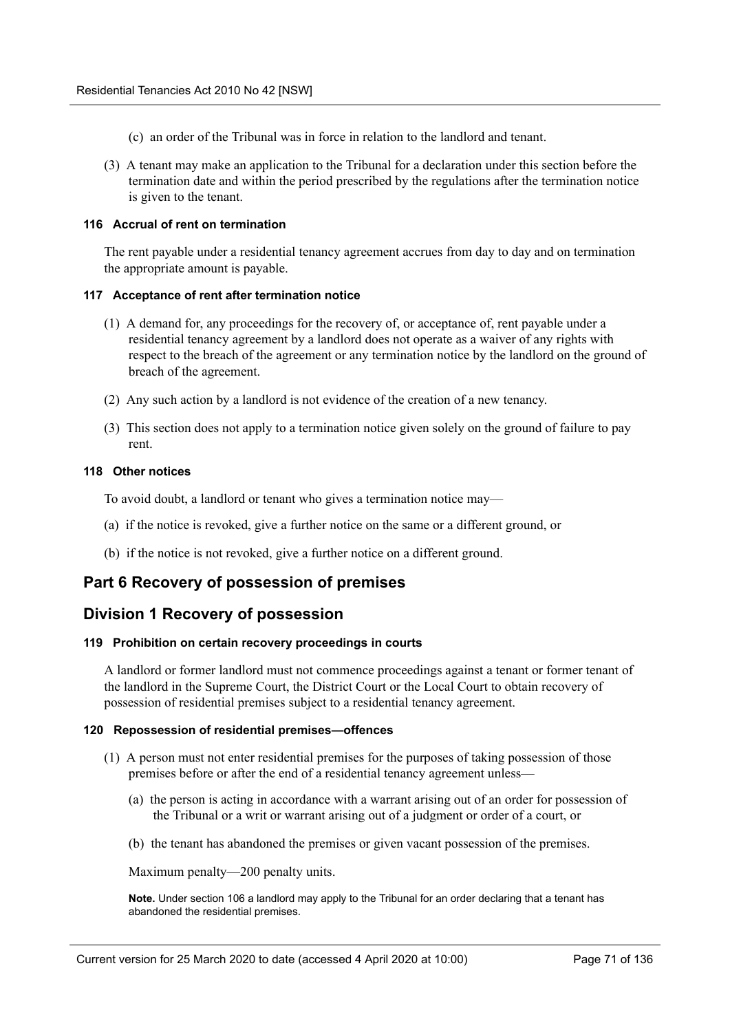(c) an order of the Tribunal was in force in relation to the landlord and tenant.

(3) A tenant may make an application to the Tribunal for a declaration under this section before the termination date and within the period prescribed by the regulations after the termination notice is given to the tenant.

#### 116 Accrual of rent on termination

The rent payable under a residential tenancy agreement accrues from day to day and on termination the appropriate amount is payable.

#### 117 Acceptance of rent after termination notice

(1) A demand for, any proceedings for the recovery of, or acceptance of, rent payable under a residential tenancy agreement by a landlord does not operate as a waiver of any rights with respect to the breach of the agreement or any termination notice by the landlord on the ground of breach of the agreement.

(2) Any such action by a landlord is not evidence of the creation of a new tenancy.

(3) This section does not apply to a termination notice given solely on the ground of failure to pay rent.

#### 118 Other notices

To avoid doubt, a landlord or tenant who gives a termination notice may—

(a) if the notice is revoked, give a further notice on the same or a different ground, or

(b) if the notice is not revoked, give a further notice on a different ground.

## Part 6 Recovery of possession of premises

## Division 1 Recovery of possession

#### 119 Prohibition on certain recovery proceedings in courts

A landlord or former landlord must not commence proceedings against a tenant or former tenant of the landlord in the Supreme Court, the District Court or the Local Court to obtain recovery of possession of residential premises subject to a residential tenancy agreement.

#### 120 Repossession of residential premises—offences

(1) A person must not enter residential premises for the purposes of taking possession of those premises before or after the end of a residential tenancy agreement unless—

(a) the person is acting in accordance with a warrant arising out of an order for possession of the Tribunal or a writ or warrant arising out of a judgment or order of a court, or

(b) the tenant has abandoned the premises or given vacant possession of the premises.

Maximum penalty—200 penalty units.

**Note.** Under section 106 a landlord may apply to the Tribunal for an order declaring that a tenant has abandoned the residential premises.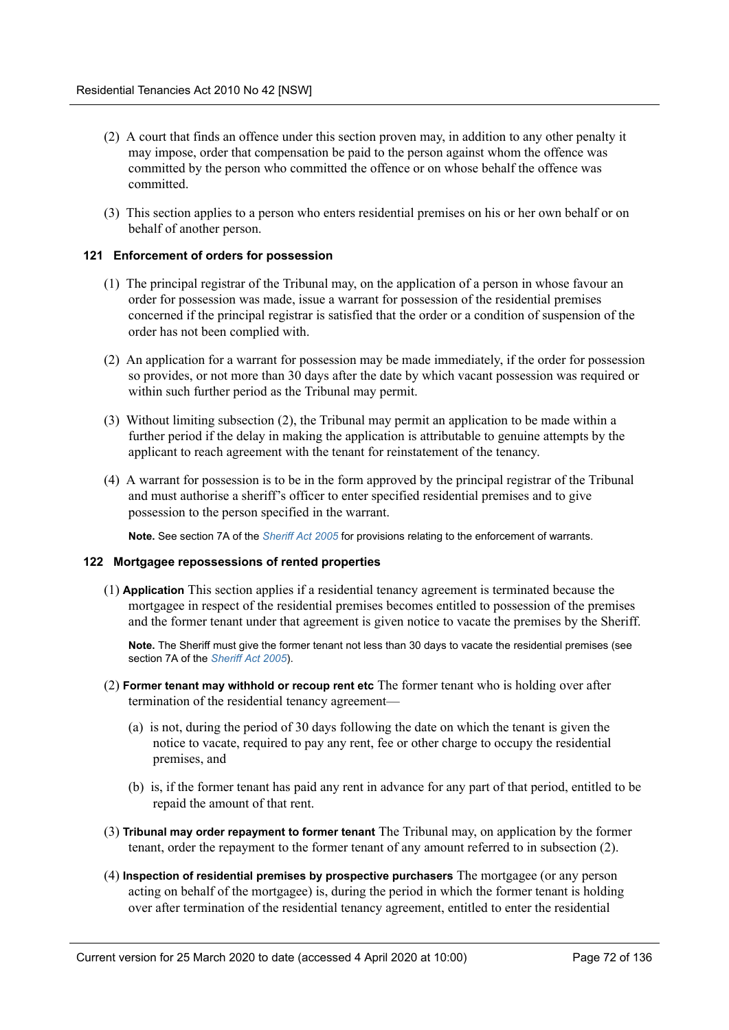(2) A court that finds an offence under this section proven may, in addition to any other penalty it may impose, order that compensation be paid to the person against whom the offence was committed by the person who committed the offence or on whose behalf the offence was committed.

(3) This section applies to a person who enters residential premises on his or her own behalf or on behalf of another person.

### 121 Enforcement of orders for possession

(1) The principal registrar of the Tribunal may, on the application of a person in whose favour an order for possession was made, issue a warrant for possession of the residential premises concerned if the principal registrar is satisfied that the order or a condition of suspension of the order has not been complied with.

(2) An application for a warrant for possession may be made immediately, if the order for possession so provides, or not more than 30 days after the date by which vacant possession was required or within such further period as the Tribunal may permit.

(3) Without limiting subsection (2), the Tribunal may permit an application to be made within a further period if the delay in making the application is attributable to genuine attempts by the applicant to reach agreement with the tenant for reinstatement of the tenancy.

(4) A warrant for possession is to be in the form approved by the principal registrar of the Tribunal and must authorise a sheriff's officer to enter specified residential premises and to give possession to the person specified in the warrant.

**Note.** See section 7A of the *Sheriff Act 2005* for provisions relating to the enforcement of warrants.

### 122 Mortgagee repossessions of rented properties

(1) **Application** This section applies if a residential tenancy agreement is terminated because the mortgagee in respect of the residential premises becomes entitled to possession of the premises and the former tenant under that agreement is given notice to vacate the premises by the Sheriff.

**Note.** The Sheriff must give the former tenant not less than 30 days to vacate the residential premises (see section 7A of the *Sheriff Act 2005*).

(2) **Former tenant may withhold or recoup rent etc** The former tenant who is holding over after termination of the residential tenancy agreement—

(a) is not, during the period of 30 days following the date on which the tenant is given the notice to vacate, required to pay any rent, fee or other charge to occupy the residential premises, and

(b) is, if the former tenant has paid any rent in advance for any part of that period, entitled to be repaid the amount of that rent.

(3) **Tribunal may order repayment to former tenant** The Tribunal may, on application by the former tenant, order the repayment to the former tenant of any amount referred to in subsection (2).

(4) **Inspection of residential premises by prospective purchasers** The mortgagee (or any person acting on behalf of the mortgagee) is, during the period in which the former tenant is holding over after termination of the residential tenancy agreement, entitled to enter the residential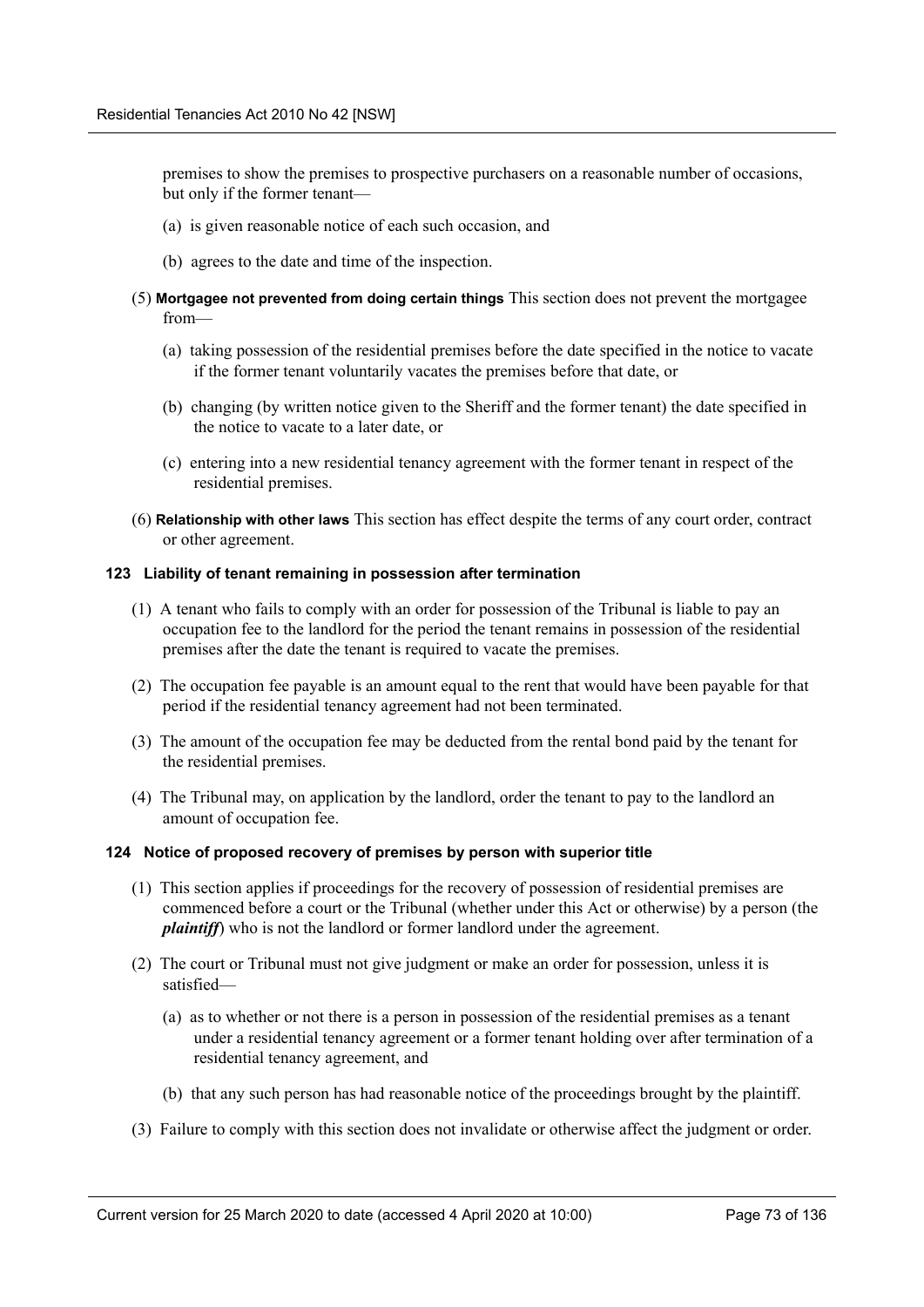premises to show the premises to prospective purchasers on a reasonable number of occasions, but only if the former tenant—

(a) is given reasonable notice of each such occasion, and

(b) agrees to the date and time of the inspection.

(5) **Mortgagee not prevented from doing certain things** This section does not prevent the mortgagee from—

(a) taking possession of the residential premises before the date specified in the notice to vacate if the former tenant voluntarily vacates the premises before that date, or

(b) changing (by written notice given to the Sheriff and the former tenant) the date specified in the notice to vacate to a later date, or

(c) entering into a new residential tenancy agreement with the former tenant in respect of the residential premises.

(6) **Relationship with other laws** This section has effect despite the terms of any court order, contract or other agreement.

#### 123 Liability of tenant remaining in possession after termination

(1) A tenant who fails to comply with an order for possession of the Tribunal is liable to pay an occupation fee to the landlord for the period the tenant remains in possession of the residential premises after the date the tenant is required to vacate the premises.

(2) The occupation fee payable is an amount equal to the rent that would have been payable for that period if the residential tenancy agreement had not been terminated.

(3) The amount of the occupation fee may be deducted from the rental bond paid by the tenant for the residential premises.

(4) The Tribunal may, on application by the landlord, order the tenant to pay to the landlord an amount of occupation fee.

#### 124 Notice of proposed recovery of premises by person with superior title

(1) This section applies if proceedings for the recovery of possession of residential premises are commenced before a court or the Tribunal (whether under this Act or otherwise) by a person (the ***plaintiff***) who is not the landlord or former landlord under the agreement.

(2) The court or Tribunal must not give judgment or make an order for possession, unless it is satisfied—

(a) as to whether or not there is a person in possession of the residential premises as a tenant under a residential tenancy agreement or a former tenant holding over after termination of a residential tenancy agreement, and

(b) that any such person has had reasonable notice of the proceedings brought by the plaintiff.

(3) Failure to comply with this section does not invalidate or otherwise affect the judgment or order.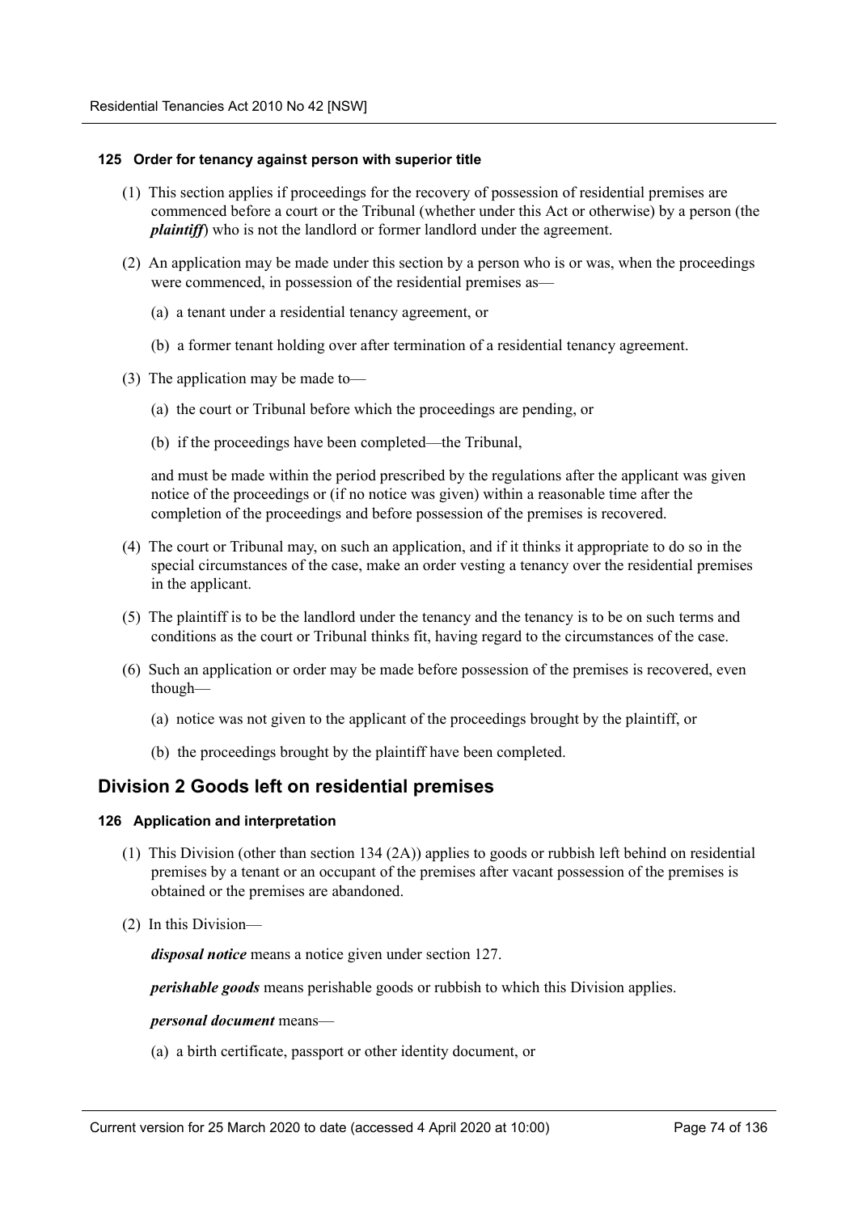#### 125 Order for tenancy against person with superior title

(1) This section applies if proceedings for the recovery of possession of residential premises are commenced before a court or the Tribunal (whether under this Act or otherwise) by a person (the ***plaintiff***) who is not the landlord or former landlord under the agreement.

(2) An application may be made under this section by a person who is or was, when the proceedings were commenced, in possession of the residential premises as—

(a) a tenant under a residential tenancy agreement, or

(b) a former tenant holding over after termination of a residential tenancy agreement.

(3) The application may be made to—

(a) the court or Tribunal before which the proceedings are pending, or

(b) if the proceedings have been completed—the Tribunal,

and must be made within the period prescribed by the regulations after the applicant was given notice of the proceedings or (if no notice was given) within a reasonable time after the completion of the proceedings and before possession of the premises is recovered.

(4) The court or Tribunal may, on such an application, and if it thinks it appropriate to do so in the special circumstances of the case, make an order vesting a tenancy over the residential premises in the applicant.

(5) The plaintiff is to be the landlord under the tenancy and the tenancy is to be on such terms and conditions as the court or Tribunal thinks fit, having regard to the circumstances of the case.

(6) Such an application or order may be made before possession of the premises is recovered, even though—

(a) notice was not given to the applicant of the proceedings brought by the plaintiff, or

(b) the proceedings brought by the plaintiff have been completed.

## Division 2 Goods left on residential premises

#### 126 Application and interpretation

(1) This Division (other than section 134 (2A)) applies to goods or rubbish left behind on residential premises by a tenant or an occupant of the premises after vacant possession of the premises is obtained or the premises are abandoned.

(2) In this Division—

***disposal notice*** means a notice given under section 127.

***perishable goods*** means perishable goods or rubbish to which this Division applies.

***personal document*** means—

(a) a birth certificate, passport or other identity document, or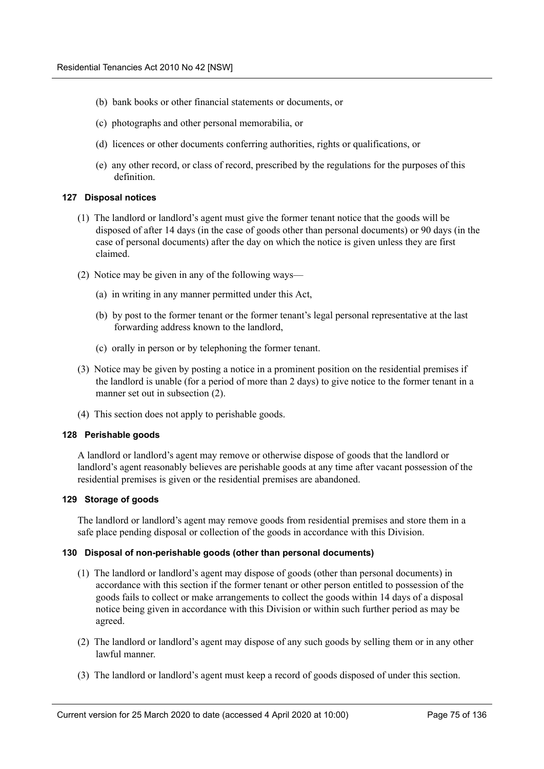(b) bank books or other financial statements or documents, or

(c) photographs and other personal memorabilia, or

(d) licences or other documents conferring authorities, rights or qualifications, or

(e) any other record, or class of record, prescribed by the regulations for the purposes of this definition.

#### 127 Disposal notices

(1) The landlord or landlord's agent must give the former tenant notice that the goods will be disposed of after 14 days (in the case of goods other than personal documents) or 90 days (in the case of personal documents) after the day on which the notice is given unless they are first claimed.

(2) Notice may be given in any of the following ways—

(a) in writing in any manner permitted under this Act,

(b) by post to the former tenant or the former tenant's legal personal representative at the last forwarding address known to the landlord,

(c) orally in person or by telephoning the former tenant.

(3) Notice may be given by posting a notice in a prominent position on the residential premises if the landlord is unable (for a period of more than 2 days) to give notice to the former tenant in a manner set out in subsection (2).

(4) This section does not apply to perishable goods.

#### 128 Perishable goods

A landlord or landlord's agent may remove or otherwise dispose of goods that the landlord or landlord's agent reasonably believes are perishable goods at any time after vacant possession of the residential premises is given or the residential premises are abandoned.

#### 129 Storage of goods

The landlord or landlord's agent may remove goods from residential premises and store them in a safe place pending disposal or collection of the goods in accordance with this Division.

#### 130 Disposal of non-perishable goods (other than personal documents)

(1) The landlord or landlord's agent may dispose of goods (other than personal documents) in accordance with this section if the former tenant or other person entitled to possession of the goods fails to collect or make arrangements to collect the goods within 14 days of a disposal notice being given in accordance with this Division or within such further period as may be agreed.

(2) The landlord or landlord's agent may dispose of any such goods by selling them or in any other lawful manner.

(3) The landlord or landlord's agent must keep a record of goods disposed of under this section.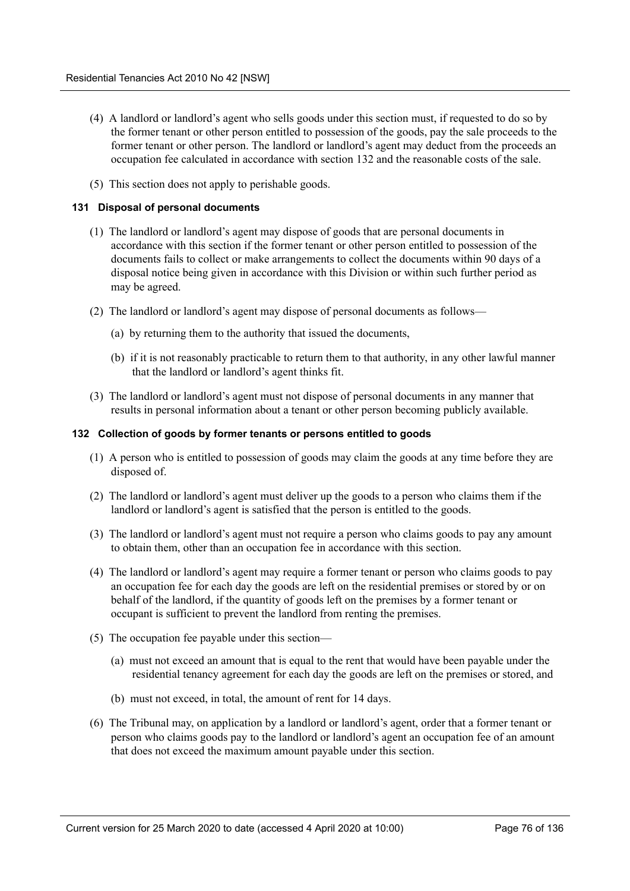(4) A landlord or landlord's agent who sells goods under this section must, if requested to do so by the former tenant or other person entitled to possession of the goods, pay the sale proceeds to the former tenant or other person. The landlord or landlord's agent may deduct from the proceeds an occupation fee calculated in accordance with section 132 and the reasonable costs of the sale.

(5) This section does not apply to perishable goods.

#### 131 Disposal of personal documents

(1) The landlord or landlord's agent may dispose of goods that are personal documents in accordance with this section if the former tenant or other person entitled to possession of the documents fails to collect or make arrangements to collect the documents within 90 days of a disposal notice being given in accordance with this Division or within such further period as may be agreed.

(2) The landlord or landlord's agent may dispose of personal documents as follows—

(a) by returning them to the authority that issued the documents,

(b) if it is not reasonably practicable to return them to that authority, in any other lawful manner that the landlord or landlord's agent thinks fit.

(3) The landlord or landlord's agent must not dispose of personal documents in any manner that results in personal information about a tenant or other person becoming publicly available.

#### 132 Collection of goods by former tenants or persons entitled to goods

(1) A person who is entitled to possession of goods may claim the goods at any time before they are disposed of.

(2) The landlord or landlord's agent must deliver up the goods to a person who claims them if the landlord or landlord's agent is satisfied that the person is entitled to the goods.

(3) The landlord or landlord's agent must not require a person who claims goods to pay any amount to obtain them, other than an occupation fee in accordance with this section.

(4) The landlord or landlord's agent may require a former tenant or person who claims goods to pay an occupation fee for each day the goods are left on the residential premises or stored by or on behalf of the landlord, if the quantity of goods left on the premises by a former tenant or occupant is sufficient to prevent the landlord from renting the premises.

(5) The occupation fee payable under this section—

(a) must not exceed an amount that is equal to the rent that would have been payable under the residential tenancy agreement for each day the goods are left on the premises or stored, and

(b) must not exceed, in total, the amount of rent for 14 days.

(6) The Tribunal may, on application by a landlord or landlord's agent, order that a former tenant or person who claims goods pay to the landlord or landlord's agent an occupation fee of an amount that does not exceed the maximum amount payable under this section.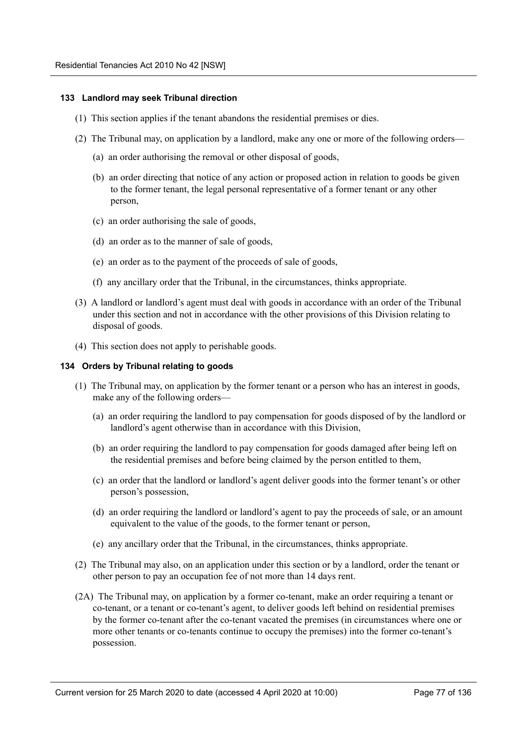#### 133 Landlord may seek Tribunal direction

(1) This section applies if the tenant abandons the residential premises or dies.

(2) The Tribunal may, on application by a landlord, make any one or more of the following orders—

(a) an order authorising the removal or other disposal of goods,

(b) an order directing that notice of any action or proposed action in relation to goods be given to the former tenant, the legal personal representative of a former tenant or any other person,

(c) an order authorising the sale of goods,

(d) an order as to the manner of sale of goods,

(e) an order as to the payment of the proceeds of sale of goods,

(f) any ancillary order that the Tribunal, in the circumstances, thinks appropriate.

(3) A landlord or landlord's agent must deal with goods in accordance with an order of the Tribunal under this section and not in accordance with the other provisions of this Division relating to disposal of goods.

(4) This section does not apply to perishable goods.

#### 134 Orders by Tribunal relating to goods

(1) The Tribunal may, on application by the former tenant or a person who has an interest in goods, make any of the following orders—

(a) an order requiring the landlord to pay compensation for goods disposed of by the landlord or landlord's agent otherwise than in accordance with this Division,

(b) an order requiring the landlord to pay compensation for goods damaged after being left on the residential premises and before being claimed by the person entitled to them,

(c) an order that the landlord or landlord's agent deliver goods into the former tenant's or other person's possession,

(d) an order requiring the landlord or landlord's agent to pay the proceeds of sale, or an amount equivalent to the value of the goods, to the former tenant or person,

(e) any ancillary order that the Tribunal, in the circumstances, thinks appropriate.

(2) The Tribunal may also, on an application under this section or by a landlord, order the tenant or other person to pay an occupation fee of not more than 14 days rent.

(2A) The Tribunal may, on application by a former co-tenant, make an order requiring a tenant or co-tenant, or a tenant or co-tenant's agent, to deliver goods left behind on residential premises by the former co-tenant after the co-tenant vacated the premises (in circumstances where one or more other tenants or co-tenants continue to occupy the premises) into the former co-tenant's possession.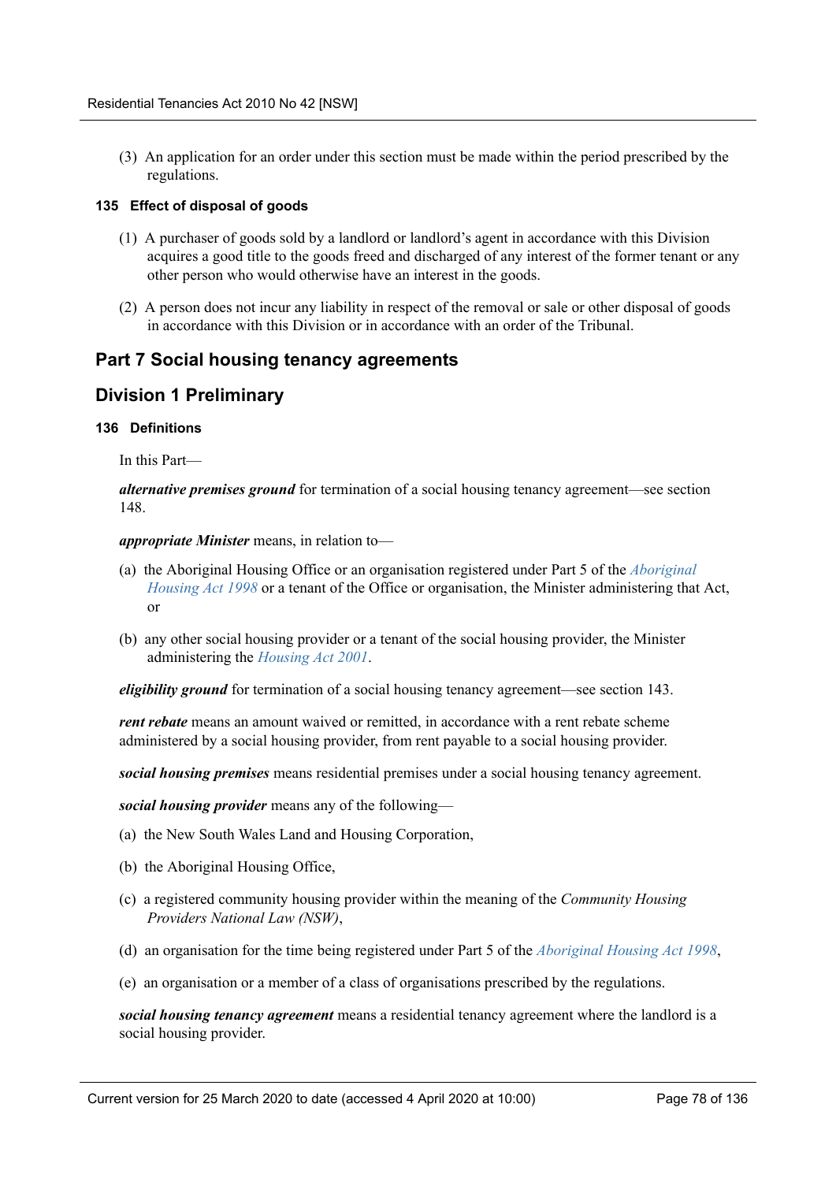(3) An application for an order under this section must be made within the period prescribed by the regulations.

#### 135 Effect of disposal of goods

(1) A purchaser of goods sold by a landlord or landlord's agent in accordance with this Division acquires a good title to the goods freed and discharged of any interest of the former tenant or any other person who would otherwise have an interest in the goods.

(2) A person does not incur any liability in respect of the removal or sale or other disposal of goods in accordance with this Division or in accordance with an order of the Tribunal.

## Part 7 Social housing tenancy agreements

## Division 1 Preliminary

#### 136 Definitions

In this Part—

***alternative premises ground*** for termination of a social housing tenancy agreement—see section 148.

***appropriate Minister*** means, in relation to—

(a) the Aboriginal Housing Office or an organisation registered under Part 5 of the *Aboriginal Housing Act 1998* or a tenant of the Office or organisation, the Minister administering that Act, or

(b) any other social housing provider or a tenant of the social housing provider, the Minister administering the *Housing Act 2001*.

***eligibility ground*** for termination of a social housing tenancy agreement—see section 143.

***rent rebate*** means an amount waived or remitted, in accordance with a rent rebate scheme administered by a social housing provider, from rent payable to a social housing provider.

***social housing premises*** means residential premises under a social housing tenancy agreement.

***social housing provider*** means any of the following—

(a) the New South Wales Land and Housing Corporation,

(b) the Aboriginal Housing Office,

(c) a registered community housing provider within the meaning of the *Community Housing Providers National Law (NSW)*,

(d) an organisation for the time being registered under Part 5 of the *Aboriginal Housing Act 1998*,

(e) an organisation or a member of a class of organisations prescribed by the regulations.

***social housing tenancy agreement*** means a residential tenancy agreement where the landlord is a social housing provider.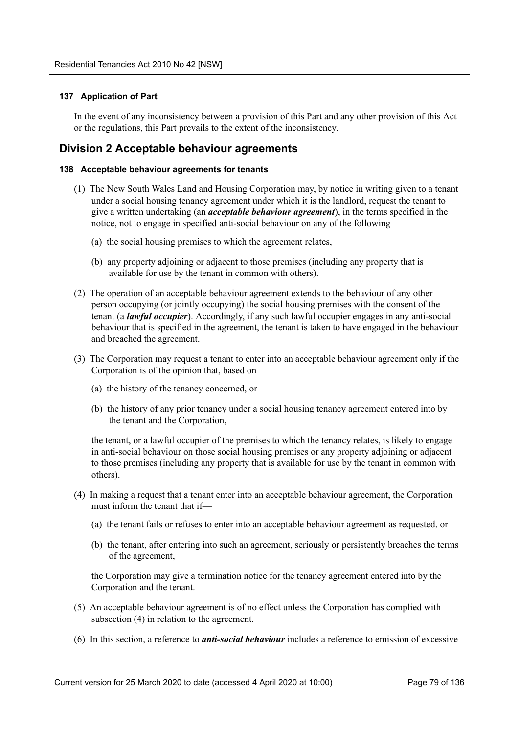#### 137 Application of Part

In the event of any inconsistency between a provision of this Part and any other provision of this Act or the regulations, this Part prevails to the extent of the inconsistency.

## Division 2 Acceptable behaviour agreements

#### 138 Acceptable behaviour agreements for tenants

(1) The New South Wales Land and Housing Corporation may, by notice in writing given to a tenant under a social housing tenancy agreement under which it is the landlord, request the tenant to give a written undertaking (an ***acceptable behaviour agreement***), in the terms specified in the notice, not to engage in specified anti-social behaviour on any of the following—

(a) the social housing premises to which the agreement relates,

(b) any property adjoining or adjacent to those premises (including any property that is available for use by the tenant in common with others).

(2) The operation of an acceptable behaviour agreement extends to the behaviour of any other person occupying (or jointly occupying) the social housing premises with the consent of the tenant (a ***lawful occupier***). Accordingly, if any such lawful occupier engages in any anti-social behaviour that is specified in the agreement, the tenant is taken to have engaged in the behaviour and breached the agreement.

(3) The Corporation may request a tenant to enter into an acceptable behaviour agreement only if the Corporation is of the opinion that, based on—

(a) the history of the tenancy concerned, or

(b) the history of any prior tenancy under a social housing tenancy agreement entered into by the tenant and the Corporation,

the tenant, or a lawful occupier of the premises to which the tenancy relates, is likely to engage in anti-social behaviour on those social housing premises or any property adjoining or adjacent to those premises (including any property that is available for use by the tenant in common with others).

(4) In making a request that a tenant enter into an acceptable behaviour agreement, the Corporation must inform the tenant that if—

(a) the tenant fails or refuses to enter into an acceptable behaviour agreement as requested, or

(b) the tenant, after entering into such an agreement, seriously or persistently breaches the terms of the agreement,

the Corporation may give a termination notice for the tenancy agreement entered into by the Corporation and the tenant.

(5) An acceptable behaviour agreement is of no effect unless the Corporation has complied with subsection (4) in relation to the agreement.

(6) In this section, a reference to ***anti-social behaviour*** includes a reference to emission of excessive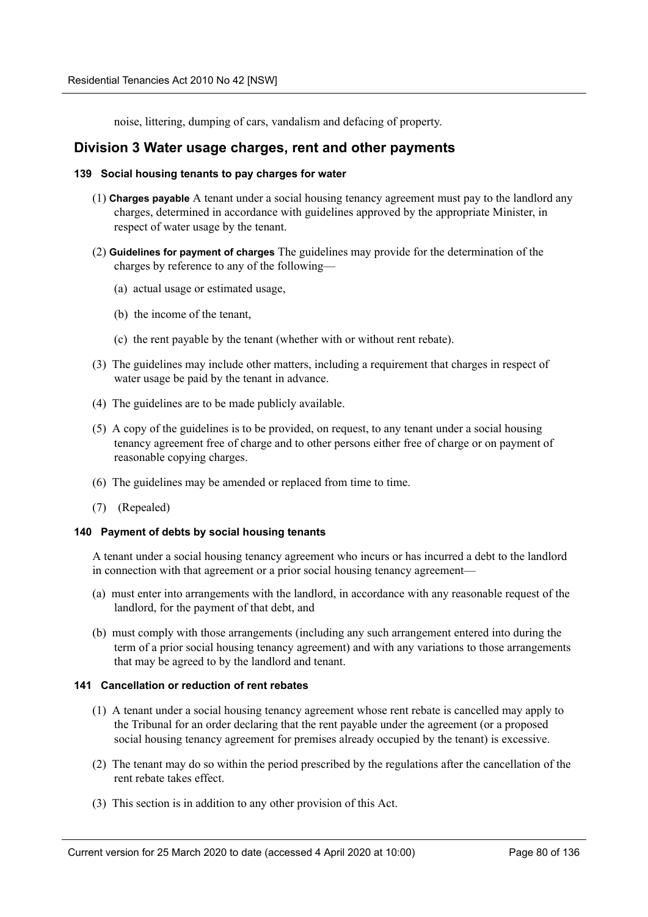noise, littering, dumping of cars, vandalism and defacing of property.

## Division 3 Water usage charges, rent and other payments

### 139 Social housing tenants to pay charges for water

(1) **Charges payable** A tenant under a social housing tenancy agreement must pay to the landlord any charges, determined in accordance with guidelines approved by the appropriate Minister, in respect of water usage by the tenant.

(2) **Guidelines for payment of charges** The guidelines may provide for the determination of the charges by reference to any of the following—

- (a) actual usage or estimated usage,
- (b) the income of the tenant,
- (c) the rent payable by the tenant (whether with or without rent rebate).

(3) The guidelines may include other matters, including a requirement that charges in respect of water usage be paid by the tenant in advance.

(4) The guidelines are to be made publicly available.

(5) A copy of the guidelines is to be provided, on request, to any tenant under a social housing tenancy agreement free of charge and to other persons either free of charge or on payment of reasonable copying charges.

(6) The guidelines may be amended or replaced from time to time.

(7) (Repealed)

### 140 Payment of debts by social housing tenants

A tenant under a social housing tenancy agreement who incurs or has incurred a debt to the landlord in connection with that agreement or a prior social housing tenancy agreement—

- (a) must enter into arrangements with the landlord, in accordance with any reasonable request of the landlord, for the payment of that debt, and
- (b) must comply with those arrangements (including any such arrangement entered into during the term of a prior social housing tenancy agreement) and with any variations to those arrangements that may be agreed to by the landlord and tenant.

### 141 Cancellation or reduction of rent rebates

(1) A tenant under a social housing tenancy agreement whose rent rebate is cancelled may apply to the Tribunal for an order declaring that the rent payable under the agreement (or a proposed social housing tenancy agreement for premises already occupied by the tenant) is excessive.

(2) The tenant may do so within the period prescribed by the regulations after the cancellation of the rent rebate takes effect.

(3) This section is in addition to any other provision of this Act.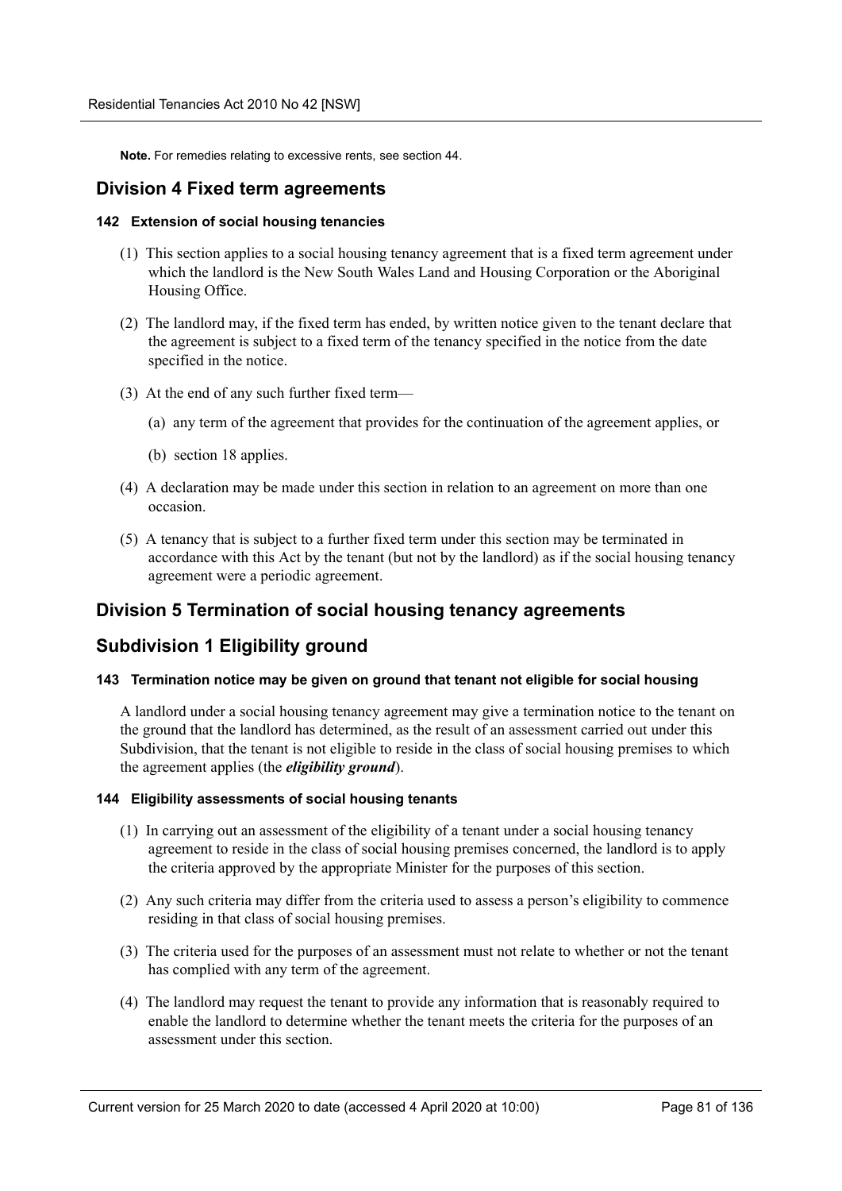**Note.** For remedies relating to excessive rents, see section 44.

## Division 4 Fixed term agreements

#### 142 Extension of social housing tenancies

(1) This section applies to a social housing tenancy agreement that is a fixed term agreement under which the landlord is the New South Wales Land and Housing Corporation or the Aboriginal Housing Office.

(2) The landlord may, if the fixed term has ended, by written notice given to the tenant declare that the agreement is subject to a fixed term of the tenancy specified in the notice from the date specified in the notice.

(3) At the end of any such further fixed term—

(a) any term of the agreement that provides for the continuation of the agreement applies, or

(b) section 18 applies.

(4) A declaration may be made under this section in relation to an agreement on more than one occasion.

(5) A tenancy that is subject to a further fixed term under this section may be terminated in accordance with this Act by the tenant (but not by the landlord) as if the social housing tenancy agreement were a periodic agreement.

## Division 5 Termination of social housing tenancy agreements

## Subdivision 1 Eligibility ground

#### 143 Termination notice may be given on ground that tenant not eligible for social housing

A landlord under a social housing tenancy agreement may give a termination notice to the tenant on the ground that the landlord has determined, as the result of an assessment carried out under this Subdivision, that the tenant is not eligible to reside in the class of social housing premises to which the agreement applies (the ***eligibility ground***).

#### 144 Eligibility assessments of social housing tenants

(1) In carrying out an assessment of the eligibility of a tenant under a social housing tenancy agreement to reside in the class of social housing premises concerned, the landlord is to apply the criteria approved by the appropriate Minister for the purposes of this section.

(2) Any such criteria may differ from the criteria used to assess a person's eligibility to commence residing in that class of social housing premises.

(3) The criteria used for the purposes of an assessment must not relate to whether or not the tenant has complied with any term of the agreement.

(4) The landlord may request the tenant to provide any information that is reasonably required to enable the landlord to determine whether the tenant meets the criteria for the purposes of an assessment under this section.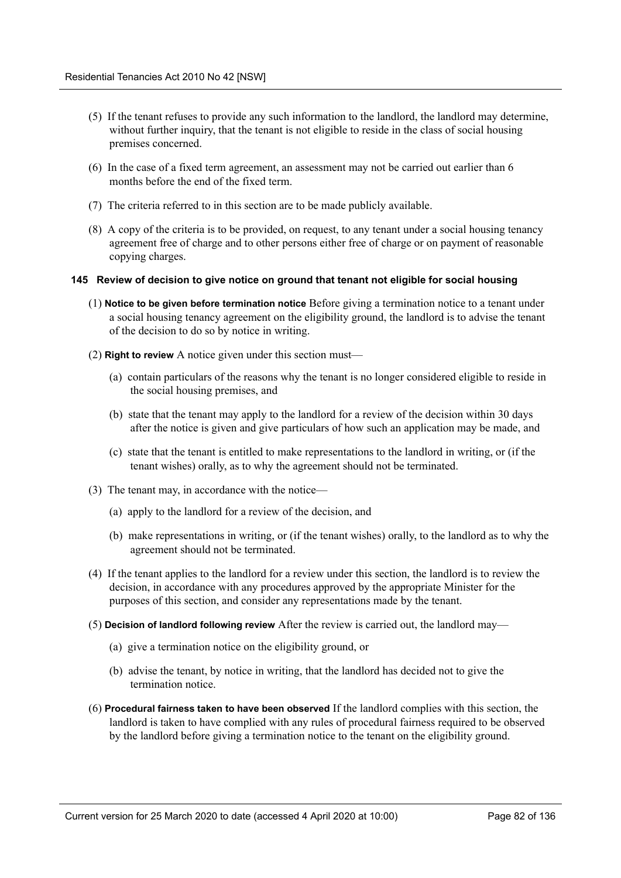(5) If the tenant refuses to provide any such information to the landlord, the landlord may determine, without further inquiry, that the tenant is not eligible to reside in the class of social housing premises concerned.

(6) In the case of a fixed term agreement, an assessment may not be carried out earlier than 6 months before the end of the fixed term.

(7) The criteria referred to in this section are to be made publicly available.

(8) A copy of the criteria is to be provided, on request, to any tenant under a social housing tenancy agreement free of charge and to other persons either free of charge or on payment of reasonable copying charges.

### 145 Review of decision to give notice on ground that tenant not eligible for social housing

(1) **Notice to be given before termination notice** Before giving a termination notice to a tenant under a social housing tenancy agreement on the eligibility ground, the landlord is to advise the tenant of the decision to do so by notice in writing.

(2) **Right to review** A notice given under this section must—

(a) contain particulars of the reasons why the tenant is no longer considered eligible to reside in the social housing premises, and

(b) state that the tenant may apply to the landlord for a review of the decision within 30 days after the notice is given and give particulars of how such an application may be made, and

(c) state that the tenant is entitled to make representations to the landlord in writing, or (if the tenant wishes) orally, as to why the agreement should not be terminated.

(3) The tenant may, in accordance with the notice—

(a) apply to the landlord for a review of the decision, and

(b) make representations in writing, or (if the tenant wishes) orally, to the landlord as to why the agreement should not be terminated.

(4) If the tenant applies to the landlord for a review under this section, the landlord is to review the decision, in accordance with any procedures approved by the appropriate Minister for the purposes of this section, and consider any representations made by the tenant.

(5) **Decision of landlord following review** After the review is carried out, the landlord may—

(a) give a termination notice on the eligibility ground, or

(b) advise the tenant, by notice in writing, that the landlord has decided not to give the termination notice.

(6) **Procedural fairness taken to have been observed** If the landlord complies with this section, the landlord is taken to have complied with any rules of procedural fairness required to be observed by the landlord before giving a termination notice to the tenant on the eligibility ground.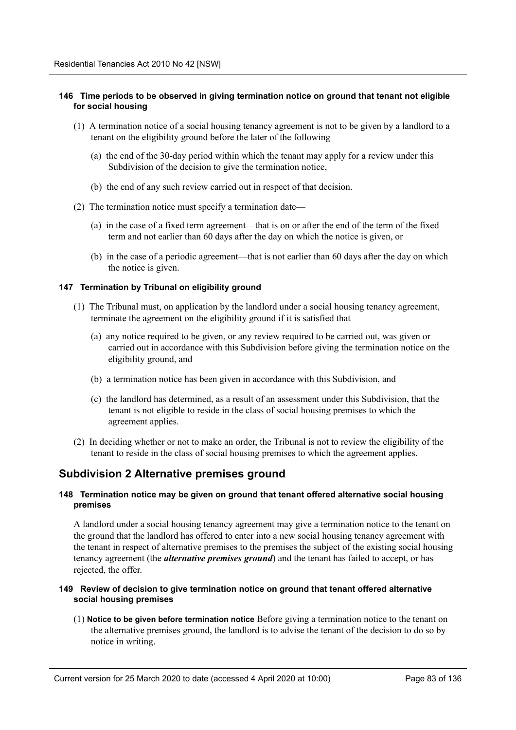#### 146 Time periods to be observed in giving termination notice on ground that tenant not eligible for social housing

(1) A termination notice of a social housing tenancy agreement is not to be given by a landlord to a tenant on the eligibility ground before the later of the following—

(a) the end of the 30-day period within which the tenant may apply for a review under this Subdivision of the decision to give the termination notice,

(b) the end of any such review carried out in respect of that decision.

(2) The termination notice must specify a termination date—

(a) in the case of a fixed term agreement—that is on or after the end of the term of the fixed term and not earlier than 60 days after the day on which the notice is given, or

(b) in the case of a periodic agreement—that is not earlier than 60 days after the day on which the notice is given.

#### 147 Termination by Tribunal on eligibility ground

(1) The Tribunal must, on application by the landlord under a social housing tenancy agreement, terminate the agreement on the eligibility ground if it is satisfied that—

(a) any notice required to be given, or any review required to be carried out, was given or carried out in accordance with this Subdivision before giving the termination notice on the eligibility ground, and

(b) a termination notice has been given in accordance with this Subdivision, and

(c) the landlord has determined, as a result of an assessment under this Subdivision, that the tenant is not eligible to reside in the class of social housing premises to which the agreement applies.

(2) In deciding whether or not to make an order, the Tribunal is not to review the eligibility of the tenant to reside in the class of social housing premises to which the agreement applies.

## Subdivision 2 Alternative premises ground

#### 148 Termination notice may be given on ground that tenant offered alternative social housing premises

A landlord under a social housing tenancy agreement may give a termination notice to the tenant on the ground that the landlord has offered to enter into a new social housing tenancy agreement with the tenant in respect of alternative premises to the premises the subject of the existing social housing tenancy agreement (the ***alternative premises ground***) and the tenant has failed to accept, or has rejected, the offer.

#### 149 Review of decision to give termination notice on ground that tenant offered alternative social housing premises

(1) **Notice to be given before termination notice** Before giving a termination notice to the tenant on the alternative premises ground, the landlord is to advise the tenant of the decision to do so by notice in writing.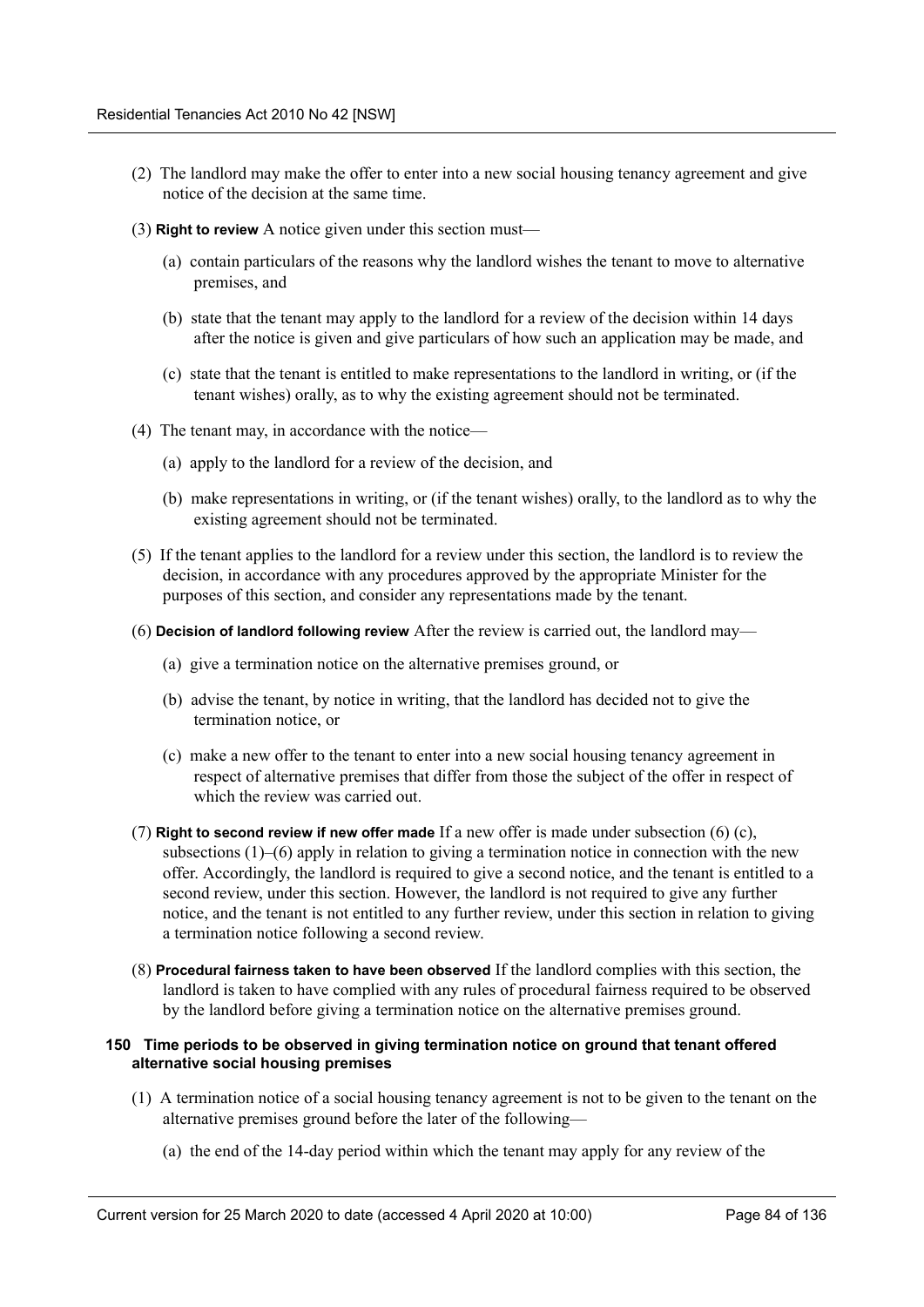(2) The landlord may make the offer to enter into a new social housing tenancy agreement and give notice of the decision at the same time.

(3) **Right to review** A notice given under this section must—

(a) contain particulars of the reasons why the landlord wishes the tenant to move to alternative premises, and

(b) state that the tenant may apply to the landlord for a review of the decision within 14 days after the notice is given and give particulars of how such an application may be made, and

(c) state that the tenant is entitled to make representations to the landlord in writing, or (if the tenant wishes) orally, as to why the existing agreement should not be terminated.

(4) The tenant may, in accordance with the notice—

(a) apply to the landlord for a review of the decision, and

(b) make representations in writing, or (if the tenant wishes) orally, to the landlord as to why the existing agreement should not be terminated.

(5) If the tenant applies to the landlord for a review under this section, the landlord is to review the decision, in accordance with any procedures approved by the appropriate Minister for the purposes of this section, and consider any representations made by the tenant.

(6) **Decision of landlord following review** After the review is carried out, the landlord may—

(a) give a termination notice on the alternative premises ground, or

(b) advise the tenant, by notice in writing, that the landlord has decided not to give the termination notice, or

(c) make a new offer to the tenant to enter into a new social housing tenancy agreement in respect of alternative premises that differ from those the subject of the offer in respect of which the review was carried out.

(7) **Right to second review if new offer made** If a new offer is made under subsection (6) (c), subsections (1)–(6) apply in relation to giving a termination notice in connection with the new offer. Accordingly, the landlord is required to give a second notice, and the tenant is entitled to a second review, under this section. However, the landlord is not required to give any further notice, and the tenant is not entitled to any further review, under this section in relation to giving a termination notice following a second review.

(8) **Procedural fairness taken to have been observed** If the landlord complies with this section, the landlord is taken to have complied with any rules of procedural fairness required to be observed by the landlord before giving a termination notice on the alternative premises ground.

#### 150 Time periods to be observed in giving termination notice on ground that tenant offered alternative social housing premises

(1) A termination notice of a social housing tenancy agreement is not to be given to the tenant on the alternative premises ground before the later of the following—

(a) the end of the 14-day period within which the tenant may apply for any review of the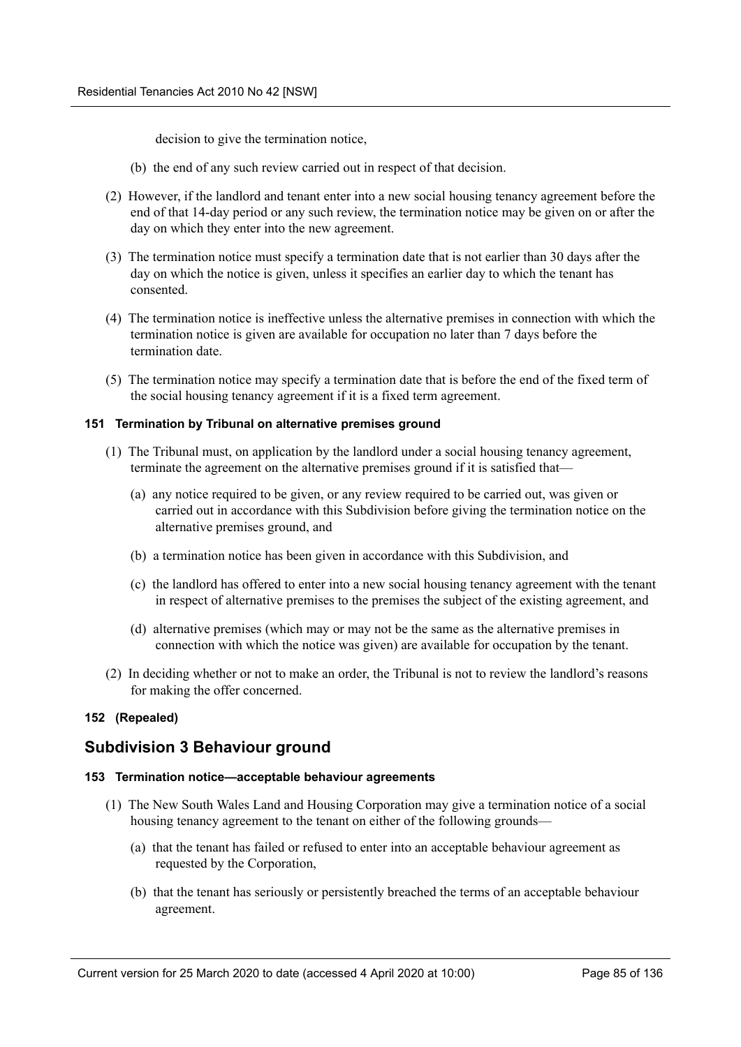decision to give the termination notice,

(b) the end of any such review carried out in respect of that decision.

(2) However, if the landlord and tenant enter into a new social housing tenancy agreement before the end of that 14-day period or any such review, the termination notice may be given on or after the day on which they enter into the new agreement.

(3) The termination notice must specify a termination date that is not earlier than 30 days after the day on which the notice is given, unless it specifies an earlier day to which the tenant has consented.

(4) The termination notice is ineffective unless the alternative premises in connection with which the termination notice is given are available for occupation no later than 7 days before the termination date.

(5) The termination notice may specify a termination date that is before the end of the fixed term of the social housing tenancy agreement if it is a fixed term agreement.

#### 151 Termination by Tribunal on alternative premises ground

(1) The Tribunal must, on application by the landlord under a social housing tenancy agreement, terminate the agreement on the alternative premises ground if it is satisfied that—

(a) any notice required to be given, or any review required to be carried out, was given or carried out in accordance with this Subdivision before giving the termination notice on the alternative premises ground, and

(b) a termination notice has been given in accordance with this Subdivision, and

(c) the landlord has offered to enter into a new social housing tenancy agreement with the tenant in respect of alternative premises to the premises the subject of the existing agreement, and

(d) alternative premises (which may or may not be the same as the alternative premises in connection with which the notice was given) are available for occupation by the tenant.

(2) In deciding whether or not to make an order, the Tribunal is not to review the landlord's reasons for making the offer concerned.

#### 152 (Repealed)

## Subdivision 3 Behaviour ground

#### 153 Termination notice—acceptable behaviour agreements

(1) The New South Wales Land and Housing Corporation may give a termination notice of a social housing tenancy agreement to the tenant on either of the following grounds—

(a) that the tenant has failed or refused to enter into an acceptable behaviour agreement as requested by the Corporation,

(b) that the tenant has seriously or persistently breached the terms of an acceptable behaviour agreement.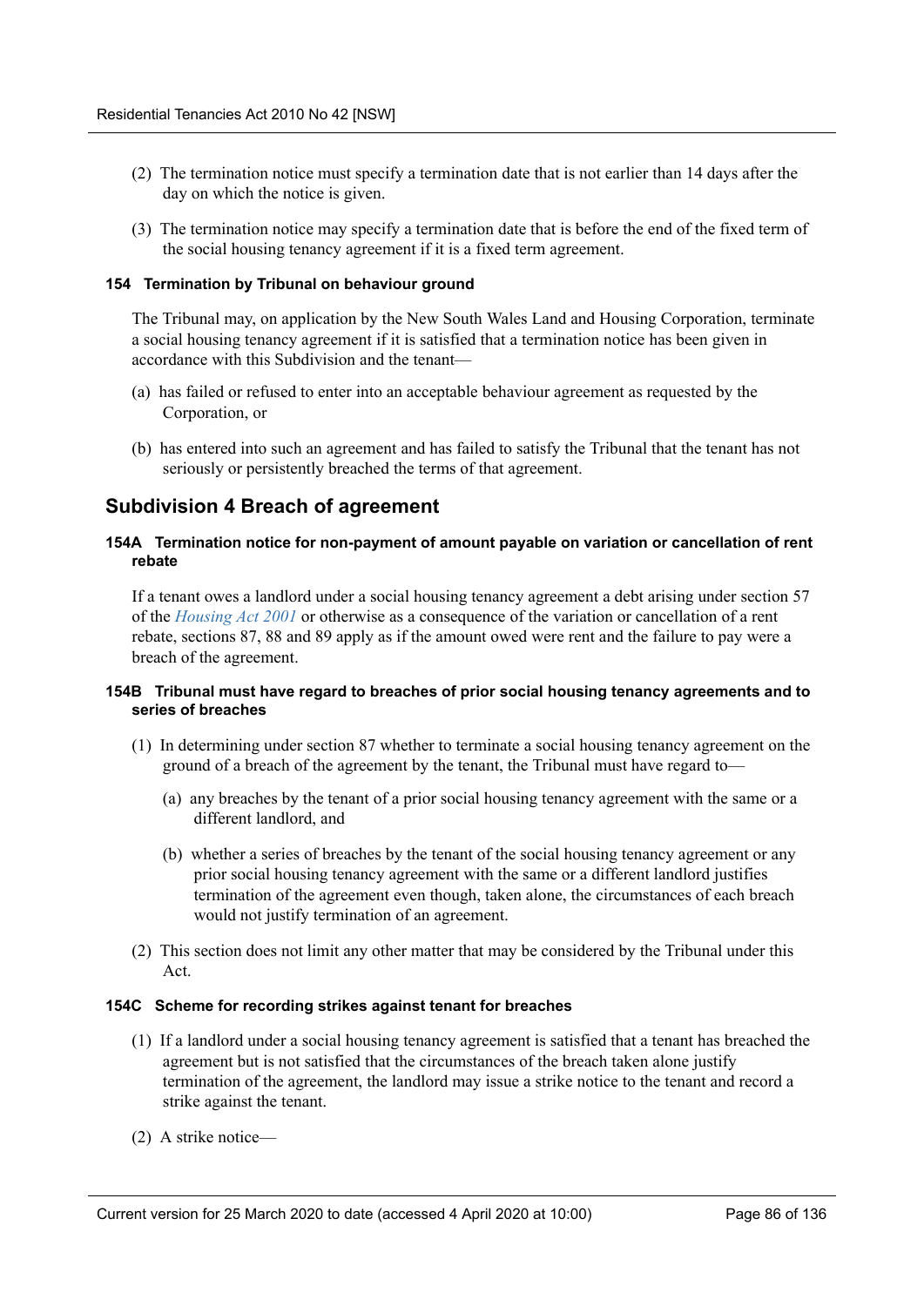(2) The termination notice must specify a termination date that is not earlier than 14 days after the day on which the notice is given.

(3) The termination notice may specify a termination date that is before the end of the fixed term of the social housing tenancy agreement if it is a fixed term agreement.

#### 154 Termination by Tribunal on behaviour ground

The Tribunal may, on application by the New South Wales Land and Housing Corporation, terminate a social housing tenancy agreement if it is satisfied that a termination notice has been given in accordance with this Subdivision and the tenant—

(a) has failed or refused to enter into an acceptable behaviour agreement as requested by the Corporation, or

(b) has entered into such an agreement and has failed to satisfy the Tribunal that the tenant has not seriously or persistently breached the terms of that agreement.

### Subdivision 4 Breach of agreement

#### 154A Termination notice for non-payment of amount payable on variation or cancellation of rent rebate

If a tenant owes a landlord under a social housing tenancy agreement a debt arising under section 57 of the *Housing Act 2001* or otherwise as a consequence of the variation or cancellation of a rent rebate, sections 87, 88 and 89 apply as if the amount owed were rent and the failure to pay were a breach of the agreement.

#### 154B Tribunal must have regard to breaches of prior social housing tenancy agreements and to series of breaches

(1) In determining under section 87 whether to terminate a social housing tenancy agreement on the ground of a breach of the agreement by the tenant, the Tribunal must have regard to—

(a) any breaches by the tenant of a prior social housing tenancy agreement with the same or a different landlord, and

(b) whether a series of breaches by the tenant of the social housing tenancy agreement or any prior social housing tenancy agreement with the same or a different landlord justifies termination of the agreement even though, taken alone, the circumstances of each breach would not justify termination of an agreement.

(2) This section does not limit any other matter that may be considered by the Tribunal under this Act.

#### 154C Scheme for recording strikes against tenant for breaches

(1) If a landlord under a social housing tenancy agreement is satisfied that a tenant has breached the agreement but is not satisfied that the circumstances of the breach taken alone justify termination of the agreement, the landlord may issue a strike notice to the tenant and record a strike against the tenant.

(2) A strike notice—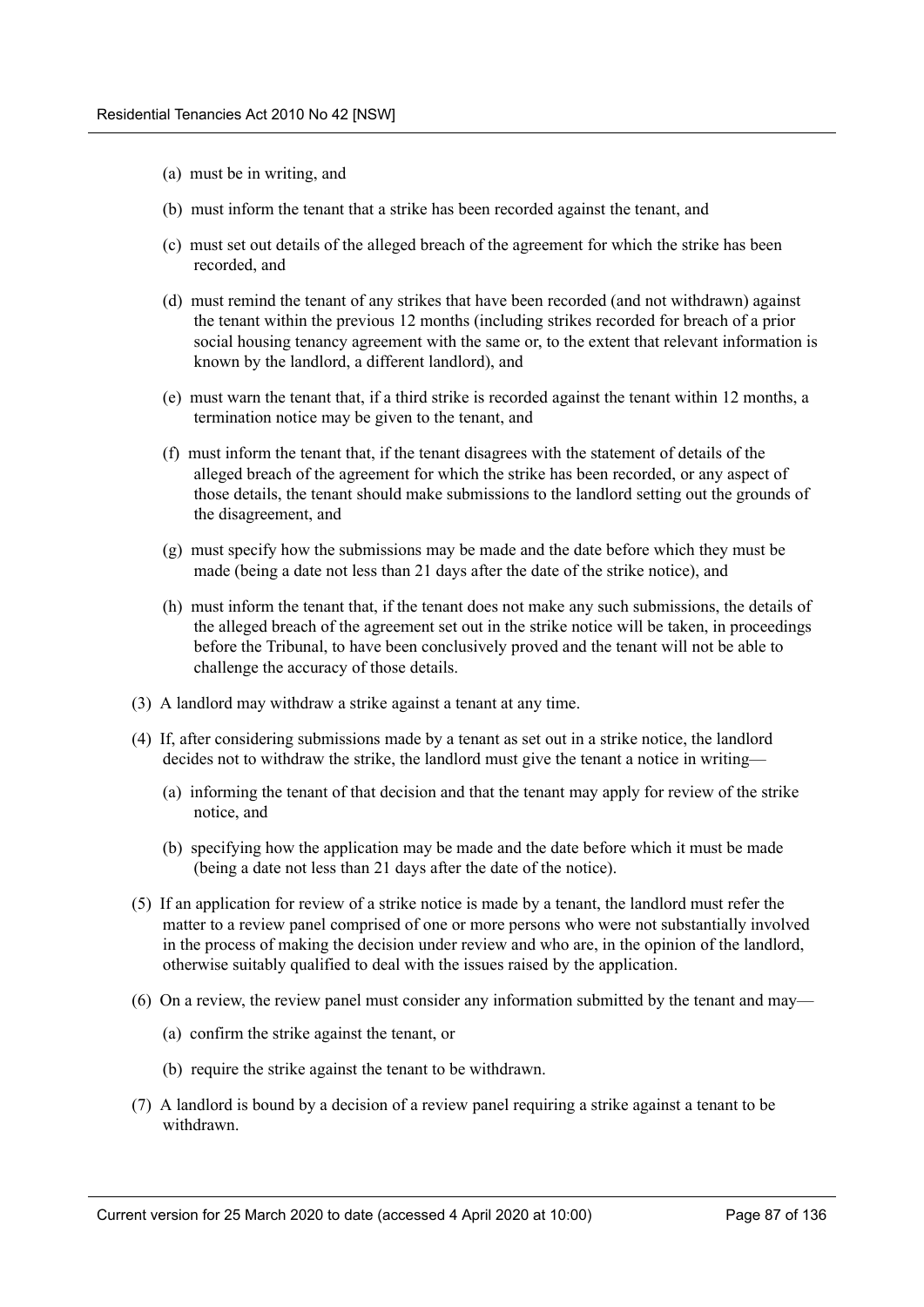(a) must be in writing, and

(b) must inform the tenant that a strike has been recorded against the tenant, and

(c) must set out details of the alleged breach of the agreement for which the strike has been recorded, and

(d) must remind the tenant of any strikes that have been recorded (and not withdrawn) against the tenant within the previous 12 months (including strikes recorded for breach of a prior social housing tenancy agreement with the same or, to the extent that relevant information is known by the landlord, a different landlord), and

(e) must warn the tenant that, if a third strike is recorded against the tenant within 12 months, a termination notice may be given to the tenant, and

(f) must inform the tenant that, if the tenant disagrees with the statement of details of the alleged breach of the agreement for which the strike has been recorded, or any aspect of those details, the tenant should make submissions to the landlord setting out the grounds of the disagreement, and

(g) must specify how the submissions may be made and the date before which they must be made (being a date not less than 21 days after the date of the strike notice), and

(h) must inform the tenant that, if the tenant does not make any such submissions, the details of the alleged breach of the agreement set out in the strike notice will be taken, in proceedings before the Tribunal, to have been conclusively proved and the tenant will not be able to challenge the accuracy of those details.

(3) A landlord may withdraw a strike against a tenant at any time.

(4) If, after considering submissions made by a tenant as set out in a strike notice, the landlord decides not to withdraw the strike, the landlord must give the tenant a notice in writing—

(a) informing the tenant of that decision and that the tenant may apply for review of the strike notice, and

(b) specifying how the application may be made and the date before which it must be made (being a date not less than 21 days after the date of the notice).

(5) If an application for review of a strike notice is made by a tenant, the landlord must refer the matter to a review panel comprised of one or more persons who were not substantially involved in the process of making the decision under review and who are, in the opinion of the landlord, otherwise suitably qualified to deal with the issues raised by the application.

(6) On a review, the review panel must consider any information submitted by the tenant and may—

(a) confirm the strike against the tenant, or

(b) require the strike against the tenant to be withdrawn.

(7) A landlord is bound by a decision of a review panel requiring a strike against a tenant to be withdrawn.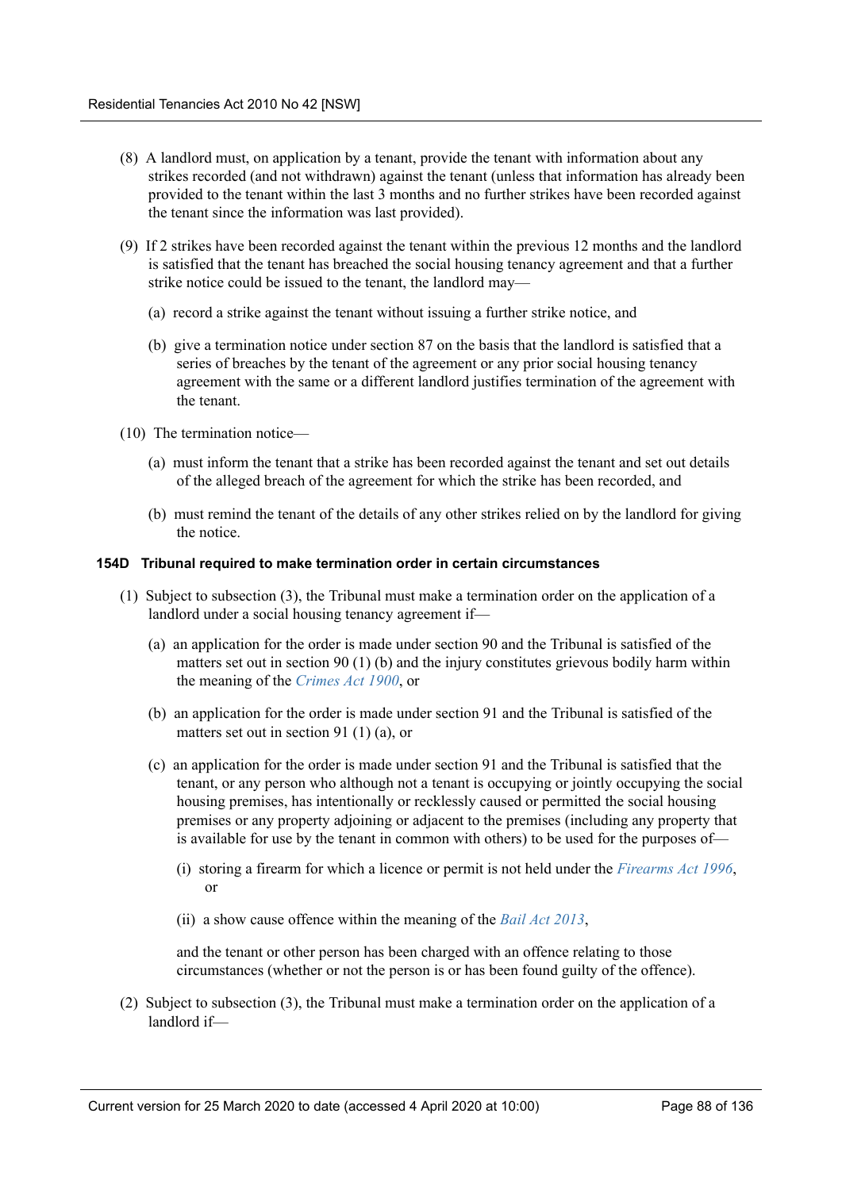(8) A landlord must, on application by a tenant, provide the tenant with information about any strikes recorded (and not withdrawn) against the tenant (unless that information has already been provided to the tenant within the last 3 months and no further strikes have been recorded against the tenant since the information was last provided).

(9) If 2 strikes have been recorded against the tenant within the previous 12 months and the landlord is satisfied that the tenant has breached the social housing tenancy agreement and that a further strike notice could be issued to the tenant, the landlord may—

(a) record a strike against the tenant without issuing a further strike notice, and

(b) give a termination notice under section 87 on the basis that the landlord is satisfied that a series of breaches by the tenant of the agreement or any prior social housing tenancy agreement with the same or a different landlord justifies termination of the agreement with the tenant.

(10) The termination notice—

(a) must inform the tenant that a strike has been recorded against the tenant and set out details of the alleged breach of the agreement for which the strike has been recorded, and

(b) must remind the tenant of the details of any other strikes relied on by the landlord for giving the notice.

#### 154D Tribunal required to make termination order in certain circumstances

(1) Subject to subsection (3), the Tribunal must make a termination order on the application of a landlord under a social housing tenancy agreement if—

(a) an application for the order is made under section 90 and the Tribunal is satisfied of the matters set out in section 90 (1) (b) and the injury constitutes grievous bodily harm within the meaning of the *Crimes Act 1900*, or

(b) an application for the order is made under section 91 and the Tribunal is satisfied of the matters set out in section 91 (1) (a), or

(c) an application for the order is made under section 91 and the Tribunal is satisfied that the tenant, or any person who although not a tenant is occupying or jointly occupying the social housing premises, has intentionally or recklessly caused or permitted the social housing premises or any property adjoining or adjacent to the premises (including any property that is available for use by the tenant in common with others) to be used for the purposes of—

(i) storing a firearm for which a licence or permit is not held under the *Firearms Act 1996*, or

(ii) a show cause offence within the meaning of the *Bail Act 2013*,

and the tenant or other person has been charged with an offence relating to those circumstances (whether or not the person is or has been found guilty of the offence).

(2) Subject to subsection (3), the Tribunal must make a termination order on the application of a landlord if—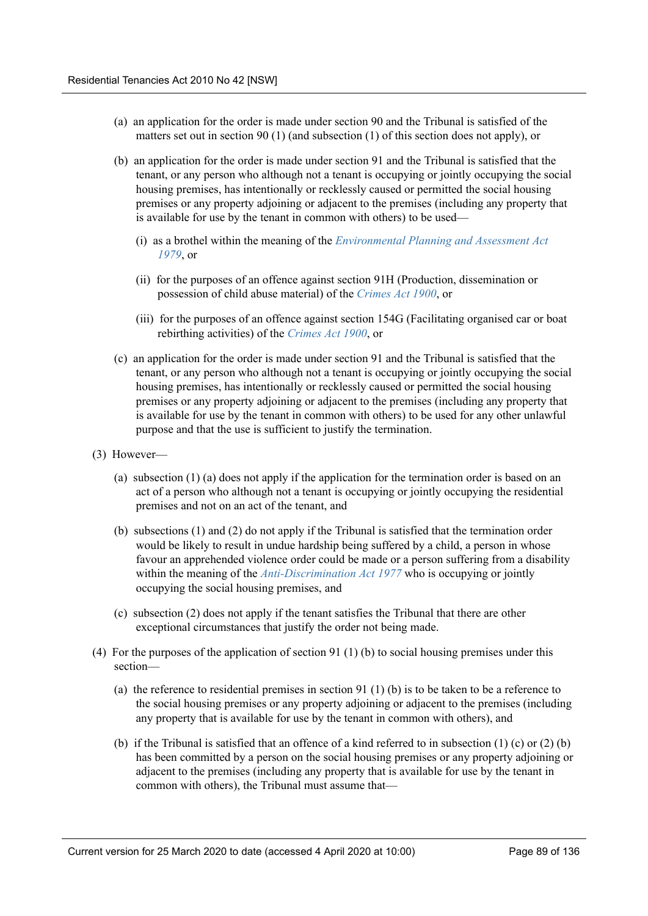(a) an application for the order is made under section 90 and the Tribunal is satisfied of the matters set out in section 90 (1) (and subsection (1) of this section does not apply), or

(b) an application for the order is made under section 91 and the Tribunal is satisfied that the tenant, or any person who although not a tenant is occupying or jointly occupying the social housing premises, has intentionally or recklessly caused or permitted the social housing premises or any property adjoining or adjacent to the premises (including any property that is available for use by the tenant in common with others) to be used—

(i) as a brothel within the meaning of the *Environmental Planning and Assessment Act 1979*, or

(ii) for the purposes of an offence against section 91H (Production, dissemination or possession of child abuse material) of the *Crimes Act 1900*, or

(iii) for the purposes of an offence against section 154G (Facilitating organised car or boat rebirthing activities) of the *Crimes Act 1900*, or

(c) an application for the order is made under section 91 and the Tribunal is satisfied that the tenant, or any person who although not a tenant is occupying or jointly occupying the social housing premises, has intentionally or recklessly caused or permitted the social housing premises or any property adjoining or adjacent to the premises (including any property that is available for use by the tenant in common with others) to be used for any other unlawful purpose and that the use is sufficient to justify the termination.

(3) However—

(a) subsection (1) (a) does not apply if the application for the termination order is based on an act of a person who although not a tenant is occupying or jointly occupying the residential premises and not on an act of the tenant, and

(b) subsections (1) and (2) do not apply if the Tribunal is satisfied that the termination order would be likely to result in undue hardship being suffered by a child, a person in whose favour an apprehended violence order could be made or a person suffering from a disability within the meaning of the *Anti-Discrimination Act 1977* who is occupying or jointly occupying the social housing premises, and

(c) subsection (2) does not apply if the tenant satisfies the Tribunal that there are other exceptional circumstances that justify the order not being made.

(4) For the purposes of the application of section 91 (1) (b) to social housing premises under this section—

(a) the reference to residential premises in section 91 (1) (b) is to be taken to be a reference to the social housing premises or any property adjoining or adjacent to the premises (including any property that is available for use by the tenant in common with others), and

(b) if the Tribunal is satisfied that an offence of a kind referred to in subsection (1) (c) or (2) (b) has been committed by a person on the social housing premises or any property adjoining or adjacent to the premises (including any property that is available for use by the tenant in common with others), the Tribunal must assume that—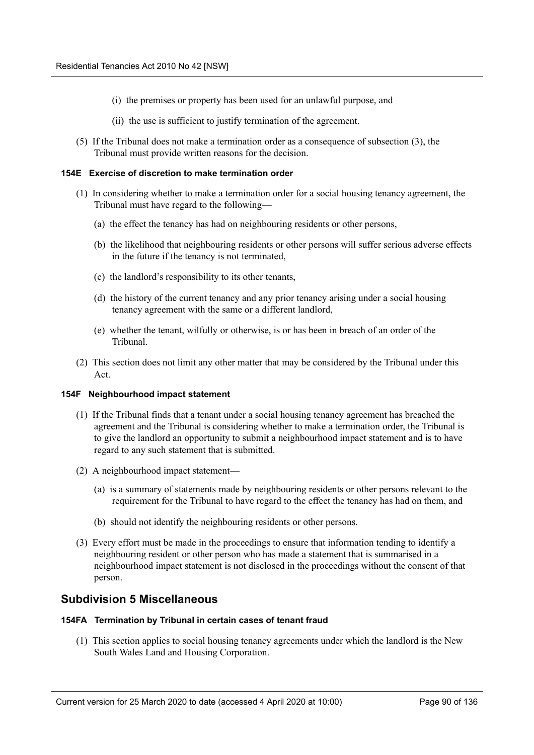(i) the premises or property has been used for an unlawful purpose, and

(ii) the use is sufficient to justify termination of the agreement.

(5) If the Tribunal does not make a termination order as a consequence of subsection (3), the Tribunal must provide written reasons for the decision.

#### 154E Exercise of discretion to make termination order

(1) In considering whether to make a termination order for a social housing tenancy agreement, the Tribunal must have regard to the following—

(a) the effect the tenancy has had on neighbouring residents or other persons,

(b) the likelihood that neighbouring residents or other persons will suffer serious adverse effects in the future if the tenancy is not terminated,

(c) the landlord's responsibility to its other tenants,

(d) the history of the current tenancy and any prior tenancy arising under a social housing tenancy agreement with the same or a different landlord,

(e) whether the tenant, wilfully or otherwise, is or has been in breach of an order of the Tribunal.

(2) This section does not limit any other matter that may be considered by the Tribunal under this Act.

#### 154F Neighbourhood impact statement

(1) If the Tribunal finds that a tenant under a social housing tenancy agreement has breached the agreement and the Tribunal is considering whether to make a termination order, the Tribunal is to give the landlord an opportunity to submit a neighbourhood impact statement and is to have regard to any such statement that is submitted.

(2) A neighbourhood impact statement—

(a) is a summary of statements made by neighbouring residents or other persons relevant to the requirement for the Tribunal to have regard to the effect the tenancy has had on them, and

(b) should not identify the neighbouring residents or other persons.

(3) Every effort must be made in the proceedings to ensure that information tending to identify a neighbouring resident or other person who has made a statement that is summarised in a neighbourhood impact statement is not disclosed in the proceedings without the consent of that person.

## Subdivision 5 Miscellaneous

#### 154FA Termination by Tribunal in certain cases of tenant fraud

(1) This section applies to social housing tenancy agreements under which the landlord is the New South Wales Land and Housing Corporation.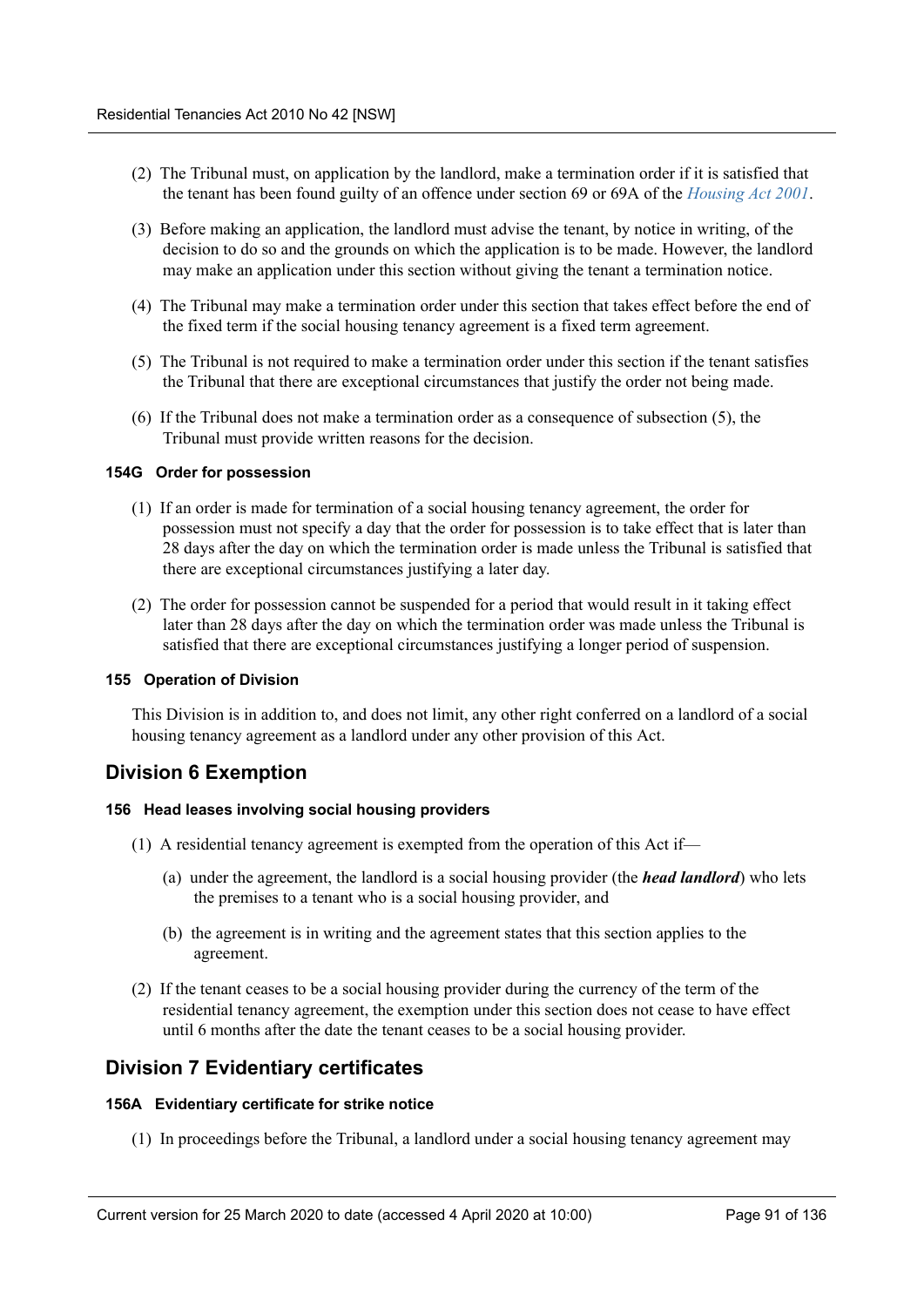(2) The Tribunal must, on application by the landlord, make a termination order if it is satisfied that the tenant has been found guilty of an offence under section 69 or 69A of the *Housing Act 2001*.

(3) Before making an application, the landlord must advise the tenant, by notice in writing, of the decision to do so and the grounds on which the application is to be made. However, the landlord may make an application under this section without giving the tenant a termination notice.

(4) The Tribunal may make a termination order under this section that takes effect before the end of the fixed term if the social housing tenancy agreement is a fixed term agreement.

(5) The Tribunal is not required to make a termination order under this section if the tenant satisfies the Tribunal that there are exceptional circumstances that justify the order not being made.

(6) If the Tribunal does not make a termination order as a consequence of subsection (5), the Tribunal must provide written reasons for the decision.

#### 154G Order for possession

(1) If an order is made for termination of a social housing tenancy agreement, the order for possession must not specify a day that the order for possession is to take effect that is later than 28 days after the day on which the termination order is made unless the Tribunal is satisfied that there are exceptional circumstances justifying a later day.

(2) The order for possession cannot be suspended for a period that would result in it taking effect later than 28 days after the day on which the termination order was made unless the Tribunal is satisfied that there are exceptional circumstances justifying a longer period of suspension.

#### 155 Operation of Division

This Division is in addition to, and does not limit, any other right conferred on a landlord of a social housing tenancy agreement as a landlord under any other provision of this Act.

## Division 6 Exemption

#### 156 Head leases involving social housing providers

(1) A residential tenancy agreement is exempted from the operation of this Act if—

(a) under the agreement, the landlord is a social housing provider (the ***head landlord***) who lets the premises to a tenant who is a social housing provider, and

(b) the agreement is in writing and the agreement states that this section applies to the agreement.

(2) If the tenant ceases to be a social housing provider during the currency of the term of the residential tenancy agreement, the exemption under this section does not cease to have effect until 6 months after the date the tenant ceases to be a social housing provider.

## Division 7 Evidentiary certificates

#### 156A Evidentiary certificate for strike notice

(1) In proceedings before the Tribunal, a landlord under a social housing tenancy agreement may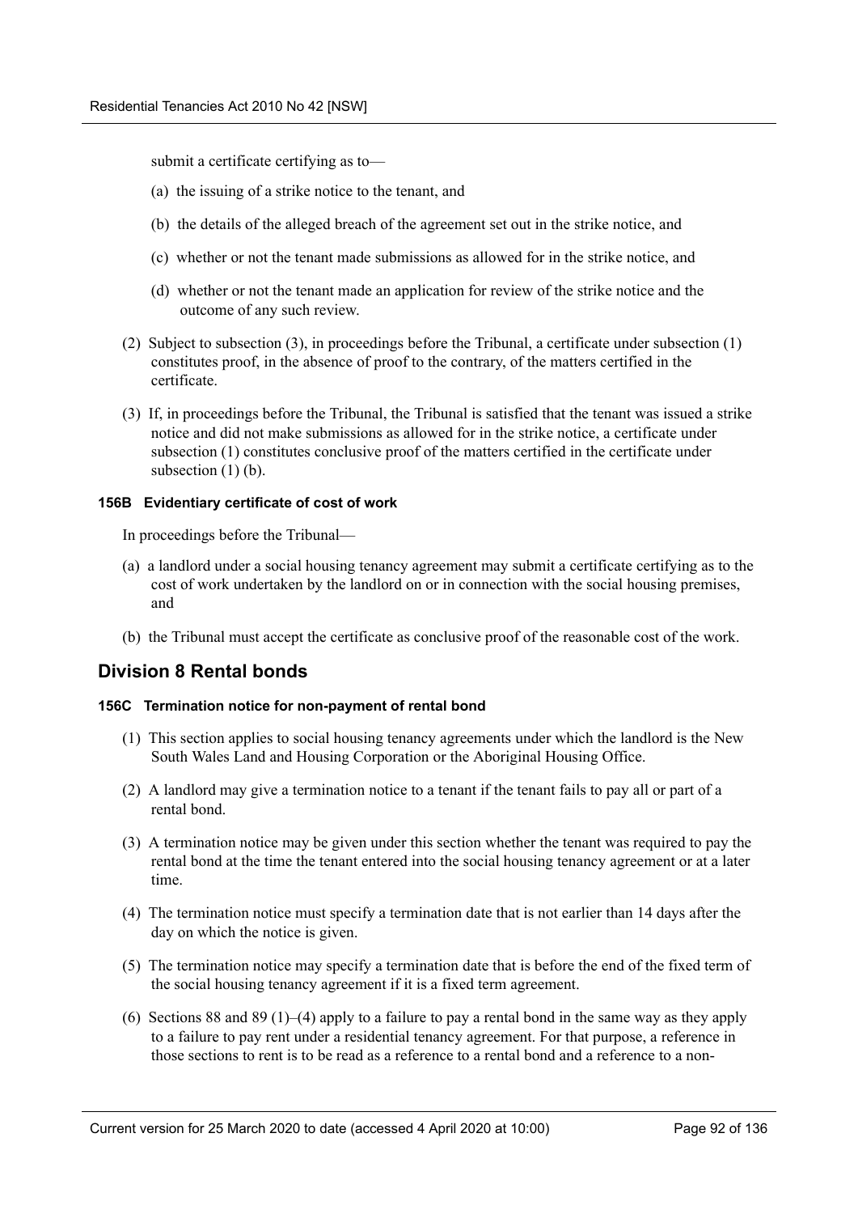submit a certificate certifying as to—

(a) the issuing of a strike notice to the tenant, and

(b) the details of the alleged breach of the agreement set out in the strike notice, and

(c) whether or not the tenant made submissions as allowed for in the strike notice, and

(d) whether or not the tenant made an application for review of the strike notice and the outcome of any such review.

(2) Subject to subsection (3), in proceedings before the Tribunal, a certificate under subsection (1) constitutes proof, in the absence of proof to the contrary, of the matters certified in the certificate.

(3) If, in proceedings before the Tribunal, the Tribunal is satisfied that the tenant was issued a strike notice and did not make submissions as allowed for in the strike notice, a certificate under subsection (1) constitutes conclusive proof of the matters certified in the certificate under subsection (1) (b).

#### 156B Evidentiary certificate of cost of work

In proceedings before the Tribunal—

(a) a landlord under a social housing tenancy agreement may submit a certificate certifying as to the cost of work undertaken by the landlord on or in connection with the social housing premises, and

(b) the Tribunal must accept the certificate as conclusive proof of the reasonable cost of the work.

## Division 8 Rental bonds

#### 156C Termination notice for non-payment of rental bond

(1) This section applies to social housing tenancy agreements under which the landlord is the New South Wales Land and Housing Corporation or the Aboriginal Housing Office.

(2) A landlord may give a termination notice to a tenant if the tenant fails to pay all or part of a rental bond.

(3) A termination notice may be given under this section whether the tenant was required to pay the rental bond at the time the tenant entered into the social housing tenancy agreement or at a later time.

(4) The termination notice must specify a termination date that is not earlier than 14 days after the day on which the notice is given.

(5) The termination notice may specify a termination date that is before the end of the fixed term of the social housing tenancy agreement if it is a fixed term agreement.

(6) Sections 88 and 89 (1)–(4) apply to a failure to pay a rental bond in the same way as they apply to a failure to pay rent under a residential tenancy agreement. For that purpose, a reference in those sections to rent is to be read as a reference to a rental bond and a reference to a non-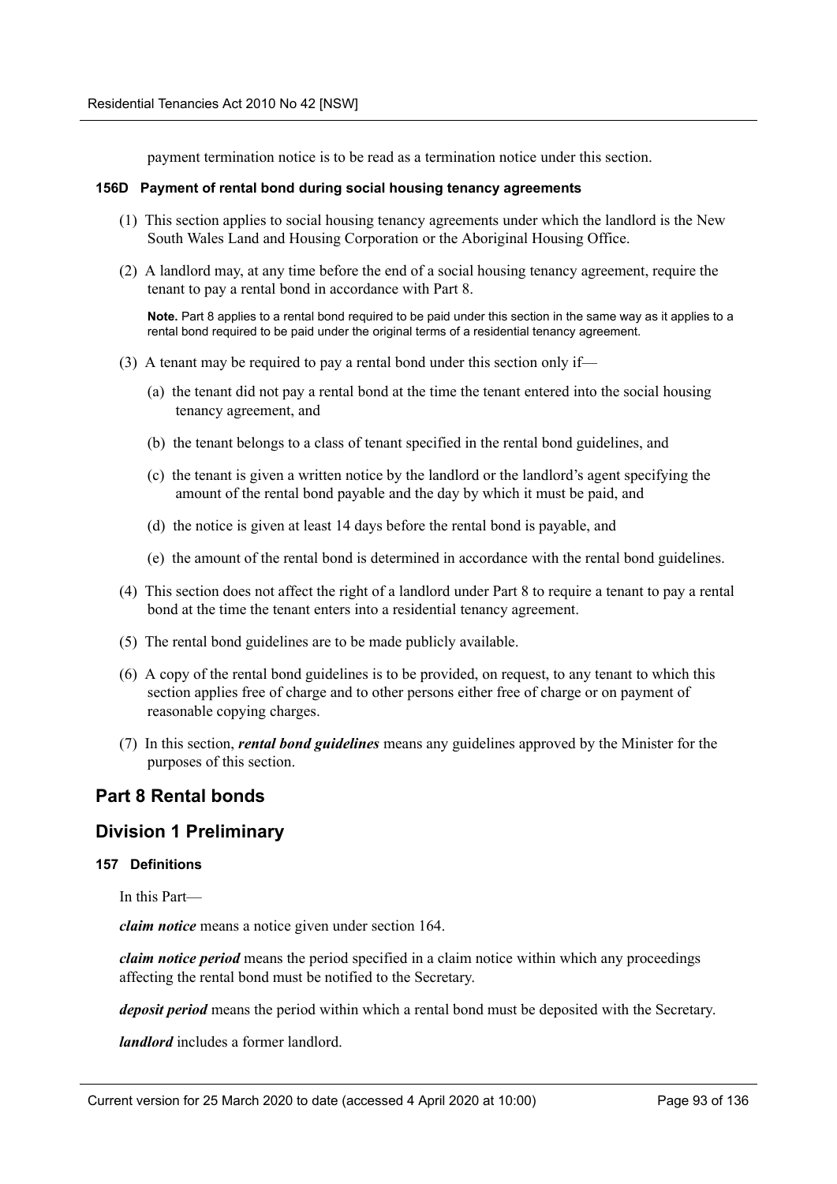payment termination notice is to be read as a termination notice under this section.

#### 156D Payment of rental bond during social housing tenancy agreements

(1) This section applies to social housing tenancy agreements under which the landlord is the New South Wales Land and Housing Corporation or the Aboriginal Housing Office.

(2) A landlord may, at any time before the end of a social housing tenancy agreement, require the tenant to pay a rental bond in accordance with Part 8.

**Note.** Part 8 applies to a rental bond required to be paid under this section in the same way as it applies to a rental bond required to be paid under the original terms of a residential tenancy agreement.

(3) A tenant may be required to pay a rental bond under this section only if—

(a) the tenant did not pay a rental bond at the time the tenant entered into the social housing tenancy agreement, and

(b) the tenant belongs to a class of tenant specified in the rental bond guidelines, and

(c) the tenant is given a written notice by the landlord or the landlord's agent specifying the amount of the rental bond payable and the day by which it must be paid, and

(d) the notice is given at least 14 days before the rental bond is payable, and

(e) the amount of the rental bond is determined in accordance with the rental bond guidelines.

(4) This section does not affect the right of a landlord under Part 8 to require a tenant to pay a rental bond at the time the tenant enters into a residential tenancy agreement.

(5) The rental bond guidelines are to be made publicly available.

(6) A copy of the rental bond guidelines is to be provided, on request, to any tenant to which this section applies free of charge and to other persons either free of charge or on payment of reasonable copying charges.

(7) In this section, ***rental bond guidelines*** means any guidelines approved by the Minister for the purposes of this section.

## Part 8 Rental bonds

## Division 1 Preliminary

#### 157 Definitions

In this Part—

***claim notice*** means a notice given under section 164.

***claim notice period*** means the period specified in a claim notice within which any proceedings affecting the rental bond must be notified to the Secretary.

***deposit period*** means the period within which a rental bond must be deposited with the Secretary.

***landlord*** includes a former landlord.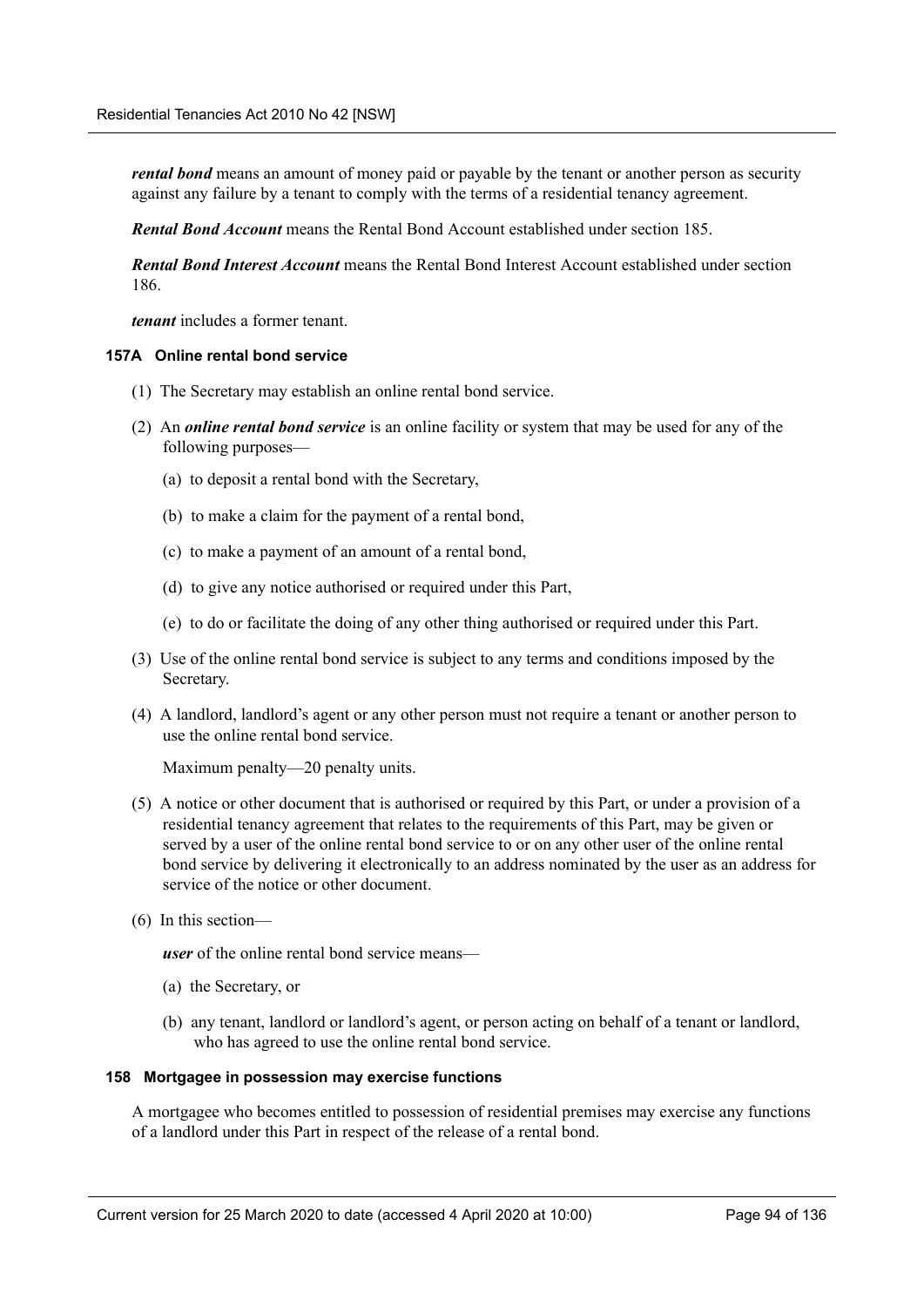***rental bond*** means an amount of money paid or payable by the tenant or another person as security against any failure by a tenant to comply with the terms of a residential tenancy agreement.

***Rental Bond Account*** means the Rental Bond Account established under section 185.

***Rental Bond Interest Account*** means the Rental Bond Interest Account established under section 186.

***tenant*** includes a former tenant.

#### 157A Online rental bond service

(1) The Secretary may establish an online rental bond service.

(2) An ***online rental bond service*** is an online facility or system that may be used for any of the following purposes—

(a) to deposit a rental bond with the Secretary,

(b) to make a claim for the payment of a rental bond,

(c) to make a payment of an amount of a rental bond,

(d) to give any notice authorised or required under this Part,

(e) to do or facilitate the doing of any other thing authorised or required under this Part.

(3) Use of the online rental bond service is subject to any terms and conditions imposed by the Secretary.

(4) A landlord, landlord's agent or any other person must not require a tenant or another person to use the online rental bond service.

Maximum penalty—20 penalty units.

(5) A notice or other document that is authorised or required by this Part, or under a provision of a residential tenancy agreement that relates to the requirements of this Part, may be given or served by a user of the online rental bond service to or on any other user of the online rental bond service by delivering it electronically to an address nominated by the user as an address for service of the notice or other document.

(6) In this section—

***user*** of the online rental bond service means—

(a) the Secretary, or

(b) any tenant, landlord or landlord's agent, or person acting on behalf of a tenant or landlord, who has agreed to use the online rental bond service.

#### 158 Mortgagee in possession may exercise functions

A mortgagee who becomes entitled to possession of residential premises may exercise any functions of a landlord under this Part in respect of the release of a rental bond.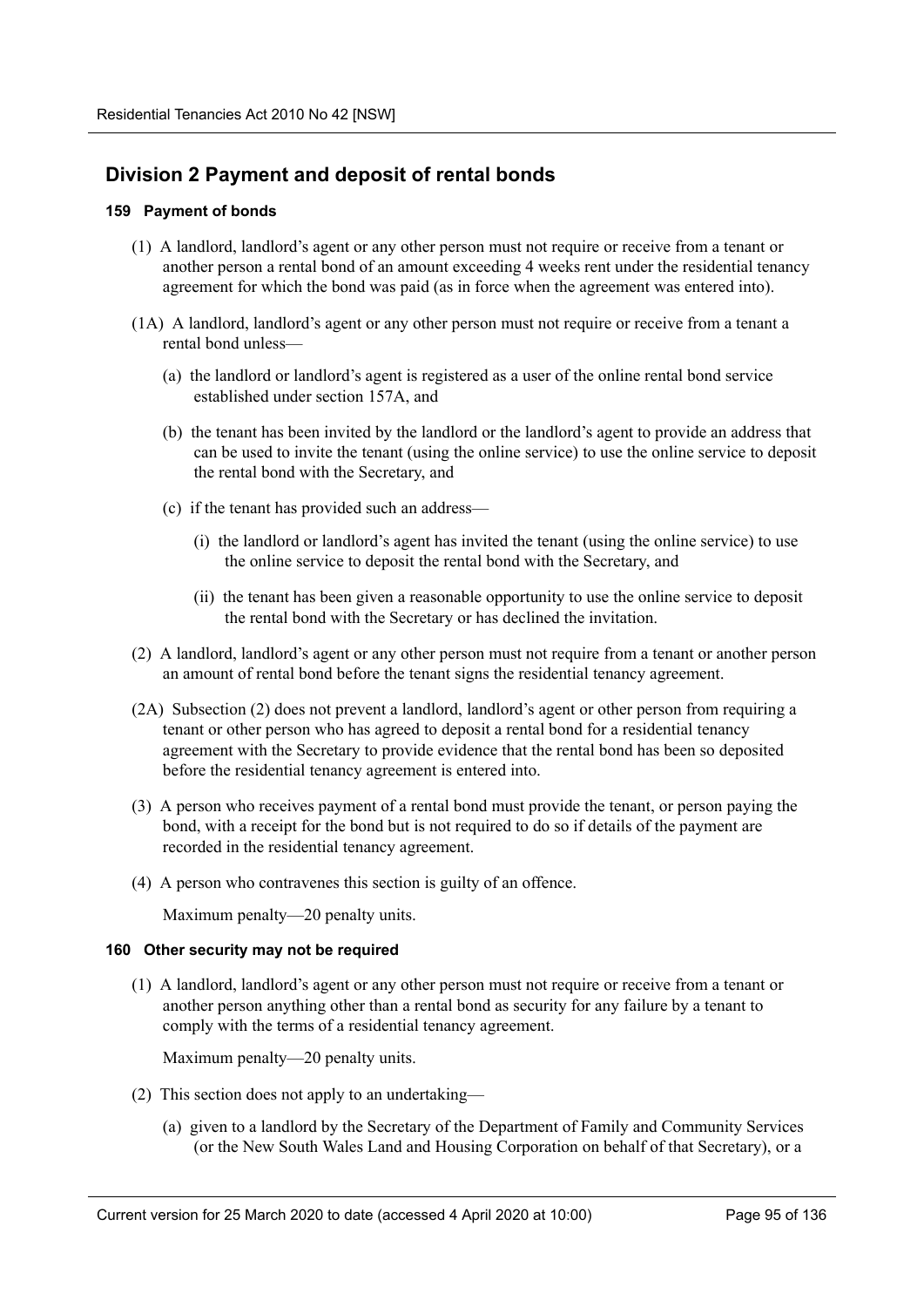## Division 2 Payment and deposit of rental bonds

### 159 Payment of bonds

(1) A landlord, landlord's agent or any other person must not require or receive from a tenant or another person a rental bond of an amount exceeding 4 weeks rent under the residential tenancy agreement for which the bond was paid (as in force when the agreement was entered into).

(1A) A landlord, landlord's agent or any other person must not require or receive from a tenant a rental bond unless—

- (a) the landlord or landlord's agent is registered as a user of the online rental bond service established under section 157A, and
- (b) the tenant has been invited by the landlord or the landlord's agent to provide an address that can be used to invite the tenant (using the online service) to use the online service to deposit the rental bond with the Secretary, and
- (c) if the tenant has provided such an address—
  - (i) the landlord or landlord's agent has invited the tenant (using the online service) to use the online service to deposit the rental bond with the Secretary, and
  - (ii) the tenant has been given a reasonable opportunity to use the online service to deposit the rental bond with the Secretary or has declined the invitation.

(2) A landlord, landlord's agent or any other person must not require from a tenant or another person an amount of rental bond before the tenant signs the residential tenancy agreement.

(2A) Subsection (2) does not prevent a landlord, landlord's agent or other person from requiring a tenant or other person who has agreed to deposit a rental bond for a residential tenancy agreement with the Secretary to provide evidence that the rental bond has been so deposited before the residential tenancy agreement is entered into.

(3) A person who receives payment of a rental bond must provide the tenant, or person paying the bond, with a receipt for the bond but is not required to do so if details of the payment are recorded in the residential tenancy agreement.

(4) A person who contravenes this section is guilty of an offence.

Maximum penalty—20 penalty units.

### 160 Other security may not be required

(1) A landlord, landlord's agent or any other person must not require or receive from a tenant or another person anything other than a rental bond as security for any failure by a tenant to comply with the terms of a residential tenancy agreement.

Maximum penalty—20 penalty units.

(2) This section does not apply to an undertaking—

- (a) given to a landlord by the Secretary of the Department of Family and Community Services (or the New South Wales Land and Housing Corporation on behalf of that Secretary), or a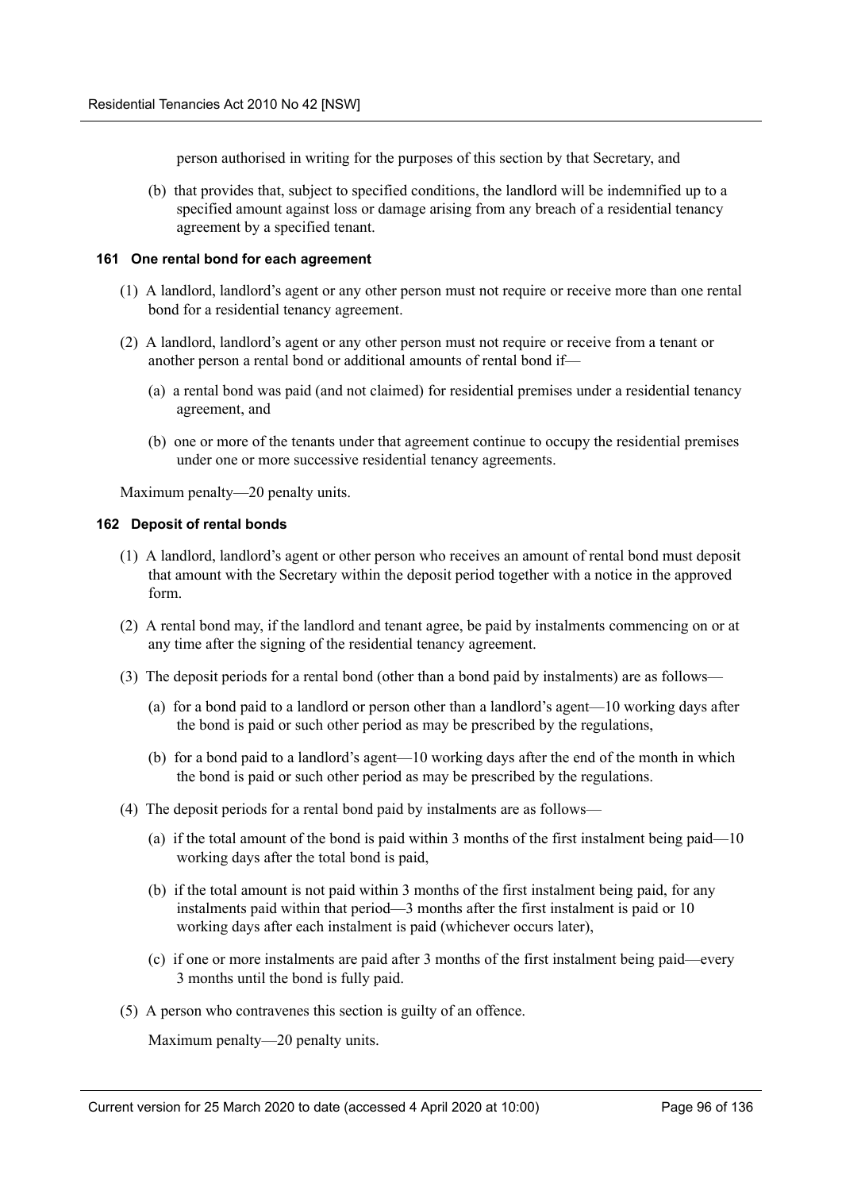person authorised in writing for the purposes of this section by that Secretary, and

(b) that provides that, subject to specified conditions, the landlord will be indemnified up to a specified amount against loss or damage arising from any breach of a residential tenancy agreement by a specified tenant.

#### 161 One rental bond for each agreement

(1) A landlord, landlord's agent or any other person must not require or receive more than one rental bond for a residential tenancy agreement.

(2) A landlord, landlord's agent or any other person must not require or receive from a tenant or another person a rental bond or additional amounts of rental bond if—

(a) a rental bond was paid (and not claimed) for residential premises under a residential tenancy agreement, and

(b) one or more of the tenants under that agreement continue to occupy the residential premises under one or more successive residential tenancy agreements.

Maximum penalty—20 penalty units.

#### 162 Deposit of rental bonds

(1) A landlord, landlord's agent or other person who receives an amount of rental bond must deposit that amount with the Secretary within the deposit period together with a notice in the approved form.

(2) A rental bond may, if the landlord and tenant agree, be paid by instalments commencing on or at any time after the signing of the residential tenancy agreement.

(3) The deposit periods for a rental bond (other than a bond paid by instalments) are as follows—

(a) for a bond paid to a landlord or person other than a landlord's agent—10 working days after the bond is paid or such other period as may be prescribed by the regulations,

(b) for a bond paid to a landlord's agent—10 working days after the end of the month in which the bond is paid or such other period as may be prescribed by the regulations.

(4) The deposit periods for a rental bond paid by instalments are as follows—

(a) if the total amount of the bond is paid within 3 months of the first instalment being paid—10 working days after the total bond is paid,

(b) if the total amount is not paid within 3 months of the first instalment being paid, for any instalments paid within that period—3 months after the first instalment is paid or 10 working days after each instalment is paid (whichever occurs later),

(c) if one or more instalments are paid after 3 months of the first instalment being paid—every 3 months until the bond is fully paid.

(5) A person who contravenes this section is guilty of an offence.

Maximum penalty—20 penalty units.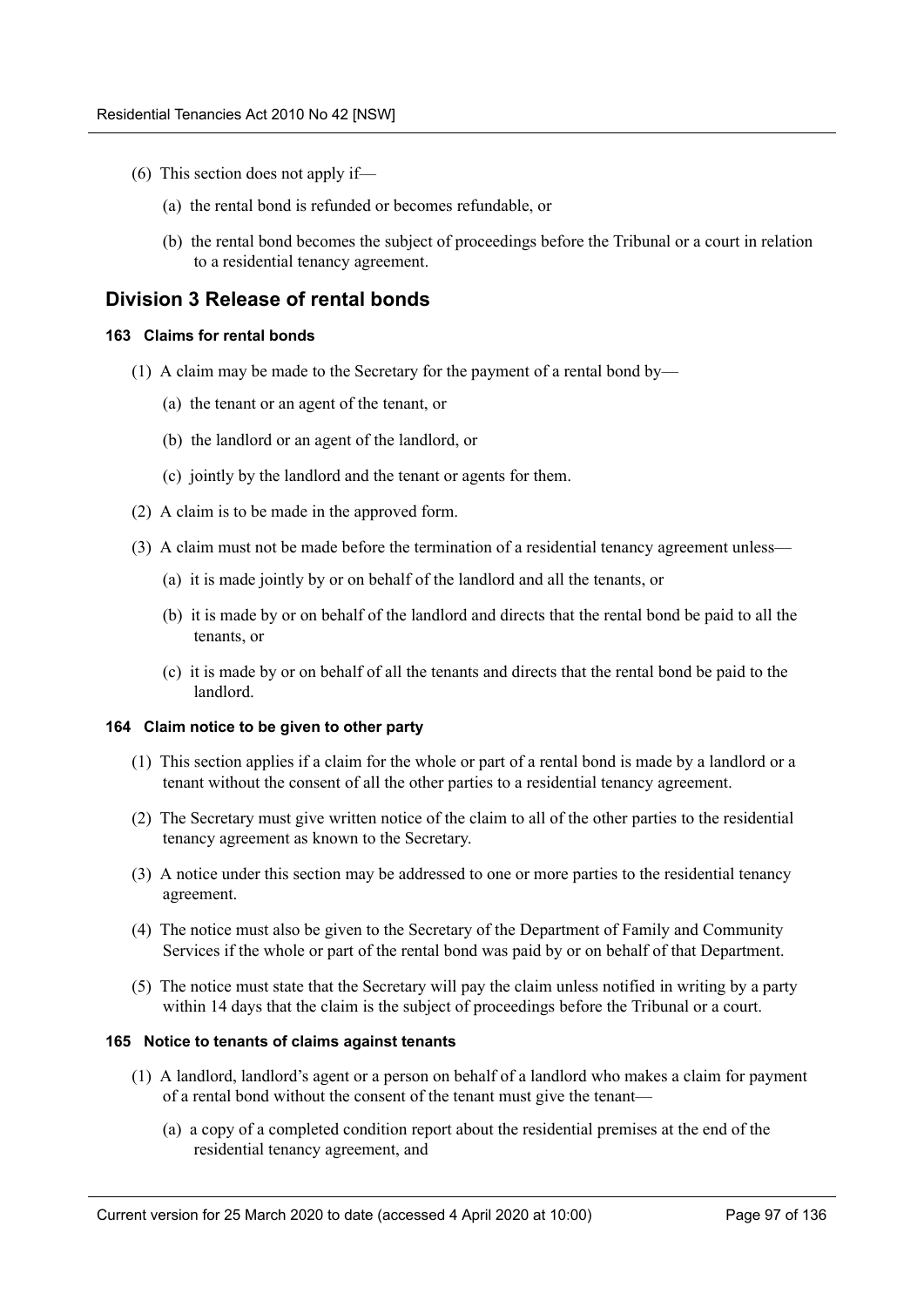(6) This section does not apply if—

(a) the rental bond is refunded or becomes refundable, or

(b) the rental bond becomes the subject of proceedings before the Tribunal or a court in relation to a residential tenancy agreement.

## Division 3 Release of rental bonds

#### 163 Claims for rental bonds

(1) A claim may be made to the Secretary for the payment of a rental bond by—

(a) the tenant or an agent of the tenant, or

(b) the landlord or an agent of the landlord, or

(c) jointly by the landlord and the tenant or agents for them.

(2) A claim is to be made in the approved form.

(3) A claim must not be made before the termination of a residential tenancy agreement unless—

(a) it is made jointly by or on behalf of the landlord and all the tenants, or

(b) it is made by or on behalf of the landlord and directs that the rental bond be paid to all the tenants, or

(c) it is made by or on behalf of all the tenants and directs that the rental bond be paid to the landlord.

#### 164 Claim notice to be given to other party

(1) This section applies if a claim for the whole or part of a rental bond is made by a landlord or a tenant without the consent of all the other parties to a residential tenancy agreement.

(2) The Secretary must give written notice of the claim to all of the other parties to the residential tenancy agreement as known to the Secretary.

(3) A notice under this section may be addressed to one or more parties to the residential tenancy agreement.

(4) The notice must also be given to the Secretary of the Department of Family and Community Services if the whole or part of the rental bond was paid by or on behalf of that Department.

(5) The notice must state that the Secretary will pay the claim unless notified in writing by a party within 14 days that the claim is the subject of proceedings before the Tribunal or a court.

#### 165 Notice to tenants of claims against tenants

(1) A landlord, landlord's agent or a person on behalf of a landlord who makes a claim for payment of a rental bond without the consent of the tenant must give the tenant—

(a) a copy of a completed condition report about the residential premises at the end of the residential tenancy agreement, and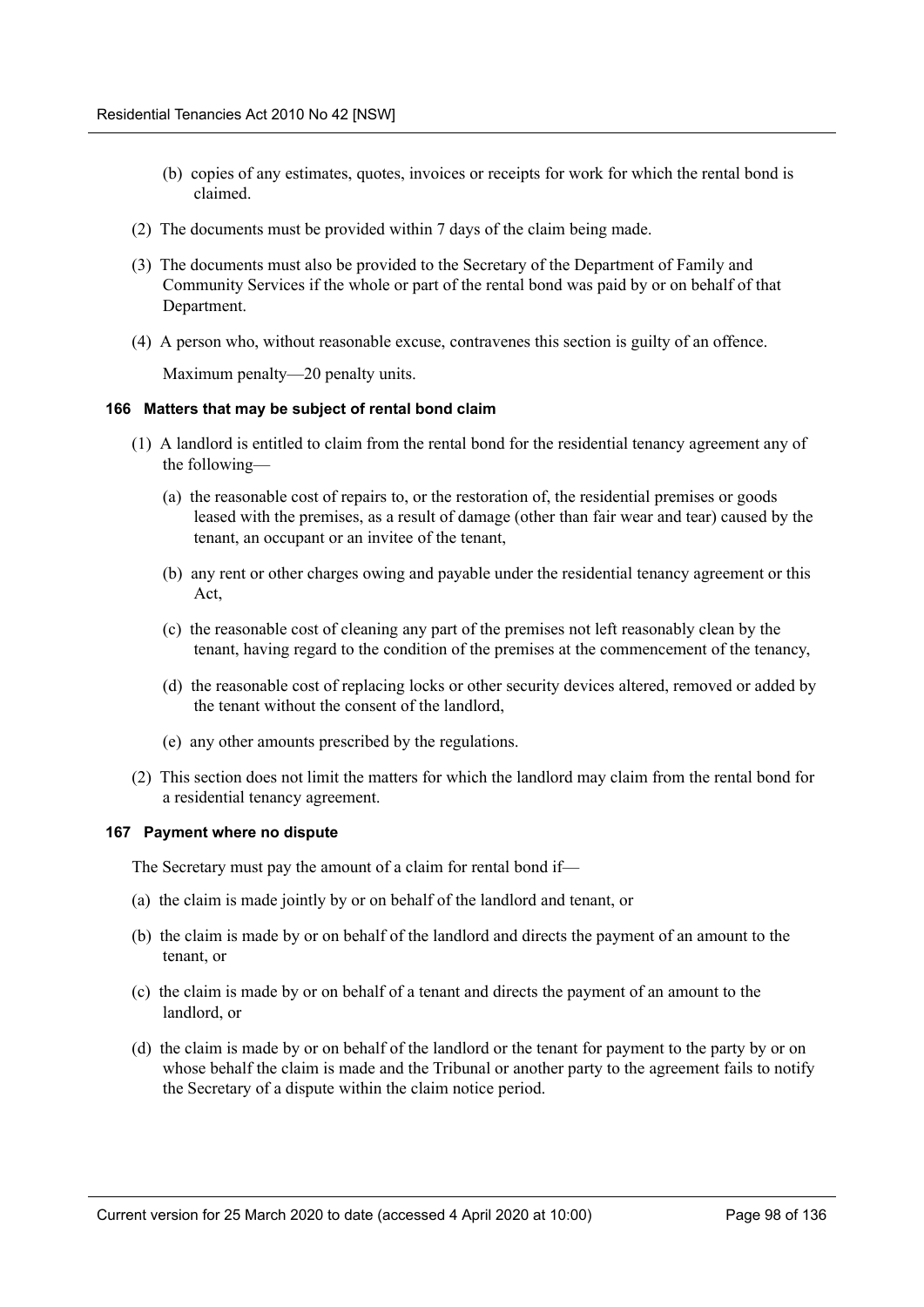(b) copies of any estimates, quotes, invoices or receipts for work for which the rental bond is claimed.

(2) The documents must be provided within 7 days of the claim being made.

(3) The documents must also be provided to the Secretary of the Department of Family and Community Services if the whole or part of the rental bond was paid by or on behalf of that Department.

(4) A person who, without reasonable excuse, contravenes this section is guilty of an offence.

Maximum penalty—20 penalty units.

#### 166 Matters that may be subject of rental bond claim

(1) A landlord is entitled to claim from the rental bond for the residential tenancy agreement any of the following—

(a) the reasonable cost of repairs to, or the restoration of, the residential premises or goods leased with the premises, as a result of damage (other than fair wear and tear) caused by the tenant, an occupant or an invitee of the tenant,

(b) any rent or other charges owing and payable under the residential tenancy agreement or this Act,

(c) the reasonable cost of cleaning any part of the premises not left reasonably clean by the tenant, having regard to the condition of the premises at the commencement of the tenancy,

(d) the reasonable cost of replacing locks or other security devices altered, removed or added by the tenant without the consent of the landlord,

(e) any other amounts prescribed by the regulations.

(2) This section does not limit the matters for which the landlord may claim from the rental bond for a residential tenancy agreement.

#### 167 Payment where no dispute

The Secretary must pay the amount of a claim for rental bond if—

(a) the claim is made jointly by or on behalf of the landlord and tenant, or

(b) the claim is made by or on behalf of the landlord and directs the payment of an amount to the tenant, or

(c) the claim is made by or on behalf of a tenant and directs the payment of an amount to the landlord, or

(d) the claim is made by or on behalf of the landlord or the tenant for payment to the party by or on whose behalf the claim is made and the Tribunal or another party to the agreement fails to notify the Secretary of a dispute within the claim notice period.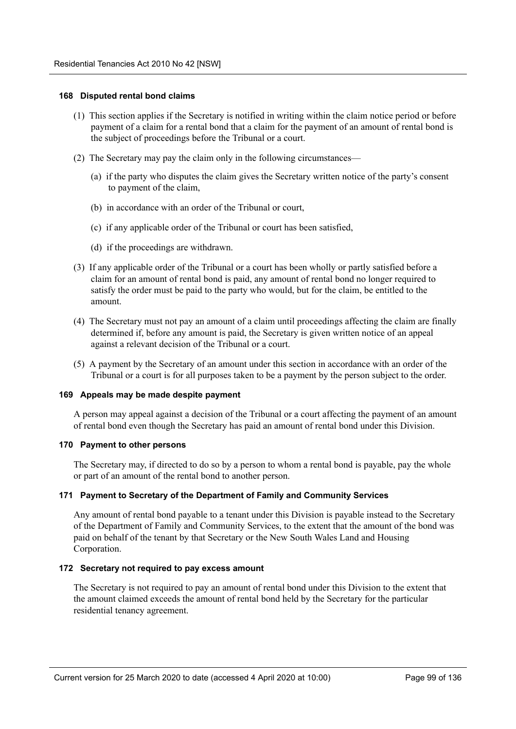#### 168 Disputed rental bond claims

(1) This section applies if the Secretary is notified in writing within the claim notice period or before payment of a claim for a rental bond that a claim for the payment of an amount of rental bond is the subject of proceedings before the Tribunal or a court.

(2) The Secretary may pay the claim only in the following circumstances—

(a) if the party who disputes the claim gives the Secretary written notice of the party's consent to payment of the claim,

(b) in accordance with an order of the Tribunal or court,

(c) if any applicable order of the Tribunal or court has been satisfied,

(d) if the proceedings are withdrawn.

(3) If any applicable order of the Tribunal or a court has been wholly or partly satisfied before a claim for an amount of rental bond is paid, any amount of rental bond no longer required to satisfy the order must be paid to the party who would, but for the claim, be entitled to the amount.

(4) The Secretary must not pay an amount of a claim until proceedings affecting the claim are finally determined if, before any amount is paid, the Secretary is given written notice of an appeal against a relevant decision of the Tribunal or a court.

(5) A payment by the Secretary of an amount under this section in accordance with an order of the Tribunal or a court is for all purposes taken to be a payment by the person subject to the order.

#### 169 Appeals may be made despite payment

A person may appeal against a decision of the Tribunal or a court affecting the payment of an amount of rental bond even though the Secretary has paid an amount of rental bond under this Division.

#### 170 Payment to other persons

The Secretary may, if directed to do so by a person to whom a rental bond is payable, pay the whole or part of an amount of the rental bond to another person.

#### 171 Payment to Secretary of the Department of Family and Community Services

Any amount of rental bond payable to a tenant under this Division is payable instead to the Secretary of the Department of Family and Community Services, to the extent that the amount of the bond was paid on behalf of the tenant by that Secretary or the New South Wales Land and Housing Corporation.

#### 172 Secretary not required to pay excess amount

The Secretary is not required to pay an amount of rental bond under this Division to the extent that the amount claimed exceeds the amount of rental bond held by the Secretary for the particular residential tenancy agreement.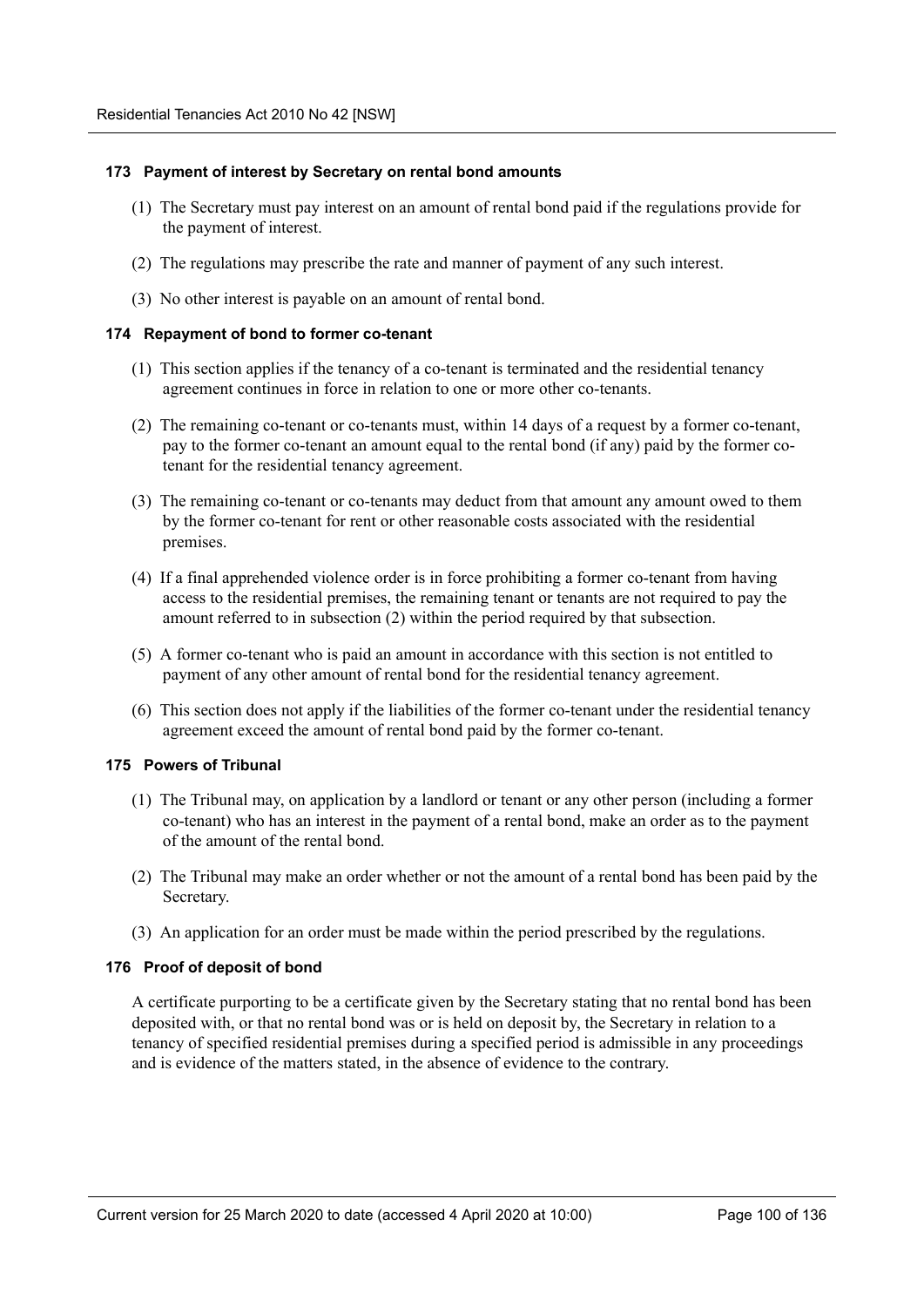#### 173 Payment of interest by Secretary on rental bond amounts

(1) The Secretary must pay interest on an amount of rental bond paid if the regulations provide for the payment of interest.

(2) The regulations may prescribe the rate and manner of payment of any such interest.

(3) No other interest is payable on an amount of rental bond.

#### 174 Repayment of bond to former co-tenant

(1) This section applies if the tenancy of a co-tenant is terminated and the residential tenancy agreement continues in force in relation to one or more other co-tenants.

(2) The remaining co-tenant or co-tenants must, within 14 days of a request by a former co-tenant, pay to the former co-tenant an amount equal to the rental bond (if any) paid by the former co-tenant for the residential tenancy agreement.

(3) The remaining co-tenant or co-tenants may deduct from that amount any amount owed to them by the former co-tenant for rent or other reasonable costs associated with the residential premises.

(4) If a final apprehended violence order is in force prohibiting a former co-tenant from having access to the residential premises, the remaining tenant or tenants are not required to pay the amount referred to in subsection (2) within the period required by that subsection.

(5) A former co-tenant who is paid an amount in accordance with this section is not entitled to payment of any other amount of rental bond for the residential tenancy agreement.

(6) This section does not apply if the liabilities of the former co-tenant under the residential tenancy agreement exceed the amount of rental bond paid by the former co-tenant.

#### 175 Powers of Tribunal

(1) The Tribunal may, on application by a landlord or tenant or any other person (including a former co-tenant) who has an interest in the payment of a rental bond, make an order as to the payment of the amount of the rental bond.

(2) The Tribunal may make an order whether or not the amount of a rental bond has been paid by the Secretary.

(3) An application for an order must be made within the period prescribed by the regulations.

#### 176 Proof of deposit of bond

A certificate purporting to be a certificate given by the Secretary stating that no rental bond has been deposited with, or that no rental bond was or is held on deposit by, the Secretary in relation to a tenancy of specified residential premises during a specified period is admissible in any proceedings and is evidence of the matters stated, in the absence of evidence to the contrary.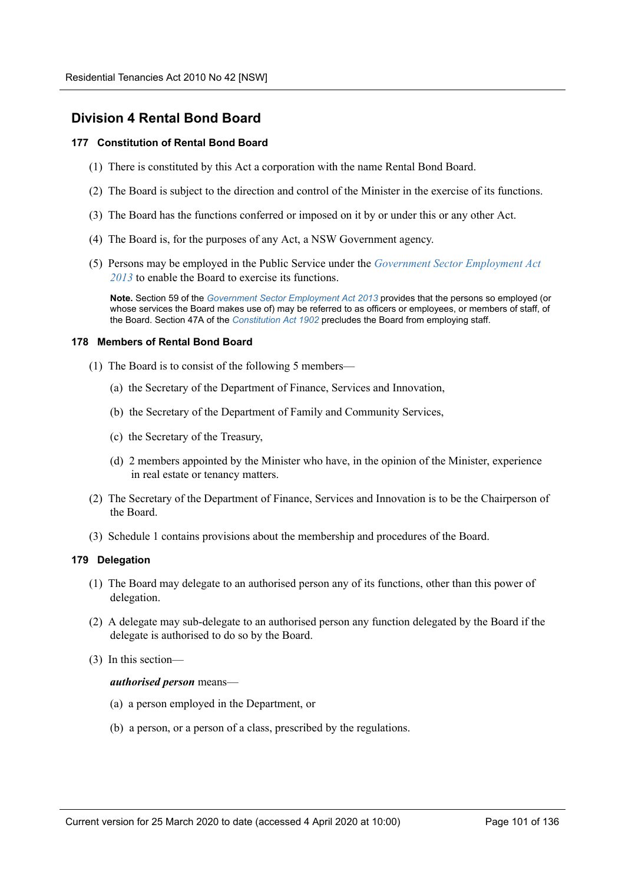## Division 4 Rental Bond Board

### 177 Constitution of Rental Bond Board

(1) There is constituted by this Act a corporation with the name Rental Bond Board.

(2) The Board is subject to the direction and control of the Minister in the exercise of its functions.

(3) The Board has the functions conferred or imposed on it by or under this or any other Act.

(4) The Board is, for the purposes of any Act, a NSW Government agency.

(5) Persons may be employed in the Public Service under the *Government Sector Employment Act 2013* to enable the Board to exercise its functions.

**Note.** Section 59 of the *Government Sector Employment Act 2013* provides that the persons so employed (or whose services the Board makes use of) may be referred to as officers or employees, or members of staff, of the Board. Section 47A of the *Constitution Act 1902* precludes the Board from employing staff.

### 178 Members of Rental Bond Board

(1) The Board is to consist of the following 5 members—

(a) the Secretary of the Department of Finance, Services and Innovation,

(b) the Secretary of the Department of Family and Community Services,

(c) the Secretary of the Treasury,

(d) 2 members appointed by the Minister who have, in the opinion of the Minister, experience in real estate or tenancy matters.

(2) The Secretary of the Department of Finance, Services and Innovation is to be the Chairperson of the Board.

(3) Schedule 1 contains provisions about the membership and procedures of the Board.

### 179 Delegation

(1) The Board may delegate to an authorised person any of its functions, other than this power of delegation.

(2) A delegate may sub-delegate to an authorised person any function delegated by the Board if the delegate is authorised to do so by the Board.

(3) In this section—

***authorised person*** means—

(a) a person employed in the Department, or

(b) a person, or a person of a class, prescribed by the regulations.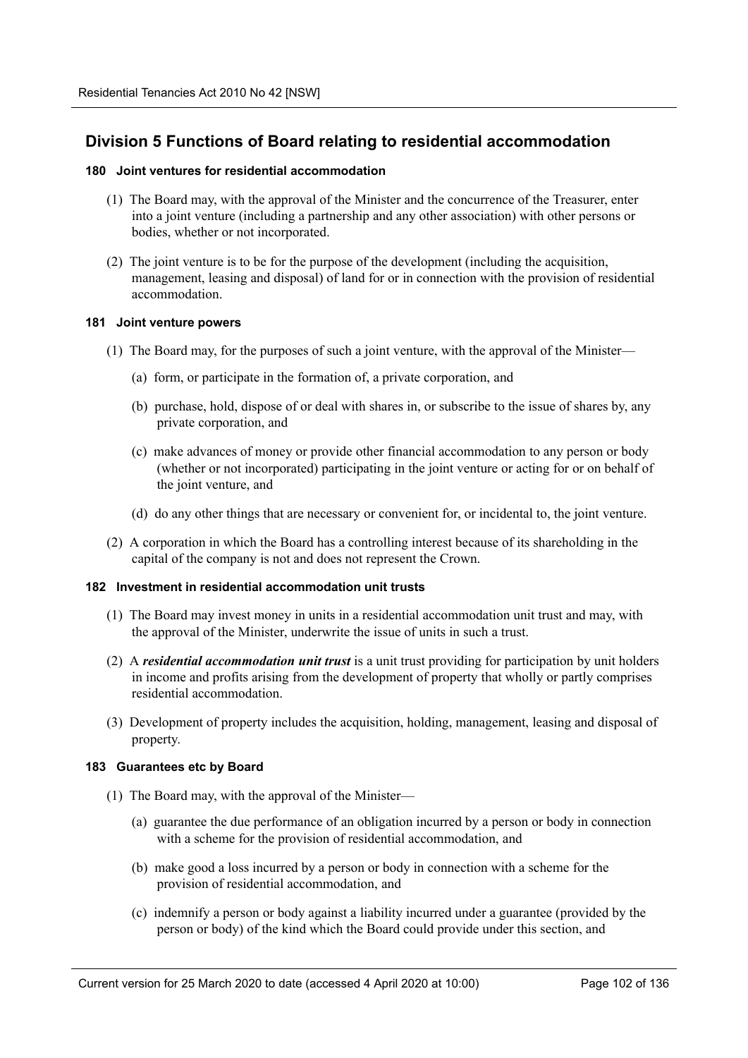## Division 5 Functions of Board relating to residential accommodation

#### 180 Joint ventures for residential accommodation

(1) The Board may, with the approval of the Minister and the concurrence of the Treasurer, enter into a joint venture (including a partnership and any other association) with other persons or bodies, whether or not incorporated.

(2) The joint venture is to be for the purpose of the development (including the acquisition, management, leasing and disposal) of land for or in connection with the provision of residential accommodation.

#### 181 Joint venture powers

(1) The Board may, for the purposes of such a joint venture, with the approval of the Minister—

(a) form, or participate in the formation of, a private corporation, and

(b) purchase, hold, dispose of or deal with shares in, or subscribe to the issue of shares by, any private corporation, and

(c) make advances of money or provide other financial accommodation to any person or body (whether or not incorporated) participating in the joint venture or acting for or on behalf of the joint venture, and

(d) do any other things that are necessary or convenient for, or incidental to, the joint venture.

(2) A corporation in which the Board has a controlling interest because of its shareholding in the capital of the company is not and does not represent the Crown.

#### 182 Investment in residential accommodation unit trusts

(1) The Board may invest money in units in a residential accommodation unit trust and may, with the approval of the Minister, underwrite the issue of units in such a trust.

(2) A ***residential accommodation unit trust*** is a unit trust providing for participation by unit holders in income and profits arising from the development of property that wholly or partly comprises residential accommodation.

(3) Development of property includes the acquisition, holding, management, leasing and disposal of property.

#### 183 Guarantees etc by Board

(1) The Board may, with the approval of the Minister—

(a) guarantee the due performance of an obligation incurred by a person or body in connection with a scheme for the provision of residential accommodation, and

(b) make good a loss incurred by a person or body in connection with a scheme for the provision of residential accommodation, and

(c) indemnify a person or body against a liability incurred under a guarantee (provided by the person or body) of the kind which the Board could provide under this section, and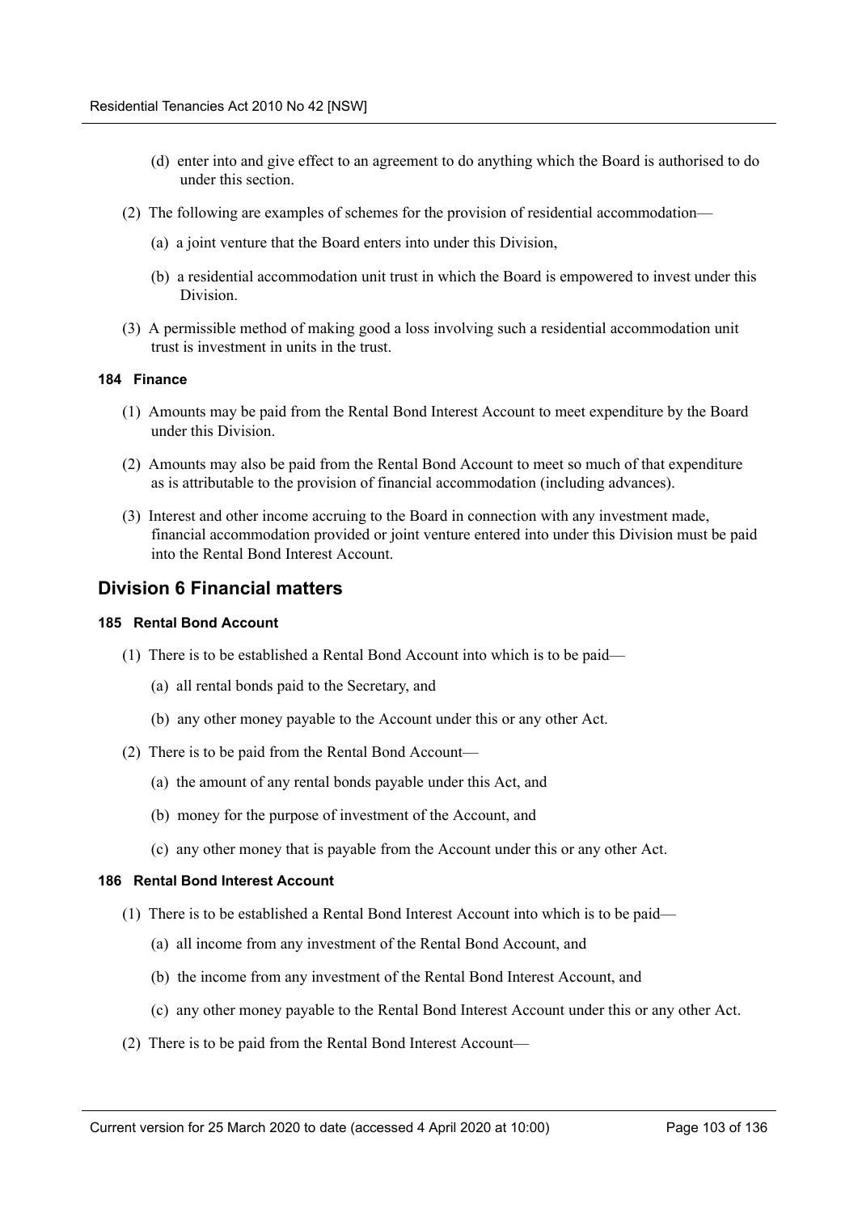(d) enter into and give effect to an agreement to do anything which the Board is authorised to do under this section.

(2) The following are examples of schemes for the provision of residential accommodation—

(a) a joint venture that the Board enters into under this Division,

(b) a residential accommodation unit trust in which the Board is empowered to invest under this Division.

(3) A permissible method of making good a loss involving such a residential accommodation unit trust is investment in units in the trust.

#### 184 Finance

(1) Amounts may be paid from the Rental Bond Interest Account to meet expenditure by the Board under this Division.

(2) Amounts may also be paid from the Rental Bond Account to meet so much of that expenditure as is attributable to the provision of financial accommodation (including advances).

(3) Interest and other income accruing to the Board in connection with any investment made, financial accommodation provided or joint venture entered into under this Division must be paid into the Rental Bond Interest Account.

## Division 6 Financial matters

#### 185 Rental Bond Account

(1) There is to be established a Rental Bond Account into which is to be paid—

(a) all rental bonds paid to the Secretary, and

(b) any other money payable to the Account under this or any other Act.

(2) There is to be paid from the Rental Bond Account—

(a) the amount of any rental bonds payable under this Act, and

(b) money for the purpose of investment of the Account, and

(c) any other money that is payable from the Account under this or any other Act.

#### 186 Rental Bond Interest Account

(1) There is to be established a Rental Bond Interest Account into which is to be paid—

(a) all income from any investment of the Rental Bond Account, and

(b) the income from any investment of the Rental Bond Interest Account, and

(c) any other money payable to the Rental Bond Interest Account under this or any other Act.

(2) There is to be paid from the Rental Bond Interest Account—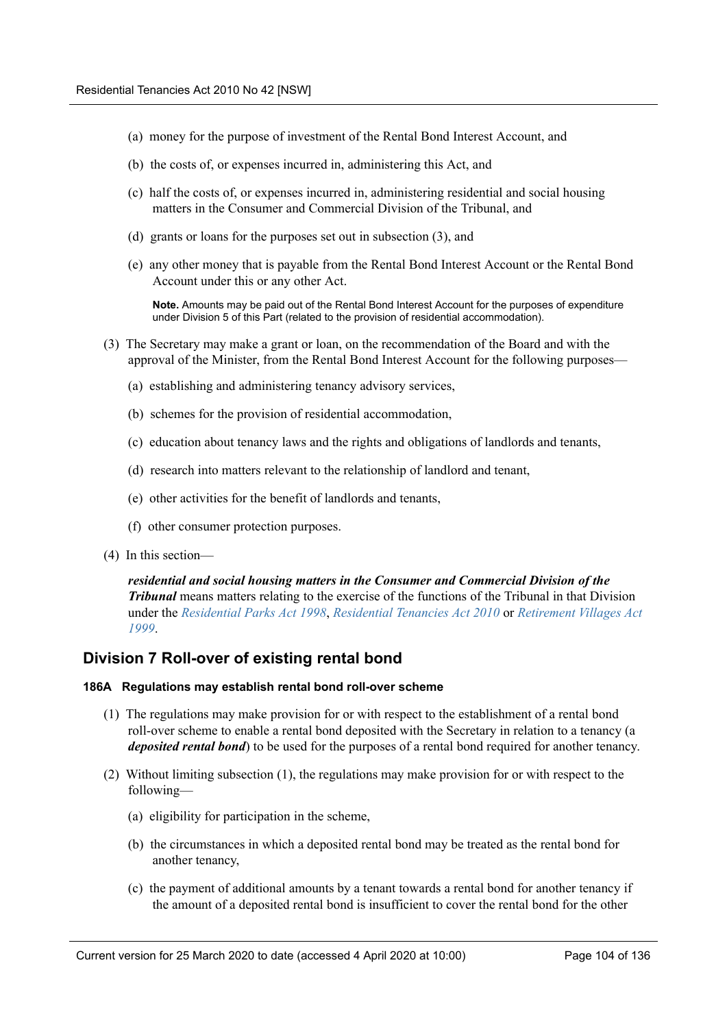(a) money for the purpose of investment of the Rental Bond Interest Account, and

(b) the costs of, or expenses incurred in, administering this Act, and

(c) half the costs of, or expenses incurred in, administering residential and social housing matters in the Consumer and Commercial Division of the Tribunal, and

(d) grants or loans for the purposes set out in subsection (3), and

(e) any other money that is payable from the Rental Bond Interest Account or the Rental Bond Account under this or any other Act.

**Note.** Amounts may be paid out of the Rental Bond Interest Account for the purposes of expenditure under Division 5 of this Part (related to the provision of residential accommodation).

(3) The Secretary may make a grant or loan, on the recommendation of the Board and with the approval of the Minister, from the Rental Bond Interest Account for the following purposes—

(a) establishing and administering tenancy advisory services,

(b) schemes for the provision of residential accommodation,

(c) education about tenancy laws and the rights and obligations of landlords and tenants,

(d) research into matters relevant to the relationship of landlord and tenant,

(e) other activities for the benefit of landlords and tenants,

(f) other consumer protection purposes.

(4) In this section—

***residential and social housing matters in the Consumer and Commercial Division of the Tribunal*** means matters relating to the exercise of the functions of the Tribunal in that Division under the *Residential Parks Act 1998*, *Residential Tenancies Act 2010* or *Retirement Villages Act 1999*.

## Division 7 Roll-over of existing rental bond

#### 186A Regulations may establish rental bond roll-over scheme

(1) The regulations may make provision for or with respect to the establishment of a rental bond roll-over scheme to enable a rental bond deposited with the Secretary in relation to a tenancy (a ***deposited rental bond***) to be used for the purposes of a rental bond required for another tenancy.

(2) Without limiting subsection (1), the regulations may make provision for or with respect to the following—

(a) eligibility for participation in the scheme,

(b) the circumstances in which a deposited rental bond may be treated as the rental bond for another tenancy,

(c) the payment of additional amounts by a tenant towards a rental bond for another tenancy if the amount of a deposited rental bond is insufficient to cover the rental bond for the other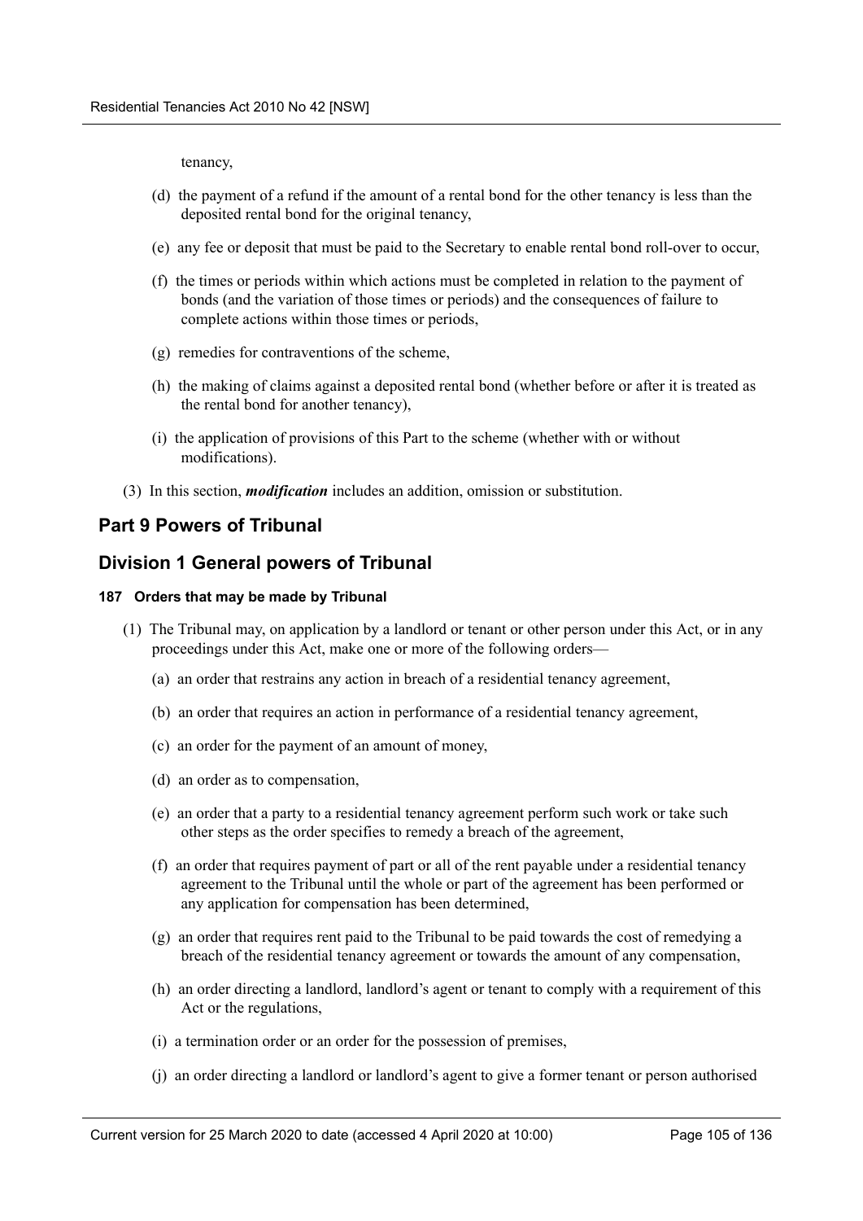tenancy,

(d) the payment of a refund if the amount of a rental bond for the other tenancy is less than the deposited rental bond for the original tenancy,

(e) any fee or deposit that must be paid to the Secretary to enable rental bond roll-over to occur,

(f) the times or periods within which actions must be completed in relation to the payment of bonds (and the variation of those times or periods) and the consequences of failure to complete actions within those times or periods,

(g) remedies for contraventions of the scheme,

(h) the making of claims against a deposited rental bond (whether before or after it is treated as the rental bond for another tenancy),

(i) the application of provisions of this Part to the scheme (whether with or without modifications).

(3) In this section, ***modification*** includes an addition, omission or substitution.

## Part 9 Powers of Tribunal

## Division 1 General powers of Tribunal

#### 187 Orders that may be made by Tribunal

(1) The Tribunal may, on application by a landlord or tenant or other person under this Act, or in any proceedings under this Act, make one or more of the following orders—

(a) an order that restrains any action in breach of a residential tenancy agreement,

(b) an order that requires an action in performance of a residential tenancy agreement,

(c) an order for the payment of an amount of money,

(d) an order as to compensation,

(e) an order that a party to a residential tenancy agreement perform such work or take such other steps as the order specifies to remedy a breach of the agreement,

(f) an order that requires payment of part or all of the rent payable under a residential tenancy agreement to the Tribunal until the whole or part of the agreement has been performed or any application for compensation has been determined,

(g) an order that requires rent paid to the Tribunal to be paid towards the cost of remedying a breach of the residential tenancy agreement or towards the amount of any compensation,

(h) an order directing a landlord, landlord's agent or tenant to comply with a requirement of this Act or the regulations,

(i) a termination order or an order for the possession of premises,

(j) an order directing a landlord or landlord's agent to give a former tenant or person authorised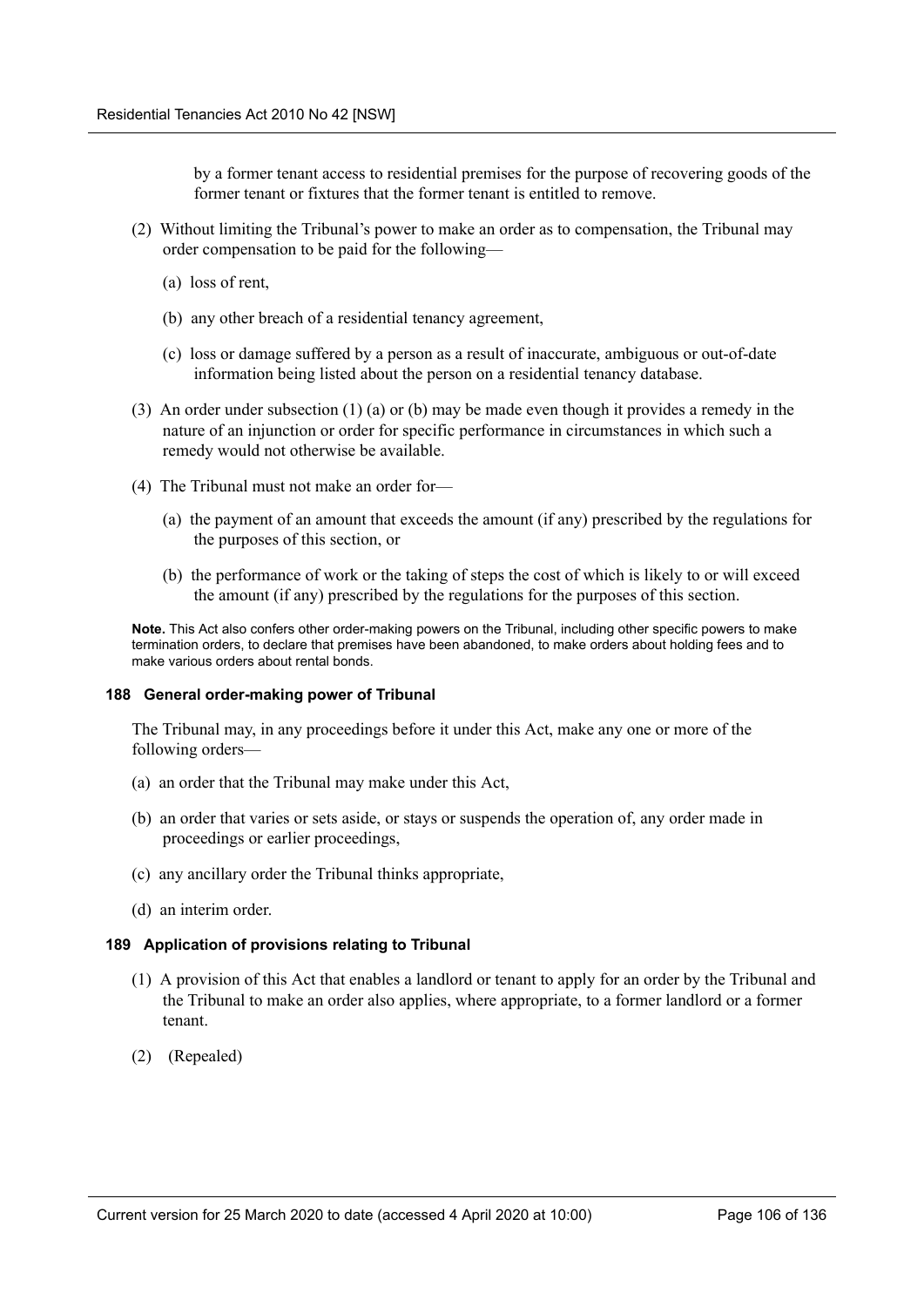by a former tenant access to residential premises for the purpose of recovering goods of the former tenant or fixtures that the former tenant is entitled to remove.

(2) Without limiting the Tribunal's power to make an order as to compensation, the Tribunal may order compensation to be paid for the following—

(a) loss of rent,

(b) any other breach of a residential tenancy agreement,

(c) loss or damage suffered by a person as a result of inaccurate, ambiguous or out-of-date information being listed about the person on a residential tenancy database.

(3) An order under subsection (1) (a) or (b) may be made even though it provides a remedy in the nature of an injunction or order for specific performance in circumstances in which such a remedy would not otherwise be available.

(4) The Tribunal must not make an order for—

(a) the payment of an amount that exceeds the amount (if any) prescribed by the regulations for the purposes of this section, or

(b) the performance of work or the taking of steps the cost of which is likely to or will exceed the amount (if any) prescribed by the regulations for the purposes of this section.

**Note.** This Act also confers other order-making powers on the Tribunal, including other specific powers to make termination orders, to declare that premises have been abandoned, to make orders about holding fees and to make various orders about rental bonds.

#### 188 General order-making power of Tribunal

The Tribunal may, in any proceedings before it under this Act, make any one or more of the following orders—

(a) an order that the Tribunal may make under this Act,

(b) an order that varies or sets aside, or stays or suspends the operation of, any order made in proceedings or earlier proceedings,

(c) any ancillary order the Tribunal thinks appropriate,

(d) an interim order.

#### 189 Application of provisions relating to Tribunal

(1) A provision of this Act that enables a landlord or tenant to apply for an order by the Tribunal and the Tribunal to make an order also applies, where appropriate, to a former landlord or a former tenant.

(2) (Repealed)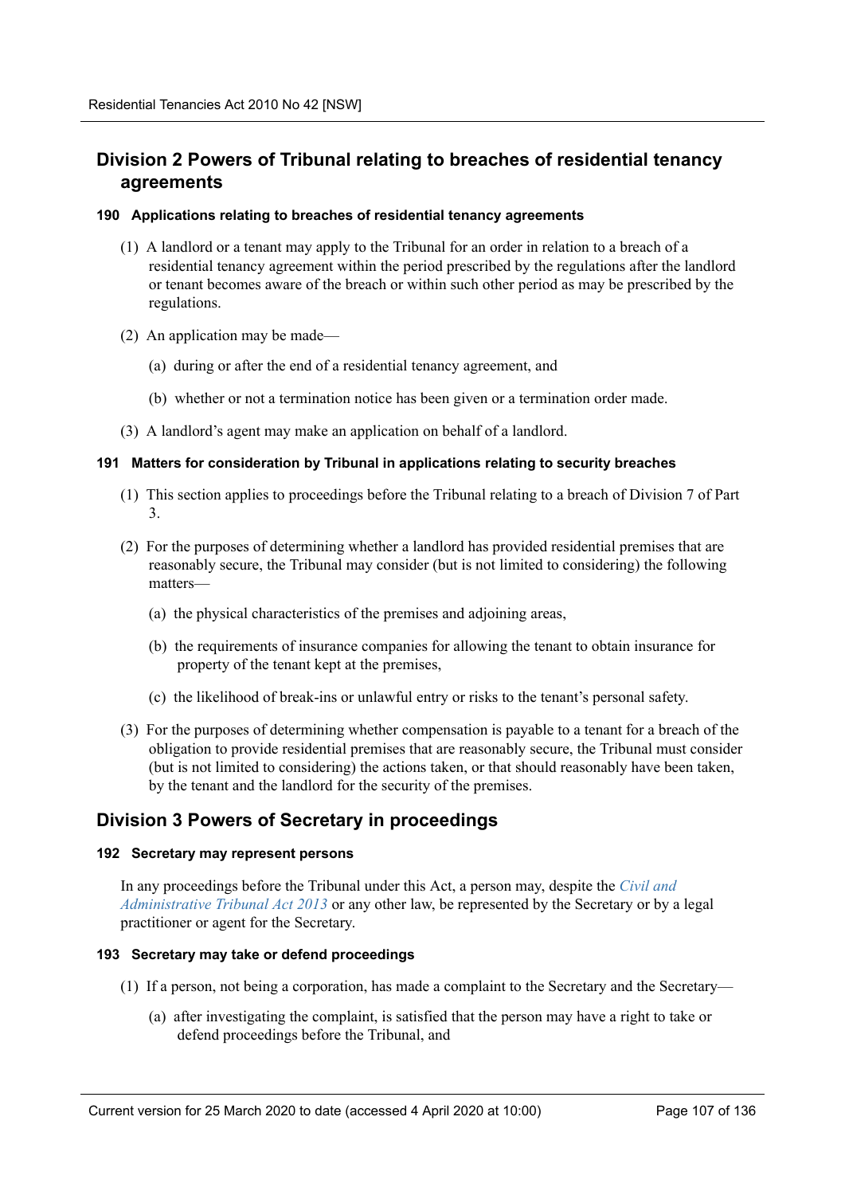## Division 2 Powers of Tribunal relating to breaches of residential tenancy agreements

### 190 Applications relating to breaches of residential tenancy agreements

(1) A landlord or a tenant may apply to the Tribunal for an order in relation to a breach of a residential tenancy agreement within the period prescribed by the regulations after the landlord or tenant becomes aware of the breach or within such other period as may be prescribed by the regulations.

(2) An application may be made—

(a) during or after the end of a residential tenancy agreement, and

(b) whether or not a termination notice has been given or a termination order made.

(3) A landlord's agent may make an application on behalf of a landlord.

### 191 Matters for consideration by Tribunal in applications relating to security breaches

(1) This section applies to proceedings before the Tribunal relating to a breach of Division 7 of Part 3.

(2) For the purposes of determining whether a landlord has provided residential premises that are reasonably secure, the Tribunal may consider (but is not limited to considering) the following matters—

(a) the physical characteristics of the premises and adjoining areas,

(b) the requirements of insurance companies for allowing the tenant to obtain insurance for property of the tenant kept at the premises,

(c) the likelihood of break-ins or unlawful entry or risks to the tenant's personal safety.

(3) For the purposes of determining whether compensation is payable to a tenant for a breach of the obligation to provide residential premises that are reasonably secure, the Tribunal must consider (but is not limited to considering) the actions taken, or that should reasonably have been taken, by the tenant and the landlord for the security of the premises.

## Division 3 Powers of Secretary in proceedings

### 192 Secretary may represent persons

In any proceedings before the Tribunal under this Act, a person may, despite the *Civil and Administrative Tribunal Act 2013* or any other law, be represented by the Secretary or by a legal practitioner or agent for the Secretary.

### 193 Secretary may take or defend proceedings

(1) If a person, not being a corporation, has made a complaint to the Secretary and the Secretary—

(a) after investigating the complaint, is satisfied that the person may have a right to take or defend proceedings before the Tribunal, and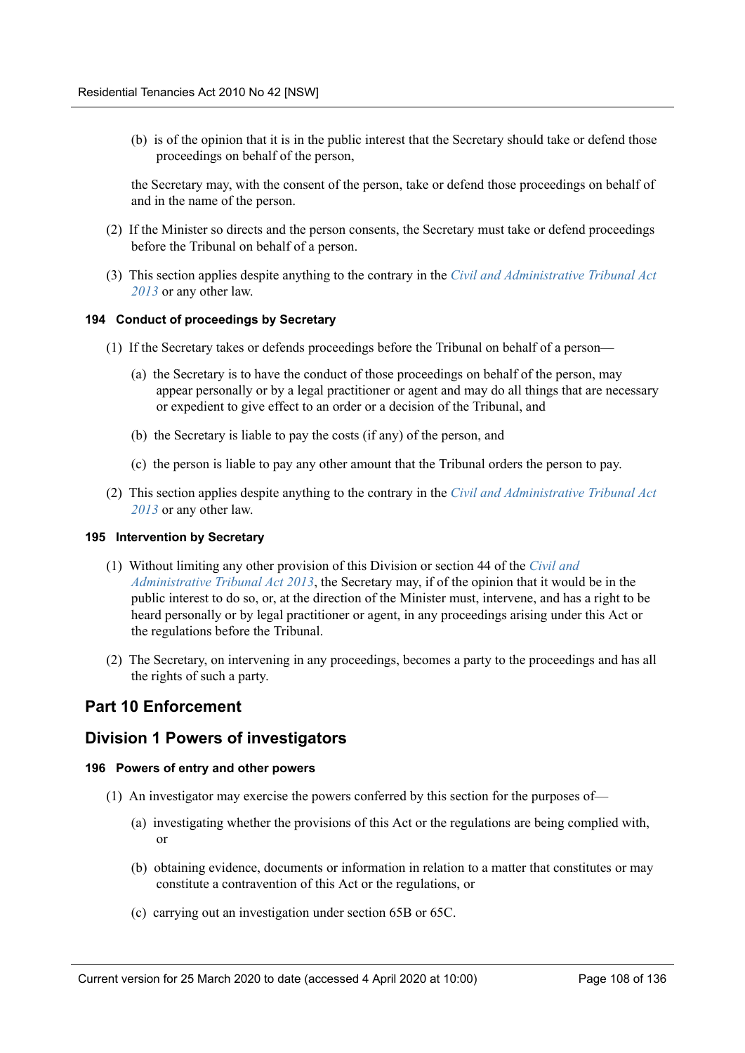(b) is of the opinion that it is in the public interest that the Secretary should take or defend those proceedings on behalf of the person,

the Secretary may, with the consent of the person, take or defend those proceedings on behalf of and in the name of the person.

(2) If the Minister so directs and the person consents, the Secretary must take or defend proceedings before the Tribunal on behalf of a person.

(3) This section applies despite anything to the contrary in the *Civil and Administrative Tribunal Act 2013* or any other law.

#### 194 Conduct of proceedings by Secretary

(1) If the Secretary takes or defends proceedings before the Tribunal on behalf of a person—

(a) the Secretary is to have the conduct of those proceedings on behalf of the person, may appear personally or by a legal practitioner or agent and may do all things that are necessary or expedient to give effect to an order or a decision of the Tribunal, and

(b) the Secretary is liable to pay the costs (if any) of the person, and

(c) the person is liable to pay any other amount that the Tribunal orders the person to pay.

(2) This section applies despite anything to the contrary in the *Civil and Administrative Tribunal Act 2013* or any other law.

#### 195 Intervention by Secretary

(1) Without limiting any other provision of this Division or section 44 of the *Civil and Administrative Tribunal Act 2013*, the Secretary may, if of the opinion that it would be in the public interest to do so, or, at the direction of the Minister must, intervene, and has a right to be heard personally or by legal practitioner or agent, in any proceedings arising under this Act or the regulations before the Tribunal.

(2) The Secretary, on intervening in any proceedings, becomes a party to the proceedings and has all the rights of such a party.

## Part 10 Enforcement

## Division 1 Powers of investigators

#### 196 Powers of entry and other powers

(1) An investigator may exercise the powers conferred by this section for the purposes of—

(a) investigating whether the provisions of this Act or the regulations are being complied with, or

(b) obtaining evidence, documents or information in relation to a matter that constitutes or may constitute a contravention of this Act or the regulations, or

(c) carrying out an investigation under section 65B or 65C.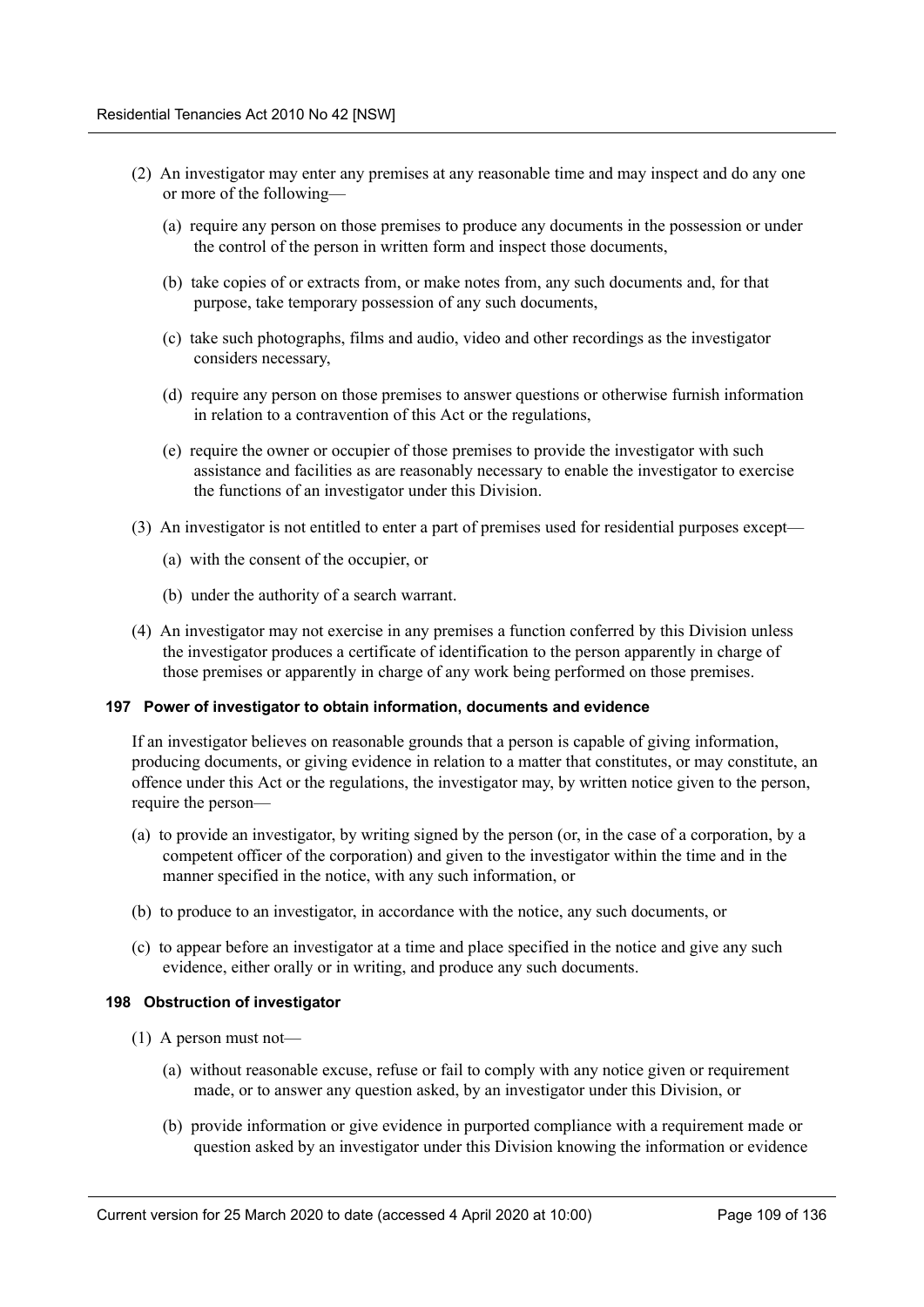(2) An investigator may enter any premises at any reasonable time and may inspect and do any one or more of the following—

(a) require any person on those premises to produce any documents in the possession or under the control of the person in written form and inspect those documents,

(b) take copies of or extracts from, or make notes from, any such documents and, for that purpose, take temporary possession of any such documents,

(c) take such photographs, films and audio, video and other recordings as the investigator considers necessary,

(d) require any person on those premises to answer questions or otherwise furnish information in relation to a contravention of this Act or the regulations,

(e) require the owner or occupier of those premises to provide the investigator with such assistance and facilities as are reasonably necessary to enable the investigator to exercise the functions of an investigator under this Division.

(3) An investigator is not entitled to enter a part of premises used for residential purposes except—

(a) with the consent of the occupier, or

(b) under the authority of a search warrant.

(4) An investigator may not exercise in any premises a function conferred by this Division unless the investigator produces a certificate of identification to the person apparently in charge of those premises or apparently in charge of any work being performed on those premises.

#### 197 Power of investigator to obtain information, documents and evidence

If an investigator believes on reasonable grounds that a person is capable of giving information, producing documents, or giving evidence in relation to a matter that constitutes, or may constitute, an offence under this Act or the regulations, the investigator may, by written notice given to the person, require the person—

(a) to provide an investigator, by writing signed by the person (or, in the case of a corporation, by a competent officer of the corporation) and given to the investigator within the time and in the manner specified in the notice, with any such information, or

(b) to produce to an investigator, in accordance with the notice, any such documents, or

(c) to appear before an investigator at a time and place specified in the notice and give any such evidence, either orally or in writing, and produce any such documents.

#### 198 Obstruction of investigator

(1) A person must not—

(a) without reasonable excuse, refuse or fail to comply with any notice given or requirement made, or to answer any question asked, by an investigator under this Division, or

(b) provide information or give evidence in purported compliance with a requirement made or question asked by an investigator under this Division knowing the information or evidence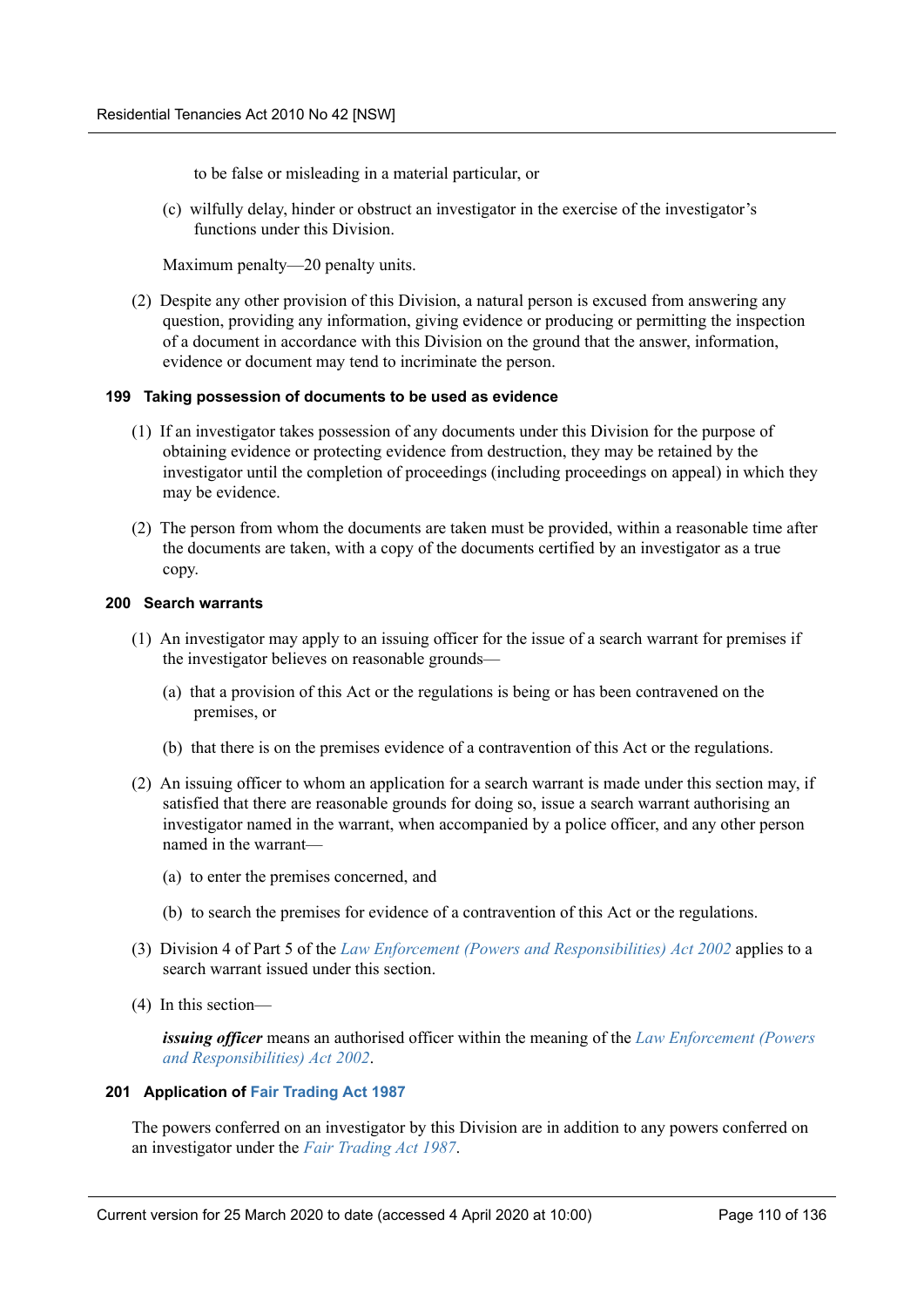to be false or misleading in a material particular, or

(c) wilfully delay, hinder or obstruct an investigator in the exercise of the investigator's functions under this Division.

Maximum penalty—20 penalty units.

(2) Despite any other provision of this Division, a natural person is excused from answering any question, providing any information, giving evidence or producing or permitting the inspection of a document in accordance with this Division on the ground that the answer, information, evidence or document may tend to incriminate the person.

#### 199 Taking possession of documents to be used as evidence

(1) If an investigator takes possession of any documents under this Division for the purpose of obtaining evidence or protecting evidence from destruction, they may be retained by the investigator until the completion of proceedings (including proceedings on appeal) in which they may be evidence.

(2) The person from whom the documents are taken must be provided, within a reasonable time after the documents are taken, with a copy of the documents certified by an investigator as a true copy.

#### 200 Search warrants

(1) An investigator may apply to an issuing officer for the issue of a search warrant for premises if the investigator believes on reasonable grounds—

(a) that a provision of this Act or the regulations is being or has been contravened on the premises, or

(b) that there is on the premises evidence of a contravention of this Act or the regulations.

(2) An issuing officer to whom an application for a search warrant is made under this section may, if satisfied that there are reasonable grounds for doing so, issue a search warrant authorising an investigator named in the warrant, when accompanied by a police officer, and any other person named in the warrant—

(a) to enter the premises concerned, and

(b) to search the premises for evidence of a contravention of this Act or the regulations.

(3) Division 4 of Part 5 of the *Law Enforcement (Powers and Responsibilities) Act 2002* applies to a search warrant issued under this section.

(4) In this section—

***issuing officer*** means an authorised officer within the meaning of the *Law Enforcement (Powers and Responsibilities) Act 2002*.

#### 201 Application of Fair Trading Act 1987

The powers conferred on an investigator by this Division are in addition to any powers conferred on an investigator under the *Fair Trading Act 1987*.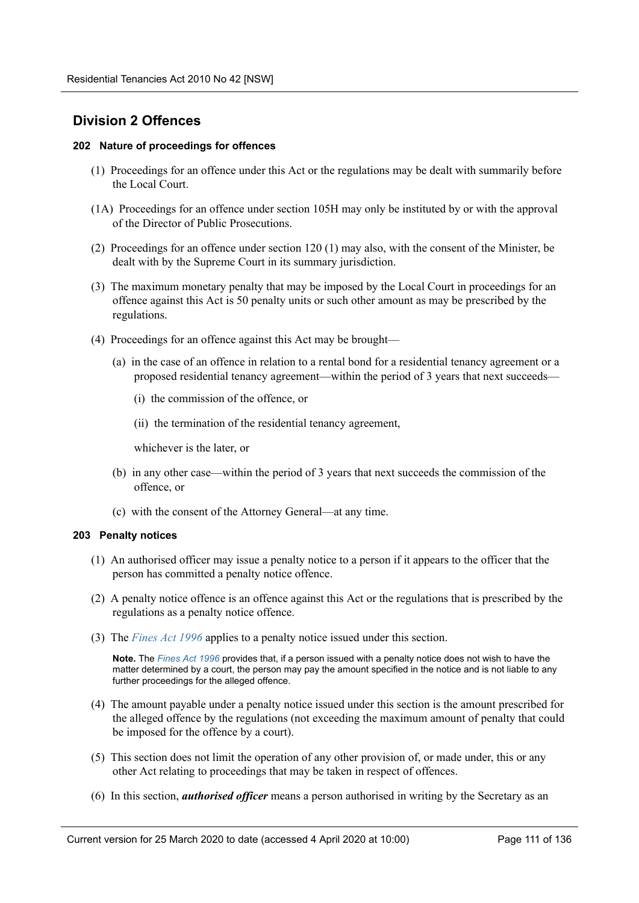## Division 2 Offences

### 202 Nature of proceedings for offences

(1) Proceedings for an offence under this Act or the regulations may be dealt with summarily before the Local Court.

(1A) Proceedings for an offence under section 105H may only be instituted by or with the approval of the Director of Public Prosecutions.

(2) Proceedings for an offence under section 120 (1) may also, with the consent of the Minister, be dealt with by the Supreme Court in its summary jurisdiction.

(3) The maximum monetary penalty that may be imposed by the Local Court in proceedings for an offence against this Act is 50 penalty units or such other amount as may be prescribed by the regulations.

(4) Proceedings for an offence against this Act may be brought—

(a) in the case of an offence in relation to a rental bond for a residential tenancy agreement or a proposed residential tenancy agreement—within the period of 3 years that next succeeds—

(i) the commission of the offence, or

(ii) the termination of the residential tenancy agreement,

whichever is the later, or

(b) in any other case—within the period of 3 years that next succeeds the commission of the offence, or

(c) with the consent of the Attorney General—at any time.

### 203 Penalty notices

(1) An authorised officer may issue a penalty notice to a person if it appears to the officer that the person has committed a penalty notice offence.

(2) A penalty notice offence is an offence against this Act or the regulations that is prescribed by the regulations as a penalty notice offence.

(3) The *Fines Act 1996* applies to a penalty notice issued under this section.

**Note.** The *Fines Act 1996* provides that, if a person issued with a penalty notice does not wish to have the matter determined by a court, the person may pay the amount specified in the notice and is not liable to any further proceedings for the alleged offence.

(4) The amount payable under a penalty notice issued under this section is the amount prescribed for the alleged offence by the regulations (not exceeding the maximum amount of penalty that could be imposed for the offence by a court).

(5) This section does not limit the operation of any other provision of, or made under, this or any other Act relating to proceedings that may be taken in respect of offences.

(6) In this section, ***authorised officer*** means a person authorised in writing by the Secretary as an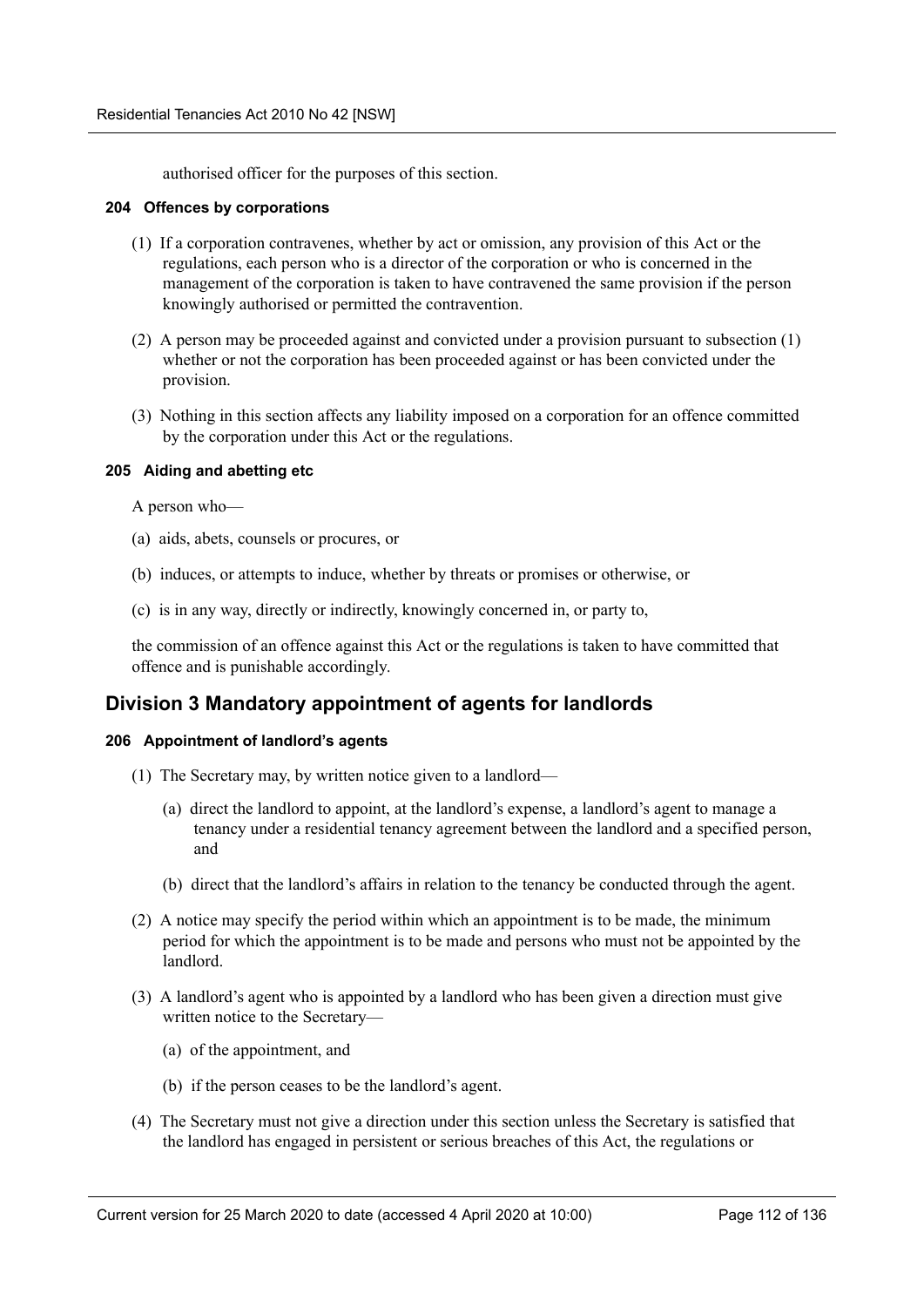authorised officer for the purposes of this section.

#### 204 Offences by corporations

(1) If a corporation contravenes, whether by act or omission, any provision of this Act or the regulations, each person who is a director of the corporation or who is concerned in the management of the corporation is taken to have contravened the same provision if the person knowingly authorised or permitted the contravention.

(2) A person may be proceeded against and convicted under a provision pursuant to subsection (1) whether or not the corporation has been proceeded against or has been convicted under the provision.

(3) Nothing in this section affects any liability imposed on a corporation for an offence committed by the corporation under this Act or the regulations.

#### 205 Aiding and abetting etc

A person who—

(a) aids, abets, counsels or procures, or

(b) induces, or attempts to induce, whether by threats or promises or otherwise, or

(c) is in any way, directly or indirectly, knowingly concerned in, or party to,

the commission of an offence against this Act or the regulations is taken to have committed that offence and is punishable accordingly.

## Division 3 Mandatory appointment of agents for landlords

#### 206 Appointment of landlord's agents

(1) The Secretary may, by written notice given to a landlord—

(a) direct the landlord to appoint, at the landlord's expense, a landlord's agent to manage a tenancy under a residential tenancy agreement between the landlord and a specified person, and

(b) direct that the landlord's affairs in relation to the tenancy be conducted through the agent.

(2) A notice may specify the period within which an appointment is to be made, the minimum period for which the appointment is to be made and persons who must not be appointed by the landlord.

(3) A landlord's agent who is appointed by a landlord who has been given a direction must give written notice to the Secretary—

(a) of the appointment, and

(b) if the person ceases to be the landlord's agent.

(4) The Secretary must not give a direction under this section unless the Secretary is satisfied that the landlord has engaged in persistent or serious breaches of this Act, the regulations or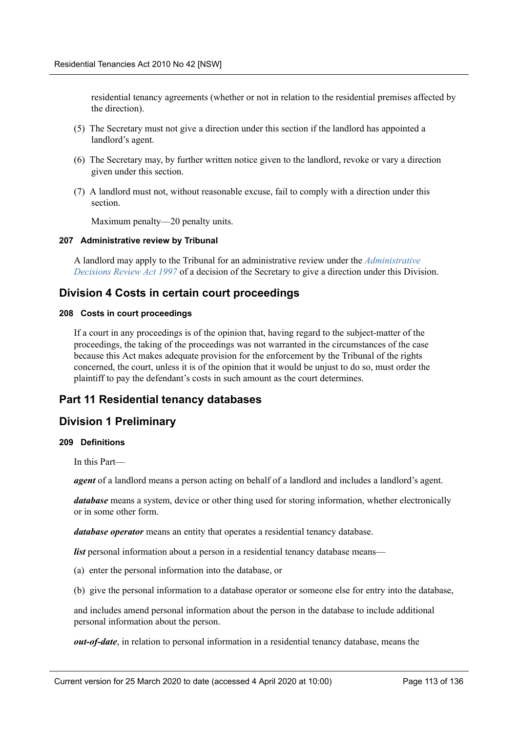residential tenancy agreements (whether or not in relation to the residential premises affected by the direction).

(5) The Secretary must not give a direction under this section if the landlord has appointed a landlord's agent.

(6) The Secretary may, by further written notice given to the landlord, revoke or vary a direction given under this section.

(7) A landlord must not, without reasonable excuse, fail to comply with a direction under this section.

Maximum penalty—20 penalty units.

#### 207 Administrative review by Tribunal

A landlord may apply to the Tribunal for an administrative review under the *Administrative Decisions Review Act 1997* of a decision of the Secretary to give a direction under this Division.

## Division 4 Costs in certain court proceedings

#### 208 Costs in court proceedings

If a court in any proceedings is of the opinion that, having regard to the subject-matter of the proceedings, the taking of the proceedings was not warranted in the circumstances of the case because this Act makes adequate provision for the enforcement by the Tribunal of the rights concerned, the court, unless it is of the opinion that it would be unjust to do so, must order the plaintiff to pay the defendant's costs in such amount as the court determines.

## Part 11 Residential tenancy databases

## Division 1 Preliminary

#### 209 Definitions

In this Part—

***agent*** of a landlord means a person acting on behalf of a landlord and includes a landlord's agent.

***database*** means a system, device or other thing used for storing information, whether electronically or in some other form.

***database operator*** means an entity that operates a residential tenancy database.

***list*** personal information about a person in a residential tenancy database means—

(a) enter the personal information into the database, or

(b) give the personal information to a database operator or someone else for entry into the database,

and includes amend personal information about the person in the database to include additional personal information about the person.

***out-of-date***, in relation to personal information in a residential tenancy database, means the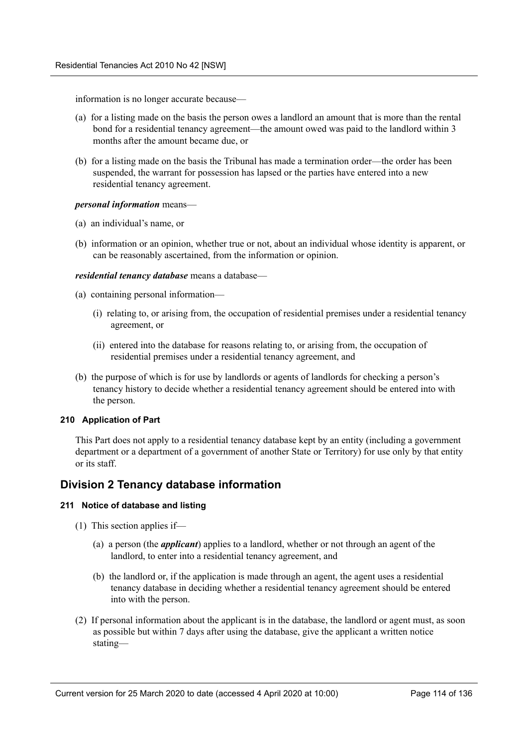information is no longer accurate because—

(a) for a listing made on the basis the person owes a landlord an amount that is more than the rental bond for a residential tenancy agreement—the amount owed was paid to the landlord within 3 months after the amount became due, or

(b) for a listing made on the basis the Tribunal has made a termination order—the order has been suspended, the warrant for possession has lapsed or the parties have entered into a new residential tenancy agreement.

***personal information*** means—

(a) an individual's name, or

(b) information or an opinion, whether true or not, about an individual whose identity is apparent, or can be reasonably ascertained, from the information or opinion.

***residential tenancy database*** means a database—

(a) containing personal information—

  (i) relating to, or arising from, the occupation of residential premises under a residential tenancy agreement, or

  (ii) entered into the database for reasons relating to, or arising from, the occupation of residential premises under a residential tenancy agreement, and

(b) the purpose of which is for use by landlords or agents of landlords for checking a person's tenancy history to decide whether a residential tenancy agreement should be entered into with the person.

#### 210 Application of Part

This Part does not apply to a residential tenancy database kept by an entity (including a government department or a department of a government of another State or Territory) for use only by that entity or its staff.

## Division 2 Tenancy database information

#### 211 Notice of database and listing

(1) This section applies if—

  (a) a person (the ***applicant***) applies to a landlord, whether or not through an agent of the landlord, to enter into a residential tenancy agreement, and

  (b) the landlord or, if the application is made through an agent, the agent uses a residential tenancy database in deciding whether a residential tenancy agreement should be entered into with the person.

(2) If personal information about the applicant is in the database, the landlord or agent must, as soon as possible but within 7 days after using the database, give the applicant a written notice stating—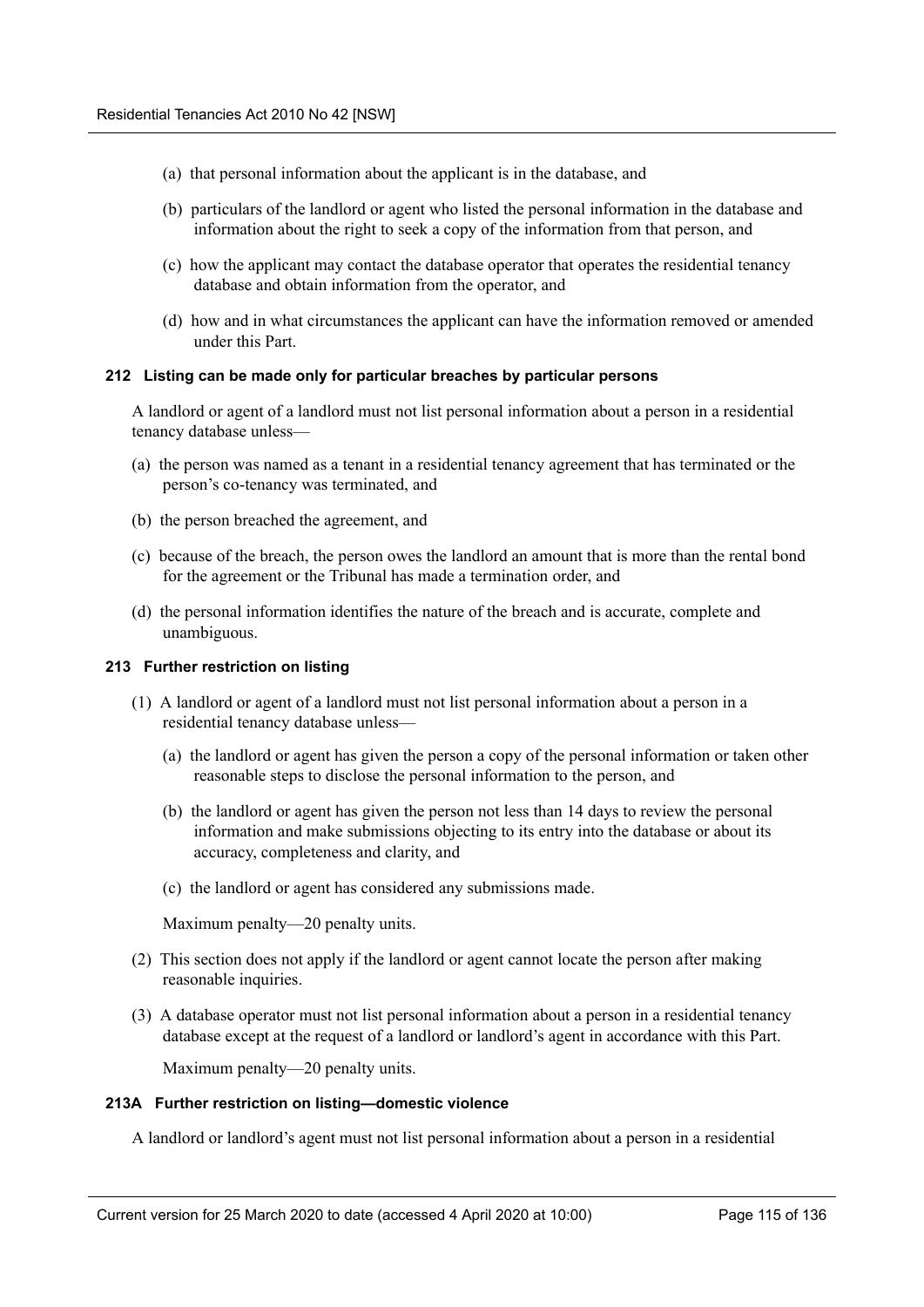(a) that personal information about the applicant is in the database, and

(b) particulars of the landlord or agent who listed the personal information in the database and information about the right to seek a copy of the information from that person, and

(c) how the applicant may contact the database operator that operates the residential tenancy database and obtain information from the operator, and

(d) how and in what circumstances the applicant can have the information removed or amended under this Part.

#### 212 Listing can be made only for particular breaches by particular persons

A landlord or agent of a landlord must not list personal information about a person in a residential tenancy database unless—

(a) the person was named as a tenant in a residential tenancy agreement that has terminated or the person's co-tenancy was terminated, and

(b) the person breached the agreement, and

(c) because of the breach, the person owes the landlord an amount that is more than the rental bond for the agreement or the Tribunal has made a termination order, and

(d) the personal information identifies the nature of the breach and is accurate, complete and unambiguous.

#### 213 Further restriction on listing

(1) A landlord or agent of a landlord must not list personal information about a person in a residential tenancy database unless—

(a) the landlord or agent has given the person a copy of the personal information or taken other reasonable steps to disclose the personal information to the person, and

(b) the landlord or agent has given the person not less than 14 days to review the personal information and make submissions objecting to its entry into the database or about its accuracy, completeness and clarity, and

(c) the landlord or agent has considered any submissions made.

Maximum penalty—20 penalty units.

(2) This section does not apply if the landlord or agent cannot locate the person after making reasonable inquiries.

(3) A database operator must not list personal information about a person in a residential tenancy database except at the request of a landlord or landlord's agent in accordance with this Part.

Maximum penalty—20 penalty units.

#### 213A Further restriction on listing—domestic violence

A landlord or landlord's agent must not list personal information about a person in a residential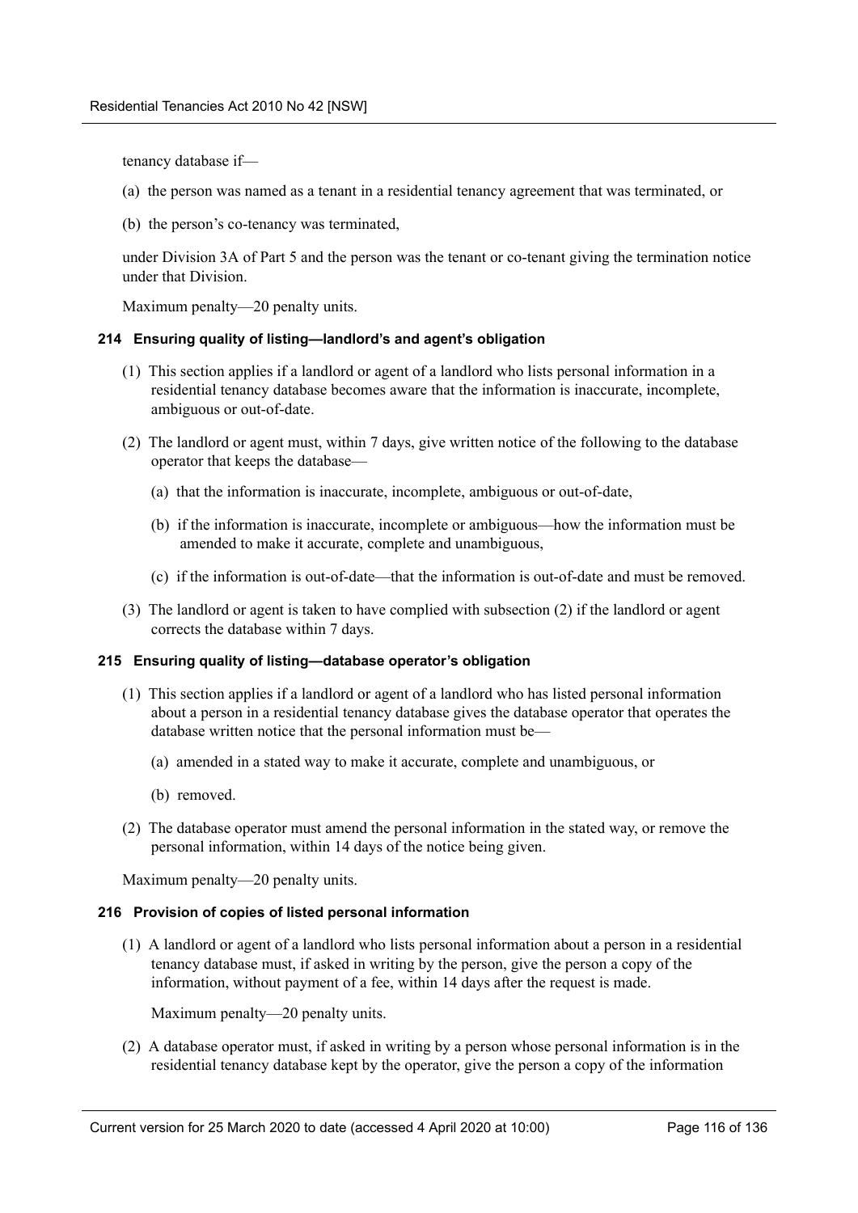tenancy database if—

(a) the person was named as a tenant in a residential tenancy agreement that was terminated, or

(b) the person's co-tenancy was terminated,

under Division 3A of Part 5 and the person was the tenant or co-tenant giving the termination notice under that Division.

Maximum penalty—20 penalty units.

#### 214 Ensuring quality of listing—landlord's and agent's obligation

(1) This section applies if a landlord or agent of a landlord who lists personal information in a residential tenancy database becomes aware that the information is inaccurate, incomplete, ambiguous or out-of-date.

(2) The landlord or agent must, within 7 days, give written notice of the following to the database operator that keeps the database—

(a) that the information is inaccurate, incomplete, ambiguous or out-of-date,

(b) if the information is inaccurate, incomplete or ambiguous—how the information must be amended to make it accurate, complete and unambiguous,

(c) if the information is out-of-date—that the information is out-of-date and must be removed.

(3) The landlord or agent is taken to have complied with subsection (2) if the landlord or agent corrects the database within 7 days.

#### 215 Ensuring quality of listing—database operator's obligation

(1) This section applies if a landlord or agent of a landlord who has listed personal information about a person in a residential tenancy database gives the database operator that operates the database written notice that the personal information must be—

(a) amended in a stated way to make it accurate, complete and unambiguous, or

(b) removed.

(2) The database operator must amend the personal information in the stated way, or remove the personal information, within 14 days of the notice being given.

Maximum penalty—20 penalty units.

#### 216 Provision of copies of listed personal information

(1) A landlord or agent of a landlord who lists personal information about a person in a residential tenancy database must, if asked in writing by the person, give the person a copy of the information, without payment of a fee, within 14 days after the request is made.

Maximum penalty—20 penalty units.

(2) A database operator must, if asked in writing by a person whose personal information is in the residential tenancy database kept by the operator, give the person a copy of the information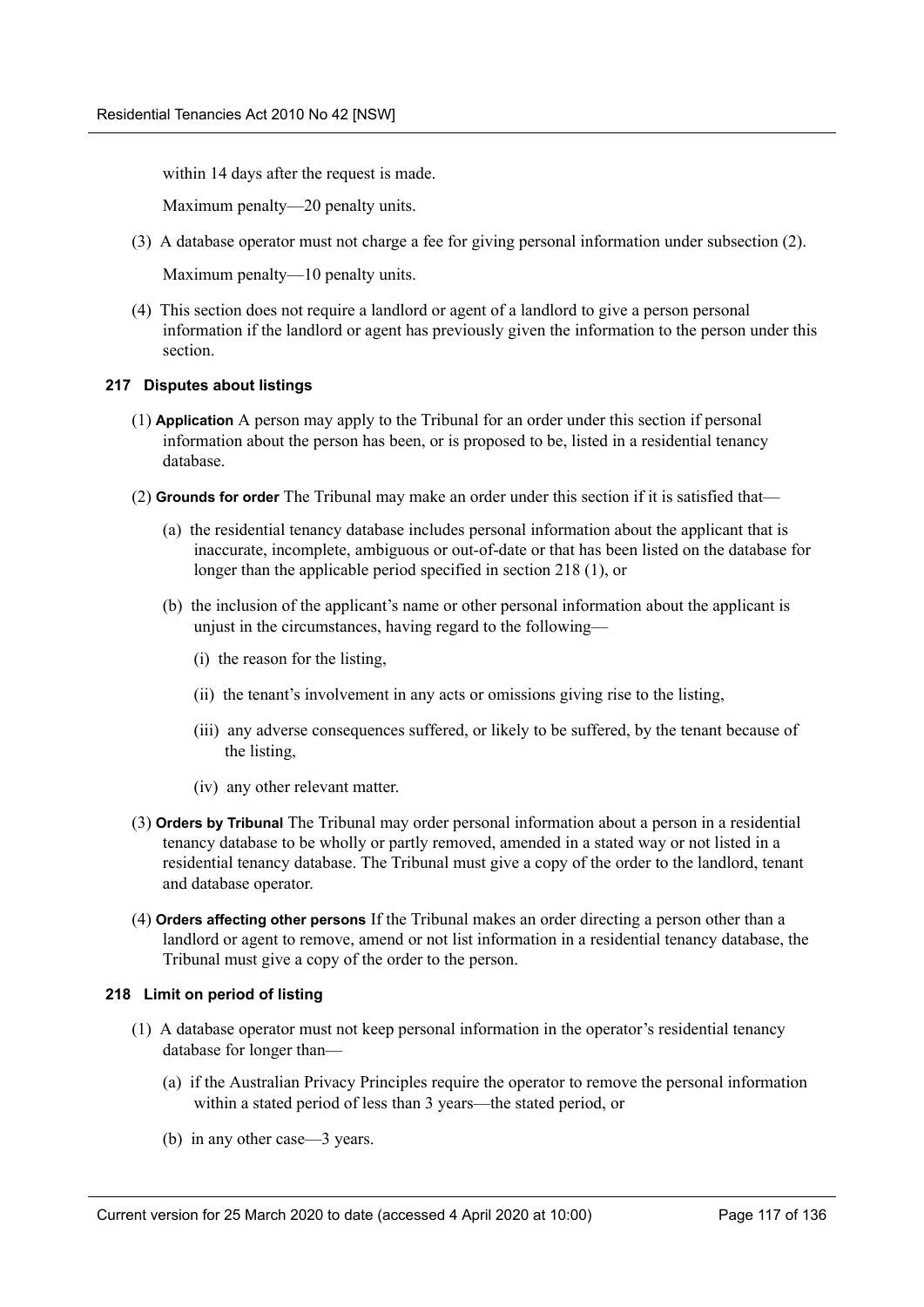within 14 days after the request is made.

Maximum penalty—20 penalty units.

(3) A database operator must not charge a fee for giving personal information under subsection (2).

Maximum penalty—10 penalty units.

(4) This section does not require a landlord or agent of a landlord to give a person personal information if the landlord or agent has previously given the information to the person under this section.

#### 217 Disputes about listings

(1) **Application** A person may apply to the Tribunal for an order under this section if personal information about the person has been, or is proposed to be, listed in a residential tenancy database.

(2) **Grounds for order** The Tribunal may make an order under this section if it is satisfied that—

(a) the residential tenancy database includes personal information about the applicant that is inaccurate, incomplete, ambiguous or out-of-date or that has been listed on the database for longer than the applicable period specified in section 218 (1), or

(b) the inclusion of the applicant's name or other personal information about the applicant is unjust in the circumstances, having regard to the following—

(i) the reason for the listing,

(ii) the tenant's involvement in any acts or omissions giving rise to the listing,

(iii) any adverse consequences suffered, or likely to be suffered, by the tenant because of the listing,

(iv) any other relevant matter.

(3) **Orders by Tribunal** The Tribunal may order personal information about a person in a residential tenancy database to be wholly or partly removed, amended in a stated way or not listed in a residential tenancy database. The Tribunal must give a copy of the order to the landlord, tenant and database operator.

(4) **Orders affecting other persons** If the Tribunal makes an order directing a person other than a landlord or agent to remove, amend or not list information in a residential tenancy database, the Tribunal must give a copy of the order to the person.

#### 218 Limit on period of listing

(1) A database operator must not keep personal information in the operator's residential tenancy database for longer than—

(a) if the Australian Privacy Principles require the operator to remove the personal information within a stated period of less than 3 years—the stated period, or

(b) in any other case—3 years.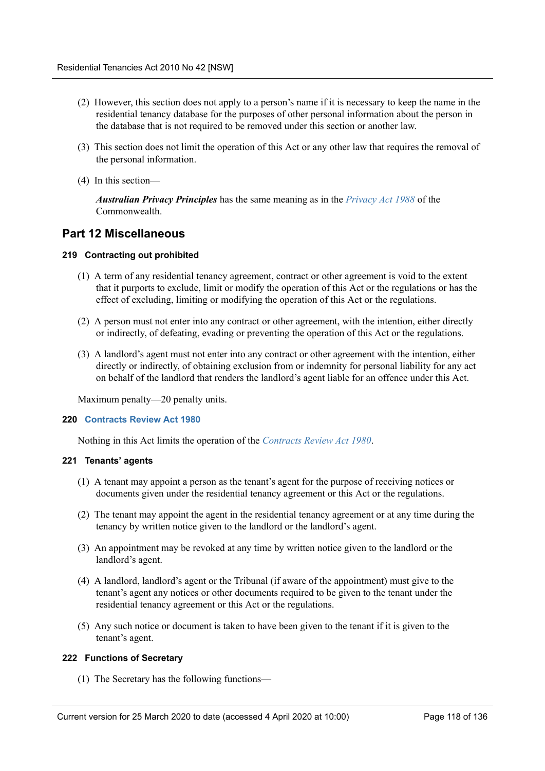(2) However, this section does not apply to a person's name if it is necessary to keep the name in the residential tenancy database for the purposes of other personal information about the person in the database that is not required to be removed under this section or another law.

(3) This section does not limit the operation of this Act or any other law that requires the removal of the personal information.

(4) In this section—

***Australian Privacy Principles*** has the same meaning as in the *Privacy Act 1988* of the Commonwealth.

## Part 12 Miscellaneous

### 219 Contracting out prohibited

(1) A term of any residential tenancy agreement, contract or other agreement is void to the extent that it purports to exclude, limit or modify the operation of this Act or the regulations or has the effect of excluding, limiting or modifying the operation of this Act or the regulations.

(2) A person must not enter into any contract or other agreement, with the intention, either directly or indirectly, of defeating, evading or preventing the operation of this Act or the regulations.

(3) A landlord's agent must not enter into any contract or other agreement with the intention, either directly or indirectly, of obtaining exclusion from or indemnity for personal liability for any act on behalf of the landlord that renders the landlord's agent liable for an offence under this Act.

Maximum penalty—20 penalty units.

### 220 Contracts Review Act 1980

Nothing in this Act limits the operation of the *Contracts Review Act 1980*.

### 221 Tenants' agents

(1) A tenant may appoint a person as the tenant's agent for the purpose of receiving notices or documents given under the residential tenancy agreement or this Act or the regulations.

(2) The tenant may appoint the agent in the residential tenancy agreement or at any time during the tenancy by written notice given to the landlord or the landlord's agent.

(3) An appointment may be revoked at any time by written notice given to the landlord or the landlord's agent.

(4) A landlord, landlord's agent or the Tribunal (if aware of the appointment) must give to the tenant's agent any notices or other documents required to be given to the tenant under the residential tenancy agreement or this Act or the regulations.

(5) Any such notice or document is taken to have been given to the tenant if it is given to the tenant's agent.

### 222 Functions of Secretary

(1) The Secretary has the following functions—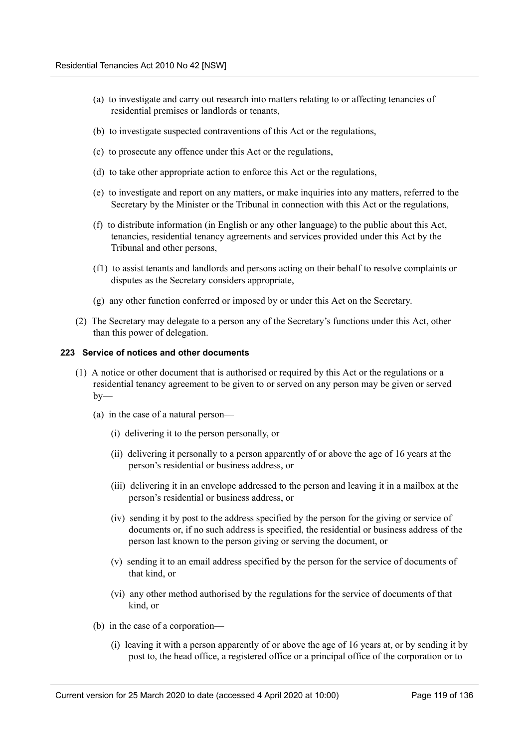- (a) to investigate and carry out research into matters relating to or affecting tenancies of residential premises or landlords or tenants,
- (b) to investigate suspected contraventions of this Act or the regulations,
- (c) to prosecute any offence under this Act or the regulations,
- (d) to take other appropriate action to enforce this Act or the regulations,
- (e) to investigate and report on any matters, or make inquiries into any matters, referred to the Secretary by the Minister or the Tribunal in connection with this Act or the regulations,
- (f) to distribute information (in English or any other language) to the public about this Act, tenancies, residential tenancy agreements and services provided under this Act by the Tribunal and other persons,
- (f1) to assist tenants and landlords and persons acting on their behalf to resolve complaints or disputes as the Secretary considers appropriate,
- (g) any other function conferred or imposed by or under this Act on the Secretary.

(2) The Secretary may delegate to a person any of the Secretary's functions under this Act, other than this power of delegation.

**223 Service of notices and other documents**

(1) A notice or other document that is authorised or required by this Act or the regulations or a residential tenancy agreement to be given to or served on any person may be given or served by—

- (a) in the case of a natural person—
  - (i) delivering it to the person personally, or
  - (ii) delivering it personally to a person apparently of or above the age of 16 years at the person's residential or business address, or
  - (iii) delivering it in an envelope addressed to the person and leaving it in a mailbox at the person's residential or business address, or
  - (iv) sending it by post to the address specified by the person for the giving or service of documents or, if no such address is specified, the residential or business address of the person last known to the person giving or serving the document, or
  - (v) sending it to an email address specified by the person for the service of documents of that kind, or
  - (vi) any other method authorised by the regulations for the service of documents of that kind, or
- (b) in the case of a corporation—
  - (i) leaving it with a person apparently of or above the age of 16 years at, or by sending it by post to, the head office, a registered office or a principal office of the corporation or to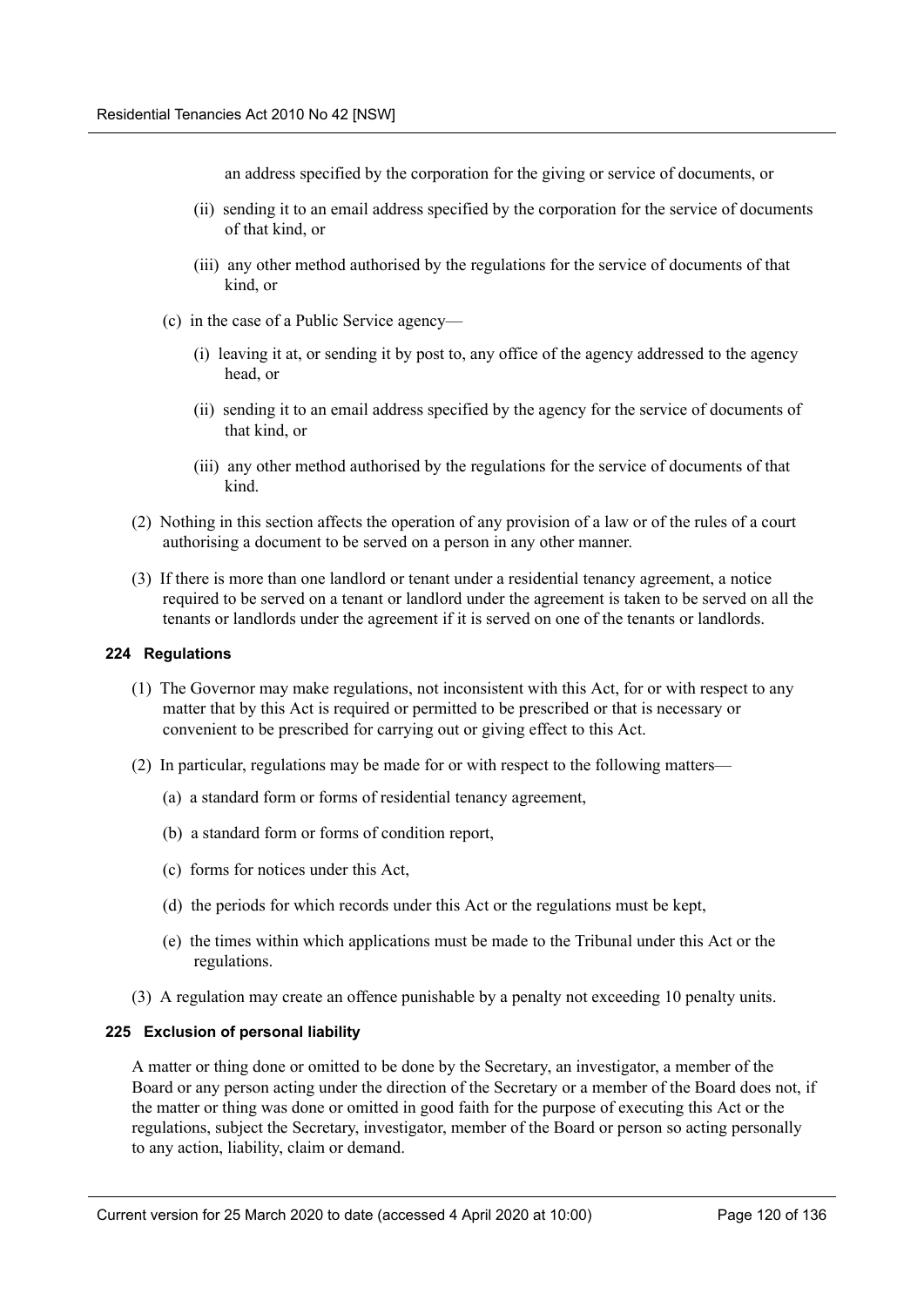an address specified by the corporation for the giving or service of documents, or

(ii) sending it to an email address specified by the corporation for the service of documents of that kind, or

(iii) any other method authorised by the regulations for the service of documents of that kind, or

(c) in the case of a Public Service agency—

(i) leaving it at, or sending it by post to, any office of the agency addressed to the agency head, or

(ii) sending it to an email address specified by the agency for the service of documents of that kind, or

(iii) any other method authorised by the regulations for the service of documents of that kind.

(2) Nothing in this section affects the operation of any provision of a law or of the rules of a court authorising a document to be served on a person in any other manner.

(3) If there is more than one landlord or tenant under a residential tenancy agreement, a notice required to be served on a tenant or landlord under the agreement is taken to be served on all the tenants or landlords under the agreement if it is served on one of the tenants or landlords.

#### 224 Regulations

(1) The Governor may make regulations, not inconsistent with this Act, for or with respect to any matter that by this Act is required or permitted to be prescribed or that is necessary or convenient to be prescribed for carrying out or giving effect to this Act.

(2) In particular, regulations may be made for or with respect to the following matters—

(a) a standard form or forms of residential tenancy agreement,

(b) a standard form or forms of condition report,

(c) forms for notices under this Act,

(d) the periods for which records under this Act or the regulations must be kept,

(e) the times within which applications must be made to the Tribunal under this Act or the regulations.

(3) A regulation may create an offence punishable by a penalty not exceeding 10 penalty units.

#### 225 Exclusion of personal liability

A matter or thing done or omitted to be done by the Secretary, an investigator, a member of the Board or any person acting under the direction of the Secretary or a member of the Board does not, if the matter or thing was done or omitted in good faith for the purpose of executing this Act or the regulations, subject the Secretary, investigator, member of the Board or person so acting personally to any action, liability, claim or demand.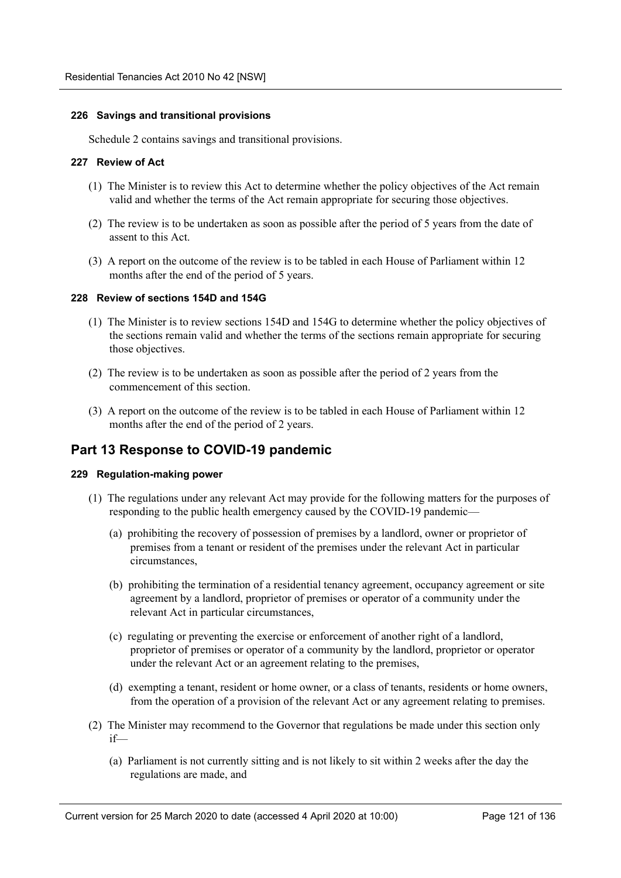#### 226 Savings and transitional provisions

Schedule 2 contains savings and transitional provisions.

#### 227 Review of Act

(1) The Minister is to review this Act to determine whether the policy objectives of the Act remain valid and whether the terms of the Act remain appropriate for securing those objectives.

(2) The review is to be undertaken as soon as possible after the period of 5 years from the date of assent to this Act.

(3) A report on the outcome of the review is to be tabled in each House of Parliament within 12 months after the end of the period of 5 years.

#### 228 Review of sections 154D and 154G

(1) The Minister is to review sections 154D and 154G to determine whether the policy objectives of the sections remain valid and whether the terms of the sections remain appropriate for securing those objectives.

(2) The review is to be undertaken as soon as possible after the period of 2 years from the commencement of this section.

(3) A report on the outcome of the review is to be tabled in each House of Parliament within 12 months after the end of the period of 2 years.

## Part 13 Response to COVID-19 pandemic

#### 229 Regulation-making power

(1) The regulations under any relevant Act may provide for the following matters for the purposes of responding to the public health emergency caused by the COVID-19 pandemic—

(a) prohibiting the recovery of possession of premises by a landlord, owner or proprietor of premises from a tenant or resident of the premises under the relevant Act in particular circumstances,

(b) prohibiting the termination of a residential tenancy agreement, occupancy agreement or site agreement by a landlord, proprietor of premises or operator of a community under the relevant Act in particular circumstances,

(c) regulating or preventing the exercise or enforcement of another right of a landlord, proprietor of premises or operator of a community by the landlord, proprietor or operator under the relevant Act or an agreement relating to the premises,

(d) exempting a tenant, resident or home owner, or a class of tenants, residents or home owners, from the operation of a provision of the relevant Act or any agreement relating to premises.

(2) The Minister may recommend to the Governor that regulations be made under this section only if—

(a) Parliament is not currently sitting and is not likely to sit within 2 weeks after the day the regulations are made, and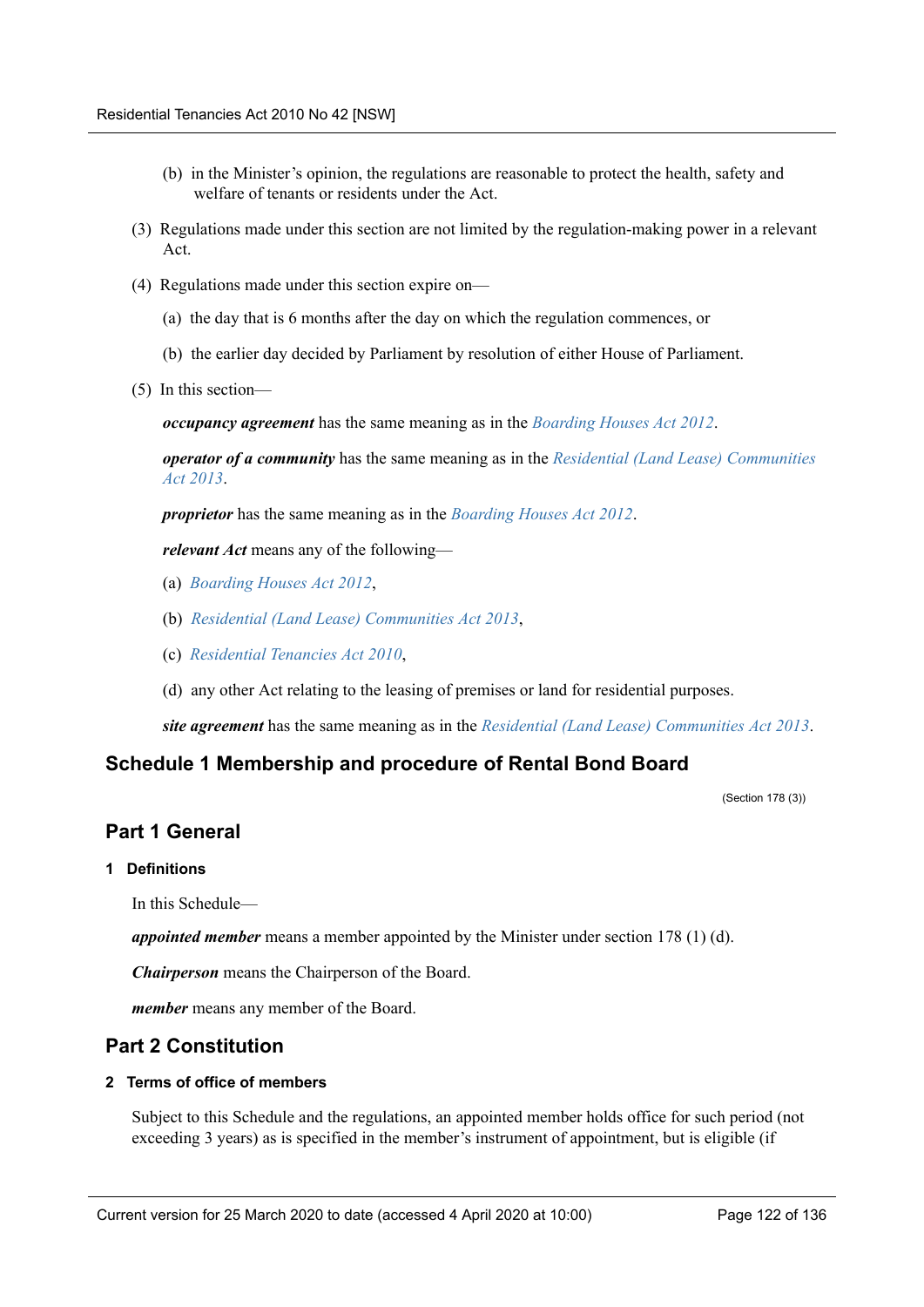(b) in the Minister's opinion, the regulations are reasonable to protect the health, safety and welfare of tenants or residents under the Act.

(3) Regulations made under this section are not limited by the regulation-making power in a relevant Act.

(4) Regulations made under this section expire on—

(a) the day that is 6 months after the day on which the regulation commences, or

(b) the earlier day decided by Parliament by resolution of either House of Parliament.

(5) In this section—

***occupancy agreement*** has the same meaning as in the *Boarding Houses Act 2012*.

***operator of a community*** has the same meaning as in the *Residential (Land Lease) Communities Act 2013*.

***proprietor*** has the same meaning as in the *Boarding Houses Act 2012*.

***relevant Act*** means any of the following—

(a) *Boarding Houses Act 2012*,

(b) *Residential (Land Lease) Communities Act 2013*,

(c) *Residential Tenancies Act 2010*,

(d) any other Act relating to the leasing of premises or land for residential purposes.

***site agreement*** has the same meaning as in the *Residential (Land Lease) Communities Act 2013*.

## Schedule 1 Membership and procedure of Rental Bond Board

(Section 178 (3))

## Part 1 General

### 1 Definitions

In this Schedule—

***appointed member*** means a member appointed by the Minister under section 178 (1) (d).

***Chairperson*** means the Chairperson of the Board.

***member*** means any member of the Board.

## Part 2 Constitution

### 2 Terms of office of members

Subject to this Schedule and the regulations, an appointed member holds office for such period (not exceeding 3 years) as is specified in the member's instrument of appointment, but is eligible (if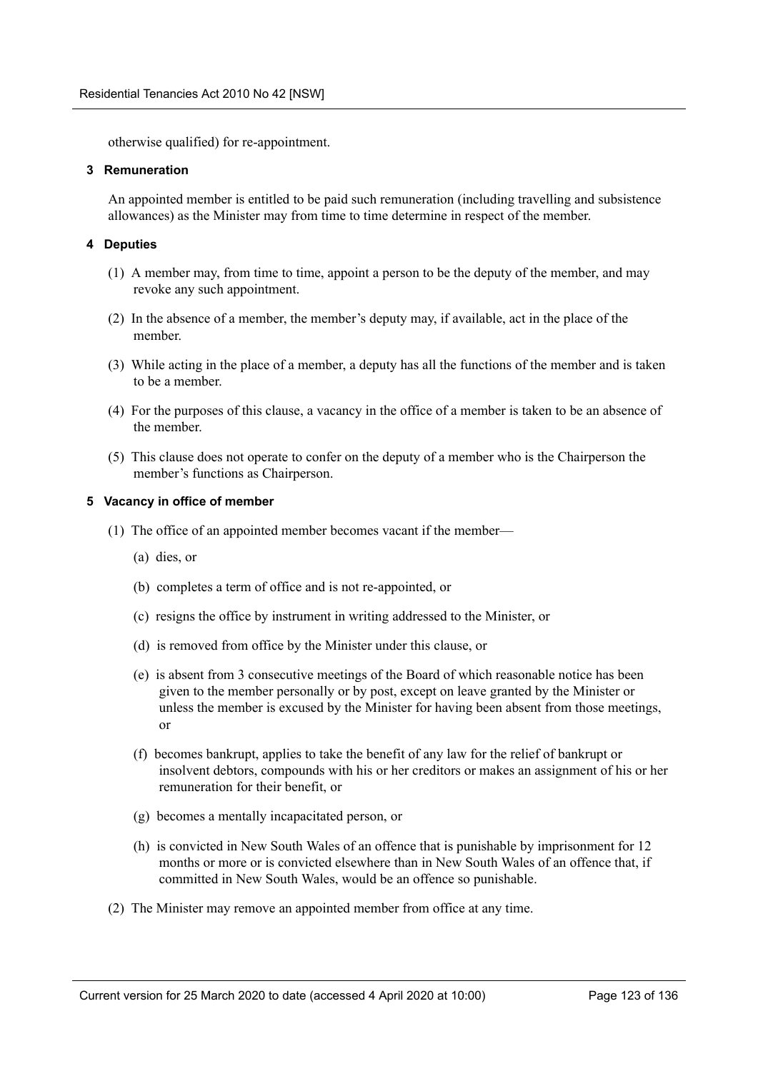otherwise qualified) for re-appointment.

#### 3 Remuneration

An appointed member is entitled to be paid such remuneration (including travelling and subsistence allowances) as the Minister may from time to time determine in respect of the member.

#### 4 Deputies

(1) A member may, from time to time, appoint a person to be the deputy of the member, and may revoke any such appointment.

(2) In the absence of a member, the member's deputy may, if available, act in the place of the member.

(3) While acting in the place of a member, a deputy has all the functions of the member and is taken to be a member.

(4) For the purposes of this clause, a vacancy in the office of a member is taken to be an absence of the member.

(5) This clause does not operate to confer on the deputy of a member who is the Chairperson the member's functions as Chairperson.

#### 5 Vacancy in office of member

(1) The office of an appointed member becomes vacant if the member—

(a) dies, or

(b) completes a term of office and is not re-appointed, or

(c) resigns the office by instrument in writing addressed to the Minister, or

(d) is removed from office by the Minister under this clause, or

(e) is absent from 3 consecutive meetings of the Board of which reasonable notice has been given to the member personally or by post, except on leave granted by the Minister or unless the member is excused by the Minister for having been absent from those meetings, or

(f) becomes bankrupt, applies to take the benefit of any law for the relief of bankrupt or insolvent debtors, compounds with his or her creditors or makes an assignment of his or her remuneration for their benefit, or

(g) becomes a mentally incapacitated person, or

(h) is convicted in New South Wales of an offence that is punishable by imprisonment for 12 months or more or is convicted elsewhere than in New South Wales of an offence that, if committed in New South Wales, would be an offence so punishable.

(2) The Minister may remove an appointed member from office at any time.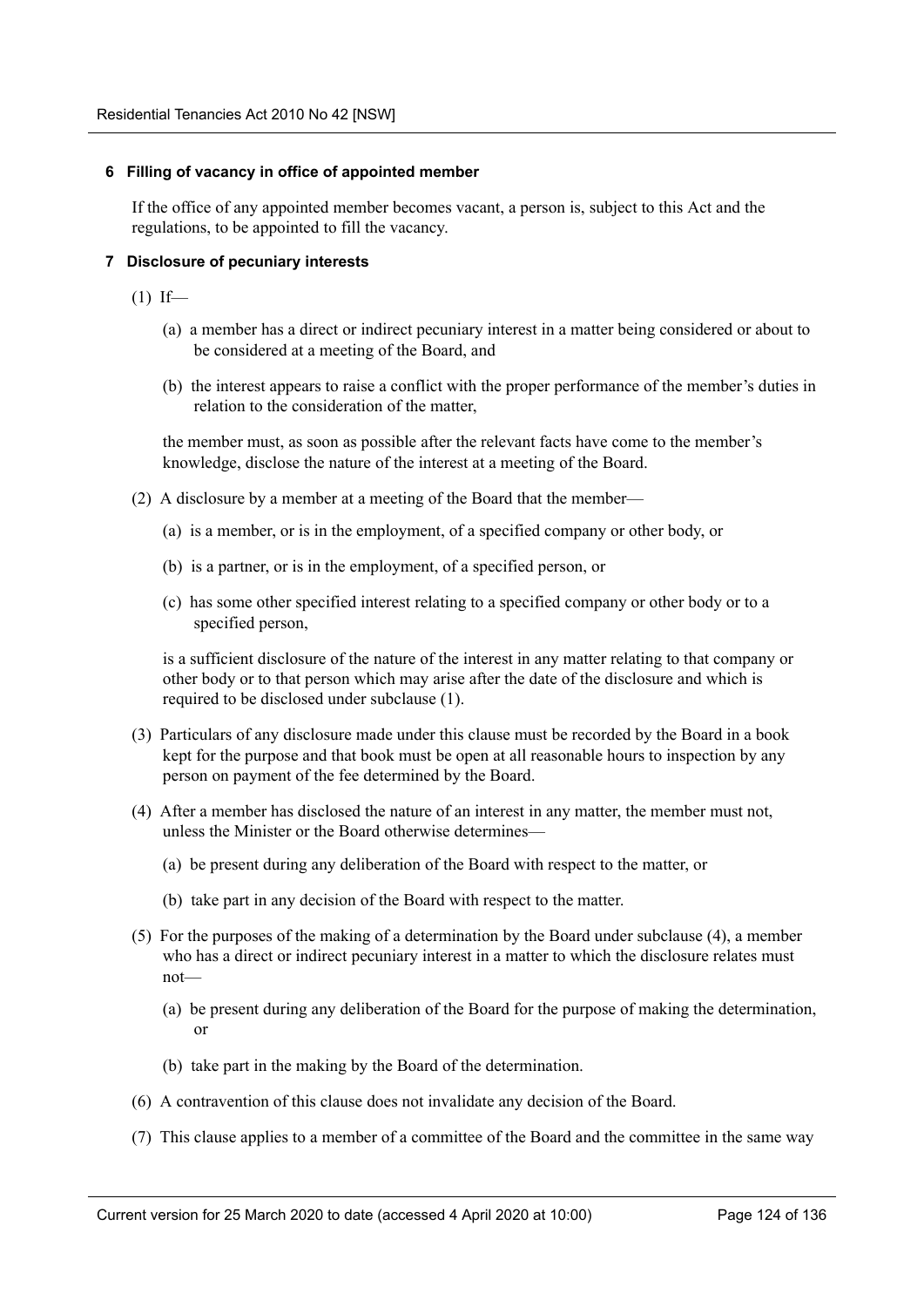### 6 Filling of vacancy in office of appointed member

If the office of any appointed member becomes vacant, a person is, subject to this Act and the regulations, to be appointed to fill the vacancy.

### 7 Disclosure of pecuniary interests

(1) If—

(a) a member has a direct or indirect pecuniary interest in a matter being considered or about to be considered at a meeting of the Board, and

(b) the interest appears to raise a conflict with the proper performance of the member's duties in relation to the consideration of the matter,

the member must, as soon as possible after the relevant facts have come to the member's knowledge, disclose the nature of the interest at a meeting of the Board.

(2) A disclosure by a member at a meeting of the Board that the member—

(a) is a member, or is in the employment, of a specified company or other body, or

(b) is a partner, or is in the employment, of a specified person, or

(c) has some other specified interest relating to a specified company or other body or to a specified person,

is a sufficient disclosure of the nature of the interest in any matter relating to that company or other body or to that person which may arise after the date of the disclosure and which is required to be disclosed under subclause (1).

(3) Particulars of any disclosure made under this clause must be recorded by the Board in a book kept for the purpose and that book must be open at all reasonable hours to inspection by any person on payment of the fee determined by the Board.

(4) After a member has disclosed the nature of an interest in any matter, the member must not, unless the Minister or the Board otherwise determines—

(a) be present during any deliberation of the Board with respect to the matter, or

(b) take part in any decision of the Board with respect to the matter.

(5) For the purposes of the making of a determination by the Board under subclause (4), a member who has a direct or indirect pecuniary interest in a matter to which the disclosure relates must not—

(a) be present during any deliberation of the Board for the purpose of making the determination, or

(b) take part in the making by the Board of the determination.

(6) A contravention of this clause does not invalidate any decision of the Board.

(7) This clause applies to a member of a committee of the Board and the committee in the same way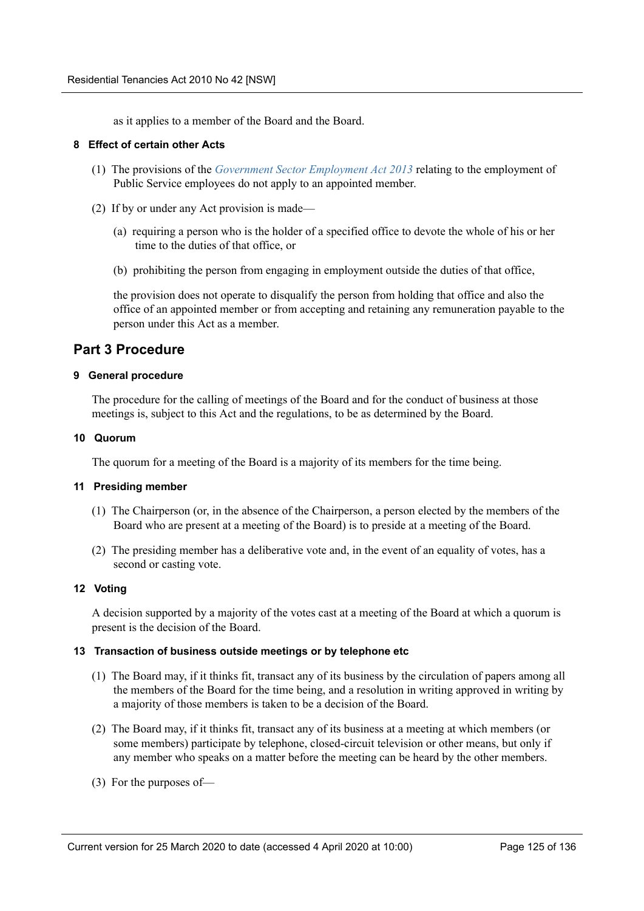as it applies to a member of the Board and the Board.

#### 8 Effect of certain other Acts

(1) The provisions of the *Government Sector Employment Act 2013* relating to the employment of Public Service employees do not apply to an appointed member.

(2) If by or under any Act provision is made—

(a) requiring a person who is the holder of a specified office to devote the whole of his or her time to the duties of that office, or

(b) prohibiting the person from engaging in employment outside the duties of that office,

the provision does not operate to disqualify the person from holding that office and also the office of an appointed member or from accepting and retaining any remuneration payable to the person under this Act as a member.

### Part 3 Procedure

#### 9 General procedure

The procedure for the calling of meetings of the Board and for the conduct of business at those meetings is, subject to this Act and the regulations, to be as determined by the Board.

#### 10 Quorum

The quorum for a meeting of the Board is a majority of its members for the time being.

#### 11 Presiding member

(1) The Chairperson (or, in the absence of the Chairperson, a person elected by the members of the Board who are present at a meeting of the Board) is to preside at a meeting of the Board.

(2) The presiding member has a deliberative vote and, in the event of an equality of votes, has a second or casting vote.

#### 12 Voting

A decision supported by a majority of the votes cast at a meeting of the Board at which a quorum is present is the decision of the Board.

#### 13 Transaction of business outside meetings or by telephone etc

(1) The Board may, if it thinks fit, transact any of its business by the circulation of papers among all the members of the Board for the time being, and a resolution in writing approved in writing by a majority of those members is taken to be a decision of the Board.

(2) The Board may, if it thinks fit, transact any of its business at a meeting at which members (or some members) participate by telephone, closed-circuit television or other means, but only if any member who speaks on a matter before the meeting can be heard by the other members.

(3) For the purposes of—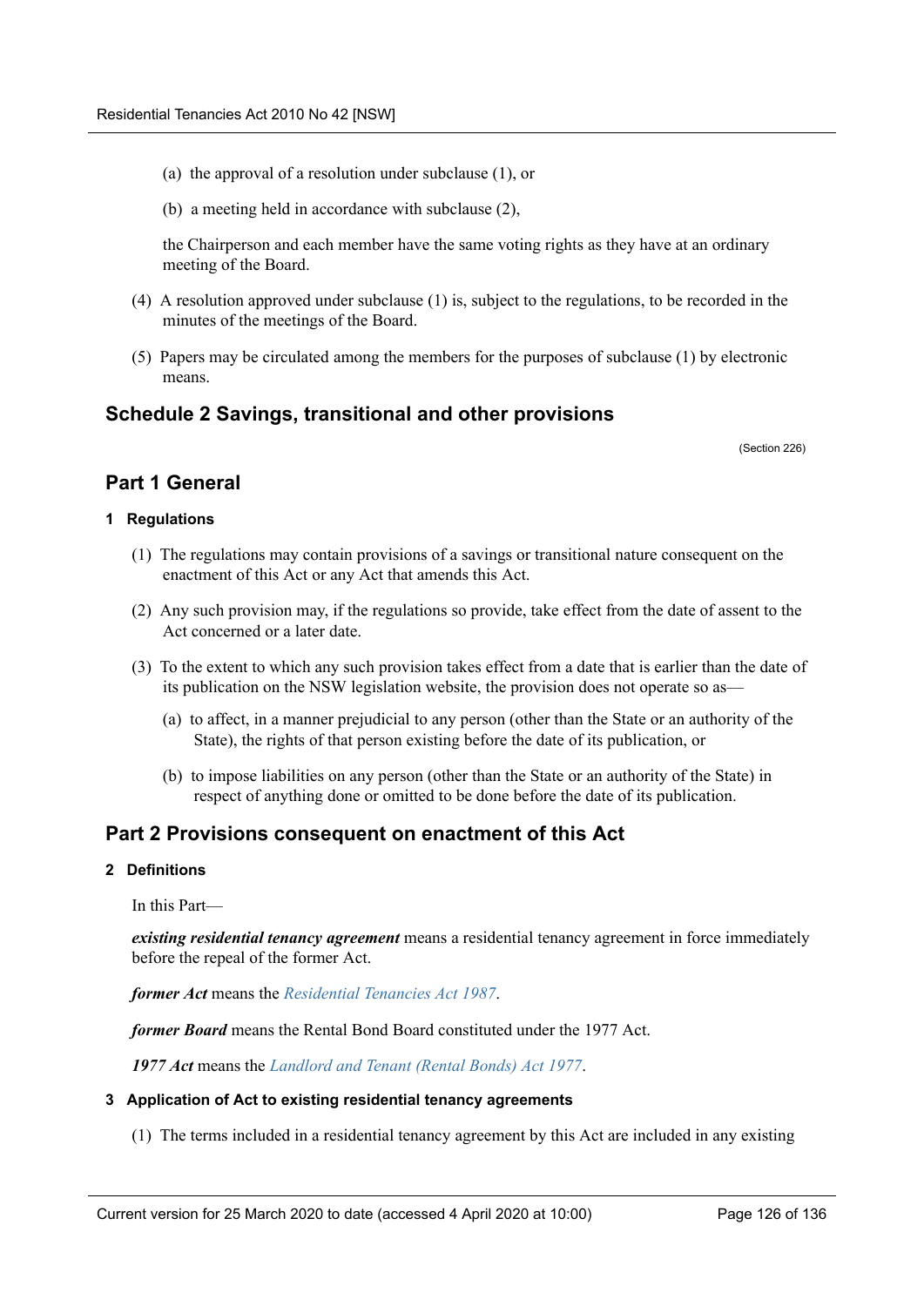(a) the approval of a resolution under subclause (1), or

(b) a meeting held in accordance with subclause (2),

the Chairperson and each member have the same voting rights as they have at an ordinary meeting of the Board.

(4) A resolution approved under subclause (1) is, subject to the regulations, to be recorded in the minutes of the meetings of the Board.

(5) Papers may be circulated among the members for the purposes of subclause (1) by electronic means.

## Schedule 2 Savings, transitional and other provisions

(Section 226)

## Part 1 General

### 1 Regulations

(1) The regulations may contain provisions of a savings or transitional nature consequent on the enactment of this Act or any Act that amends this Act.

(2) Any such provision may, if the regulations so provide, take effect from the date of assent to the Act concerned or a later date.

(3) To the extent to which any such provision takes effect from a date that is earlier than the date of its publication on the NSW legislation website, the provision does not operate so as—

(a) to affect, in a manner prejudicial to any person (other than the State or an authority of the State), the rights of that person existing before the date of its publication, or

(b) to impose liabilities on any person (other than the State or an authority of the State) in respect of anything done or omitted to be done before the date of its publication.

## Part 2 Provisions consequent on enactment of this Act

### 2 Definitions

In this Part—

***existing residential tenancy agreement*** means a residential tenancy agreement in force immediately before the repeal of the former Act.

***former Act*** means the *Residential Tenancies Act 1987*.

***former Board*** means the Rental Bond Board constituted under the 1977 Act.

***1977 Act*** means the *Landlord and Tenant (Rental Bonds) Act 1977*.

### 3 Application of Act to existing residential tenancy agreements

(1) The terms included in a residential tenancy agreement by this Act are included in any existing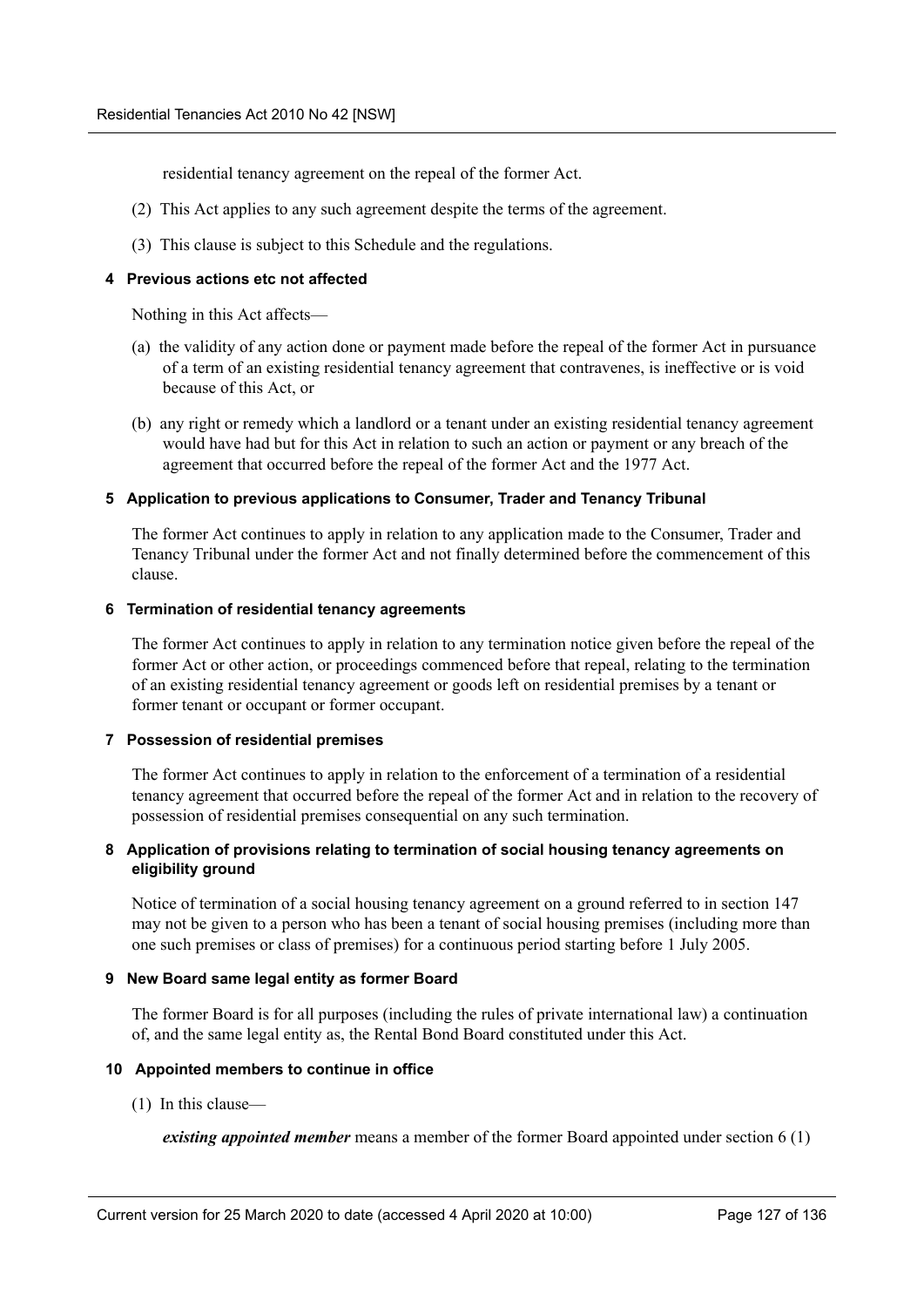residential tenancy agreement on the repeal of the former Act.

(2) This Act applies to any such agreement despite the terms of the agreement.

(3) This clause is subject to this Schedule and the regulations.

#### 4 Previous actions etc not affected

Nothing in this Act affects—

(a) the validity of any action done or payment made before the repeal of the former Act in pursuance of a term of an existing residential tenancy agreement that contravenes, is ineffective or is void because of this Act, or

(b) any right or remedy which a landlord or a tenant under an existing residential tenancy agreement would have had but for this Act in relation to such an action or payment or any breach of the agreement that occurred before the repeal of the former Act and the 1977 Act.

#### 5 Application to previous applications to Consumer, Trader and Tenancy Tribunal

The former Act continues to apply in relation to any application made to the Consumer, Trader and Tenancy Tribunal under the former Act and not finally determined before the commencement of this clause.

#### 6 Termination of residential tenancy agreements

The former Act continues to apply in relation to any termination notice given before the repeal of the former Act or other action, or proceedings commenced before that repeal, relating to the termination of an existing residential tenancy agreement or goods left on residential premises by a tenant or former tenant or occupant or former occupant.

#### 7 Possession of residential premises

The former Act continues to apply in relation to the enforcement of a termination of a residential tenancy agreement that occurred before the repeal of the former Act and in relation to the recovery of possession of residential premises consequential on any such termination.

#### 8 Application of provisions relating to termination of social housing tenancy agreements on eligibility ground

Notice of termination of a social housing tenancy agreement on a ground referred to in section 147 may not be given to a person who has been a tenant of social housing premises (including more than one such premises or class of premises) for a continuous period starting before 1 July 2005.

#### 9 New Board same legal entity as former Board

The former Board is for all purposes (including the rules of private international law) a continuation of, and the same legal entity as, the Rental Bond Board constituted under this Act.

#### 10 Appointed members to continue in office

(1) In this clause—

***existing appointed member*** means a member of the former Board appointed under section 6 (1)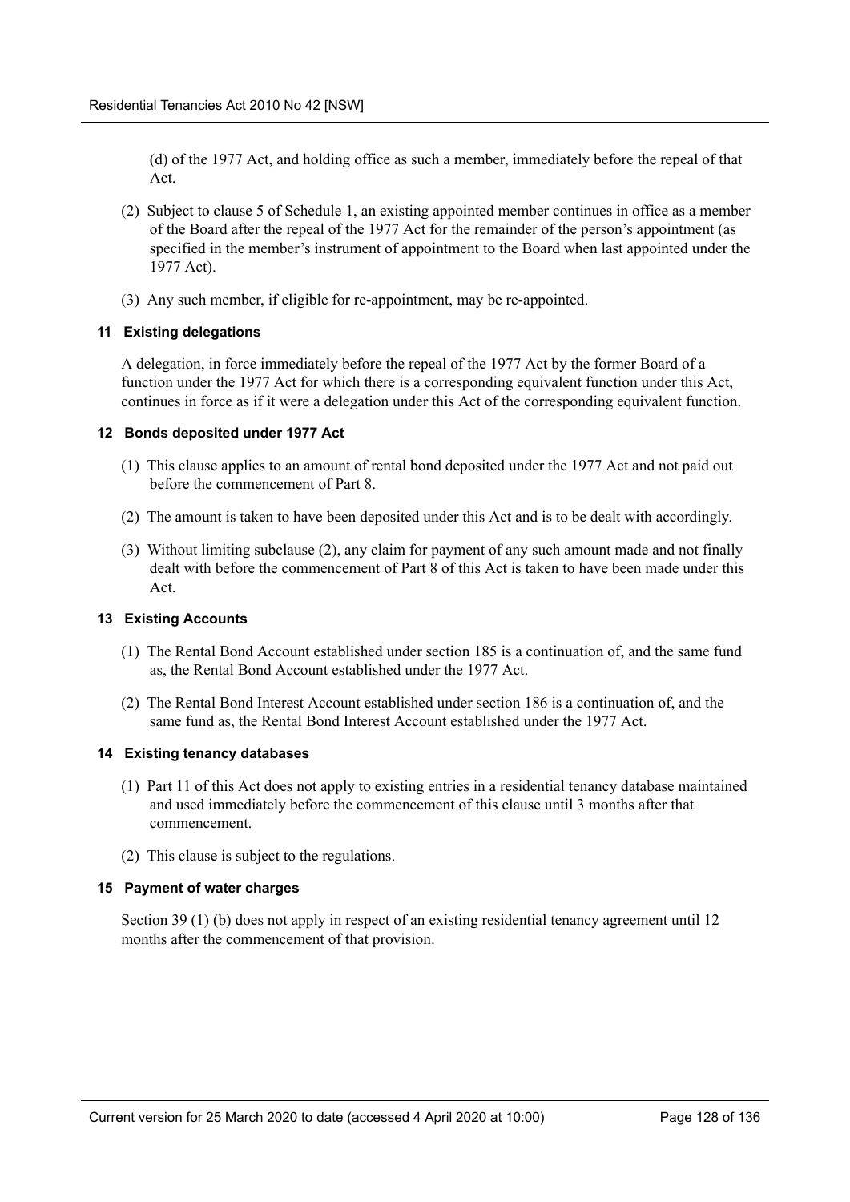(d) of the 1977 Act, and holding office as such a member, immediately before the repeal of that Act.

(2) Subject to clause 5 of Schedule 1, an existing appointed member continues in office as a member of the Board after the repeal of the 1977 Act for the remainder of the person's appointment (as specified in the member's instrument of appointment to the Board when last appointed under the 1977 Act).

(3) Any such member, if eligible for re-appointment, may be re-appointed.

#### 11 Existing delegations

A delegation, in force immediately before the repeal of the 1977 Act by the former Board of a function under the 1977 Act for which there is a corresponding equivalent function under this Act, continues in force as if it were a delegation under this Act of the corresponding equivalent function.

#### 12 Bonds deposited under 1977 Act

(1) This clause applies to an amount of rental bond deposited under the 1977 Act and not paid out before the commencement of Part 8.

(2) The amount is taken to have been deposited under this Act and is to be dealt with accordingly.

(3) Without limiting subclause (2), any claim for payment of any such amount made and not finally dealt with before the commencement of Part 8 of this Act is taken to have been made under this Act.

#### 13 Existing Accounts

(1) The Rental Bond Account established under section 185 is a continuation of, and the same fund as, the Rental Bond Account established under the 1977 Act.

(2) The Rental Bond Interest Account established under section 186 is a continuation of, and the same fund as, the Rental Bond Interest Account established under the 1977 Act.

#### 14 Existing tenancy databases

(1) Part 11 of this Act does not apply to existing entries in a residential tenancy database maintained and used immediately before the commencement of this clause until 3 months after that commencement.

(2) This clause is subject to the regulations.

#### 15 Payment of water charges

Section 39 (1) (b) does not apply in respect of an existing residential tenancy agreement until 12 months after the commencement of that provision.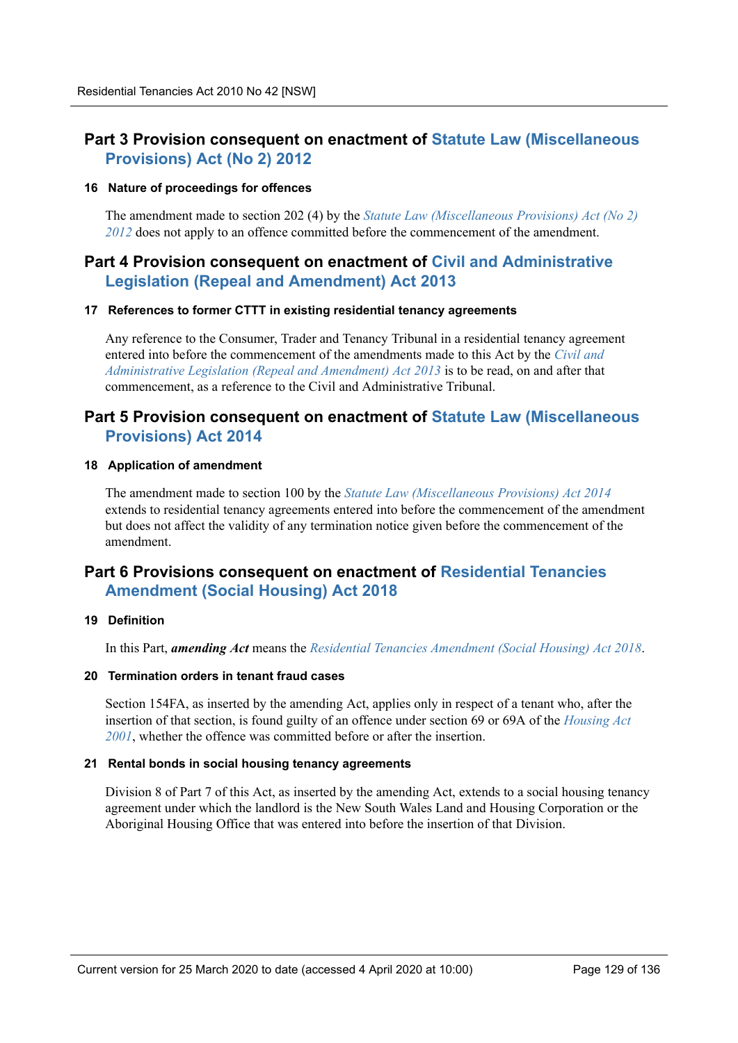## Part 3 Provision consequent on enactment of Statute Law (Miscellaneous Provisions) Act (No 2) 2012

### 16 Nature of proceedings for offences

The amendment made to section 202 (4) by the *Statute Law (Miscellaneous Provisions) Act (No 2) 2012* does not apply to an offence committed before the commencement of the amendment.

## Part 4 Provision consequent on enactment of Civil and Administrative Legislation (Repeal and Amendment) Act 2013

### 17 References to former CTTT in existing residential tenancy agreements

Any reference to the Consumer, Trader and Tenancy Tribunal in a residential tenancy agreement entered into before the commencement of the amendments made to this Act by the *Civil and Administrative Legislation (Repeal and Amendment) Act 2013* is to be read, on and after that commencement, as a reference to the Civil and Administrative Tribunal.

## Part 5 Provision consequent on enactment of Statute Law (Miscellaneous Provisions) Act 2014

### 18 Application of amendment

The amendment made to section 100 by the *Statute Law (Miscellaneous Provisions) Act 2014* extends to residential tenancy agreements entered into before the commencement of the amendment but does not affect the validity of any termination notice given before the commencement of the amendment.

## Part 6 Provisions consequent on enactment of Residential Tenancies Amendment (Social Housing) Act 2018

### 19 Definition

In this Part, ***amending Act*** means the *Residential Tenancies Amendment (Social Housing) Act 2018*.

### 20 Termination orders in tenant fraud cases

Section 154FA, as inserted by the amending Act, applies only in respect of a tenant who, after the insertion of that section, is found guilty of an offence under section 69 or 69A of the *Housing Act 2001*, whether the offence was committed before or after the insertion.

### 21 Rental bonds in social housing tenancy agreements

Division 8 of Part 7 of this Act, as inserted by the amending Act, extends to a social housing tenancy agreement under which the landlord is the New South Wales Land and Housing Corporation or the Aboriginal Housing Office that was entered into before the insertion of that Division.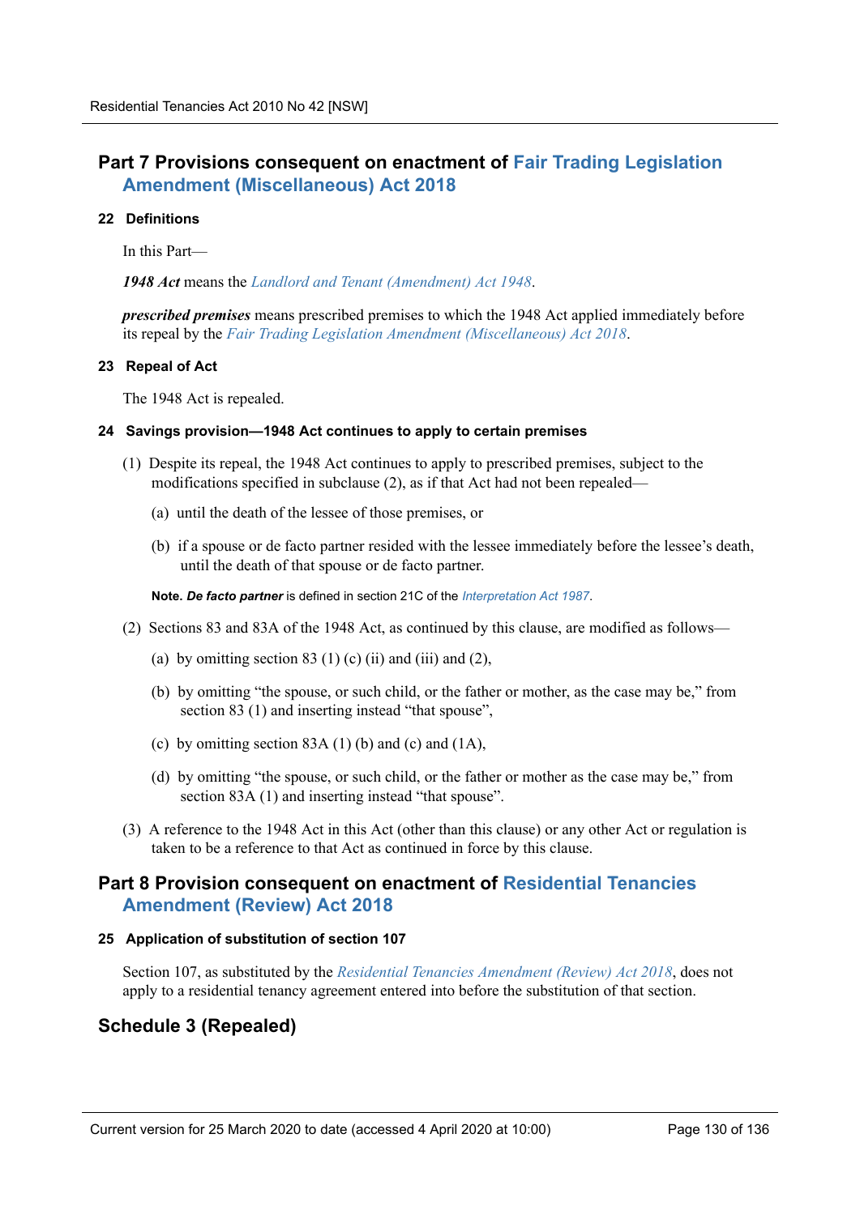## Part 7 Provisions consequent on enactment of Fair Trading Legislation Amendment (Miscellaneous) Act 2018

### 22 Definitions

In this Part—

***1948 Act*** means the *Landlord and Tenant (Amendment) Act 1948*.

***prescribed premises*** means prescribed premises to which the 1948 Act applied immediately before its repeal by the *Fair Trading Legislation Amendment (Miscellaneous) Act 2018*.

### 23 Repeal of Act

The 1948 Act is repealed.

### 24 Savings provision—1948 Act continues to apply to certain premises

(1) Despite its repeal, the 1948 Act continues to apply to prescribed premises, subject to the modifications specified in subclause (2), as if that Act had not been repealed—

(a) until the death of the lessee of those premises, or

(b) if a spouse or de facto partner resided with the lessee immediately before the lessee's death, until the death of that spouse or de facto partner.

**Note.** ***De facto partner*** is defined in section 21C of the *Interpretation Act 1987*.

(2) Sections 83 and 83A of the 1948 Act, as continued by this clause, are modified as follows—

(a) by omitting section 83 (1) (c) (ii) and (iii) and (2),

(b) by omitting "the spouse, or such child, or the father or mother, as the case may be," from section 83 (1) and inserting instead "that spouse",

(c) by omitting section 83A (1) (b) and (c) and (1A),

(d) by omitting "the spouse, or such child, or the father or mother as the case may be," from section 83A (1) and inserting instead "that spouse".

(3) A reference to the 1948 Act in this Act (other than this clause) or any other Act or regulation is taken to be a reference to that Act as continued in force by this clause.

## Part 8 Provision consequent on enactment of Residential Tenancies Amendment (Review) Act 2018

### 25 Application of substitution of section 107

Section 107, as substituted by the *Residential Tenancies Amendment (Review) Act 2018*, does not apply to a residential tenancy agreement entered into before the substitution of that section.

## Schedule 3 (Repealed)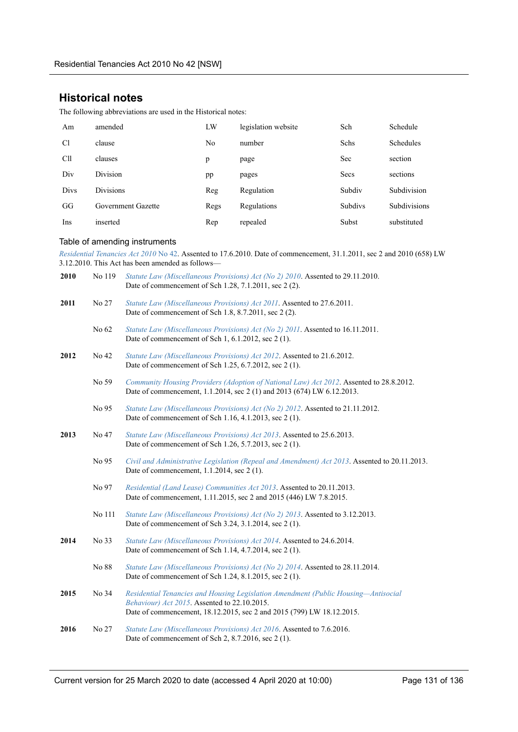## Historical notes

The following abbreviations are used in the Historical notes:

| | | | | | |
|---|---|---|---|---|---|
| Am | amended | LW | legislation website | Sch | Schedule |
| Cl | clause | No | number | Schs | Schedules |
| Cll | clauses | p | page | Sec | section |
| Div | Division | pp | pages | Secs | sections |
| Divs | Divisions | Reg | Regulation | Subdiv | Subdivision |
| GG | Government Gazette | Regs | Regulations | Subdivs | Subdivisions |
| Ins | inserted | Rep | repealed | Subst | substituted |

### Table of amending instruments

*Residential Tenancies Act 2010* No 42. Assented to 17.6.2010. Date of commencement, 31.1.2011, sec 2 and 2010 (658) LW 3.12.2010. This Act has been amended as follows—

| | | |
|---|---|---|
| **2010** | No 119 | *Statute Law (Miscellaneous Provisions) Act (No 2) 2010*. Assented to 29.11.2010. Date of commencement of Sch 1.28, 7.1.2011, sec 2 (2). |
| **2011** | No 27 | *Statute Law (Miscellaneous Provisions) Act 2011*. Assented to 27.6.2011. Date of commencement of Sch 1.8, 8.7.2011, sec 2 (2). |
| | No 62 | *Statute Law (Miscellaneous Provisions) Act (No 2) 2011*. Assented to 16.11.2011. Date of commencement of Sch 1, 6.1.2012, sec 2 (1). |
| **2012** | No 42 | *Statute Law (Miscellaneous Provisions) Act 2012*. Assented to 21.6.2012. Date of commencement of Sch 1.25, 6.7.2012, sec 2 (1). |
| | No 59 | *Community Housing Providers (Adoption of National Law) Act 2012*. Assented to 28.8.2012. Date of commencement, 1.1.2014, sec 2 (1) and 2013 (674) LW 6.12.2013. |
| | No 95 | *Statute Law (Miscellaneous Provisions) Act (No 2) 2012*. Assented to 21.11.2012. Date of commencement of Sch 1.16, 4.1.2013, sec 2 (1). |
| **2013** | No 47 | *Statute Law (Miscellaneous Provisions) Act 2013*. Assented to 25.6.2013. Date of commencement of Sch 1.26, 5.7.2013, sec 2 (1). |
| | No 95 | *Civil and Administrative Legislation (Repeal and Amendment) Act 2013*. Assented to 20.11.2013. Date of commencement, 1.1.2014, sec 2 (1). |
| | No 97 | *Residential (Land Lease) Communities Act 2013*. Assented to 20.11.2013. Date of commencement, 1.11.2015, sec 2 and 2015 (446) LW 7.8.2015. |
| | No 111 | *Statute Law (Miscellaneous Provisions) Act (No 2) 2013*. Assented to 3.12.2013. Date of commencement of Sch 3.24, 3.1.2014, sec 2 (1). |
| **2014** | No 33 | *Statute Law (Miscellaneous Provisions) Act 2014*. Assented to 24.6.2014. Date of commencement of Sch 1.14, 4.7.2014, sec 2 (1). |
| | No 88 | *Statute Law (Miscellaneous Provisions) Act (No 2) 2014*. Assented to 28.11.2014. Date of commencement of Sch 1.24, 8.1.2015, sec 2 (1). |
| **2015** | No 34 | *Residential Tenancies and Housing Legislation Amendment (Public Housing—Antisocial Behaviour) Act 2015*. Assented to 22.10.2015. Date of commencement, 18.12.2015, sec 2 and 2015 (799) LW 18.12.2015. |
| **2016** | No 27 | *Statute Law (Miscellaneous Provisions) Act 2016*. Assented to 7.6.2016. Date of commencement of Sch 2, 8.7.2016, sec 2 (1). |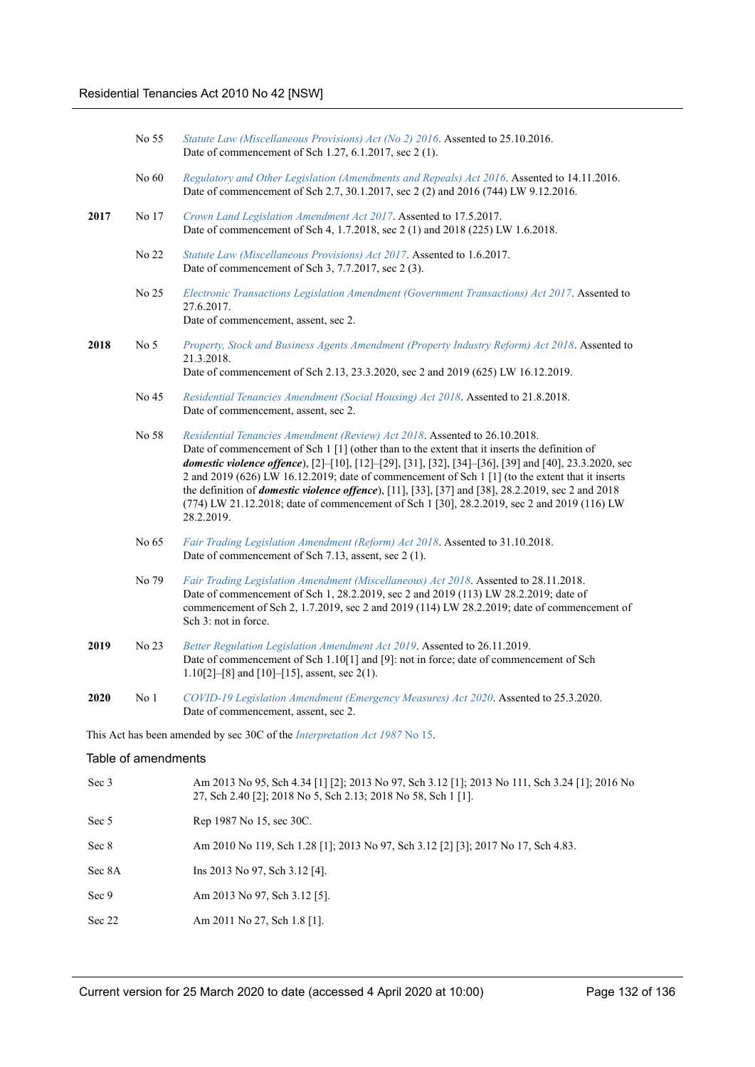| | | |
|---|---|---|
| | No 55 | *Statute Law (Miscellaneous Provisions) Act (No 2) 2016*. Assented to 25.10.2016. Date of commencement of Sch 1.27, 6.1.2017, sec 2 (1). |
| | No 60 | *Regulatory and Other Legislation (Amendments and Repeals) Act 2016*. Assented to 14.11.2016. Date of commencement of Sch 2.7, 30.1.2017, sec 2 (2) and 2016 (744) LW 9.12.2016. |
| **2017** | No 17 | *Crown Land Legislation Amendment Act 2017*. Assented to 17.5.2017. Date of commencement of Sch 4, 1.7.2018, sec 2 (1) and 2018 (225) LW 1.6.2018. |
| | No 22 | *Statute Law (Miscellaneous Provisions) Act 2017*. Assented to 1.6.2017. Date of commencement of Sch 3, 7.7.2017, sec 2 (3). |
| | No 25 | *Electronic Transactions Legislation Amendment (Government Transactions) Act 2017*. Assented to 27.6.2017. Date of commencement, assent, sec 2. |
| **2018** | No 5 | *Property, Stock and Business Agents Amendment (Property Industry Reform) Act 2018*. Assented to 21.3.2018. Date of commencement of Sch 2.13, 23.3.2020, sec 2 and 2019 (625) LW 16.12.2019. |
| | No 45 | *Residential Tenancies Amendment (Social Housing) Act 2018*. Assented to 21.8.2018. Date of commencement, assent, sec 2. |
| | No 58 | *Residential Tenancies Amendment (Review) Act 2018*. Assented to 26.10.2018. Date of commencement of Sch 1 [1] (other than to the extent that it inserts the definition of ***domestic violence offence***), [2]–[10], [12]–[29], [31], [32], [34]–[36], [39] and [40], 23.3.2020, sec 2 and 2019 (626) LW 16.12.2019; date of commencement of Sch 1 [1] (to the extent that it inserts the definition of ***domestic violence offence***), [11], [33], [37] and [38], 28.2.2019, sec 2 and 2018 (774) LW 21.12.2018; date of commencement of Sch 1 [30], 28.2.2019, sec 2 and 2019 (116) LW 28.2.2019. |
| | No 65 | *Fair Trading Legislation Amendment (Reform) Act 2018*. Assented to 31.10.2018. Date of commencement of Sch 7.13, assent, sec 2 (1). |
| | No 79 | *Fair Trading Legislation Amendment (Miscellaneous) Act 2018*. Assented to 28.11.2018. Date of commencement of Sch 1, 28.2.2019, sec 2 and 2019 (113) LW 28.2.2019; date of commencement of Sch 2, 1.7.2019, sec 2 and 2019 (114) LW 28.2.2019; date of commencement of Sch 3: not in force. |
| **2019** | No 23 | *Better Regulation Legislation Amendment Act 2019*. Assented to 26.11.2019. Date of commencement of Sch 1.10[1] and [9]: not in force; date of commencement of Sch 1.10[2]–[8] and [10]–[15], assent, sec 2(1). |
| **2020** | No 1 | *COVID-19 Legislation Amendment (Emergency Measures) Act 2020*. Assented to 25.3.2020. Date of commencement, assent, sec 2. |

This Act has been amended by sec 30C of the *Interpretation Act 1987* No 15.

## Table of amendments

| | |
|---|---|
| Sec 3 | Am 2013 No 95, Sch 4.34 [1] [2]; 2013 No 97, Sch 3.12 [1]; 2013 No 111, Sch 3.24 [1]; 2016 No 27, Sch 2.40 [2]; 2018 No 5, Sch 2.13; 2018 No 58, Sch 1 [1]. |
| Sec 5 | Rep 1987 No 15, sec 30C. |
| Sec 8 | Am 2010 No 119, Sch 1.28 [1]; 2013 No 97, Sch 3.12 [2] [3]; 2017 No 17, Sch 4.83. |
| Sec 8A | Ins 2013 No 97, Sch 3.12 [4]. |
| Sec 9 | Am 2013 No 97, Sch 3.12 [5]. |
| Sec 22 | Am 2011 No 27, Sch 1.8 [1]. |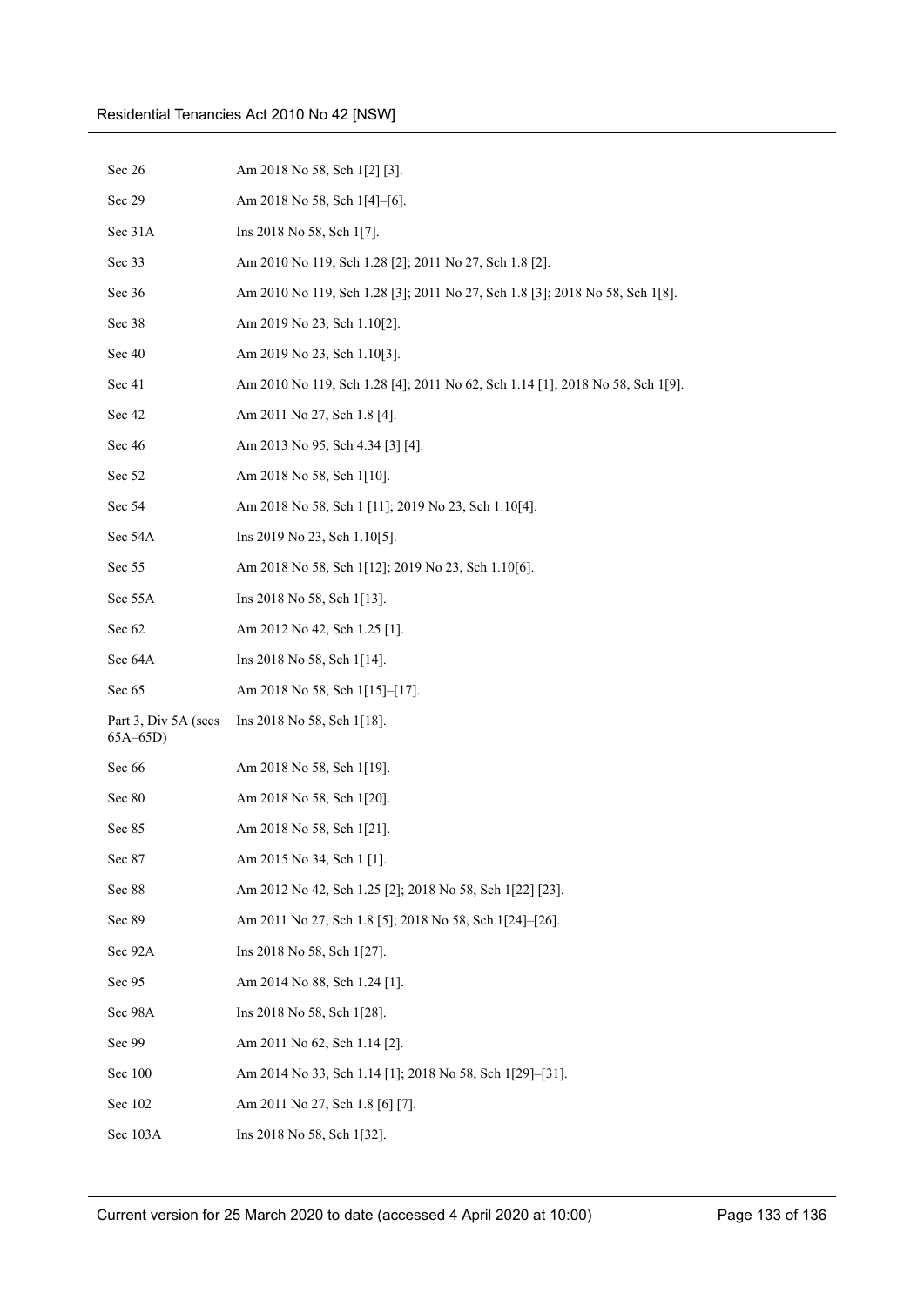| | |
|---|---|
| Sec 26 | Am 2018 No 58, Sch 1[2] [3]. |
| Sec 29 | Am 2018 No 58, Sch 1[4]–[6]. |
| Sec 31A | Ins 2018 No 58, Sch 1[7]. |
| Sec 33 | Am 2010 No 119, Sch 1.28 [2]; 2011 No 27, Sch 1.8 [2]. |
| Sec 36 | Am 2010 No 119, Sch 1.28 [3]; 2011 No 27, Sch 1.8 [3]; 2018 No 58, Sch 1[8]. |
| Sec 38 | Am 2019 No 23, Sch 1.10[2]. |
| Sec 40 | Am 2019 No 23, Sch 1.10[3]. |
| Sec 41 | Am 2010 No 119, Sch 1.28 [4]; 2011 No 62, Sch 1.14 [1]; 2018 No 58, Sch 1[9]. |
| Sec 42 | Am 2011 No 27, Sch 1.8 [4]. |
| Sec 46 | Am 2013 No 95, Sch 4.34 [3] [4]. |
| Sec 52 | Am 2018 No 58, Sch 1[10]. |
| Sec 54 | Am 2018 No 58, Sch 1 [11]; 2019 No 23, Sch 1.10[4]. |
| Sec 54A | Ins 2019 No 23, Sch 1.10[5]. |
| Sec 55 | Am 2018 No 58, Sch 1[12]; 2019 No 23, Sch 1.10[6]. |
| Sec 55A | Ins 2018 No 58, Sch 1[13]. |
| Sec 62 | Am 2012 No 42, Sch 1.25 [1]. |
| Sec 64A | Ins 2018 No 58, Sch 1[14]. |
| Sec 65 | Am 2018 No 58, Sch 1[15]–[17]. |
| Part 3, Div 5A (secs 65A–65D) | Ins 2018 No 58, Sch 1[18]. |
| Sec 66 | Am 2018 No 58, Sch 1[19]. |
| Sec 80 | Am 2018 No 58, Sch 1[20]. |
| Sec 85 | Am 2018 No 58, Sch 1[21]. |
| Sec 87 | Am 2015 No 34, Sch 1 [1]. |
| Sec 88 | Am 2012 No 42, Sch 1.25 [2]; 2018 No 58, Sch 1[22] [23]. |
| Sec 89 | Am 2011 No 27, Sch 1.8 [5]; 2018 No 58, Sch 1[24]–[26]. |
| Sec 92A | Ins 2018 No 58, Sch 1[27]. |
| Sec 95 | Am 2014 No 88, Sch 1.24 [1]. |
| Sec 98A | Ins 2018 No 58, Sch 1[28]. |
| Sec 99 | Am 2011 No 62, Sch 1.14 [2]. |
| Sec 100 | Am 2014 No 33, Sch 1.14 [1]; 2018 No 58, Sch 1[29]–[31]. |
| Sec 102 | Am 2011 No 27, Sch 1.8 [6] [7]. |
| Sec 103A | Ins 2018 No 58, Sch 1[32]. |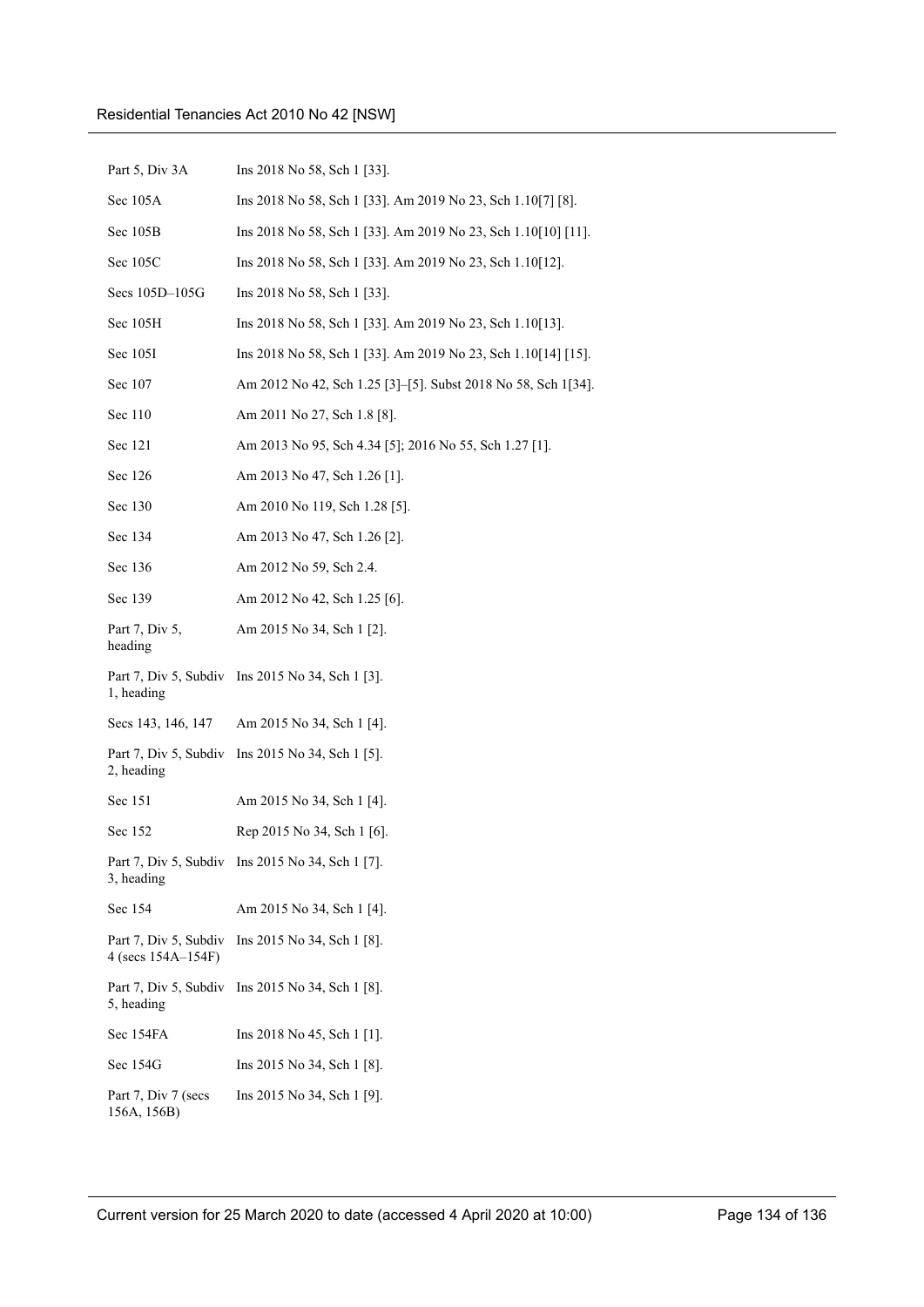| | |
|---|---|
| Part 5, Div 3A | Ins 2018 No 58, Sch 1 [33]. |
| Sec 105A | Ins 2018 No 58, Sch 1 [33]. Am 2019 No 23, Sch 1.10[7] [8]. |
| Sec 105B | Ins 2018 No 58, Sch 1 [33]. Am 2019 No 23, Sch 1.10[10] [11]. |
| Sec 105C | Ins 2018 No 58, Sch 1 [33]. Am 2019 No 23, Sch 1.10[12]. |
| Secs 105D–105G | Ins 2018 No 58, Sch 1 [33]. |
| Sec 105H | Ins 2018 No 58, Sch 1 [33]. Am 2019 No 23, Sch 1.10[13]. |
| Sec 105I | Ins 2018 No 58, Sch 1 [33]. Am 2019 No 23, Sch 1.10[14] [15]. |
| Sec 107 | Am 2012 No 42, Sch 1.25 [3]–[5]. Subst 2018 No 58, Sch 1[34]. |
| Sec 110 | Am 2011 No 27, Sch 1.8 [8]. |
| Sec 121 | Am 2013 No 95, Sch 4.34 [5]; 2016 No 55, Sch 1.27 [1]. |
| Sec 126 | Am 2013 No 47, Sch 1.26 [1]. |
| Sec 130 | Am 2010 No 119, Sch 1.28 [5]. |
| Sec 134 | Am 2013 No 47, Sch 1.26 [2]. |
| Sec 136 | Am 2012 No 59, Sch 2.4. |
| Sec 139 | Am 2012 No 42, Sch 1.25 [6]. |
| Part 7, Div 5, heading | Am 2015 No 34, Sch 1 [2]. |
| Part 7, Div 5, Subdiv 1, heading | Ins 2015 No 34, Sch 1 [3]. |
| Secs 143, 146, 147 | Am 2015 No 34, Sch 1 [4]. |
| Part 7, Div 5, Subdiv 2, heading | Ins 2015 No 34, Sch 1 [5]. |
| Sec 151 | Am 2015 No 34, Sch 1 [4]. |
| Sec 152 | Rep 2015 No 34, Sch 1 [6]. |
| Part 7, Div 5, Subdiv 3, heading | Ins 2015 No 34, Sch 1 [7]. |
| Sec 154 | Am 2015 No 34, Sch 1 [4]. |
| Part 7, Div 5, Subdiv 4 (secs 154A–154F) | Ins 2015 No 34, Sch 1 [8]. |
| Part 7, Div 5, Subdiv 5, heading | Ins 2015 No 34, Sch 1 [8]. |
| Sec 154FA | Ins 2018 No 45, Sch 1 [1]. |
| Sec 154G | Ins 2015 No 34, Sch 1 [8]. |
| Part 7, Div 7 (secs 156A, 156B) | Ins 2015 No 34, Sch 1 [9]. |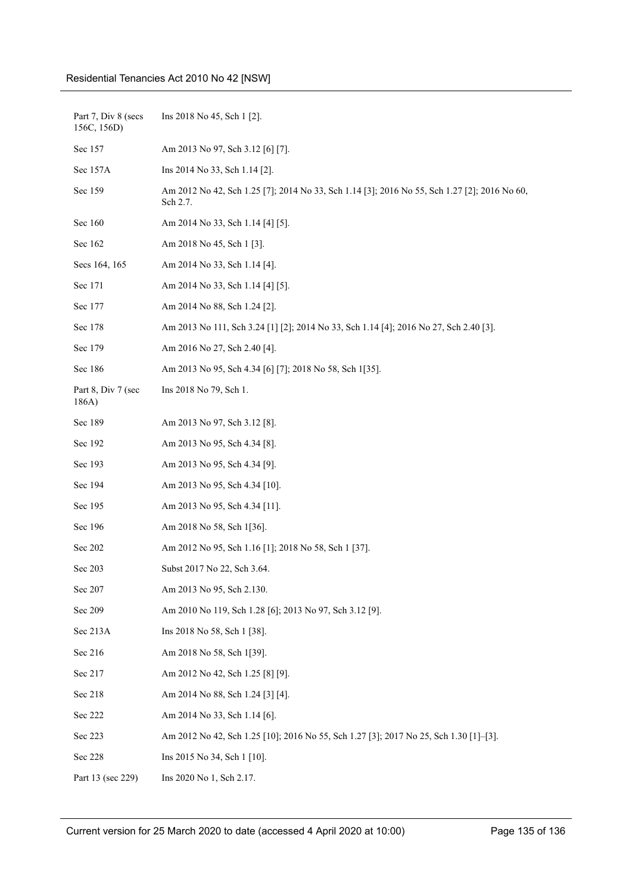| | |
|---|---|
| Part 7, Div 8 (secs 156C, 156D) | Ins 2018 No 45, Sch 1 [2]. |
| Sec 157 | Am 2013 No 97, Sch 3.12 [6] [7]. |
| Sec 157A | Ins 2014 No 33, Sch 1.14 [2]. |
| Sec 159 | Am 2012 No 42, Sch 1.25 [7]; 2014 No 33, Sch 1.14 [3]; 2016 No 55, Sch 1.27 [2]; 2016 No 60, Sch 2.7. |
| Sec 160 | Am 2014 No 33, Sch 1.14 [4] [5]. |
| Sec 162 | Am 2018 No 45, Sch 1 [3]. |
| Secs 164, 165 | Am 2014 No 33, Sch 1.14 [4]. |
| Sec 171 | Am 2014 No 33, Sch 1.14 [4] [5]. |
| Sec 177 | Am 2014 No 88, Sch 1.24 [2]. |
| Sec 178 | Am 2013 No 111, Sch 3.24 [1] [2]; 2014 No 33, Sch 1.14 [4]; 2016 No 27, Sch 2.40 [3]. |
| Sec 179 | Am 2016 No 27, Sch 2.40 [4]. |
| Sec 186 | Am 2013 No 95, Sch 4.34 [6] [7]; 2018 No 58, Sch 1[35]. |
| Part 8, Div 7 (sec 186A) | Ins 2018 No 79, Sch 1. |
| Sec 189 | Am 2013 No 97, Sch 3.12 [8]. |
| Sec 192 | Am 2013 No 95, Sch 4.34 [8]. |
| Sec 193 | Am 2013 No 95, Sch 4.34 [9]. |
| Sec 194 | Am 2013 No 95, Sch 4.34 [10]. |
| Sec 195 | Am 2013 No 95, Sch 4.34 [11]. |
| Sec 196 | Am 2018 No 58, Sch 1[36]. |
| Sec 202 | Am 2012 No 95, Sch 1.16 [1]; 2018 No 58, Sch 1 [37]. |
| Sec 203 | Subst 2017 No 22, Sch 3.64. |
| Sec 207 | Am 2013 No 95, Sch 2.130. |
| Sec 209 | Am 2010 No 119, Sch 1.28 [6]; 2013 No 97, Sch 3.12 [9]. |
| Sec 213A | Ins 2018 No 58, Sch 1 [38]. |
| Sec 216 | Am 2018 No 58, Sch 1[39]. |
| Sec 217 | Am 2012 No 42, Sch 1.25 [8] [9]. |
| Sec 218 | Am 2014 No 88, Sch 1.24 [3] [4]. |
| Sec 222 | Am 2014 No 33, Sch 1.14 [6]. |
| Sec 223 | Am 2012 No 42, Sch 1.25 [10]; 2016 No 55, Sch 1.27 [3]; 2017 No 25, Sch 1.30 [1]–[3]. |
| Sec 228 | Ins 2015 No 34, Sch 1 [10]. |
| Part 13 (sec 229) | Ins 2020 No 1, Sch 2.17. |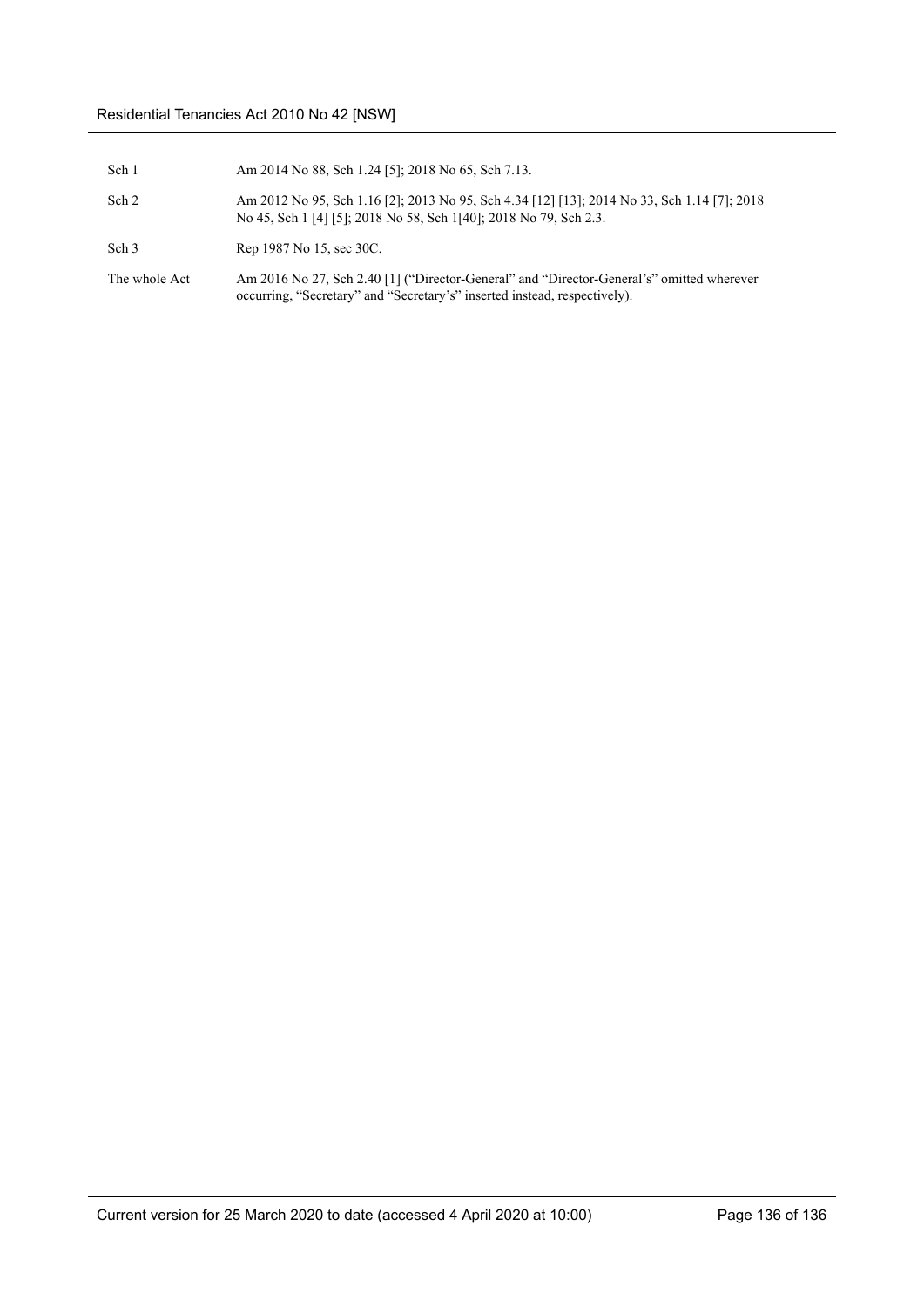| | |
|---|---|
| Sch 1 | Am 2014 No 88, Sch 1.24 [5]; 2018 No 65, Sch 7.13. |
| Sch 2 | Am 2012 No 95, Sch 1.16 [2]; 2013 No 95, Sch 4.34 [12] [13]; 2014 No 33, Sch 1.14 [7]; 2018 No 45, Sch 1 [4] [5]; 2018 No 58, Sch 1[40]; 2018 No 79, Sch 2.3. |
| Sch 3 | Rep 1987 No 15, sec 30C. |
| The whole Act | Am 2016 No 27, Sch 2.40 [1] ("Director-General" and "Director-General's" omitted wherever occurring, "Secretary" and "Secretary's" inserted instead, respectively). |